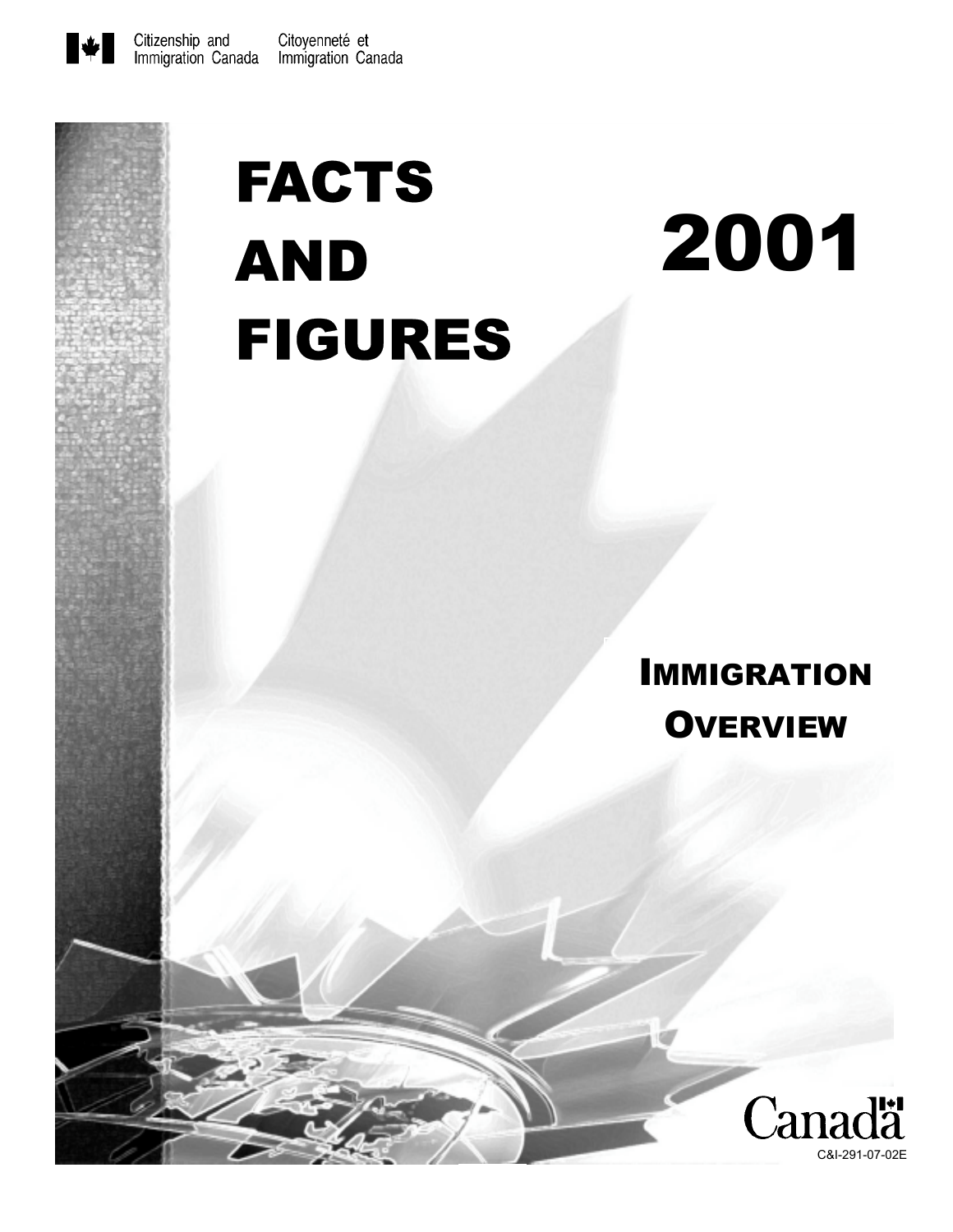Citizenship and Immigration Canada Citoyenneté et Immigration Canada

# FACTS AND FIGURES

# 2001

## IMMIGRATION OVERVIEW

Canada

C&I-291-07-02E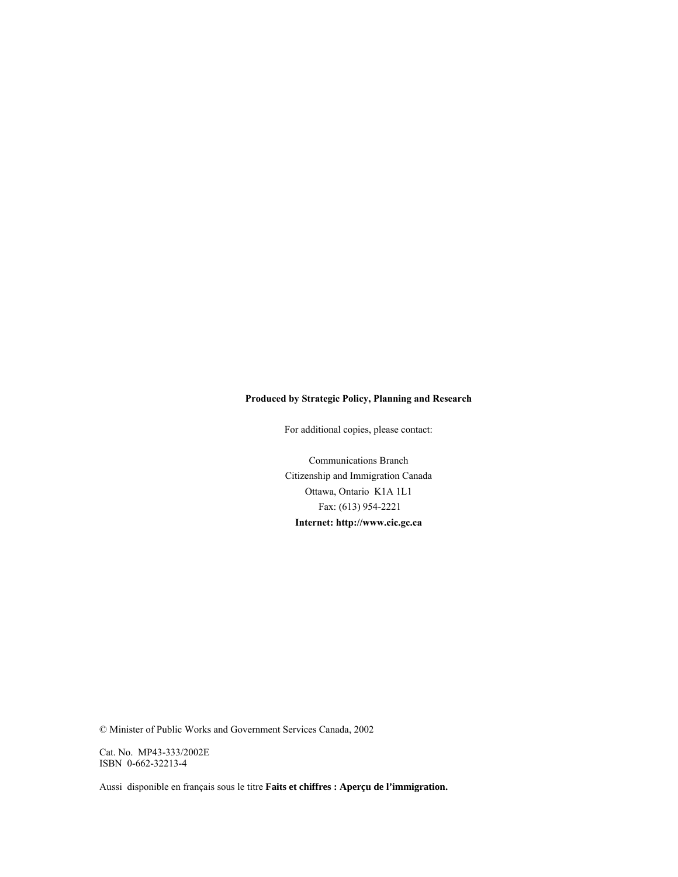**Produced by Strategic Policy, Planning and Research**

For additional copies, please contact:

Communications Branch
Citizenship and Immigration Canada
Ottawa, Ontario K1A 1L1
Fax: (613) 954-2221
**Internet: http://www.cic.gc.ca**

© Minister of Public Works and Government Services Canada, 2002

Cat. No. MP43-333/2002E
ISBN 0-662-32213-4

Aussi disponible en français sous le titre **Faits et chiffres : Aperçu de l'immigration.**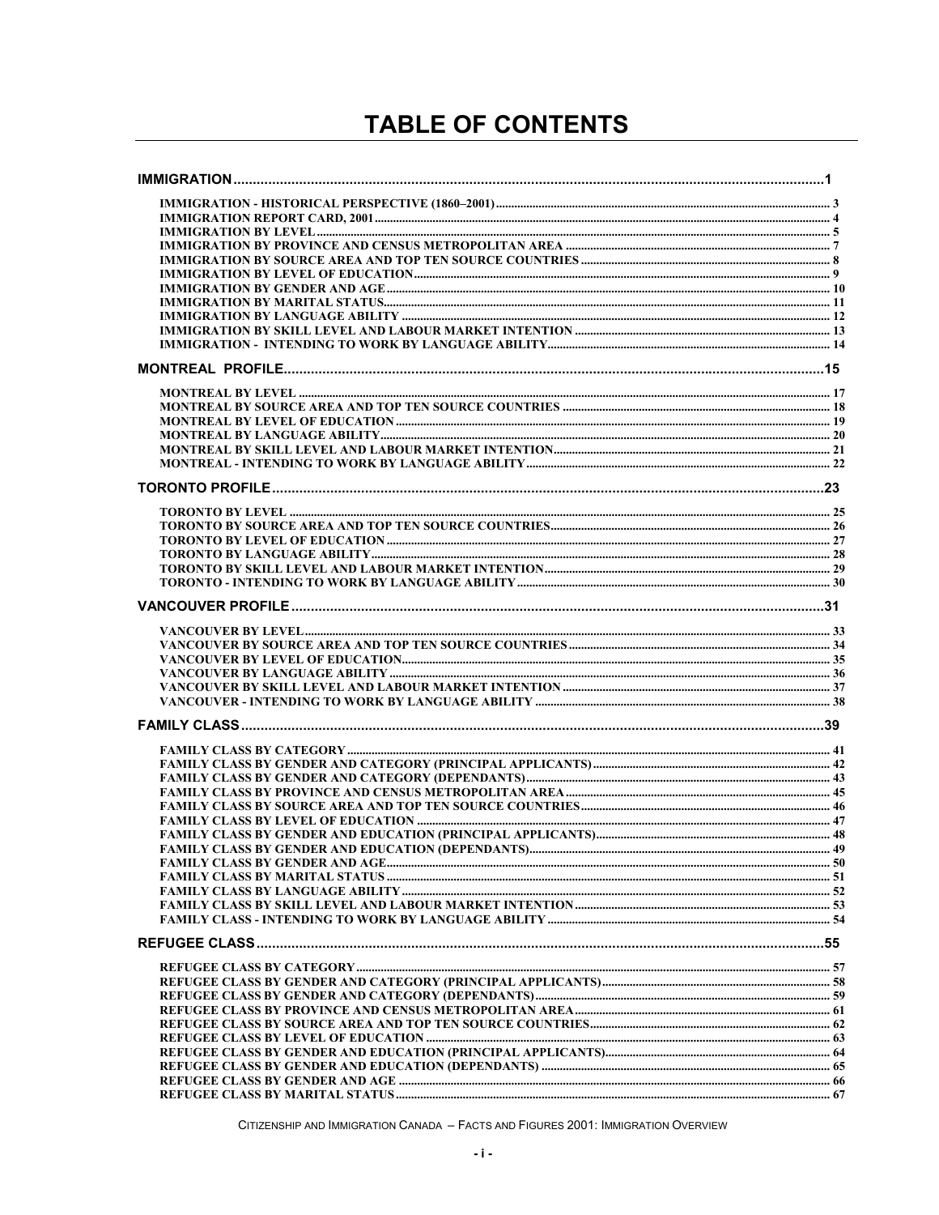# TABLE OF CONTENTS

| | |
|---|---|
| **IMMIGRATION** | **1** |
| IMMIGRATION - HISTORICAL PERSPECTIVE (1860–2001) | 3 |
| IMMIGRATION REPORT CARD, 2001 | 4 |
| IMMIGRATION BY LEVEL | 5 |
| IMMIGRATION BY PROVINCE AND CENSUS METROPOLITAN AREA | 7 |
| IMMIGRATION BY SOURCE AREA AND TOP TEN SOURCE COUNTRIES | 8 |
| IMMIGRATION BY LEVEL OF EDUCATION | 9 |
| IMMIGRATION BY GENDER AND AGE | 10 |
| IMMIGRATION BY MARITAL STATUS | 11 |
| IMMIGRATION BY LANGUAGE ABILITY | 12 |
| IMMIGRATION BY SKILL LEVEL AND LABOUR MARKET INTENTION | 13 |
| IMMIGRATION - INTENDING TO WORK BY LANGUAGE ABILITY | 14 |
| **MONTREAL PROFILE** | **15** |
| MONTREAL BY LEVEL | 17 |
| MONTREAL BY SOURCE AREA AND TOP TEN SOURCE COUNTRIES | 18 |
| MONTREAL BY LEVEL OF EDUCATION | 19 |
| MONTREAL BY LANGUAGE ABILITY | 20 |
| MONTREAL BY SKILL LEVEL AND LABOUR MARKET INTENTION | 21 |
| MONTREAL - INTENDING TO WORK BY LANGUAGE ABILITY | 22 |
| **TORONTO PROFILE** | **23** |
| TORONTO BY LEVEL | 25 |
| TORONTO BY SOURCE AREA AND TOP TEN SOURCE COUNTRIES | 26 |
| TORONTO BY LEVEL OF EDUCATION | 27 |
| TORONTO BY LANGUAGE ABILITY | 28 |
| TORONTO BY SKILL LEVEL AND LABOUR MARKET INTENTION | 29 |
| TORONTO - INTENDING TO WORK BY LANGUAGE ABILITY | 30 |
| **VANCOUVER PROFILE** | **31** |
| VANCOUVER BY LEVEL | 33 |
| VANCOUVER BY SOURCE AREA AND TOP TEN SOURCE COUNTRIES | 34 |
| VANCOUVER BY LEVEL OF EDUCATION | 35 |
| VANCOUVER BY LANGUAGE ABILITY | 36 |
| VANCOUVER BY SKILL LEVEL AND LABOUR MARKET INTENTION | 37 |
| VANCOUVER - INTENDING TO WORK BY LANGUAGE ABILITY | 38 |
| **FAMILY CLASS** | **39** |
| FAMILY CLASS BY CATEGORY | 41 |
| FAMILY CLASS BY GENDER AND CATEGORY (PRINCIPAL APPLICANTS) | 42 |
| FAMILY CLASS BY GENDER AND CATEGORY (DEPENDANTS) | 43 |
| FAMILY CLASS BY PROVINCE AND CENSUS METROPOLITAN AREA | 45 |
| FAMILY CLASS BY SOURCE AREA AND TOP TEN SOURCE COUNTRIES | 46 |
| FAMILY CLASS BY LEVEL OF EDUCATION | 47 |
| FAMILY CLASS BY GENDER AND EDUCATION (PRINCIPAL APPLICANTS) | 48 |
| FAMILY CLASS BY GENDER AND EDUCATION (DEPENDANTS) | 49 |
| FAMILY CLASS BY GENDER AND AGE | 50 |
| FAMILY CLASS BY MARITAL STATUS | 51 |
| FAMILY CLASS BY LANGUAGE ABILITY | 52 |
| FAMILY CLASS BY SKILL LEVEL AND LABOUR MARKET INTENTION | 53 |
| FAMILY CLASS - INTENDING TO WORK BY LANGUAGE ABILITY | 54 |
| **REFUGEE CLASS** | **55** |
| REFUGEE CLASS BY CATEGORY | 57 |
| REFUGEE CLASS BY GENDER AND CATEGORY (PRINCIPAL APPLICANTS) | 58 |
| REFUGEE CLASS BY GENDER AND CATEGORY (DEPENDANTS) | 59 |
| REFUGEE CLASS BY PROVINCE AND CENSUS METROPOLITAN AREA | 61 |
| REFUGEE CLASS BY SOURCE AREA AND TOP TEN SOURCE COUNTRIES | 62 |
| REFUGEE CLASS BY LEVEL OF EDUCATION | 63 |
| REFUGEE CLASS BY GENDER AND EDUCATION (PRINCIPAL APPLICANTS) | 64 |
| REFUGEE CLASS BY GENDER AND EDUCATION (DEPENDANTS) | 65 |
| REFUGEE CLASS BY GENDER AND AGE | 66 |
| REFUGEE CLASS BY MARITAL STATUS | 67 |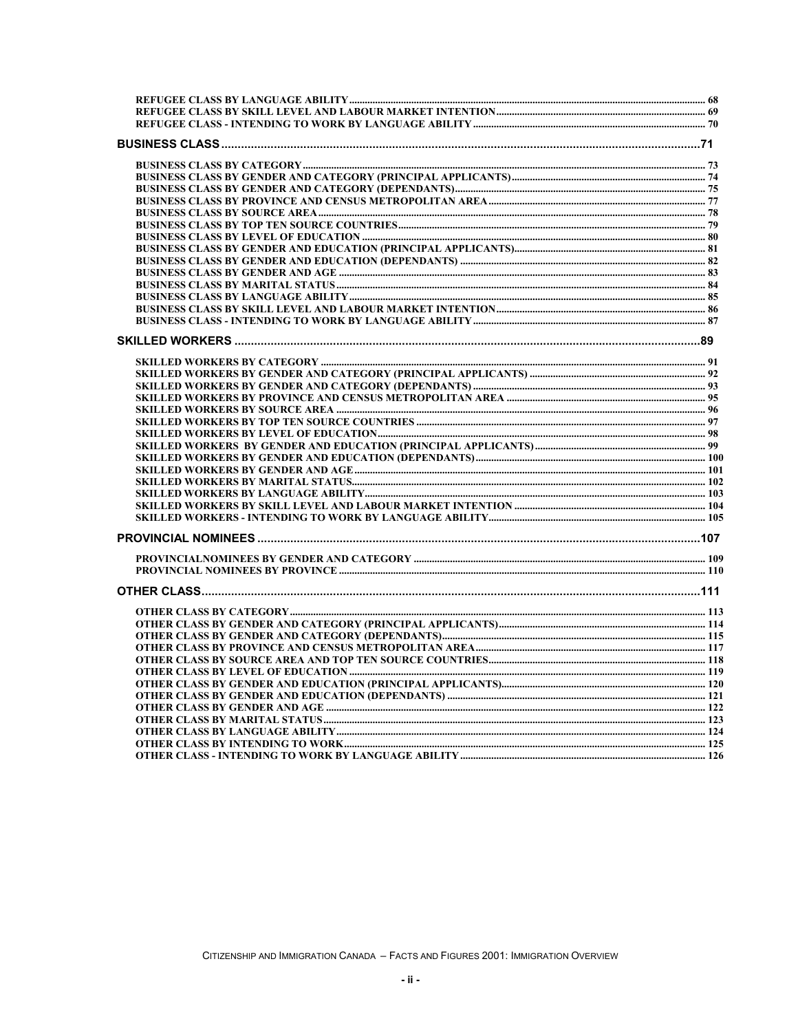REFUGEE CLASS BY LANGUAGE ABILITY .......... 68
REFUGEE CLASS BY SKILL LEVEL AND LABOUR MARKET INTENTION .......... 69
REFUGEE CLASS - INTENDING TO WORK BY LANGUAGE ABILITY .......... 70

**BUSINESS CLASS .......... 71**

BUSINESS CLASS BY CATEGORY .......... 73
BUSINESS CLASS BY GENDER AND CATEGORY (PRINCIPAL APPLICANTS) .......... 74
BUSINESS CLASS BY GENDER AND CATEGORY (DEPENDANTS) .......... 75
BUSINESS CLASS BY PROVINCE AND CENSUS METROPOLITAN AREA .......... 77
BUSINESS CLASS BY SOURCE AREA .......... 78
BUSINESS CLASS BY TOP TEN SOURCE COUNTRIES .......... 79
BUSINESS CLASS BY LEVEL OF EDUCATION .......... 80
BUSINESS CLASS BY GENDER AND EDUCATION (PRINCIPAL APPLICANTS) .......... 81
BUSINESS CLASS BY GENDER AND EDUCATION (DEPENDANTS) .......... 82
BUSINESS CLASS BY GENDER AND AGE .......... 83
BUSINESS CLASS BY MARITAL STATUS .......... 84
BUSINESS CLASS BY LANGUAGE ABILITY .......... 85
BUSINESS CLASS BY SKILL LEVEL AND LABOUR MARKET INTENTION .......... 86
BUSINESS CLASS - INTENDING TO WORK BY LANGUAGE ABILITY .......... 87

**SKILLED WORKERS .......... 89**

SKILLED WORKERS BY CATEGORY .......... 91
SKILLED WORKERS BY GENDER AND CATEGORY (PRINCIPAL APPLICANTS) .......... 92
SKILLED WORKERS BY GENDER AND CATEGORY (DEPENDANTS) .......... 93
SKILLED WORKERS BY PROVINCE AND CENSUS METROPOLITAN AREA .......... 95
SKILLED WORKERS BY SOURCE AREA .......... 96
SKILLED WORKERS BY TOP TEN SOURCE COUNTRIES .......... 97
SKILLED WORKERS BY LEVEL OF EDUCATION .......... 98
SKILLED WORKERS BY GENDER AND EDUCATION (PRINCIPAL APPLICANTS) .......... 99
SKILLED WORKERS BY GENDER AND EDUCATION (DEPENDANTS) .......... 100
SKILLED WORKERS BY GENDER AND AGE .......... 101
SKILLED WORKERS BY MARITAL STATUS .......... 102
SKILLED WORKERS BY LANGUAGE ABILITY .......... 103
SKILLED WORKERS BY SKILL LEVEL AND LABOUR MARKET INTENTION .......... 104
SKILLED WORKERS - INTENDING TO WORK BY LANGUAGE ABILITY .......... 105

**PROVINCIAL NOMINEES .......... 107**

PROVINCIALNOMINEES BY GENDER AND CATEGORY .......... 109
PROVINCIAL NOMINEES BY PROVINCE .......... 110

**OTHER CLASS .......... 111**

OTHER CLASS BY CATEGORY .......... 113
OTHER CLASS BY GENDER AND CATEGORY (PRINCIPAL APPLICANTS) .......... 114
OTHER CLASS BY GENDER AND CATEGORY (DEPENDANTS) .......... 115
OTHER CLASS BY PROVINCE AND CENSUS METROPOLITAN AREA .......... 117
OTHER CLASS BY SOURCE AREA AND TOP TEN SOURCE COUNTRIES .......... 118
OTHER CLASS BY LEVEL OF EDUCATION .......... 119
OTHER CLASS BY GENDER AND EDUCATION (PRINCIPAL APPLICANTS) .......... 120
OTHER CLASS BY GENDER AND EDUCATION (DEPENDANTS) .......... 121
OTHER CLASS BY GENDER AND AGE .......... 122
OTHER CLASS BY MARITAL STATUS .......... 123
OTHER CLASS BY LANGUAGE ABILITY .......... 124
OTHER CLASS BY INTENDING TO WORK .......... 125
OTHER CLASS - INTENDING TO WORK BY LANGUAGE ABILITY .......... 126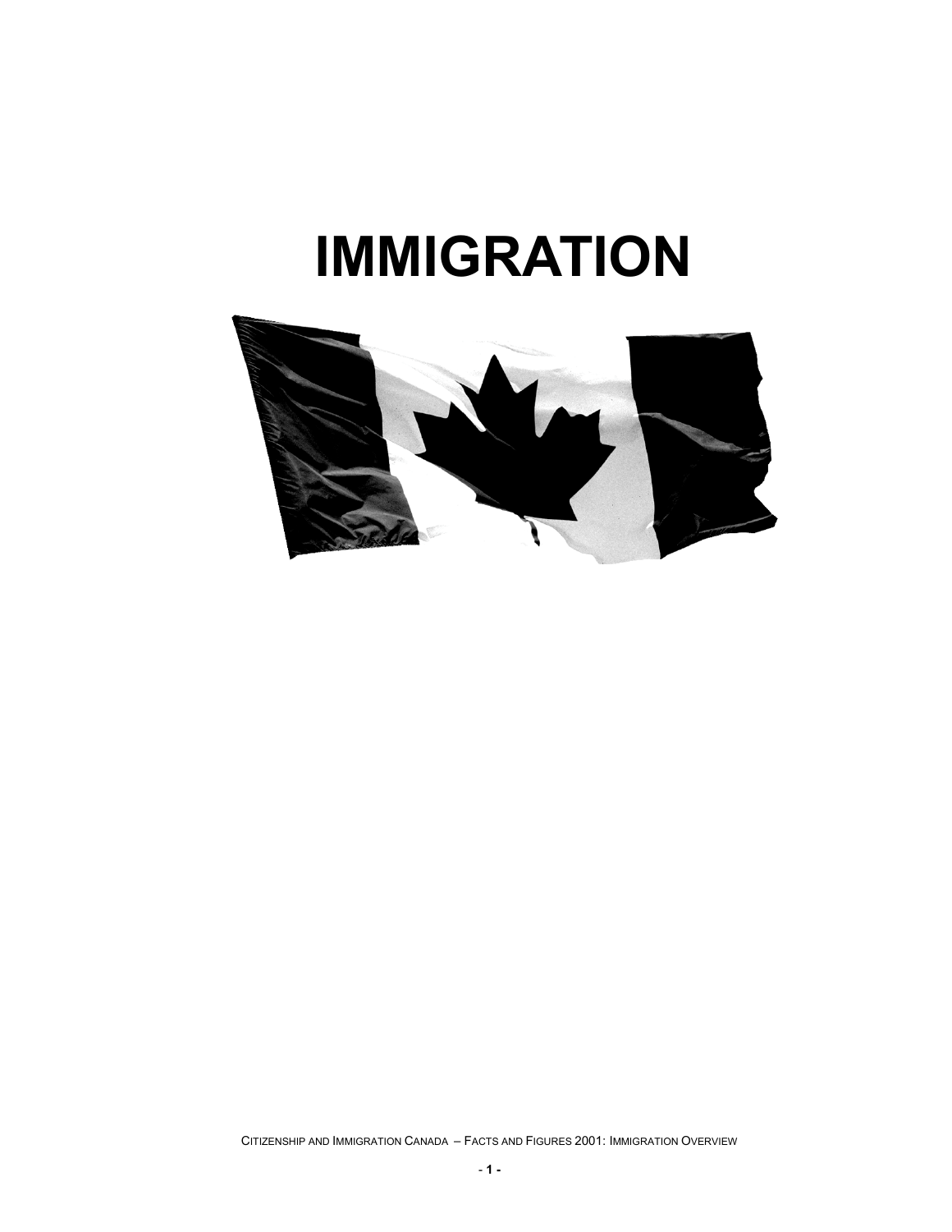# IMMIGRATION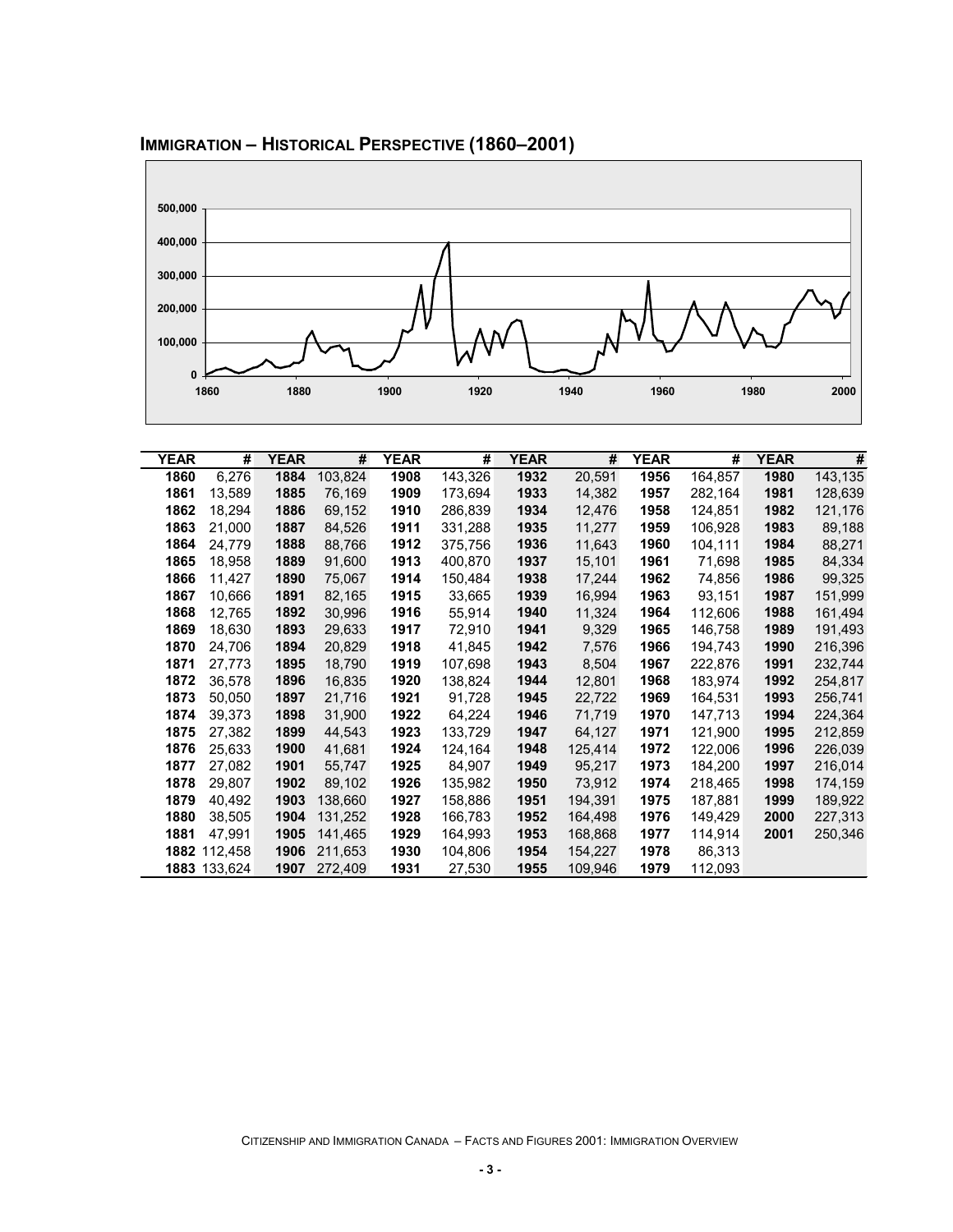## IMMIGRATION – HISTORICAL PERSPECTIVE (1860–2001)

| YEAR | # | YEAR | # | YEAR | # | YEAR | # | YEAR | # | YEAR | # |
|---|---|---|---|---|---|---|---|---|---|---|---|
| 1860 | 6,276 | 1884 | 103,824 | 1908 | 143,326 | 1932 | 20,591 | 1956 | 164,857 | 1980 | 143,135 |
| 1861 | 13,589 | 1885 | 76,169 | 1909 | 173,694 | 1933 | 14,382 | 1957 | 282,164 | 1981 | 128,639 |
| 1862 | 18,294 | 1886 | 69,152 | 1910 | 286,839 | 1934 | 12,476 | 1958 | 124,851 | 1982 | 121,176 |
| 1863 | 21,000 | 1887 | 84,526 | 1911 | 331,288 | 1935 | 11,277 | 1959 | 106,928 | 1983 | 89,188 |
| 1864 | 24,779 | 1888 | 88,766 | 1912 | 375,756 | 1936 | 11,643 | 1960 | 104,111 | 1984 | 88,271 |
| 1865 | 18,958 | 1889 | 91,600 | 1913 | 400,870 | 1937 | 15,101 | 1961 | 71,698 | 1985 | 84,334 |
| 1866 | 11,427 | 1890 | 75,067 | 1914 | 150,484 | 1938 | 17,244 | 1962 | 74,856 | 1986 | 99,325 |
| 1867 | 10,666 | 1891 | 82,165 | 1915 | 33,665 | 1939 | 16,994 | 1963 | 93,151 | 1987 | 151,999 |
| 1868 | 12,765 | 1892 | 30,996 | 1916 | 55,914 | 1940 | 11,324 | 1964 | 112,606 | 1988 | 161,494 |
| 1869 | 18,630 | 1893 | 29,633 | 1917 | 72,910 | 1941 | 9,329 | 1965 | 146,758 | 1989 | 191,493 |
| 1870 | 24,706 | 1894 | 20,829 | 1918 | 41,845 | 1942 | 7,576 | 1966 | 194,743 | 1990 | 216,396 |
| 1871 | 27,773 | 1895 | 18,790 | 1919 | 107,698 | 1943 | 8,504 | 1967 | 222,876 | 1991 | 232,744 |
| 1872 | 36,578 | 1896 | 16,835 | 1920 | 138,824 | 1944 | 12,801 | 1968 | 183,974 | 1992 | 254,817 |
| 1873 | 50,050 | 1897 | 21,716 | 1921 | 91,728 | 1945 | 22,722 | 1969 | 164,531 | 1993 | 256,741 |
| 1874 | 39,373 | 1898 | 31,900 | 1922 | 64,224 | 1946 | 71,719 | 1970 | 147,713 | 1994 | 224,364 |
| 1875 | 27,382 | 1899 | 44,543 | 1923 | 133,729 | 1947 | 64,127 | 1971 | 121,900 | 1995 | 212,859 |
| 1876 | 25,633 | 1900 | 41,681 | 1924 | 124,164 | 1948 | 125,414 | 1972 | 122,006 | 1996 | 226,039 |
| 1877 | 27,082 | 1901 | 55,747 | 1925 | 84,907 | 1949 | 95,217 | 1973 | 184,200 | 1997 | 216,014 |
| 1878 | 29,807 | 1902 | 89,102 | 1926 | 135,982 | 1950 | 73,912 | 1974 | 218,465 | 1998 | 174,159 |
| 1879 | 40,492 | 1903 | 138,660 | 1927 | 158,886 | 1951 | 194,391 | 1975 | 187,881 | 1999 | 189,922 |
| 1880 | 38,505 | 1904 | 131,252 | 1928 | 166,783 | 1952 | 164,498 | 1976 | 149,429 | 2000 | 227,313 |
| 1881 | 47,991 | 1905 | 141,465 | 1929 | 164,993 | 1953 | 168,868 | 1977 | 114,914 | 2001 | 250,346 |
| 1882 | 112,458 | 1906 | 211,653 | 1930 | 104,806 | 1954 | 154,227 | 1978 | 86,313 | | |
| 1883 | 133,624 | 1907 | 272,409 | 1931 | 27,530 | 1955 | 109,946 | 1979 | 112,093 | | |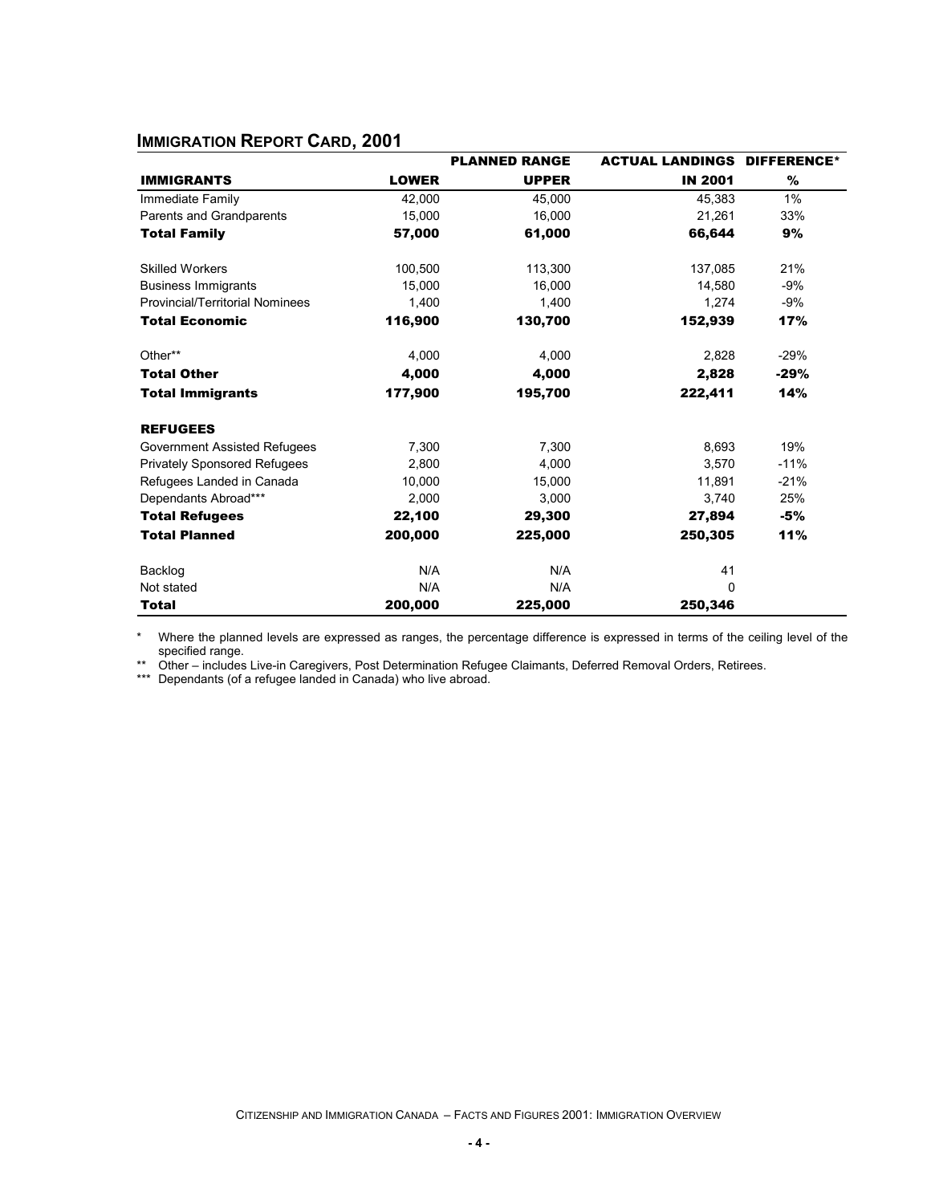## Immigration Report Card, 2001

| | Planned Range | | Actual Landings | Difference* |
|---|---|---|---|---|
| **IMMIGRANTS** | **LOWER** | **UPPER** | **IN 2001** | **%** |
| Immediate Family | 42,000 | 45,000 | 45,383 | 1% |
| Parents and Grandparents | 15,000 | 16,000 | 21,261 | 33% |
| **Total Family** | **57,000** | **61,000** | **66,644** | **9%** |
| Skilled Workers | 100,500 | 113,300 | 137,085 | 21% |
| Business Immigrants | 15,000 | 16,000 | 14,580 | -9% |
| Provincial/Territorial Nominees | 1,400 | 1,400 | 1,274 | -9% |
| **Total Economic** | **116,900** | **130,700** | **152,939** | **17%** |
| Other** | 4,000 | 4,000 | 2,828 | -29% |
| **Total Other** | **4,000** | **4,000** | **2,828** | **-29%** |
| **Total Immigrants** | **177,900** | **195,700** | **222,411** | **14%** |
| **REFUGEES** | | | | |
| Government Assisted Refugees | 7,300 | 7,300 | 8,693 | 19% |
| Privately Sponsored Refugees | 2,800 | 4,000 | 3,570 | -11% |
| Refugees Landed in Canada | 10,000 | 15,000 | 11,891 | -21% |
| Dependants Abroad*** | 2,000 | 3,000 | 3,740 | 25% |
| **Total Refugees** | **22,100** | **29,300** | **27,894** | **-5%** |
| **Total Planned** | **200,000** | **225,000** | **250,305** | **11%** |
| Backlog | N/A | N/A | 41 | |
| Not stated | N/A | N/A | 0 | |
| **Total** | **200,000** | **225,000** | **250,346** | |

\* Where the planned levels are expressed as ranges, the percentage difference is expressed in terms of the ceiling level of the specified range.

** Other – includes Live-in Caregivers, Post Determination Refugee Claimants, Deferred Removal Orders, Retirees.

*** Dependants (of a refugee landed in Canada) who live abroad.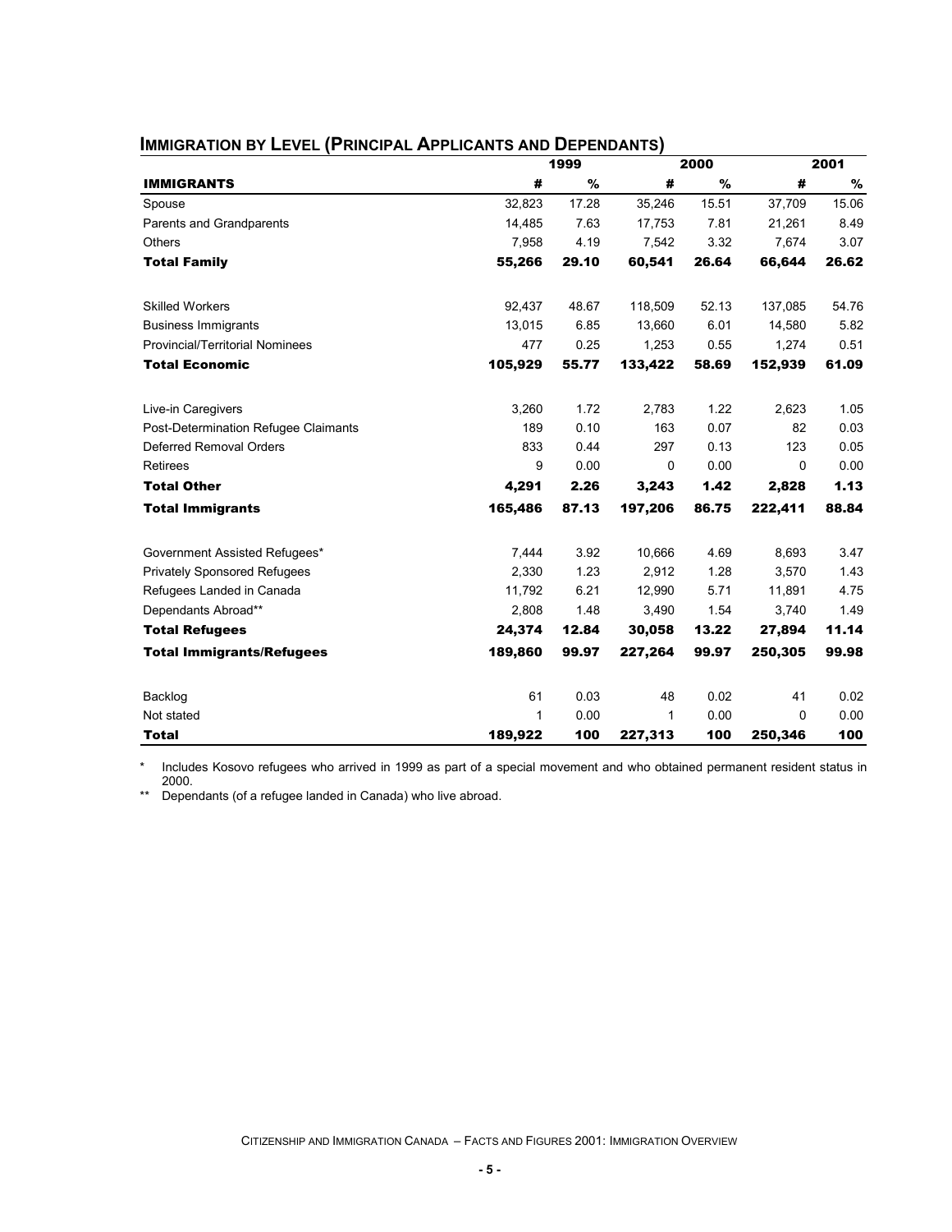## Immigration by Level (Principal Applicants and Dependants)

| | 1999 | | 2000 | | 2001 | |
|---|---|---|---|---|---|---|
| **IMMIGRANTS** | **#** | **%** | **#** | **%** | **#** | **%** |
| Spouse | 32,823 | 17.28 | 35,246 | 15.51 | 37,709 | 15.06 |
| Parents and Grandparents | 14,485 | 7.63 | 17,753 | 7.81 | 21,261 | 8.49 |
| Others | 7,958 | 4.19 | 7,542 | 3.32 | 7,674 | 3.07 |
| **Total Family** | **55,266** | **29.10** | **60,541** | **26.64** | **66,644** | **26.62** |
| Skilled Workers | 92,437 | 48.67 | 118,509 | 52.13 | 137,085 | 54.76 |
| Business Immigrants | 13,015 | 6.85 | 13,660 | 6.01 | 14,580 | 5.82 |
| Provincial/Territorial Nominees | 477 | 0.25 | 1,253 | 0.55 | 1,274 | 0.51 |
| **Total Economic** | **105,929** | **55.77** | **133,422** | **58.69** | **152,939** | **61.09** |
| Live-in Caregivers | 3,260 | 1.72 | 2,783 | 1.22 | 2,623 | 1.05 |
| Post-Determination Refugee Claimants | 189 | 0.10 | 163 | 0.07 | 82 | 0.03 |
| Deferred Removal Orders | 833 | 0.44 | 297 | 0.13 | 123 | 0.05 |
| Retirees | 9 | 0.00 | 0 | 0.00 | 0 | 0.00 |
| **Total Other** | **4,291** | **2.26** | **3,243** | **1.42** | **2,828** | **1.13** |
| **Total Immigrants** | **165,486** | **87.13** | **197,206** | **86.75** | **222,411** | **88.84** |
| Government Assisted Refugees* | 7,444 | 3.92 | 10,666 | 4.69 | 8,693 | 3.47 |
| Privately Sponsored Refugees | 2,330 | 1.23 | 2,912 | 1.28 | 3,570 | 1.43 |
| Refugees Landed in Canada | 11,792 | 6.21 | 12,990 | 5.71 | 11,891 | 4.75 |
| Dependants Abroad** | 2,808 | 1.48 | 3,490 | 1.54 | 3,740 | 1.49 |
| **Total Refugees** | **24,374** | **12.84** | **30,058** | **13.22** | **27,894** | **11.14** |
| **Total Immigrants/Refugees** | **189,860** | **99.97** | **227,264** | **99.97** | **250,305** | **99.98** |
| Backlog | 61 | 0.03 | 48 | 0.02 | 41 | 0.02 |
| Not stated | 1 | 0.00 | 1 | 0.00 | 0 | 0.00 |
| **Total** | **189,922** | **100** | **227,313** | **100** | **250,346** | **100** |

\* Includes Kosovo refugees who arrived in 1999 as part of a special movement and who obtained permanent resident status in 2000.

\** Dependants (of a refugee landed in Canada) who live abroad.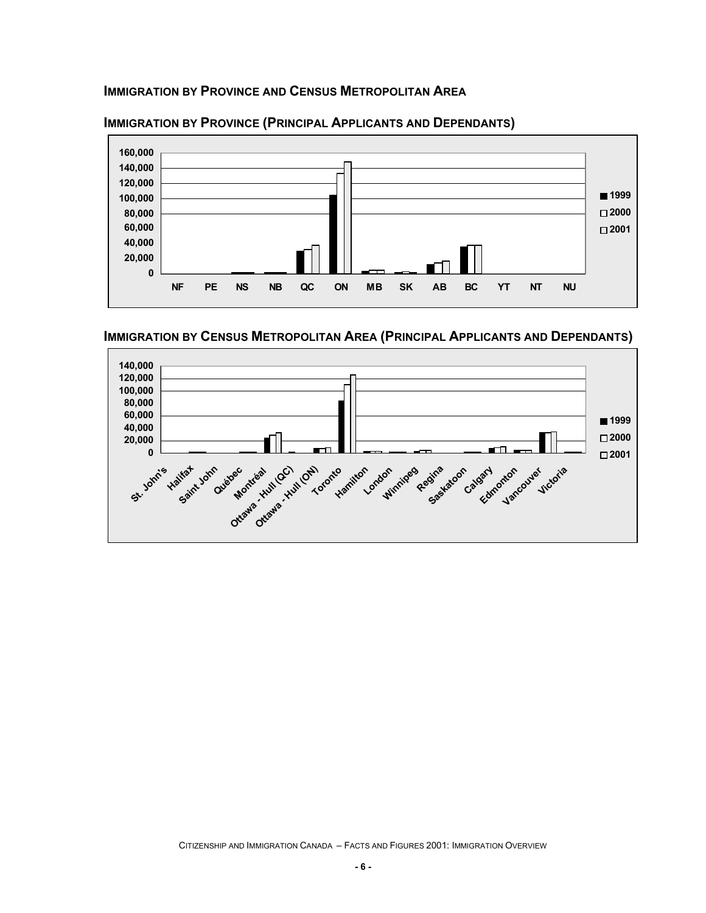## Immigration by Province and Census Metropolitan Area

### Immigration by Province (Principal Applicants and Dependants)

### Immigration by Census Metropolitan Area (Principal Applicants and Dependants)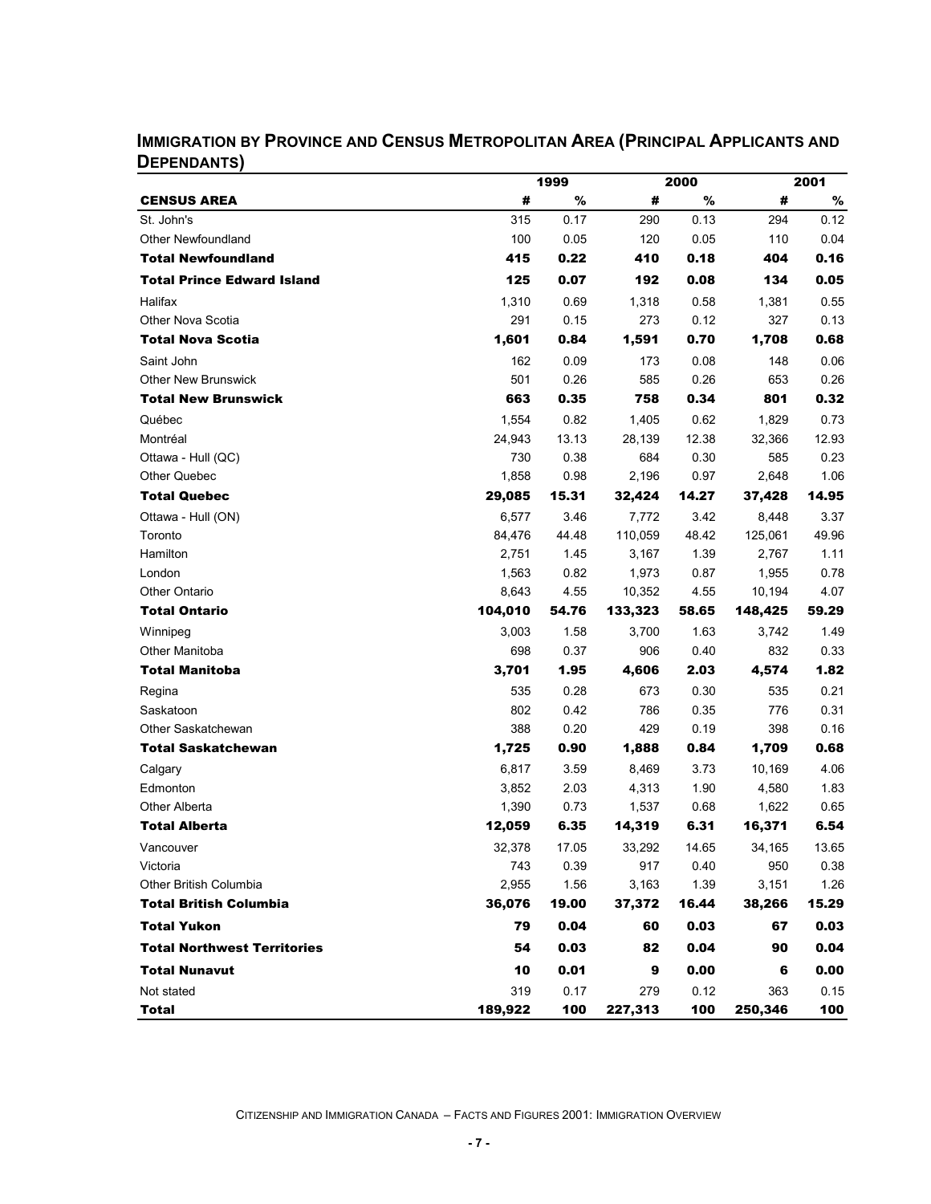## IMMIGRATION BY PROVINCE AND CENSUS METROPOLITAN AREA (PRINCIPAL APPLICANTS AND DEPENDANTS)

| | 1999 | | 2000 | | 2001 | |
|---|---|---|---|---|---|---|
| **CENSUS AREA** | **#** | **%** | **#** | **%** | **#** | **%** |
| St. John's | 315 | 0.17 | 290 | 0.13 | 294 | 0.12 |
| Other Newfoundland | 100 | 0.05 | 120 | 0.05 | 110 | 0.04 |
| **Total Newfoundland** | **415** | **0.22** | **410** | **0.18** | **404** | **0.16** |
| **Total Prince Edward Island** | **125** | **0.07** | **192** | **0.08** | **134** | **0.05** |
| Halifax | 1,310 | 0.69 | 1,318 | 0.58 | 1,381 | 0.55 |
| Other Nova Scotia | 291 | 0.15 | 273 | 0.12 | 327 | 0.13 |
| **Total Nova Scotia** | **1,601** | **0.84** | **1,591** | **0.70** | **1,708** | **0.68** |
| Saint John | 162 | 0.09 | 173 | 0.08 | 148 | 0.06 |
| Other New Brunswick | 501 | 0.26 | 585 | 0.26 | 653 | 0.26 |
| **Total New Brunswick** | **663** | **0.35** | **758** | **0.34** | **801** | **0.32** |
| Québec | 1,554 | 0.82 | 1,405 | 0.62 | 1,829 | 0.73 |
| Montréal | 24,943 | 13.13 | 28,139 | 12.38 | 32,366 | 12.93 |
| Ottawa - Hull (QC) | 730 | 0.38 | 684 | 0.30 | 585 | 0.23 |
| Other Quebec | 1,858 | 0.98 | 2,196 | 0.97 | 2,648 | 1.06 |
| **Total Quebec** | **29,085** | **15.31** | **32,424** | **14.27** | **37,428** | **14.95** |
| Ottawa - Hull (ON) | 6,577 | 3.46 | 7,772 | 3.42 | 8,448 | 3.37 |
| Toronto | 84,476 | 44.48 | 110,059 | 48.42 | 125,061 | 49.96 |
| Hamilton | 2,751 | 1.45 | 3,167 | 1.39 | 2,767 | 1.11 |
| London | 1,563 | 0.82 | 1,973 | 0.87 | 1,955 | 0.78 |
| Other Ontario | 8,643 | 4.55 | 10,352 | 4.55 | 10,194 | 4.07 |
| **Total Ontario** | **104,010** | **54.76** | **133,323** | **58.65** | **148,425** | **59.29** |
| Winnipeg | 3,003 | 1.58 | 3,700 | 1.63 | 3,742 | 1.49 |
| Other Manitoba | 698 | 0.37 | 906 | 0.40 | 832 | 0.33 |
| **Total Manitoba** | **3,701** | **1.95** | **4,606** | **2.03** | **4,574** | **1.82** |
| Regina | 535 | 0.28 | 673 | 0.30 | 535 | 0.21 |
| Saskatoon | 802 | 0.42 | 786 | 0.35 | 776 | 0.31 |
| Other Saskatchewan | 388 | 0.20 | 429 | 0.19 | 398 | 0.16 |
| **Total Saskatchewan** | **1,725** | **0.90** | **1,888** | **0.84** | **1,709** | **0.68** |
| Calgary | 6,817 | 3.59 | 8,469 | 3.73 | 10,169 | 4.06 |
| Edmonton | 3,852 | 2.03 | 4,313 | 1.90 | 4,580 | 1.83 |
| Other Alberta | 1,390 | 0.73 | 1,537 | 0.68 | 1,622 | 0.65 |
| **Total Alberta** | **12,059** | **6.35** | **14,319** | **6.31** | **16,371** | **6.54** |
| Vancouver | 32,378 | 17.05 | 33,292 | 14.65 | 34,165 | 13.65 |
| Victoria | 743 | 0.39 | 917 | 0.40 | 950 | 0.38 |
| Other British Columbia | 2,955 | 1.56 | 3,163 | 1.39 | 3,151 | 1.26 |
| **Total British Columbia** | **36,076** | **19.00** | **37,372** | **16.44** | **38,266** | **15.29** |
| **Total Yukon** | **79** | **0.04** | **60** | **0.03** | **67** | **0.03** |
| **Total Northwest Territories** | **54** | **0.03** | **82** | **0.04** | **90** | **0.04** |
| **Total Nunavut** | **10** | **0.01** | **9** | **0.00** | **6** | **0.00** |
| Not stated | 319 | 0.17 | 279 | 0.12 | 363 | 0.15 |
| **Total** | **189,922** | **100** | **227,313** | **100** | **250,346** | **100** |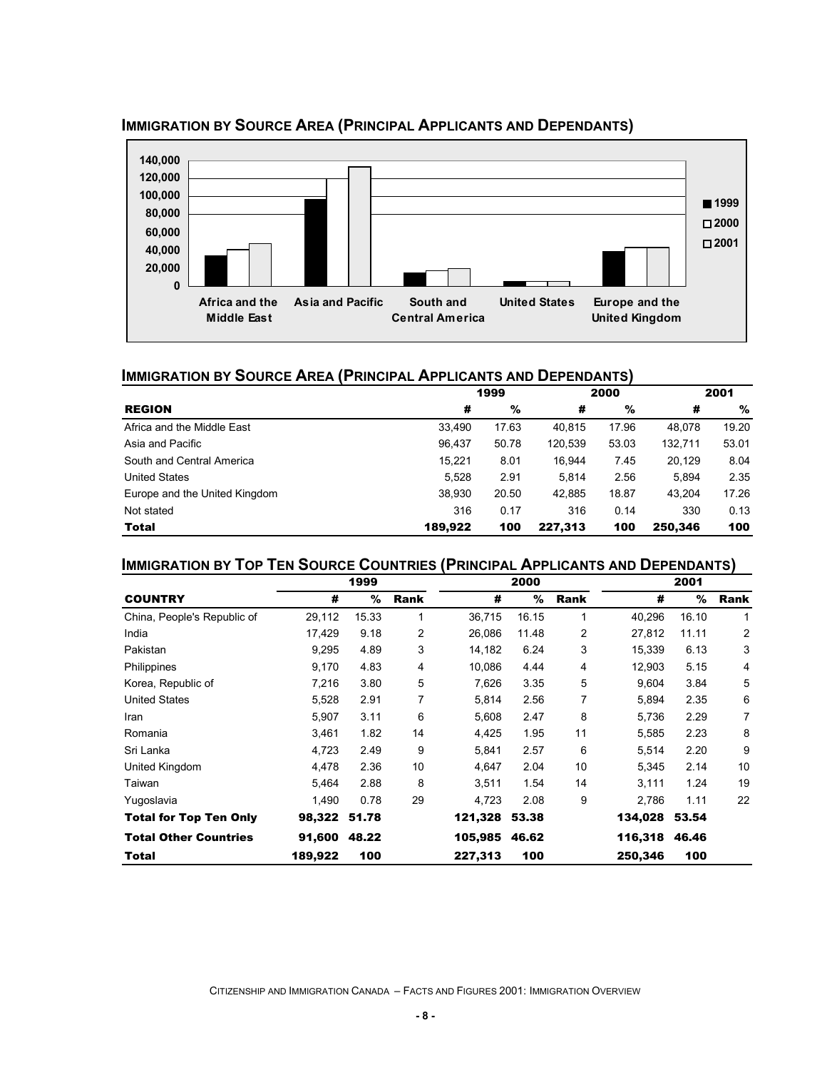## IMMIGRATION BY SOURCE AREA (PRINCIPAL APPLICANTS AND DEPENDANTS)

## IMMIGRATION BY SOURCE AREA (PRINCIPAL APPLICANTS AND DEPENDANTS)

| | 1999 | | 2000 | | 2001 | |
|---|---|---|---|---|---|---|
| **REGION** | **#** | **%** | **#** | **%** | **#** | **%** |
| Africa and the Middle East | 33,490 | 17.63 | 40,815 | 17.96 | 48,078 | 19.20 |
| Asia and Pacific | 96,437 | 50.78 | 120,539 | 53.03 | 132,711 | 53.01 |
| South and Central America | 15,221 | 8.01 | 16,944 | 7.45 | 20,129 | 8.04 |
| United States | 5,528 | 2.91 | 5,814 | 2.56 | 5,894 | 2.35 |
| Europe and the United Kingdom | 38,930 | 20.50 | 42,885 | 18.87 | 43,204 | 17.26 |
| Not stated | 316 | 0.17 | 316 | 0.14 | 330 | 0.13 |
| **Total** | **189,922** | **100** | **227,313** | **100** | **250,346** | **100** |

## IMMIGRATION BY TOP TEN SOURCE COUNTRIES (PRINCIPAL APPLICANTS AND DEPENDANTS)

| | 1999 | | | 2000 | | | 2001 | | |
|---|---|---|---|---|---|---|---|---|---|
| **COUNTRY** | **#** | **%** | **Rank** | **#** | **%** | **Rank** | **#** | **%** | **Rank** |
| China, People's Republic of | 29,112 | 15.33 | 1 | 36,715 | 16.15 | 1 | 40,296 | 16.10 | 1 |
| India | 17,429 | 9.18 | 2 | 26,086 | 11.48 | 2 | 27,812 | 11.11 | 2 |
| Pakistan | 9,295 | 4.89 | 3 | 14,182 | 6.24 | 3 | 15,339 | 6.13 | 3 |
| Philippines | 9,170 | 4.83 | 4 | 10,086 | 4.44 | 4 | 12,903 | 5.15 | 4 |
| Korea, Republic of | 7,216 | 3.80 | 5 | 7,626 | 3.35 | 5 | 9,604 | 3.84 | 5 |
| United States | 5,528 | 2.91 | 7 | 5,814 | 2.56 | 7 | 5,894 | 2.35 | 6 |
| Iran | 5,907 | 3.11 | 6 | 5,608 | 2.47 | 8 | 5,736 | 2.29 | 7 |
| Romania | 3,461 | 1.82 | 14 | 4,425 | 1.95 | 11 | 5,585 | 2.23 | 8 |
| Sri Lanka | 4,723 | 2.49 | 9 | 5,841 | 2.57 | 6 | 5,514 | 2.20 | 9 |
| United Kingdom | 4,478 | 2.36 | 10 | 4,647 | 2.04 | 10 | 5,345 | 2.14 | 10 |
| Taiwan | 5,464 | 2.88 | 8 | 3,511 | 1.54 | 14 | 3,111 | 1.24 | 19 |
| Yugoslavia | 1,490 | 0.78 | 29 | 4,723 | 2.08 | 9 | 2,786 | 1.11 | 22 |
| **Total for Top Ten Only** | **98,322** | **51.78** | | **121,328** | **53.38** | | **134,028** | **53.54** | |
| **Total Other Countries** | **91,600** | **48.22** | | **105,985** | **46.62** | | **116,318** | **46.46** | |
| **Total** | **189,922** | **100** | | **227,313** | **100** | | **250,346** | **100** | |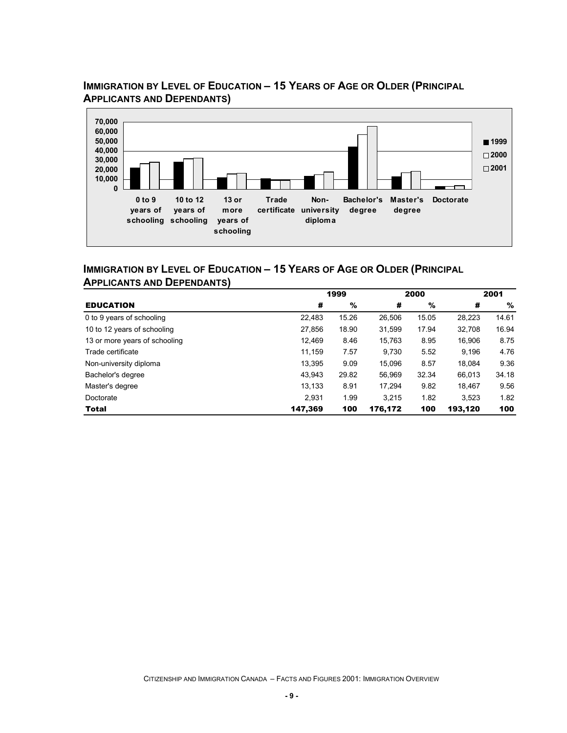## IMMIGRATION BY LEVEL OF EDUCATION – 15 YEARS OF AGE OR OLDER (PRINCIPAL APPLICANTS AND DEPENDANTS)

## IMMIGRATION BY LEVEL OF EDUCATION – 15 YEARS OF AGE OR OLDER (PRINCIPAL APPLICANTS AND DEPENDANTS)

| | 1999 | | 2000 | | 2001 | |
|---|---|---|---|---|---|---|
| **EDUCATION** | **#** | **%** | **#** | **%** | **#** | **%** |
| 0 to 9 years of schooling | 22,483 | 15.26 | 26,506 | 15.05 | 28,223 | 14.61 |
| 10 to 12 years of schooling | 27,856 | 18.90 | 31,599 | 17.94 | 32,708 | 16.94 |
| 13 or more years of schooling | 12,469 | 8.46 | 15,763 | 8.95 | 16,906 | 8.75 |
| Trade certificate | 11,159 | 7.57 | 9,730 | 5.52 | 9,196 | 4.76 |
| Non-university diploma | 13,395 | 9.09 | 15,096 | 8.57 | 18,084 | 9.36 |
| Bachelor's degree | 43,943 | 29.82 | 56,969 | 32.34 | 66,013 | 34.18 |
| Master's degree | 13,133 | 8.91 | 17,294 | 9.82 | 18,467 | 9.56 |
| Doctorate | 2,931 | 1.99 | 3,215 | 1.82 | 3,523 | 1.82 |
| **Total** | **147,369** | **100** | **176,172** | **100** | **193,120** | **100** |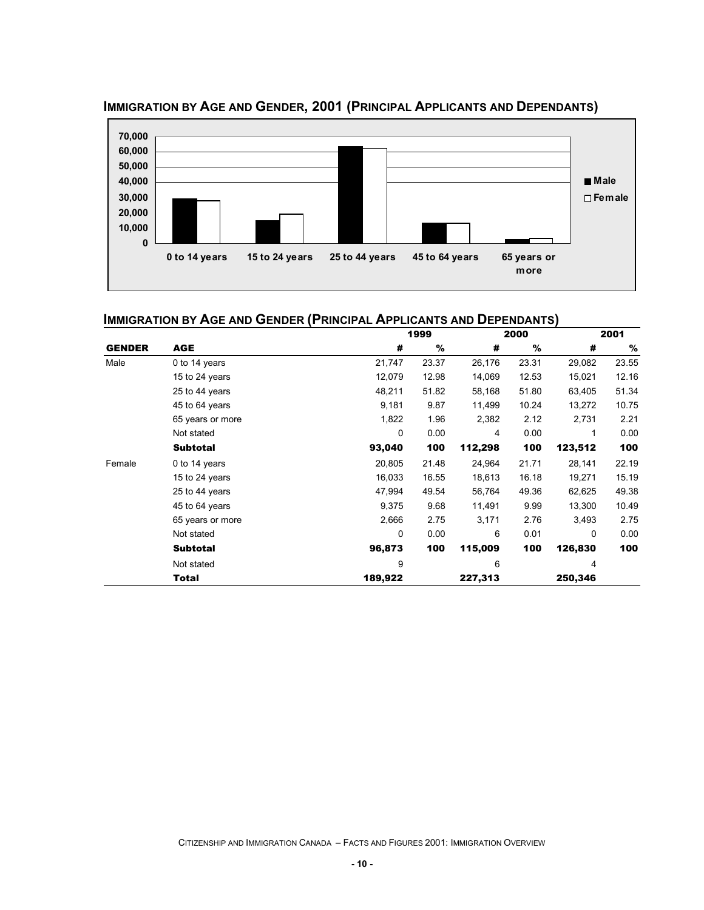## Immigration by Age and Gender, 2001 (Principal Applicants and Dependants)

## Immigration by Age and Gender (Principal Applicants and Dependants)

| GENDER | AGE | 1999 # | 1999 % | 2000 # | 2000 % | 2001 # | 2001 % |
|---|---|---|---|---|---|---|---|
| Male | 0 to 14 years | 21,747 | 23.37 | 26,176 | 23.31 | 29,082 | 23.55 |
| | 15 to 24 years | 12,079 | 12.98 | 14,069 | 12.53 | 15,021 | 12.16 |
| | 25 to 44 years | 48,211 | 51.82 | 58,168 | 51.80 | 63,405 | 51.34 |
| | 45 to 64 years | 9,181 | 9.87 | 11,499 | 10.24 | 13,272 | 10.75 |
| | 65 years or more | 1,822 | 1.96 | 2,382 | 2.12 | 2,731 | 2.21 |
| | Not stated | 0 | 0.00 | 4 | 0.00 | 1 | 0.00 |
| | **Subtotal** | **93,040** | **100** | **112,298** | **100** | **123,512** | **100** |
| Female | 0 to 14 years | 20,805 | 21.48 | 24,964 | 21.71 | 28,141 | 22.19 |
| | 15 to 24 years | 16,033 | 16.55 | 18,613 | 16.18 | 19,271 | 15.19 |
| | 25 to 44 years | 47,994 | 49.54 | 56,764 | 49.36 | 62,625 | 49.38 |
| | 45 to 64 years | 9,375 | 9.68 | 11,491 | 9.99 | 13,300 | 10.49 |
| | 65 years or more | 2,666 | 2.75 | 3,171 | 2.76 | 3,493 | 2.75 |
| | Not stated | 0 | 0.00 | 6 | 0.01 | 0 | 0.00 |
| | **Subtotal** | **96,873** | **100** | **115,009** | **100** | **126,830** | **100** |
| | Not stated | 9 | | 6 | | 4 | |
| | **Total** | **189,922** | | **227,313** | | **250,346** | |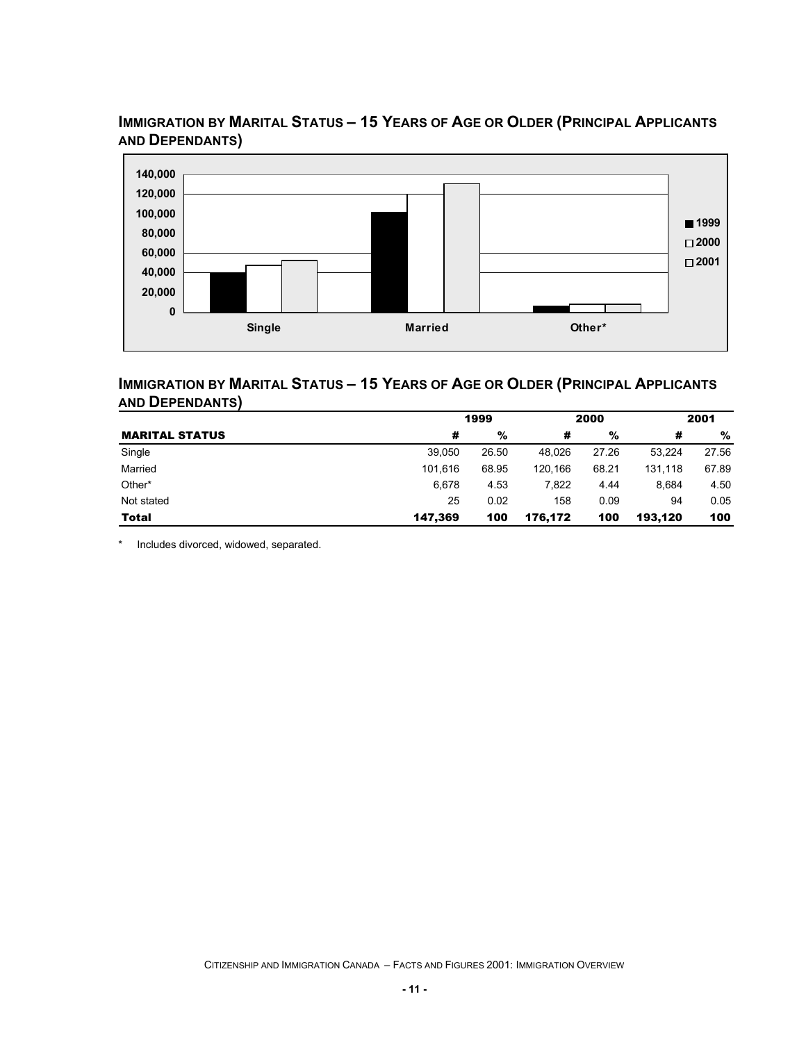## IMMIGRATION BY MARITAL STATUS – 15 YEARS OF AGE OR OLDER (PRINCIPAL APPLICANTS AND DEPENDANTS)

## IMMIGRATION BY MARITAL STATUS – 15 YEARS OF AGE OR OLDER (PRINCIPAL APPLICANTS AND DEPENDANTS)

| | 1999 | | 2000 | | 2001 | |
|---|---|---|---|---|---|---|
| **MARITAL STATUS** | **#** | **%** | **#** | **%** | **#** | **%** |
| Single | 39,050 | 26.50 | 48,026 | 27.26 | 53,224 | 27.56 |
| Married | 101,616 | 68.95 | 120,166 | 68.21 | 131,118 | 67.89 |
| Other* | 6,678 | 4.53 | 7,822 | 4.44 | 8,684 | 4.50 |
| Not stated | 25 | 0.02 | 158 | 0.09 | 94 | 0.05 |
| **Total** | **147,369** | **100** | **176,172** | **100** | **193,120** | **100** |

* Includes divorced, widowed, separated.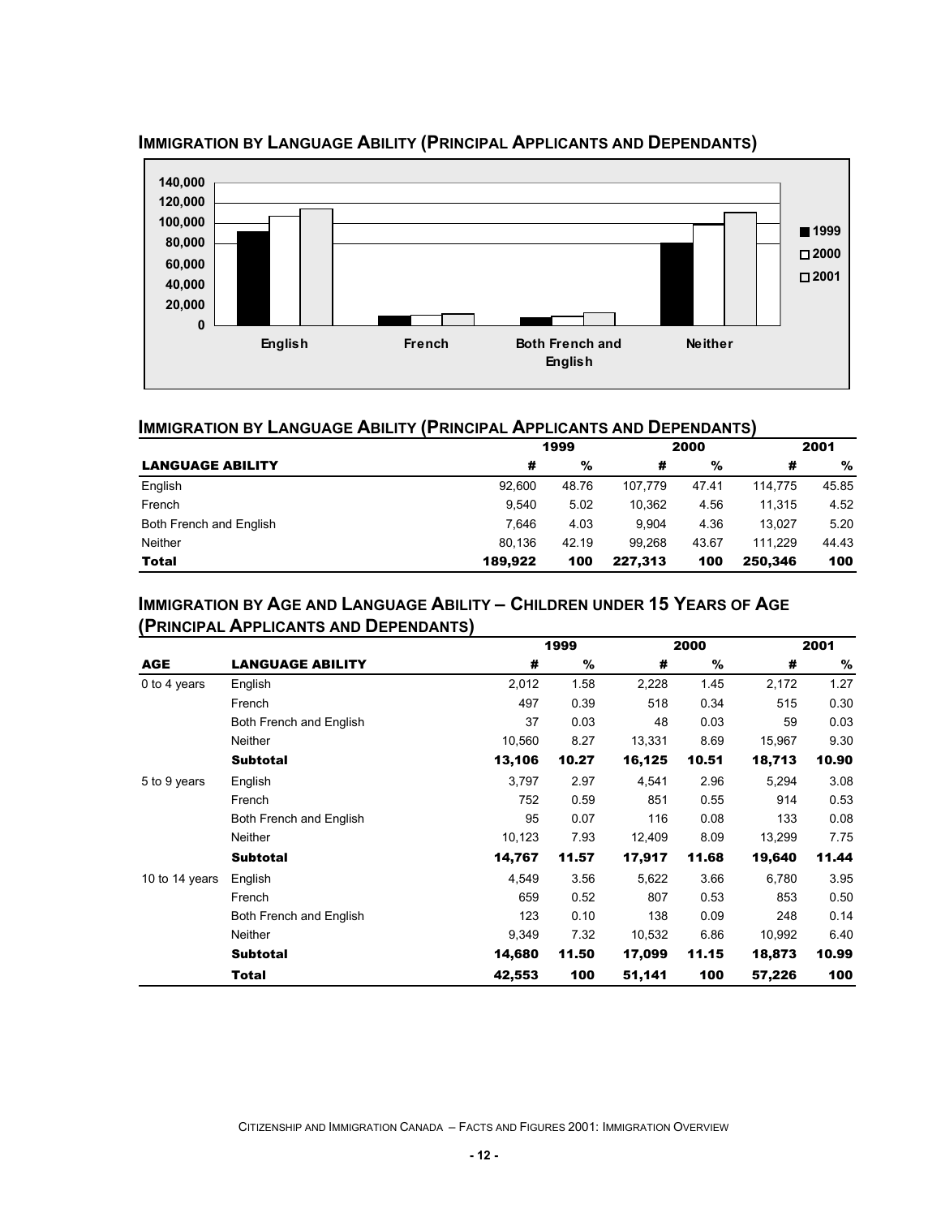## Immigration by Language Ability (Principal Applicants and Dependants)

## Immigration by Language Ability (Principal Applicants and Dependants)

| | 1999 | | 2000 | | 2001 | |
|---|---|---|---|---|---|---|
| **LANGUAGE ABILITY** | **#** | **%** | **#** | **%** | **#** | **%** |
| English | 92,600 | 48.76 | 107,779 | 47.41 | 114,775 | 45.85 |
| French | 9,540 | 5.02 | 10,362 | 4.56 | 11,315 | 4.52 |
| Both French and English | 7,646 | 4.03 | 9,904 | 4.36 | 13,027 | 5.20 |
| Neither | 80,136 | 42.19 | 99,268 | 43.67 | 111,229 | 44.43 |
| **Total** | **189,922** | **100** | **227,313** | **100** | **250,346** | **100** |

## Immigration by Age and Language Ability – Children under 15 Years of Age (Principal Applicants and Dependants)

| | | 1999 | | 2000 | | 2001 | |
|---|---|---|---|---|---|---|---|
| **AGE** | **LANGUAGE ABILITY** | **#** | **%** | **#** | **%** | **#** | **%** |
| 0 to 4 years | English | 2,012 | 1.58 | 2,228 | 1.45 | 2,172 | 1.27 |
| | French | 497 | 0.39 | 518 | 0.34 | 515 | 0.30 |
| | Both French and English | 37 | 0.03 | 48 | 0.03 | 59 | 0.03 |
| | Neither | 10,560 | 8.27 | 13,331 | 8.69 | 15,967 | 9.30 |
| | **Subtotal** | **13,106** | **10.27** | **16,125** | **10.51** | **18,713** | **10.90** |
| 5 to 9 years | English | 3,797 | 2.97 | 4,541 | 2.96 | 5,294 | 3.08 |
| | French | 752 | 0.59 | 851 | 0.55 | 914 | 0.53 |
| | Both French and English | 95 | 0.07 | 116 | 0.08 | 133 | 0.08 |
| | Neither | 10,123 | 7.93 | 12,409 | 8.09 | 13,299 | 7.75 |
| | **Subtotal** | **14,767** | **11.57** | **17,917** | **11.68** | **19,640** | **11.44** |
| 10 to 14 years | English | 4,549 | 3.56 | 5,622 | 3.66 | 6,780 | 3.95 |
| | French | 659 | 0.52 | 807 | 0.53 | 853 | 0.50 |
| | Both French and English | 123 | 0.10 | 138 | 0.09 | 248 | 0.14 |
| | Neither | 9,349 | 7.32 | 10,532 | 6.86 | 10,992 | 6.40 |
| | **Subtotal** | **14,680** | **11.50** | **17,099** | **11.15** | **18,873** | **10.99** |
| | **Total** | **42,553** | **100** | **51,141** | **100** | **57,226** | **100** |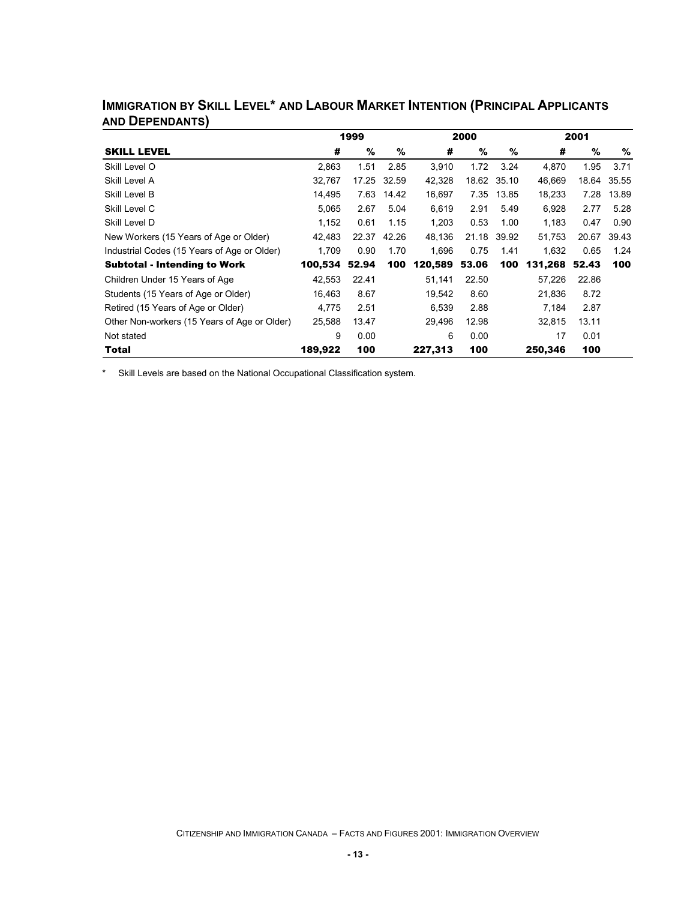## IMMIGRATION BY SKILL LEVEL* AND LABOUR MARKET INTENTION (PRINCIPAL APPLICANTS AND DEPENDANTS)

| | 1999 | | | 2000 | | | 2001 | | |
|---|---|---|---|---|---|---|---|---|---|
| **SKILL LEVEL** | **#** | **%** | **%** | **#** | **%** | **%** | **#** | **%** | **%** |
| Skill Level O | 2,863 | 1.51 | 2.85 | 3,910 | 1.72 | 3.24 | 4,870 | 1.95 | 3.71 |
| Skill Level A | 32,767 | 17.25 | 32.59 | 42,328 | 18.62 | 35.10 | 46,669 | 18.64 | 35.55 |
| Skill Level B | 14,495 | 7.63 | 14.42 | 16,697 | 7.35 | 13.85 | 18,233 | 7.28 | 13.89 |
| Skill Level C | 5,065 | 2.67 | 5.04 | 6,619 | 2.91 | 5.49 | 6,928 | 2.77 | 5.28 |
| Skill Level D | 1,152 | 0.61 | 1.15 | 1,203 | 0.53 | 1.00 | 1,183 | 0.47 | 0.90 |
| New Workers (15 Years of Age or Older) | 42,483 | 22.37 | 42.26 | 48,136 | 21.18 | 39.92 | 51,753 | 20.67 | 39.43 |
| Industrial Codes (15 Years of Age or Older) | 1,709 | 0.90 | 1.70 | 1,696 | 0.75 | 1.41 | 1,632 | 0.65 | 1.24 |
| **Subtotal - Intending to Work** | **100,534** | **52.94** | **100** | **120,589** | **53.06** | **100** | **131,268** | **52.43** | **100** |
| Children Under 15 Years of Age | 42,553 | 22.41 | | 51,141 | 22.50 | | 57,226 | 22.86 | |
| Students (15 Years of Age or Older) | 16,463 | 8.67 | | 19,542 | 8.60 | | 21,836 | 8.72 | |
| Retired (15 Years of Age or Older) | 4,775 | 2.51 | | 6,539 | 2.88 | | 7,184 | 2.87 | |
| Other Non-workers (15 Years of Age or Older) | 25,588 | 13.47 | | 29,496 | 12.98 | | 32,815 | 13.11 | |
| Not stated | 9 | 0.00 | | 6 | 0.00 | | 17 | 0.01 | |
| **Total** | **189,922** | **100** | | **227,313** | **100** | | **250,346** | **100** | |

* Skill Levels are based on the National Occupational Classification system.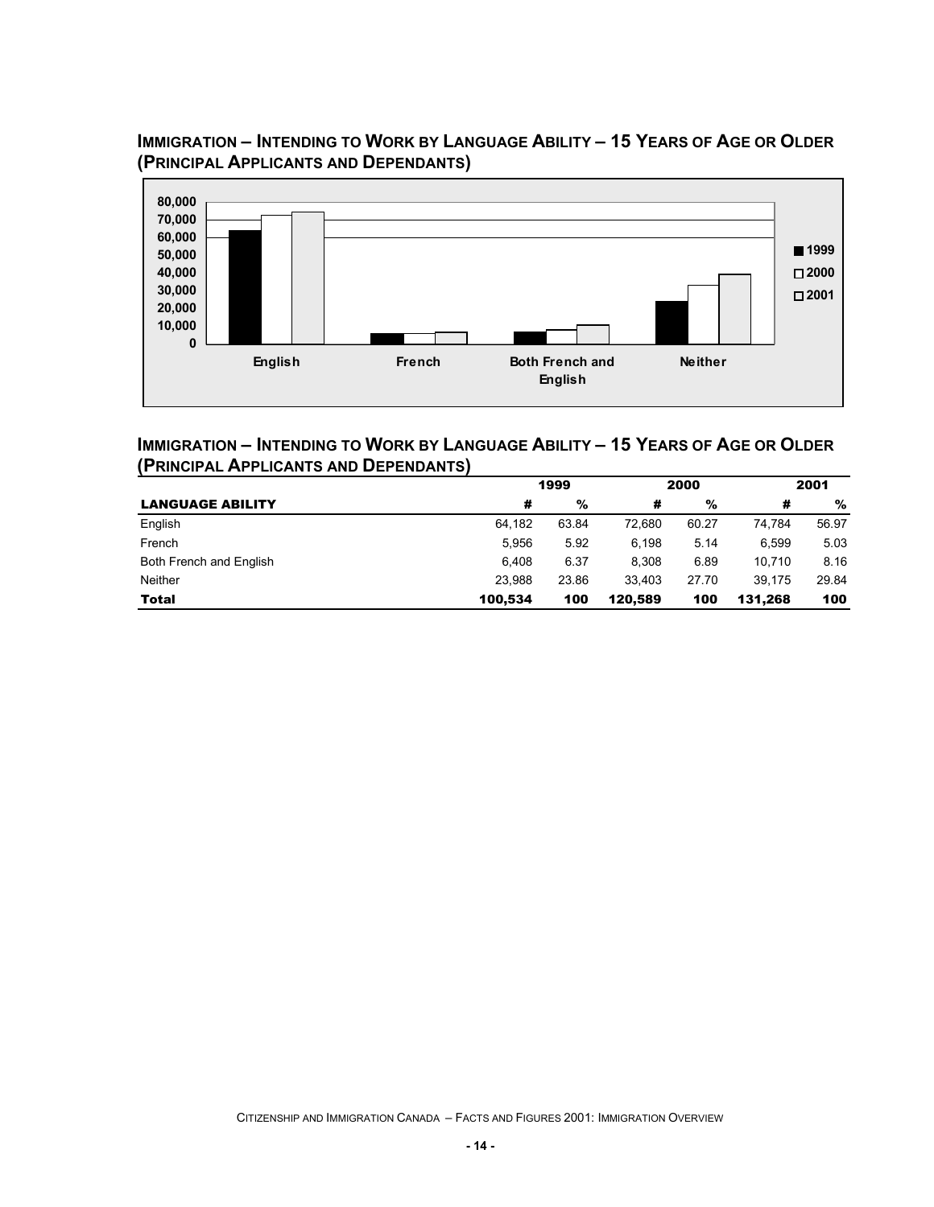## IMMIGRATION – INTENDING TO WORK BY LANGUAGE ABILITY – 15 YEARS OF AGE OR OLDER (PRINCIPAL APPLICANTS AND DEPENDANTS)

## IMMIGRATION – INTENDING TO WORK BY LANGUAGE ABILITY – 15 YEARS OF AGE OR OLDER (PRINCIPAL APPLICANTS AND DEPENDANTS)

| | 1999 | | 2000 | | 2001 | |
|---|---|---|---|---|---|---|
| **LANGUAGE ABILITY** | **#** | **%** | **#** | **%** | **#** | **%** |
| English | 64,182 | 63.84 | 72,680 | 60.27 | 74,784 | 56.97 |
| French | 5,956 | 5.92 | 6,198 | 5.14 | 6,599 | 5.03 |
| Both French and English | 6,408 | 6.37 | 8,308 | 6.89 | 10,710 | 8.16 |
| Neither | 23,988 | 23.86 | 33,403 | 27.70 | 39,175 | 29.84 |
| **Total** | **100,534** | **100** | **120,589** | **100** | **131,268** | **100** |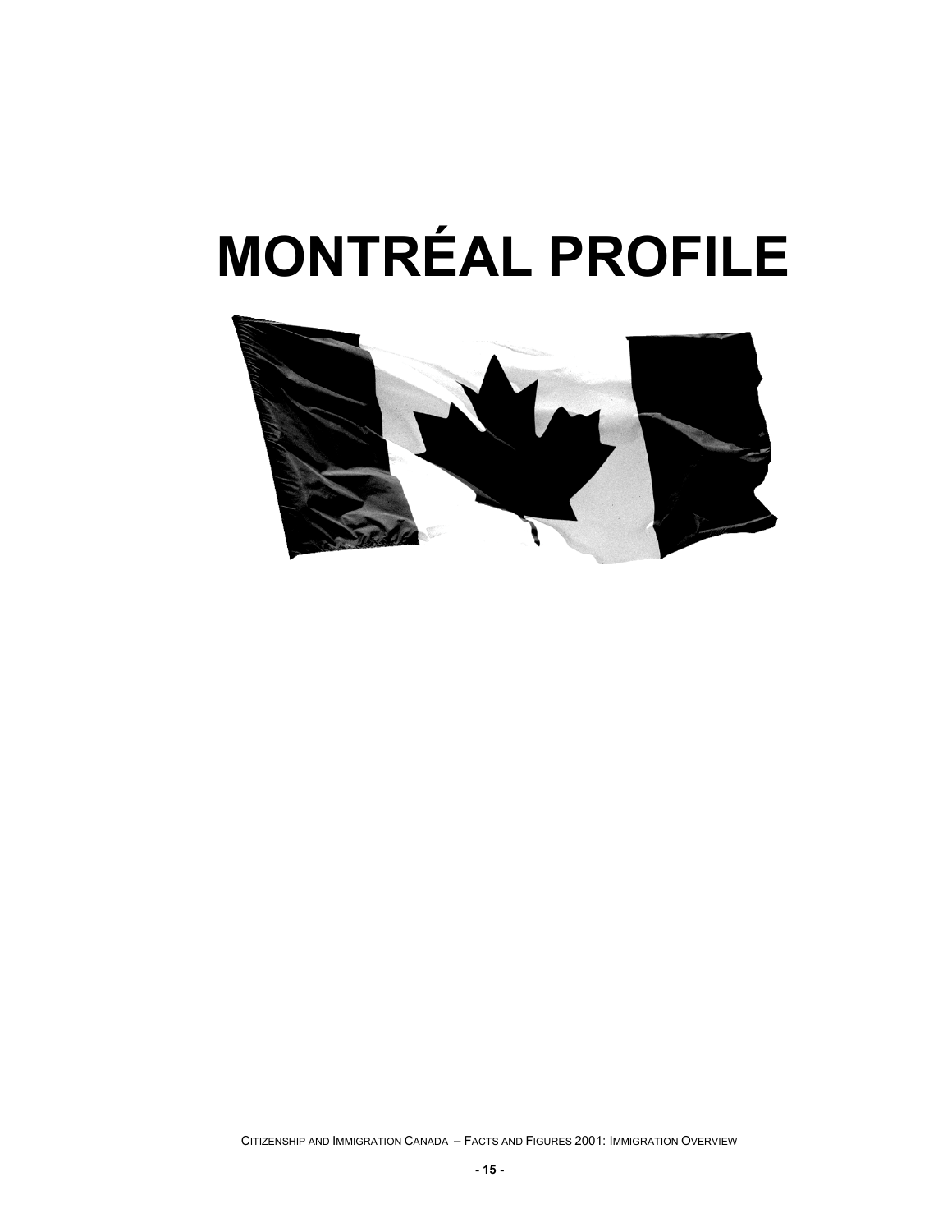# MONTRÉAL PROFILE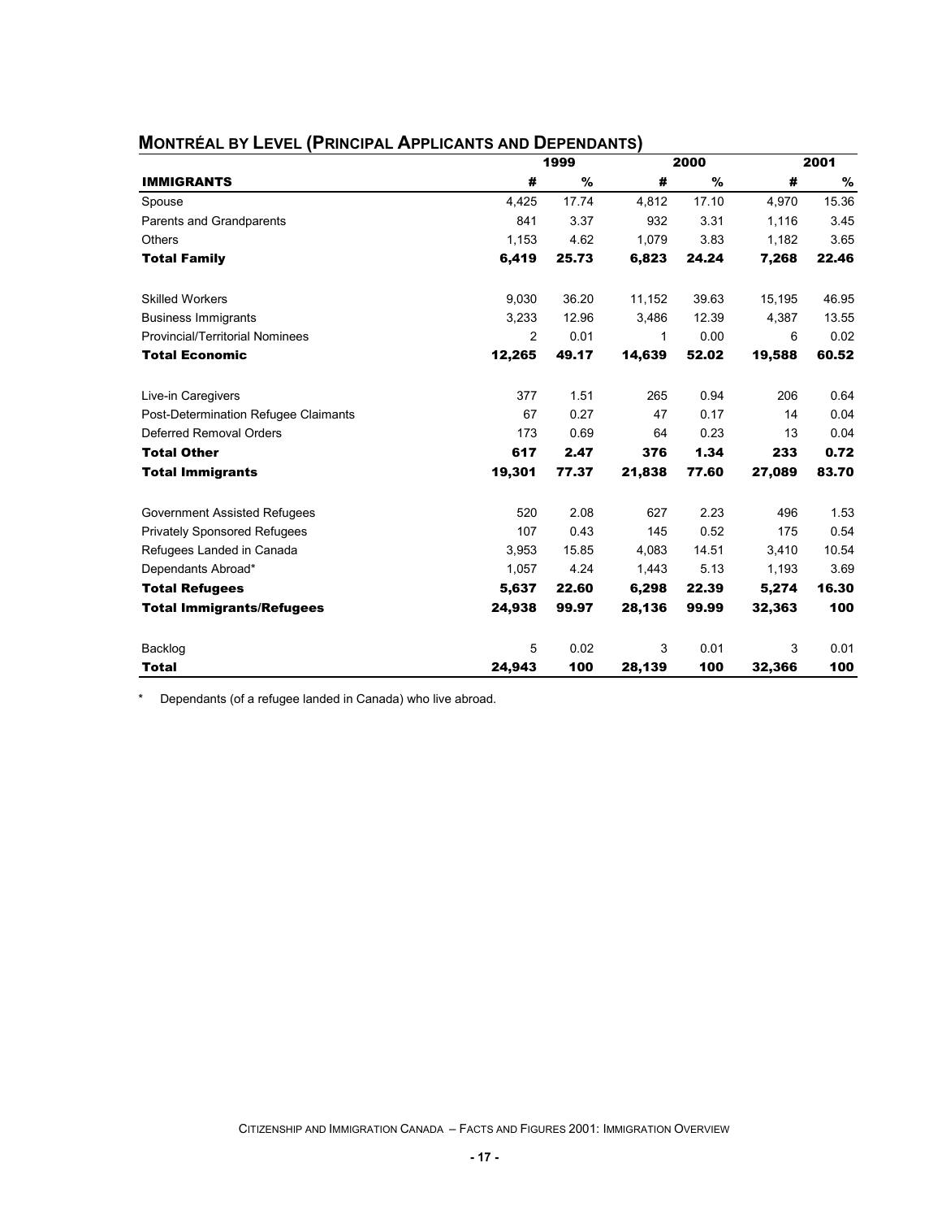## MONTRÉAL BY LEVEL (PRINCIPAL APPLICANTS AND DEPENDANTS)

| | 1999 | | 2000 | | 2001 | |
|---|---|---|---|---|---|---|
| **IMMIGRANTS** | **#** | **%** | **#** | **%** | **#** | **%** |
| Spouse | 4,425 | 17.74 | 4,812 | 17.10 | 4,970 | 15.36 |
| Parents and Grandparents | 841 | 3.37 | 932 | 3.31 | 1,116 | 3.45 |
| Others | 1,153 | 4.62 | 1,079 | 3.83 | 1,182 | 3.65 |
| **Total Family** | **6,419** | **25.73** | **6,823** | **24.24** | **7,268** | **22.46** |
| Skilled Workers | 9,030 | 36.20 | 11,152 | 39.63 | 15,195 | 46.95 |
| Business Immigrants | 3,233 | 12.96 | 3,486 | 12.39 | 4,387 | 13.55 |
| Provincial/Territorial Nominees | 2 | 0.01 | 1 | 0.00 | 6 | 0.02 |
| **Total Economic** | **12,265** | **49.17** | **14,639** | **52.02** | **19,588** | **60.52** |
| Live-in Caregivers | 377 | 1.51 | 265 | 0.94 | 206 | 0.64 |
| Post-Determination Refugee Claimants | 67 | 0.27 | 47 | 0.17 | 14 | 0.04 |
| Deferred Removal Orders | 173 | 0.69 | 64 | 0.23 | 13 | 0.04 |
| **Total Other** | **617** | **2.47** | **376** | **1.34** | **233** | **0.72** |
| **Total Immigrants** | **19,301** | **77.37** | **21,838** | **77.60** | **27,089** | **83.70** |
| Government Assisted Refugees | 520 | 2.08 | 627 | 2.23 | 496 | 1.53 |
| Privately Sponsored Refugees | 107 | 0.43 | 145 | 0.52 | 175 | 0.54 |
| Refugees Landed in Canada | 3,953 | 15.85 | 4,083 | 14.51 | 3,410 | 10.54 |
| Dependants Abroad* | 1,057 | 4.24 | 1,443 | 5.13 | 1,193 | 3.69 |
| **Total Refugees** | **5,637** | **22.60** | **6,298** | **22.39** | **5,274** | **16.30** |
| **Total Immigrants/Refugees** | **24,938** | **99.97** | **28,136** | **99.99** | **32,363** | **100** |
| Backlog | 5 | 0.02 | 3 | 0.01 | 3 | 0.01 |
| **Total** | **24,943** | **100** | **28,139** | **100** | **32,366** | **100** |

* Dependants (of a refugee landed in Canada) who live abroad.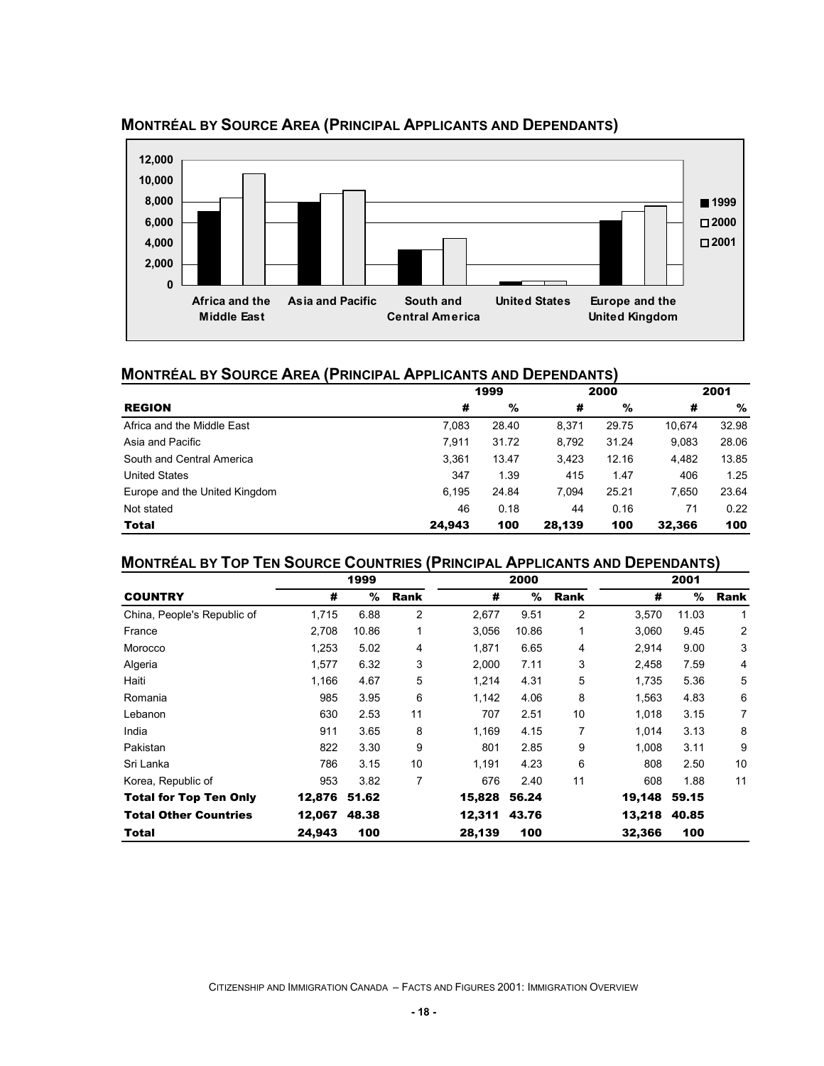## MONTRÉAL BY SOURCE AREA (PRINCIPAL APPLICANTS AND DEPENDANTS)

## MONTRÉAL BY SOURCE AREA (PRINCIPAL APPLICANTS AND DEPENDANTS)

| | 1999 | | 2000 | | 2001 | |
|---|---|---|---|---|---|---|
| **REGION** | **#** | **%** | **#** | **%** | **#** | **%** |
| Africa and the Middle East | 7,083 | 28.40 | 8,371 | 29.75 | 10,674 | 32.98 |
| Asia and Pacific | 7,911 | 31.72 | 8,792 | 31.24 | 9,083 | 28.06 |
| South and Central America | 3,361 | 13.47 | 3,423 | 12.16 | 4,482 | 13.85 |
| United States | 347 | 1.39 | 415 | 1.47 | 406 | 1.25 |
| Europe and the United Kingdom | 6,195 | 24.84 | 7,094 | 25.21 | 7,650 | 23.64 |
| Not stated | 46 | 0.18 | 44 | 0.16 | 71 | 0.22 |
| **Total** | **24,943** | **100** | **28,139** | **100** | **32,366** | **100** |

## MONTRÉAL BY TOP TEN SOURCE COUNTRIES (PRINCIPAL APPLICANTS AND DEPENDANTS)

| | 1999 | | | 2000 | | | 2001 | | |
|---|---|---|---|---|---|---|---|---|---|
| **COUNTRY** | **#** | **%** | **Rank** | **#** | **%** | **Rank** | **#** | **%** | **Rank** |
| China, People's Republic of | 1,715 | 6.88 | 2 | 2,677 | 9.51 | 2 | 3,570 | 11.03 | 1 |
| France | 2,708 | 10.86 | 1 | 3,056 | 10.86 | 1 | 3,060 | 9.45 | 2 |
| Morocco | 1,253 | 5.02 | 4 | 1,871 | 6.65 | 4 | 2,914 | 9.00 | 3 |
| Algeria | 1,577 | 6.32 | 3 | 2,000 | 7.11 | 3 | 2,458 | 7.59 | 4 |
| Haiti | 1,166 | 4.67 | 5 | 1,214 | 4.31 | 5 | 1,735 | 5.36 | 5 |
| Romania | 985 | 3.95 | 6 | 1,142 | 4.06 | 8 | 1,563 | 4.83 | 6 |
| Lebanon | 630 | 2.53 | 11 | 707 | 2.51 | 10 | 1,018 | 3.15 | 7 |
| India | 911 | 3.65 | 8 | 1,169 | 4.15 | 7 | 1,014 | 3.13 | 8 |
| Pakistan | 822 | 3.30 | 9 | 801 | 2.85 | 9 | 1,008 | 3.11 | 9 |
| Sri Lanka | 786 | 3.15 | 10 | 1,191 | 4.23 | 6 | 808 | 2.50 | 10 |
| Korea, Republic of | 953 | 3.82 | 7 | 676 | 2.40 | 11 | 608 | 1.88 | 11 |
| **Total for Top Ten Only** | **12,876** | **51.62** | | **15,828** | **56.24** | | **19,148** | **59.15** | |
| **Total Other Countries** | **12,067** | **48.38** | | **12,311** | **43.76** | | **13,218** | **40.85** | |
| **Total** | **24,943** | **100** | | **28,139** | **100** | | **32,366** | **100** | |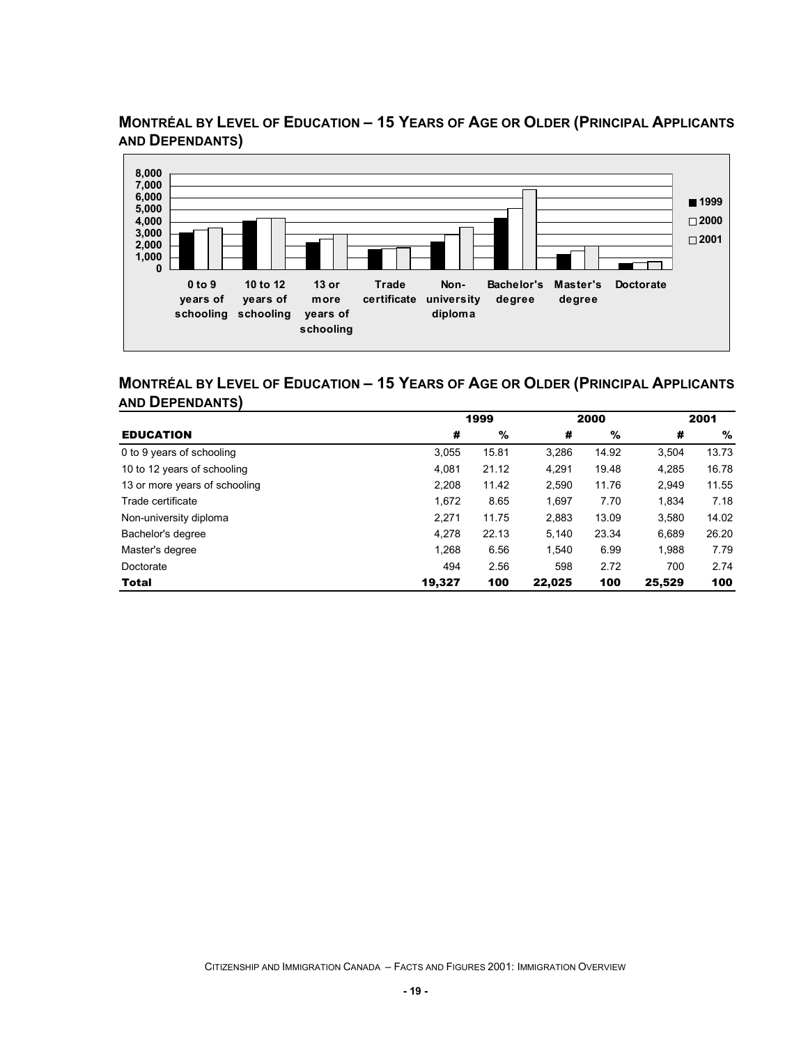## MONTRÉAL BY LEVEL OF EDUCATION – 15 YEARS OF AGE OR OLDER (PRINCIPAL APPLICANTS AND DEPENDANTS)

## MONTRÉAL BY LEVEL OF EDUCATION – 15 YEARS OF AGE OR OLDER (PRINCIPAL APPLICANTS AND DEPENDANTS)

| | 1999 | | 2000 | | 2001 | |
|---|---|---|---|---|---|---|
| **EDUCATION** | **#** | **%** | **#** | **%** | **#** | **%** |
| 0 to 9 years of schooling | 3,055 | 15.81 | 3,286 | 14.92 | 3,504 | 13.73 |
| 10 to 12 years of schooling | 4,081 | 21.12 | 4,291 | 19.48 | 4,285 | 16.78 |
| 13 or more years of schooling | 2,208 | 11.42 | 2,590 | 11.76 | 2,949 | 11.55 |
| Trade certificate | 1,672 | 8.65 | 1,697 | 7.70 | 1,834 | 7.18 |
| Non-university diploma | 2,271 | 11.75 | 2,883 | 13.09 | 3,580 | 14.02 |
| Bachelor's degree | 4,278 | 22.13 | 5,140 | 23.34 | 6,689 | 26.20 |
| Master's degree | 1,268 | 6.56 | 1,540 | 6.99 | 1,988 | 7.79 |
| Doctorate | 494 | 2.56 | 598 | 2.72 | 700 | 2.74 |
| **Total** | **19,327** | **100** | **22,025** | **100** | **25,529** | **100** |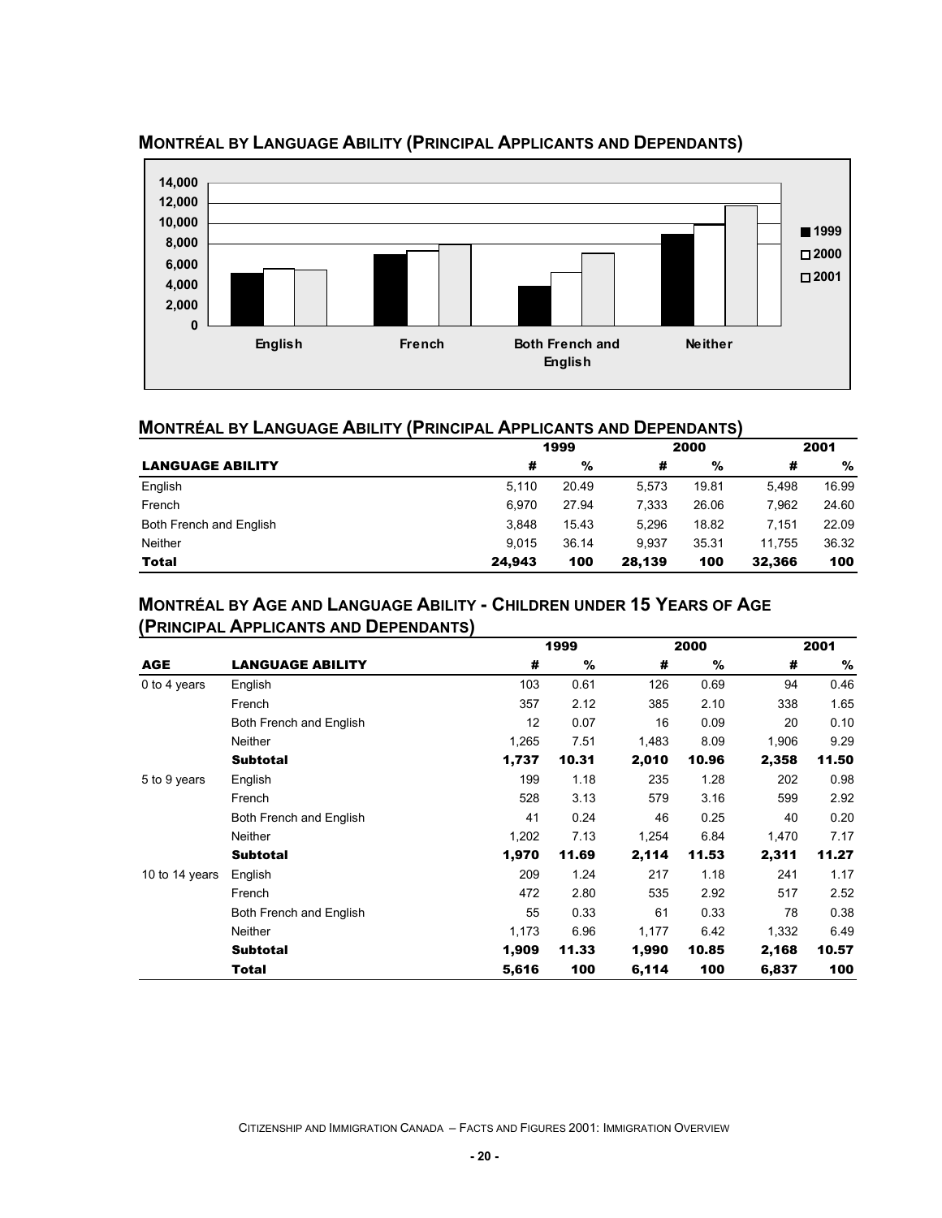## Montréal by Language Ability (Principal Applicants and Dependants)

## Montréal by Language Ability (Principal Applicants and Dependants)

| LANGUAGE ABILITY | 1999 # | 1999 % | 2000 # | 2000 % | 2001 # | 2001 % |
|---|---|---|---|---|---|---|
| English | 5,110 | 20.49 | 5,573 | 19.81 | 5,498 | 16.99 |
| French | 6,970 | 27.94 | 7,333 | 26.06 | 7,962 | 24.60 |
| Both French and English | 3,848 | 15.43 | 5,296 | 18.82 | 7,151 | 22.09 |
| Neither | 9,015 | 36.14 | 9,937 | 35.31 | 11,755 | 36.32 |
| **Total** | **24,943** | **100** | **28,139** | **100** | **32,366** | **100** |

## Montréal by Age and Language Ability - Children under 15 Years of Age (Principal Applicants and Dependants)

| AGE | LANGUAGE ABILITY | 1999 # | 1999 % | 2000 # | 2000 % | 2001 # | 2001 % |
|---|---|---|---|---|---|---|---|
| 0 to 4 years | English | 103 | 0.61 | 126 | 0.69 | 94 | 0.46 |
| | French | 357 | 2.12 | 385 | 2.10 | 338 | 1.65 |
| | Both French and English | 12 | 0.07 | 16 | 0.09 | 20 | 0.10 |
| | Neither | 1,265 | 7.51 | 1,483 | 8.09 | 1,906 | 9.29 |
| | **Subtotal** | **1,737** | **10.31** | **2,010** | **10.96** | **2,358** | **11.50** |
| 5 to 9 years | English | 199 | 1.18 | 235 | 1.28 | 202 | 0.98 |
| | French | 528 | 3.13 | 579 | 3.16 | 599 | 2.92 |
| | Both French and English | 41 | 0.24 | 46 | 0.25 | 40 | 0.20 |
| | Neither | 1,202 | 7.13 | 1,254 | 6.84 | 1,470 | 7.17 |
| | **Subtotal** | **1,970** | **11.69** | **2,114** | **11.53** | **2,311** | **11.27** |
| 10 to 14 years | English | 209 | 1.24 | 217 | 1.18 | 241 | 1.17 |
| | French | 472 | 2.80 | 535 | 2.92 | 517 | 2.52 |
| | Both French and English | 55 | 0.33 | 61 | 0.33 | 78 | 0.38 |
| | Neither | 1,173 | 6.96 | 1,177 | 6.42 | 1,332 | 6.49 |
| | **Subtotal** | **1,909** | **11.33** | **1,990** | **10.85** | **2,168** | **10.57** |
| | **Total** | **5,616** | **100** | **6,114** | **100** | **6,837** | **100** |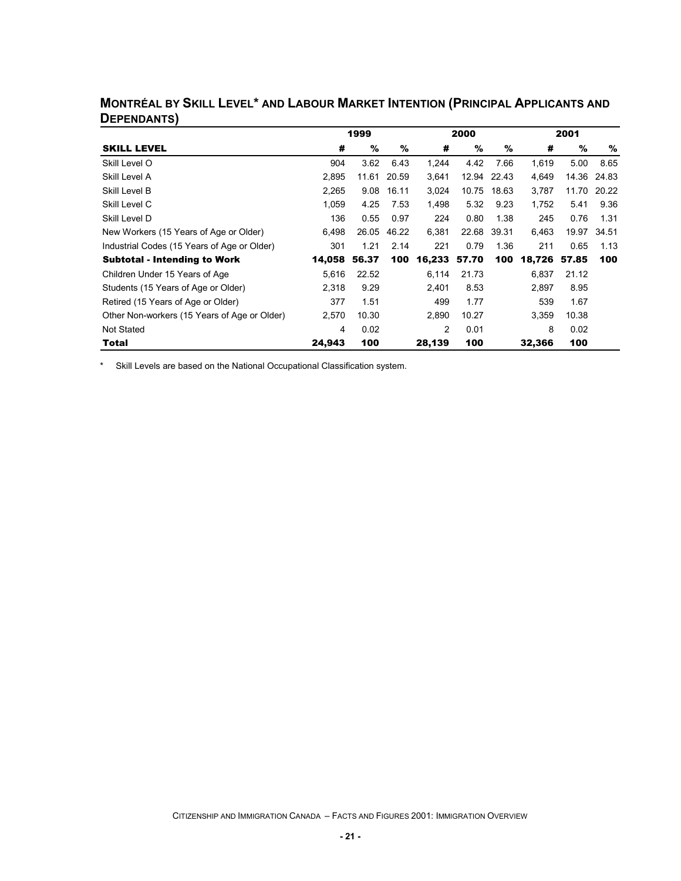## MONTRÉAL BY SKILL LEVEL* AND LABOUR MARKET INTENTION (PRINCIPAL APPLICANTS AND DEPENDANTS)

| | 1999 | | | 2000 | | | 2001 | | |
|---|---|---|---|---|---|---|---|---|---|
| **SKILL LEVEL** | **#** | **%** | **%** | **#** | **%** | **%** | **#** | **%** | **%** |
| Skill Level O | 904 | 3.62 | 6.43 | 1,244 | 4.42 | 7.66 | 1,619 | 5.00 | 8.65 |
| Skill Level A | 2,895 | 11.61 | 20.59 | 3,641 | 12.94 | 22.43 | 4,649 | 14.36 | 24.83 |
| Skill Level B | 2,265 | 9.08 | 16.11 | 3,024 | 10.75 | 18.63 | 3,787 | 11.70 | 20.22 |
| Skill Level C | 1,059 | 4.25 | 7.53 | 1,498 | 5.32 | 9.23 | 1,752 | 5.41 | 9.36 |
| Skill Level D | 136 | 0.55 | 0.97 | 224 | 0.80 | 1.38 | 245 | 0.76 | 1.31 |
| New Workers (15 Years of Age or Older) | 6,498 | 26.05 | 46.22 | 6,381 | 22.68 | 39.31 | 6,463 | 19.97 | 34.51 |
| Industrial Codes (15 Years of Age or Older) | 301 | 1.21 | 2.14 | 221 | 0.79 | 1.36 | 211 | 0.65 | 1.13 |
| **Subtotal - Intending to Work** | **14,058** | **56.37** | **100** | **16,233** | **57.70** | **100** | **18,726** | **57.85** | **100** |
| Children Under 15 Years of Age | 5,616 | 22.52 | | 6,114 | 21.73 | | 6,837 | 21.12 | |
| Students (15 Years of Age or Older) | 2,318 | 9.29 | | 2,401 | 8.53 | | 2,897 | 8.95 | |
| Retired (15 Years of Age or Older) | 377 | 1.51 | | 499 | 1.77 | | 539 | 1.67 | |
| Other Non-workers (15 Years of Age or Older) | 2,570 | 10.30 | | 2,890 | 10.27 | | 3,359 | 10.38 | |
| Not Stated | 4 | 0.02 | | 2 | 0.01 | | 8 | 0.02 | |
| **Total** | **24,943** | **100** | | **28,139** | **100** | | **32,366** | **100** | |

\* Skill Levels are based on the National Occupational Classification system.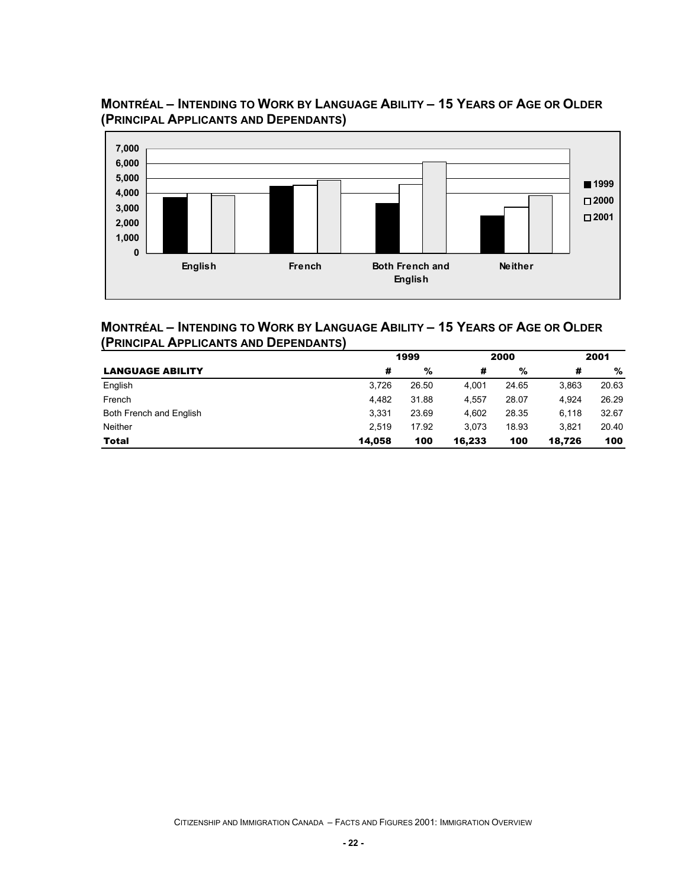## MONTRÉAL – INTENDING TO WORK BY LANGUAGE ABILITY – 15 YEARS OF AGE OR OLDER (PRINCIPAL APPLICANTS AND DEPENDANTS)

## MONTRÉAL – INTENDING TO WORK BY LANGUAGE ABILITY – 15 YEARS OF AGE OR OLDER (PRINCIPAL APPLICANTS AND DEPENDANTS)

| | 1999 | | 2000 | | 2001 | |
|---|---|---|---|---|---|---|
| **LANGUAGE ABILITY** | **#** | **%** | **#** | **%** | **#** | **%** |
| English | 3,726 | 26.50 | 4,001 | 24.65 | 3,863 | 20.63 |
| French | 4,482 | 31.88 | 4,557 | 28.07 | 4,924 | 26.29 |
| Both French and English | 3,331 | 23.69 | 4,602 | 28.35 | 6,118 | 32.67 |
| Neither | 2,519 | 17.92 | 3,073 | 18.93 | 3,821 | 20.40 |
| **Total** | **14,058** | **100** | **16,233** | **100** | **18,726** | **100** |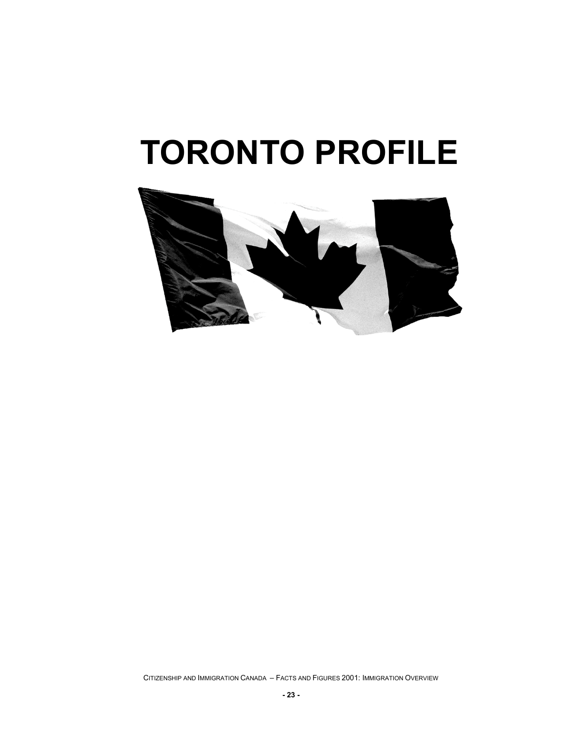# TORONTO PROFILE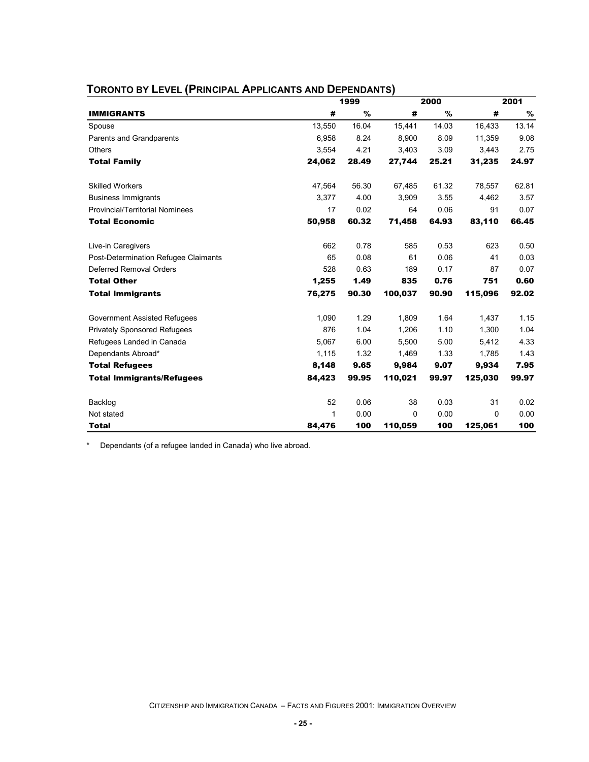## TORONTO BY LEVEL (PRINCIPAL APPLICANTS AND DEPENDANTS)

| | 1999 | | 2000 | | 2001 | |
|---|---|---|---|---|---|---|
| **IMMIGRANTS** | **#** | **%** | **#** | **%** | **#** | **%** |
| Spouse | 13,550 | 16.04 | 15,441 | 14.03 | 16,433 | 13.14 |
| Parents and Grandparents | 6,958 | 8.24 | 8,900 | 8.09 | 11,359 | 9.08 |
| Others | 3,554 | 4.21 | 3,403 | 3.09 | 3,443 | 2.75 |
| **Total Family** | **24,062** | **28.49** | **27,744** | **25.21** | **31,235** | **24.97** |
| Skilled Workers | 47,564 | 56.30 | 67,485 | 61.32 | 78,557 | 62.81 |
| Business Immigrants | 3,377 | 4.00 | 3,909 | 3.55 | 4,462 | 3.57 |
| Provincial/Territorial Nominees | 17 | 0.02 | 64 | 0.06 | 91 | 0.07 |
| **Total Economic** | **50,958** | **60.32** | **71,458** | **64.93** | **83,110** | **66.45** |
| Live-in Caregivers | 662 | 0.78 | 585 | 0.53 | 623 | 0.50 |
| Post-Determination Refugee Claimants | 65 | 0.08 | 61 | 0.06 | 41 | 0.03 |
| Deferred Removal Orders | 528 | 0.63 | 189 | 0.17 | 87 | 0.07 |
| **Total Other** | **1,255** | **1.49** | **835** | **0.76** | **751** | **0.60** |
| **Total Immigrants** | **76,275** | **90.30** | **100,037** | **90.90** | **115,096** | **92.02** |
| Government Assisted Refugees | 1,090 | 1.29 | 1,809 | 1.64 | 1,437 | 1.15 |
| Privately Sponsored Refugees | 876 | 1.04 | 1,206 | 1.10 | 1,300 | 1.04 |
| Refugees Landed in Canada | 5,067 | 6.00 | 5,500 | 5.00 | 5,412 | 4.33 |
| Dependants Abroad* | 1,115 | 1.32 | 1,469 | 1.33 | 1,785 | 1.43 |
| **Total Refugees** | **8,148** | **9.65** | **9,984** | **9.07** | **9,934** | **7.95** |
| **Total Immigrants/Refugees** | **84,423** | **99.95** | **110,021** | **99.97** | **125,030** | **99.97** |
| Backlog | 52 | 0.06 | 38 | 0.03 | 31 | 0.02 |
| Not stated | 1 | 0.00 | 0 | 0.00 | 0 | 0.00 |
| **Total** | **84,476** | **100** | **110,059** | **100** | **125,061** | **100** |

\* Dependants (of a refugee landed in Canada) who live abroad.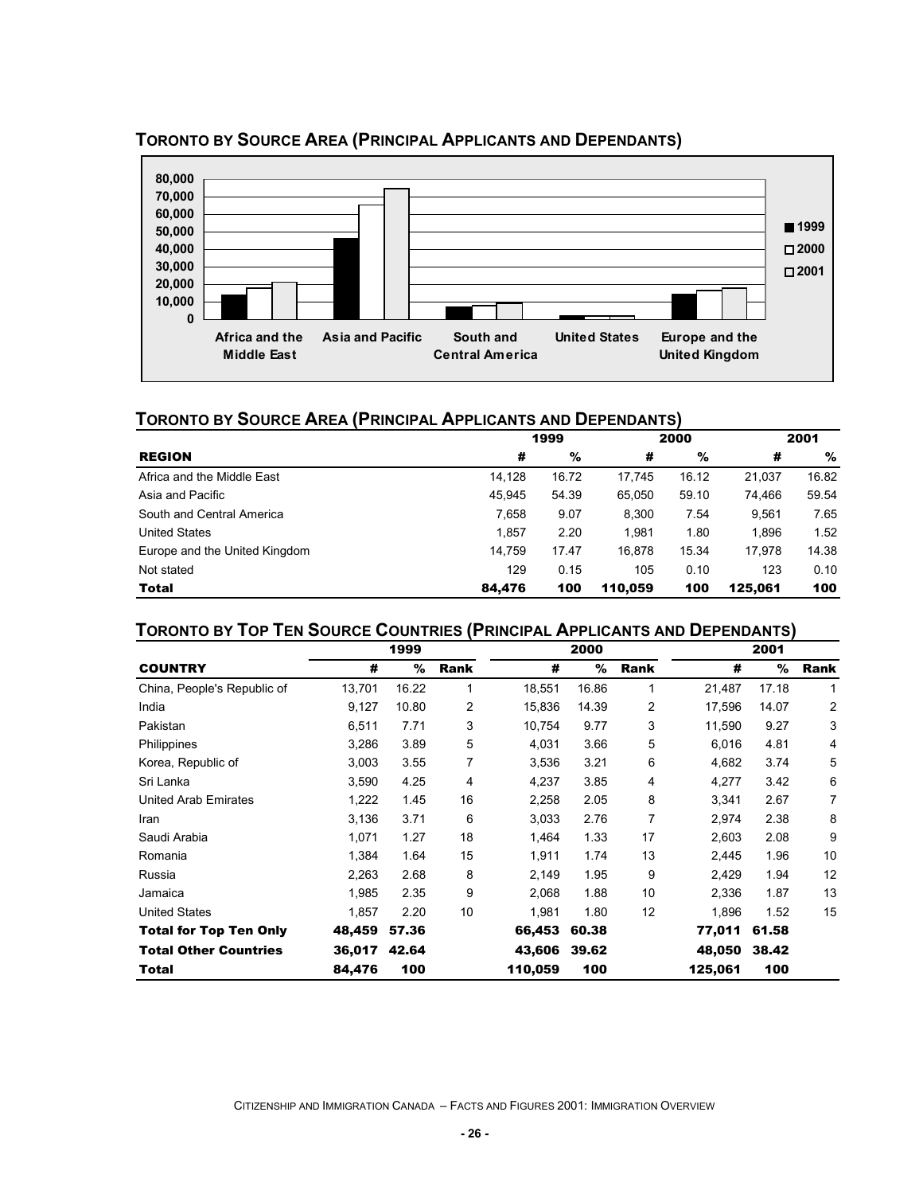## Toronto by Source Area (Principal Applicants and Dependants)

## Toronto by Source Area (Principal Applicants and Dependants)

| REGION | 1999 # | 1999 % | 2000 # | 2000 % | 2001 # | 2001 % |
|---|---|---|---|---|---|---|
| Africa and the Middle East | 14,128 | 16.72 | 17,745 | 16.12 | 21,037 | 16.82 |
| Asia and Pacific | 45,945 | 54.39 | 65,050 | 59.10 | 74,466 | 59.54 |
| South and Central America | 7,658 | 9.07 | 8,300 | 7.54 | 9,561 | 7.65 |
| United States | 1,857 | 2.20 | 1,981 | 1.80 | 1,896 | 1.52 |
| Europe and the United Kingdom | 14,759 | 17.47 | 16,878 | 15.34 | 17,978 | 14.38 |
| Not stated | 129 | 0.15 | 105 | 0.10 | 123 | 0.10 |
| **Total** | **84,476** | **100** | **110,059** | **100** | **125,061** | **100** |

## Toronto by Top Ten Source Countries (Principal Applicants and Dependants)

| COUNTRY | 1999 # | 1999 % | 1999 Rank | 2000 # | 2000 % | 2000 Rank | 2001 # | 2001 % | 2001 Rank |
|---|---|---|---|---|---|---|---|---|---|
| China, People's Republic of | 13,701 | 16.22 | 1 | 18,551 | 16.86 | 1 | 21,487 | 17.18 | 1 |
| India | 9,127 | 10.80 | 2 | 15,836 | 14.39 | 2 | 17,596 | 14.07 | 2 |
| Pakistan | 6,511 | 7.71 | 3 | 10,754 | 9.77 | 3 | 11,590 | 9.27 | 3 |
| Philippines | 3,286 | 3.89 | 5 | 4,031 | 3.66 | 5 | 6,016 | 4.81 | 4 |
| Korea, Republic of | 3,003 | 3.55 | 7 | 3,536 | 3.21 | 6 | 4,682 | 3.74 | 5 |
| Sri Lanka | 3,590 | 4.25 | 4 | 4,237 | 3.85 | 4 | 4,277 | 3.42 | 6 |
| United Arab Emirates | 1,222 | 1.45 | 16 | 2,258 | 2.05 | 8 | 3,341 | 2.67 | 7 |
| Iran | 3,136 | 3.71 | 6 | 3,033 | 2.76 | 7 | 2,974 | 2.38 | 8 |
| Saudi Arabia | 1,071 | 1.27 | 18 | 1,464 | 1.33 | 17 | 2,603 | 2.08 | 9 |
| Romania | 1,384 | 1.64 | 15 | 1,911 | 1.74 | 13 | 2,445 | 1.96 | 10 |
| Russia | 2,263 | 2.68 | 8 | 2,149 | 1.95 | 9 | 2,429 | 1.94 | 12 |
| Jamaica | 1,985 | 2.35 | 9 | 2,068 | 1.88 | 10 | 2,336 | 1.87 | 13 |
| United States | 1,857 | 2.20 | 10 | 1,981 | 1.80 | 12 | 1,896 | 1.52 | 15 |
| **Total for Top Ten Only** | **48,459** | **57.36** | | **66,453** | **60.38** | | **77,011** | **61.58** | |
| **Total Other Countries** | **36,017** | **42.64** | | **43,606** | **39.62** | | **48,050** | **38.42** | |
| **Total** | **84,476** | **100** | | **110,059** | **100** | | **125,061** | **100** | |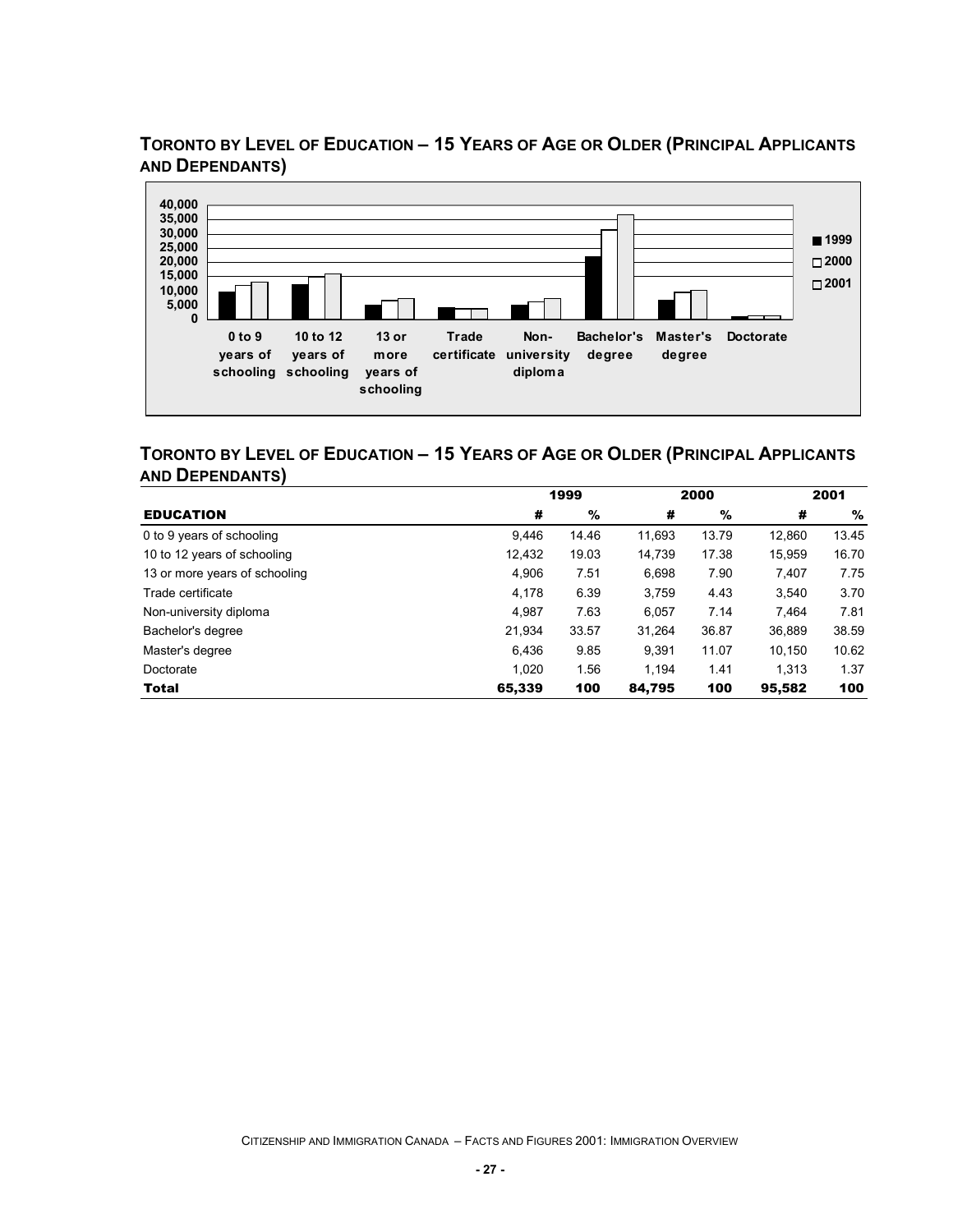## TORONTO BY LEVEL OF EDUCATION – 15 YEARS OF AGE OR OLDER (PRINCIPAL APPLICANTS AND DEPENDANTS)

## TORONTO BY LEVEL OF EDUCATION – 15 YEARS OF AGE OR OLDER (PRINCIPAL APPLICANTS AND DEPENDANTS)

| | 1999 | | 2000 | | 2001 | |
|---|---|---|---|---|---|---|
| **EDUCATION** | **#** | **%** | **#** | **%** | **#** | **%** |
| 0 to 9 years of schooling | 9,446 | 14.46 | 11,693 | 13.79 | 12,860 | 13.45 |
| 10 to 12 years of schooling | 12,432 | 19.03 | 14,739 | 17.38 | 15,959 | 16.70 |
| 13 or more years of schooling | 4,906 | 7.51 | 6,698 | 7.90 | 7,407 | 7.75 |
| Trade certificate | 4,178 | 6.39 | 3,759 | 4.43 | 3,540 | 3.70 |
| Non-university diploma | 4,987 | 7.63 | 6,057 | 7.14 | 7,464 | 7.81 |
| Bachelor's degree | 21,934 | 33.57 | 31,264 | 36.87 | 36,889 | 38.59 |
| Master's degree | 6,436 | 9.85 | 9,391 | 11.07 | 10,150 | 10.62 |
| Doctorate | 1,020 | 1.56 | 1,194 | 1.41 | 1,313 | 1.37 |
| **Total** | **65,339** | **100** | **84,795** | **100** | **95,582** | **100** |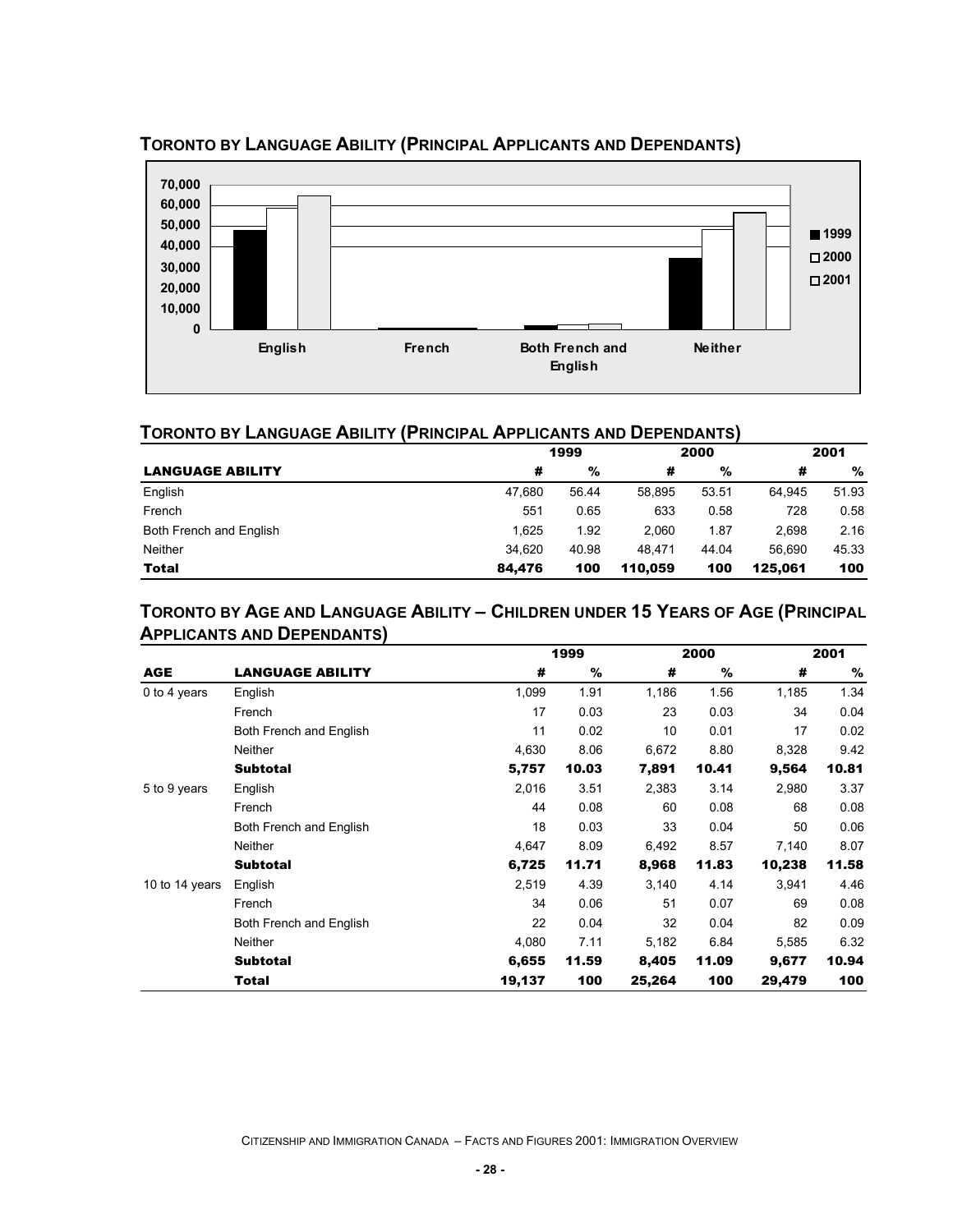## Toronto by Language Ability (Principal Applicants and Dependants)

## Toronto by Language Ability (Principal Applicants and Dependants)

| LANGUAGE ABILITY | 1999 # | 1999 % | 2000 # | 2000 % | 2001 # | 2001 % |
|---|---|---|---|---|---|---|
| English | 47,680 | 56.44 | 58,895 | 53.51 | 64,945 | 51.93 |
| French | 551 | 0.65 | 633 | 0.58 | 728 | 0.58 |
| Both French and English | 1,625 | 1.92 | 2,060 | 1.87 | 2,698 | 2.16 |
| Neither | 34,620 | 40.98 | 48,471 | 44.04 | 56,690 | 45.33 |
| **Total** | **84,476** | **100** | **110,059** | **100** | **125,061** | **100** |

## Toronto by Age and Language Ability – Children under 15 Years of Age (Principal Applicants and Dependants)

| AGE | LANGUAGE ABILITY | 1999 # | 1999 % | 2000 # | 2000 % | 2001 # | 2001 % |
|---|---|---|---|---|---|---|---|
| 0 to 4 years | English | 1,099 | 1.91 | 1,186 | 1.56 | 1,185 | 1.34 |
| | French | 17 | 0.03 | 23 | 0.03 | 34 | 0.04 |
| | Both French and English | 11 | 0.02 | 10 | 0.01 | 17 | 0.02 |
| | Neither | 4,630 | 8.06 | 6,672 | 8.80 | 8,328 | 9.42 |
| | **Subtotal** | **5,757** | **10.03** | **7,891** | **10.41** | **9,564** | **10.81** |
| 5 to 9 years | English | 2,016 | 3.51 | 2,383 | 3.14 | 2,980 | 3.37 |
| | French | 44 | 0.08 | 60 | 0.08 | 68 | 0.08 |
| | Both French and English | 18 | 0.03 | 33 | 0.04 | 50 | 0.06 |
| | Neither | 4,647 | 8.09 | 6,492 | 8.57 | 7,140 | 8.07 |
| | **Subtotal** | **6,725** | **11.71** | **8,968** | **11.83** | **10,238** | **11.58** |
| 10 to 14 years | English | 2,519 | 4.39 | 3,140 | 4.14 | 3,941 | 4.46 |
| | French | 34 | 0.06 | 51 | 0.07 | 69 | 0.08 |
| | Both French and English | 22 | 0.04 | 32 | 0.04 | 82 | 0.09 |
| | Neither | 4,080 | 7.11 | 5,182 | 6.84 | 5,585 | 6.32 |
| | **Subtotal** | **6,655** | **11.59** | **8,405** | **11.09** | **9,677** | **10.94** |
| | **Total** | **19,137** | **100** | **25,264** | **100** | **29,479** | **100** |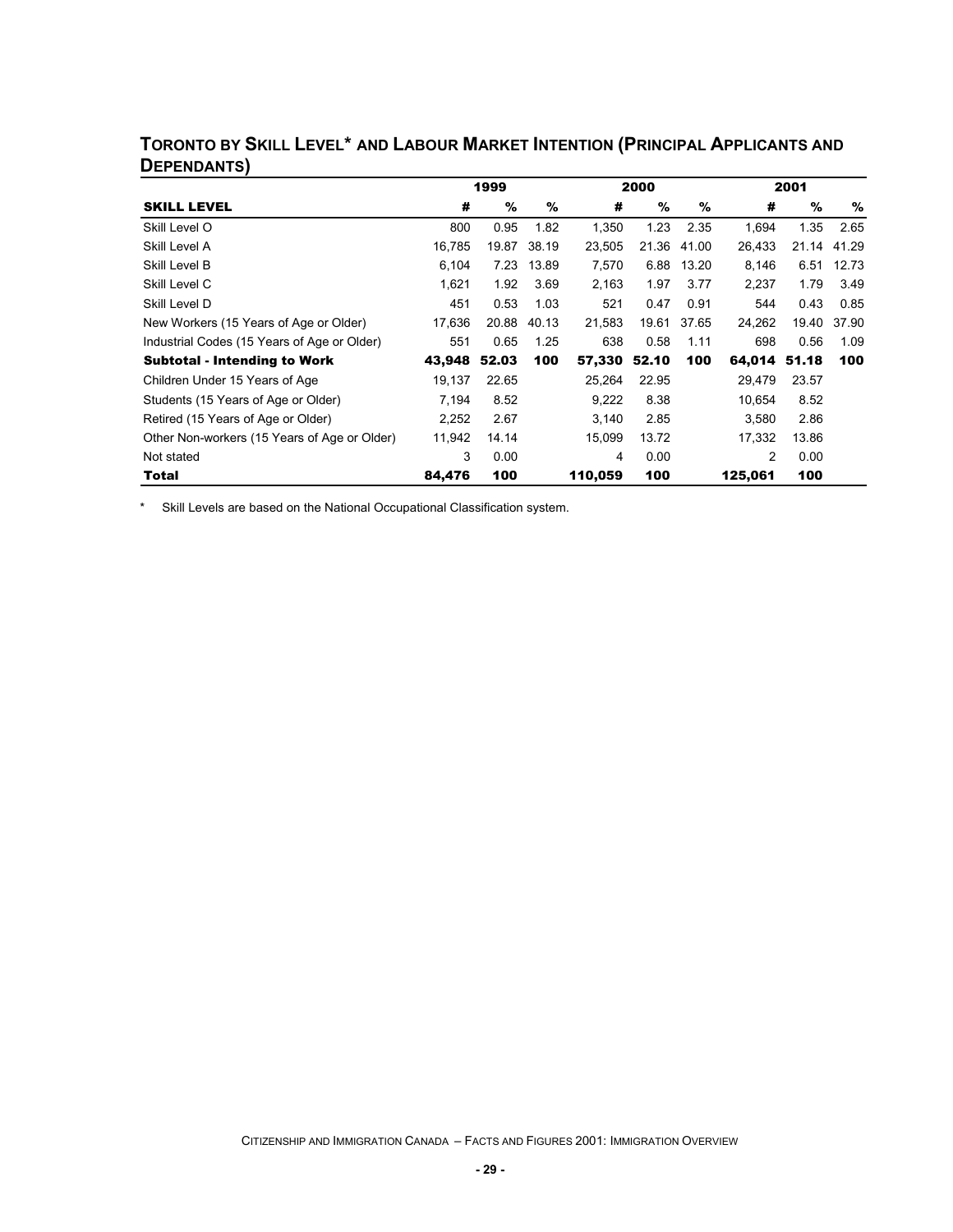## TORONTO BY SKILL LEVEL* AND LABOUR MARKET INTENTION (PRINCIPAL APPLICANTS AND DEPENDANTS)

| | 1999 | | | 2000 | | | 2001 | | |
|---|---|---|---|---|---|---|---|---|---|
| **SKILL LEVEL** | **#** | **%** | **%** | **#** | **%** | **%** | **#** | **%** | **%** |
| Skill Level O | 800 | 0.95 | 1.82 | 1,350 | 1.23 | 2.35 | 1,694 | 1.35 | 2.65 |
| Skill Level A | 16,785 | 19.87 | 38.19 | 23,505 | 21.36 | 41.00 | 26,433 | 21.14 | 41.29 |
| Skill Level B | 6,104 | 7.23 | 13.89 | 7,570 | 6.88 | 13.20 | 8,146 | 6.51 | 12.73 |
| Skill Level C | 1,621 | 1.92 | 3.69 | 2,163 | 1.97 | 3.77 | 2,237 | 1.79 | 3.49 |
| Skill Level D | 451 | 0.53 | 1.03 | 521 | 0.47 | 0.91 | 544 | 0.43 | 0.85 |
| New Workers (15 Years of Age or Older) | 17,636 | 20.88 | 40.13 | 21,583 | 19.61 | 37.65 | 24,262 | 19.40 | 37.90 |
| Industrial Codes (15 Years of Age or Older) | 551 | 0.65 | 1.25 | 638 | 0.58 | 1.11 | 698 | 0.56 | 1.09 |
| **Subtotal - Intending to Work** | **43,948** | **52.03** | **100** | **57,330** | **52.10** | **100** | **64,014** | **51.18** | **100** |
| Children Under 15 Years of Age | 19,137 | 22.65 | | 25,264 | 22.95 | | 29,479 | 23.57 | |
| Students (15 Years of Age or Older) | 7,194 | 8.52 | | 9,222 | 8.38 | | 10,654 | 8.52 | |
| Retired (15 Years of Age or Older) | 2,252 | 2.67 | | 3,140 | 2.85 | | 3,580 | 2.86 | |
| Other Non-workers (15 Years of Age or Older) | 11,942 | 14.14 | | 15,099 | 13.72 | | 17,332 | 13.86 | |
| Not stated | 3 | 0.00 | | 4 | 0.00 | | 2 | 0.00 | |
| **Total** | **84,476** | **100** | | **110,059** | **100** | | **125,061** | **100** | |

* Skill Levels are based on the National Occupational Classification system.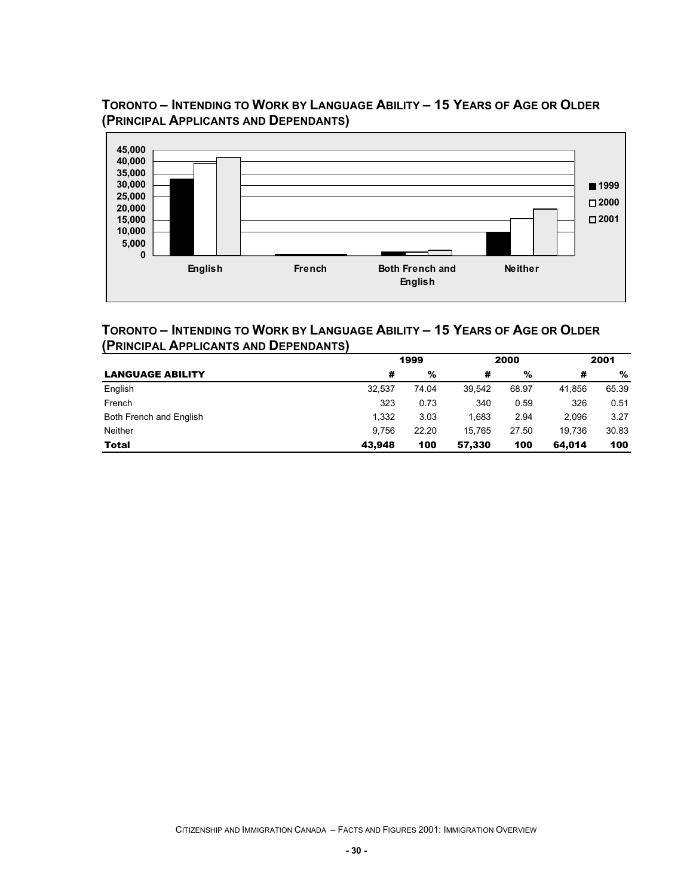## Toronto – Intending to Work by Language Ability – 15 Years of Age or Older (Principal Applicants and Dependants)

## Toronto – Intending to Work by Language Ability – 15 Years of Age or Older (Principal Applicants and Dependants)

| | 1999 | | 2000 | | 2001 | |
|---|---|---|---|---|---|---|
| **LANGUAGE ABILITY** | **#** | **%** | **#** | **%** | **#** | **%** |
| English | 32,537 | 74.04 | 39,542 | 68.97 | 41,856 | 65.39 |
| French | 323 | 0.73 | 340 | 0.59 | 326 | 0.51 |
| Both French and English | 1,332 | 3.03 | 1,683 | 2.94 | 2,096 | 3.27 |
| Neither | 9,756 | 22.20 | 15,765 | 27.50 | 19,736 | 30.83 |
| **Total** | **43,948** | **100** | **57,330** | **100** | **64,014** | **100** |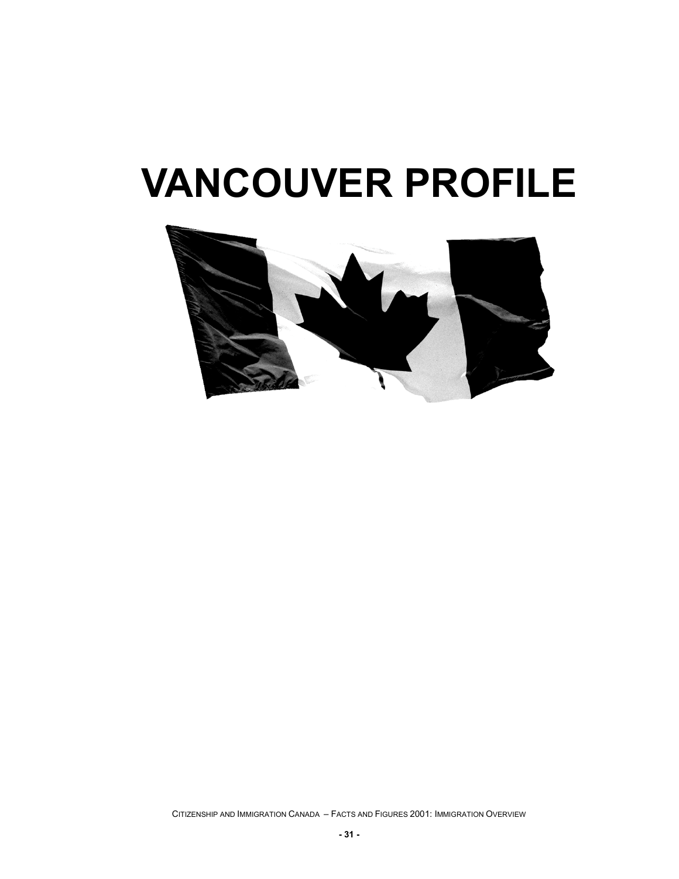# VANCOUVER PROFILE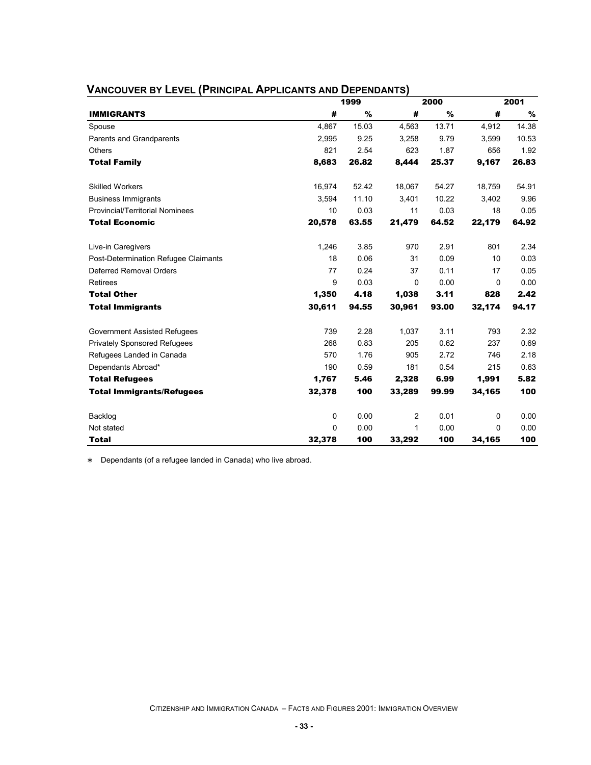## Vancouver by Level (Principal Applicants and Dependants)

| | 1999 | | 2000 | | 2001 | |
|---|---|---|---|---|---|---|
| **IMMIGRANTS** | **#** | **%** | **#** | **%** | **#** | **%** |
| Spouse | 4,867 | 15.03 | 4,563 | 13.71 | 4,912 | 14.38 |
| Parents and Grandparents | 2,995 | 9.25 | 3,258 | 9.79 | 3,599 | 10.53 |
| Others | 821 | 2.54 | 623 | 1.87 | 656 | 1.92 |
| **Total Family** | **8,683** | **26.82** | **8,444** | **25.37** | **9,167** | **26.83** |
| Skilled Workers | 16,974 | 52.42 | 18,067 | 54.27 | 18,759 | 54.91 |
| Business Immigrants | 3,594 | 11.10 | 3,401 | 10.22 | 3,402 | 9.96 |
| Provincial/Territorial Nominees | 10 | 0.03 | 11 | 0.03 | 18 | 0.05 |
| **Total Economic** | **20,578** | **63.55** | **21,479** | **64.52** | **22,179** | **64.92** |
| Live-in Caregivers | 1,246 | 3.85 | 970 | 2.91 | 801 | 2.34 |
| Post-Determination Refugee Claimants | 18 | 0.06 | 31 | 0.09 | 10 | 0.03 |
| Deferred Removal Orders | 77 | 0.24 | 37 | 0.11 | 17 | 0.05 |
| Retirees | 9 | 0.03 | 0 | 0.00 | 0 | 0.00 |
| **Total Other** | **1,350** | **4.18** | **1,038** | **3.11** | **828** | **2.42** |
| **Total Immigrants** | **30,611** | **94.55** | **30,961** | **93.00** | **32,174** | **94.17** |
| Government Assisted Refugees | 739 | 2.28 | 1,037 | 3.11 | 793 | 2.32 |
| Privately Sponsored Refugees | 268 | 0.83 | 205 | 0.62 | 237 | 0.69 |
| Refugees Landed in Canada | 570 | 1.76 | 905 | 2.72 | 746 | 2.18 |
| Dependants Abroad* | 190 | 0.59 | 181 | 0.54 | 215 | 0.63 |
| **Total Refugees** | **1,767** | **5.46** | **2,328** | **6.99** | **1,991** | **5.82** |
| **Total Immigrants/Refugees** | **32,378** | **100** | **33,289** | **99.99** | **34,165** | **100** |
| Backlog | 0 | 0.00 | 2 | 0.01 | 0 | 0.00 |
| Not stated | 0 | 0.00 | 1 | 0.00 | 0 | 0.00 |
| **Total** | **32,378** | **100** | **33,292** | **100** | **34,165** | **100** |

* Dependants (of a refugee landed in Canada) who live abroad.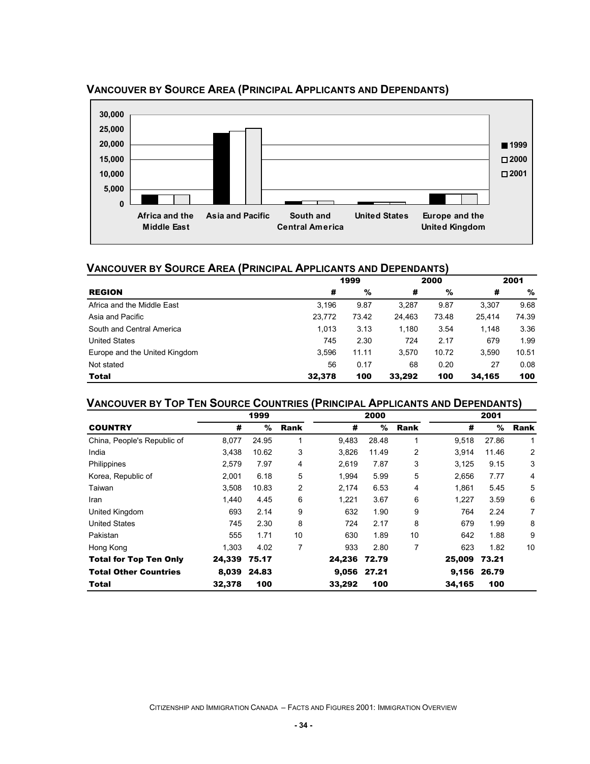## VANCOUVER BY SOURCE AREA (PRINCIPAL APPLICANTS AND DEPENDANTS)

## VANCOUVER BY SOURCE AREA (PRINCIPAL APPLICANTS AND DEPENDANTS)

| REGION | 1999 # | 1999 % | 2000 # | 2000 % | 2001 # | 2001 % |
|---|---|---|---|---|---|---|
| Africa and the Middle East | 3,196 | 9.87 | 3,287 | 9.87 | 3,307 | 9.68 |
| Asia and Pacific | 23,772 | 73.42 | 24,463 | 73.48 | 25,414 | 74.39 |
| South and Central America | 1,013 | 3.13 | 1,180 | 3.54 | 1,148 | 3.36 |
| United States | 745 | 2.30 | 724 | 2.17 | 679 | 1.99 |
| Europe and the United Kingdom | 3,596 | 11.11 | 3,570 | 10.72 | 3,590 | 10.51 |
| Not stated | 56 | 0.17 | 68 | 0.20 | 27 | 0.08 |
| **Total** | **32,378** | **100** | **33,292** | **100** | **34,165** | **100** |

## VANCOUVER BY TOP TEN SOURCE COUNTRIES (PRINCIPAL APPLICANTS AND DEPENDANTS)

| COUNTRY | 1999 # | 1999 % | 1999 Rank | 2000 # | 2000 % | 2000 Rank | 2001 # | 2001 % | 2001 Rank |
|---|---|---|---|---|---|---|---|---|---|
| China, People's Republic of | 8,077 | 24.95 | 1 | 9,483 | 28.48 | 1 | 9,518 | 27.86 | 1 |
| India | 3,438 | 10.62 | 3 | 3,826 | 11.49 | 2 | 3,914 | 11.46 | 2 |
| Philippines | 2,579 | 7.97 | 4 | 2,619 | 7.87 | 3 | 3,125 | 9.15 | 3 |
| Korea, Republic of | 2,001 | 6.18 | 5 | 1,994 | 5.99 | 5 | 2,656 | 7.77 | 4 |
| Taiwan | 3,508 | 10.83 | 2 | 2,174 | 6.53 | 4 | 1,861 | 5.45 | 5 |
| Iran | 1,440 | 4.45 | 6 | 1,221 | 3.67 | 6 | 1,227 | 3.59 | 6 |
| United Kingdom | 693 | 2.14 | 9 | 632 | 1.90 | 9 | 764 | 2.24 | 7 |
| United States | 745 | 2.30 | 8 | 724 | 2.17 | 8 | 679 | 1.99 | 8 |
| Pakistan | 555 | 1.71 | 10 | 630 | 1.89 | 10 | 642 | 1.88 | 9 |
| Hong Kong | 1,303 | 4.02 | 7 | 933 | 2.80 | 7 | 623 | 1.82 | 10 |
| **Total for Top Ten Only** | **24,339** | **75.17** | | **24,236** | **72.79** | | **25,009** | **73.21** | |
| **Total Other Countries** | **8,039** | **24.83** | | **9,056** | **27.21** | | **9,156** | **26.79** | |
| **Total** | **32,378** | **100** | | **33,292** | **100** | | **34,165** | **100** | |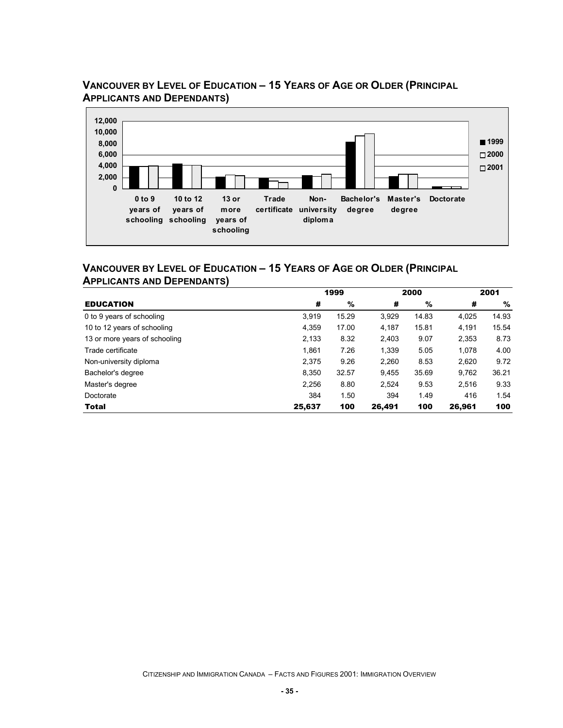## Vancouver by Level of Education – 15 Years of Age or Older (Principal Applicants and Dependants)

## Vancouver by Level of Education – 15 Years of Age or Older (Principal Applicants and Dependants)

| | 1999 | | 2000 | | 2001 | |
|---|---|---|---|---|---|---|
| **EDUCATION** | **#** | **%** | **#** | **%** | **#** | **%** |
| 0 to 9 years of schooling | 3,919 | 15.29 | 3,929 | 14.83 | 4,025 | 14.93 |
| 10 to 12 years of schooling | 4,359 | 17.00 | 4,187 | 15.81 | 4,191 | 15.54 |
| 13 or more years of schooling | 2,133 | 8.32 | 2,403 | 9.07 | 2,353 | 8.73 |
| Trade certificate | 1,861 | 7.26 | 1,339 | 5.05 | 1,078 | 4.00 |
| Non-university diploma | 2,375 | 9.26 | 2,260 | 8.53 | 2,620 | 9.72 |
| Bachelor's degree | 8,350 | 32.57 | 9,455 | 35.69 | 9,762 | 36.21 |
| Master's degree | 2,256 | 8.80 | 2,524 | 9.53 | 2,516 | 9.33 |
| Doctorate | 384 | 1.50 | 394 | 1.49 | 416 | 1.54 |
| **Total** | **25,637** | **100** | **26,491** | **100** | **26,961** | **100** |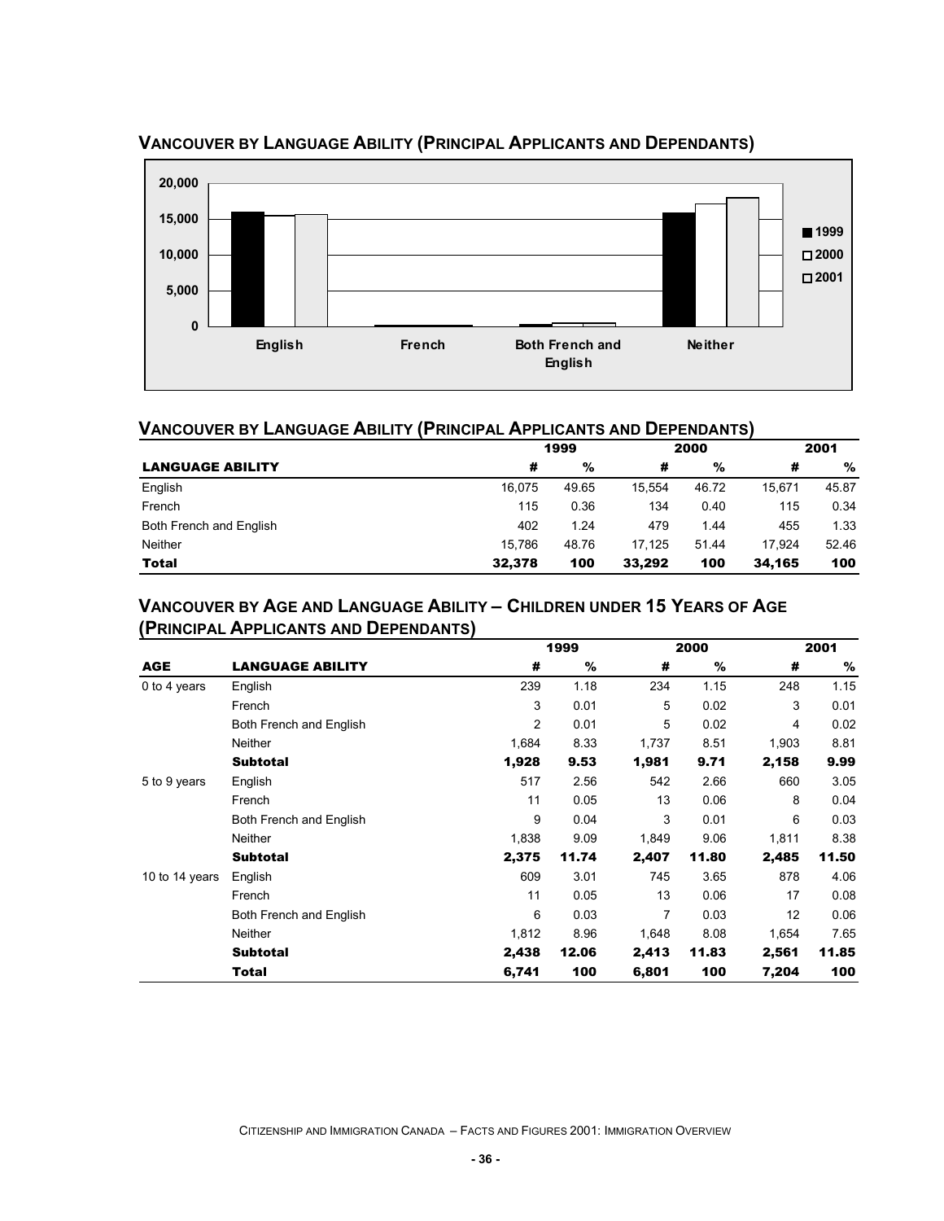## Vancouver by Language Ability (Principal Applicants and Dependants)

## Vancouver by Language Ability (Principal Applicants and Dependants)

| | 1999 | | 2000 | | 2001 | |
|---|---|---|---|---|---|---|
| **LANGUAGE ABILITY** | **#** | **%** | **#** | **%** | **#** | **%** |
| English | 16,075 | 49.65 | 15,554 | 46.72 | 15,671 | 45.87 |
| French | 115 | 0.36 | 134 | 0.40 | 115 | 0.34 |
| Both French and English | 402 | 1.24 | 479 | 1.44 | 455 | 1.33 |
| Neither | 15,786 | 48.76 | 17,125 | 51.44 | 17,924 | 52.46 |
| **Total** | **32,378** | **100** | **33,292** | **100** | **34,165** | **100** |

## Vancouver by Age and Language Ability – Children under 15 Years of Age (Principal Applicants and Dependants)

| | | 1999 | | 2000 | | 2001 | |
|---|---|---|---|---|---|---|---|
| **AGE** | **LANGUAGE ABILITY** | **#** | **%** | **#** | **%** | **#** | **%** |
| 0 to 4 years | English | 239 | 1.18 | 234 | 1.15 | 248 | 1.15 |
| | French | 3 | 0.01 | 5 | 0.02 | 3 | 0.01 |
| | Both French and English | 2 | 0.01 | 5 | 0.02 | 4 | 0.02 |
| | Neither | 1,684 | 8.33 | 1,737 | 8.51 | 1,903 | 8.81 |
| | **Subtotal** | **1,928** | **9.53** | **1,981** | **9.71** | **2,158** | **9.99** |
| 5 to 9 years | English | 517 | 2.56 | 542 | 2.66 | 660 | 3.05 |
| | French | 11 | 0.05 | 13 | 0.06 | 8 | 0.04 |
| | Both French and English | 9 | 0.04 | 3 | 0.01 | 6 | 0.03 |
| | Neither | 1,838 | 9.09 | 1,849 | 9.06 | 1,811 | 8.38 |
| | **Subtotal** | **2,375** | **11.74** | **2,407** | **11.80** | **2,485** | **11.50** |
| 10 to 14 years | English | 609 | 3.01 | 745 | 3.65 | 878 | 4.06 |
| | French | 11 | 0.05 | 13 | 0.06 | 17 | 0.08 |
| | Both French and English | 6 | 0.03 | 7 | 0.03 | 12 | 0.06 |
| | Neither | 1,812 | 8.96 | 1,648 | 8.08 | 1,654 | 7.65 |
| | **Subtotal** | **2,438** | **12.06** | **2,413** | **11.83** | **2,561** | **11.85** |
| | **Total** | **6,741** | **100** | **6,801** | **100** | **7,204** | **100** |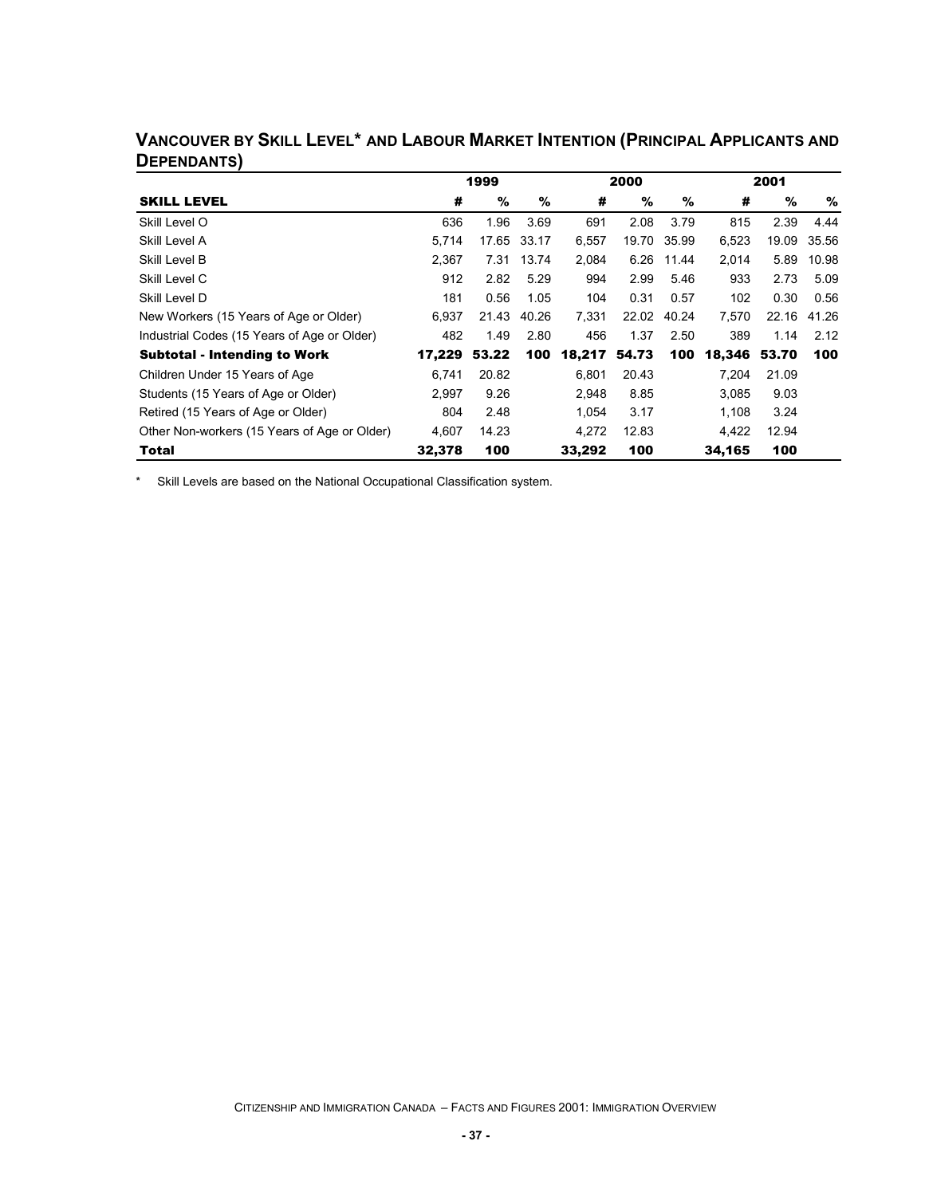## Vancouver by Skill Level* and Labour Market Intention (Principal Applicants and Dependants)

| | 1999 | | | 2000 | | | 2001 | | |
|---|---|---|---|---|---|---|---|---|---|
| **SKILL LEVEL** | **#** | **%** | **%** | **#** | **%** | **%** | **#** | **%** | **%** |
| Skill Level O | 636 | 1.96 | 3.69 | 691 | 2.08 | 3.79 | 815 | 2.39 | 4.44 |
| Skill Level A | 5,714 | 17.65 | 33.17 | 6,557 | 19.70 | 35.99 | 6,523 | 19.09 | 35.56 |
| Skill Level B | 2,367 | 7.31 | 13.74 | 2,084 | 6.26 | 11.44 | 2,014 | 5.89 | 10.98 |
| Skill Level C | 912 | 2.82 | 5.29 | 994 | 2.99 | 5.46 | 933 | 2.73 | 5.09 |
| Skill Level D | 181 | 0.56 | 1.05 | 104 | 0.31 | 0.57 | 102 | 0.30 | 0.56 |
| New Workers (15 Years of Age or Older) | 6,937 | 21.43 | 40.26 | 7,331 | 22.02 | 40.24 | 7,570 | 22.16 | 41.26 |
| Industrial Codes (15 Years of Age or Older) | 482 | 1.49 | 2.80 | 456 | 1.37 | 2.50 | 389 | 1.14 | 2.12 |
| **Subtotal - Intending to Work** | **17,229** | **53.22** | **100** | **18,217** | **54.73** | **100** | **18,346** | **53.70** | **100** |
| Children Under 15 Years of Age | 6,741 | 20.82 | | 6,801 | 20.43 | | 7,204 | 21.09 | |
| Students (15 Years of Age or Older) | 2,997 | 9.26 | | 2,948 | 8.85 | | 3,085 | 9.03 | |
| Retired (15 Years of Age or Older) | 804 | 2.48 | | 1,054 | 3.17 | | 1,108 | 3.24 | |
| Other Non-workers (15 Years of Age or Older) | 4,607 | 14.23 | | 4,272 | 12.83 | | 4,422 | 12.94 | |
| **Total** | **32,378** | **100** | | **33,292** | **100** | | **34,165** | **100** | |

* Skill Levels are based on the National Occupational Classification system.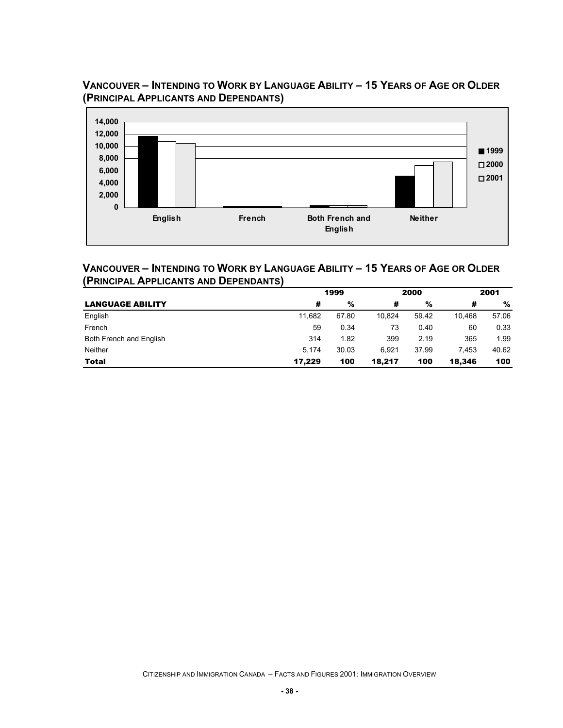## Vancouver – Intending to Work by Language Ability – 15 Years of Age or Older (Principal Applicants and Dependants)

## Vancouver – Intending to Work by Language Ability – 15 Years of Age or Older (Principal Applicants and Dependants)

| | 1999 | | 2000 | | 2001 | |
|---|---|---|---|---|---|---|
| **LANGUAGE ABILITY** | **#** | **%** | **#** | **%** | **#** | **%** |
| English | 11,682 | 67.80 | 10,824 | 59.42 | 10,468 | 57.06 |
| French | 59 | 0.34 | 73 | 0.40 | 60 | 0.33 |
| Both French and English | 314 | 1.82 | 399 | 2.19 | 365 | 1.99 |
| Neither | 5,174 | 30.03 | 6,921 | 37.99 | 7,453 | 40.62 |
| **Total** | **17,229** | **100** | **18,217** | **100** | **18,346** | **100** |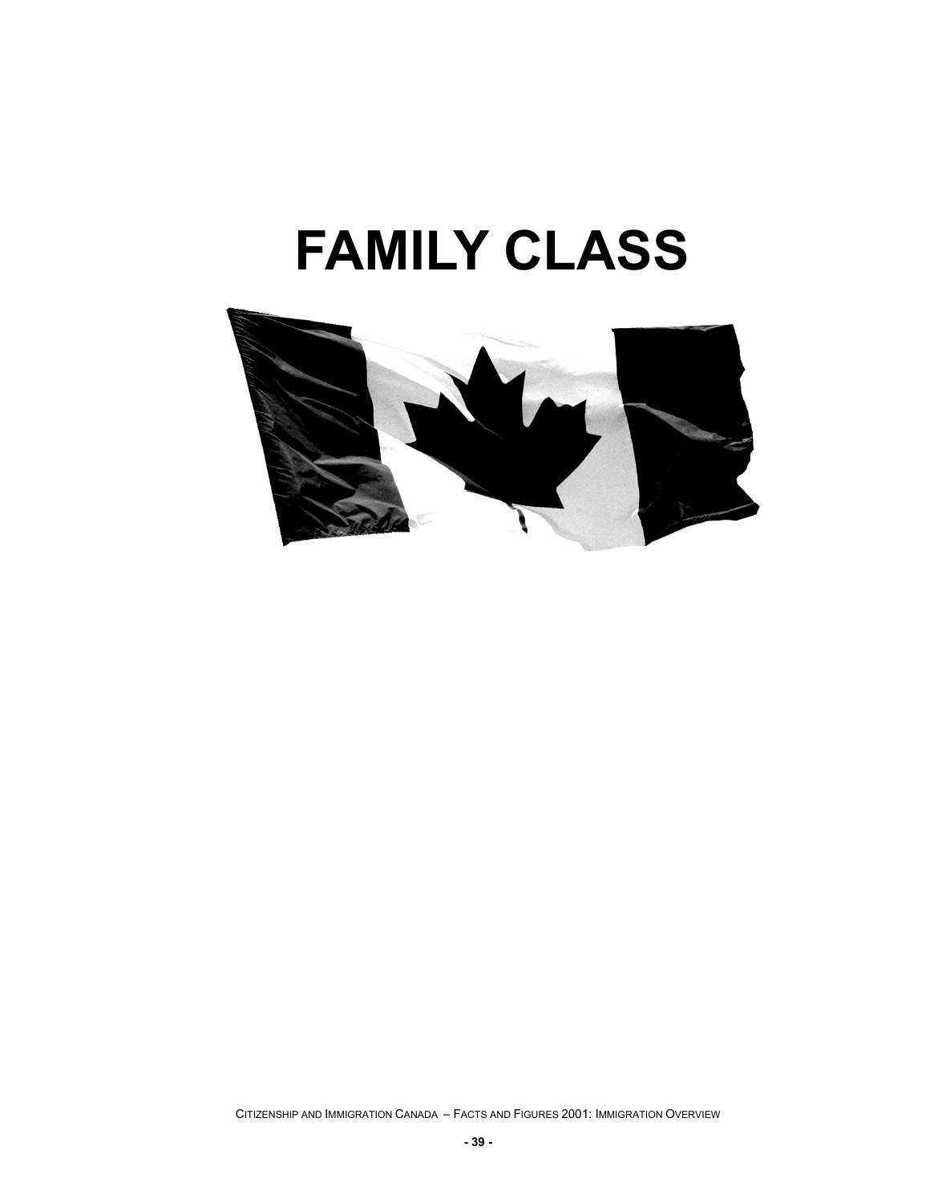# FAMILY CLASS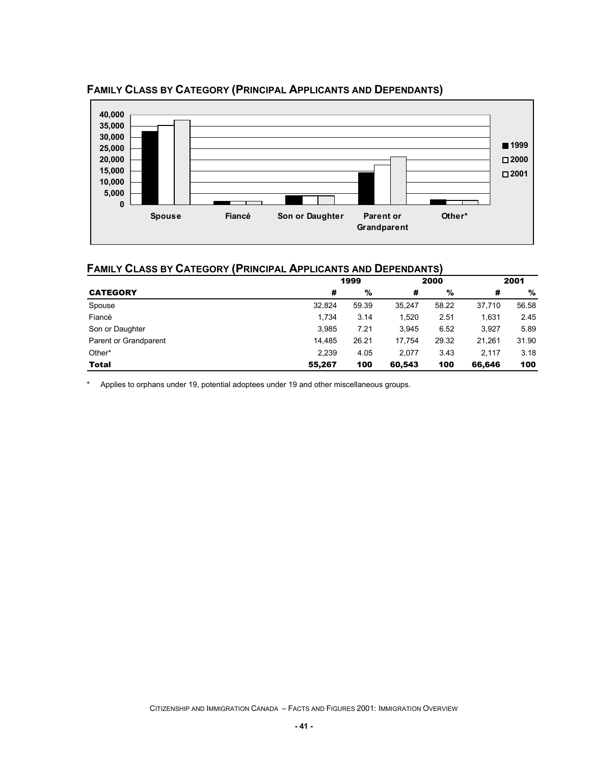## Family Class by Category (Principal Applicants and Dependants)

## Family Class by Category (Principal Applicants and Dependants)

| | 1999 | | 2000 | | 2001 | |
|---|---|---|---|---|---|---|
| **CATEGORY** | **#** | **%** | **#** | **%** | **#** | **%** |
| Spouse | 32,824 | 59.39 | 35,247 | 58.22 | 37,710 | 56.58 |
| Fiancé | 1,734 | 3.14 | 1,520 | 2.51 | 1,631 | 2.45 |
| Son or Daughter | 3,985 | 7.21 | 3,945 | 6.52 | 3,927 | 5.89 |
| Parent or Grandparent | 14,485 | 26.21 | 17,754 | 29.32 | 21,261 | 31.90 |
| Other* | 2,239 | 4.05 | 2,077 | 3.43 | 2,117 | 3.18 |
| **Total** | **55,267** | **100** | **60,543** | **100** | **66,646** | **100** |

\* Applies to orphans under 19, potential adoptees under 19 and other miscellaneous groups.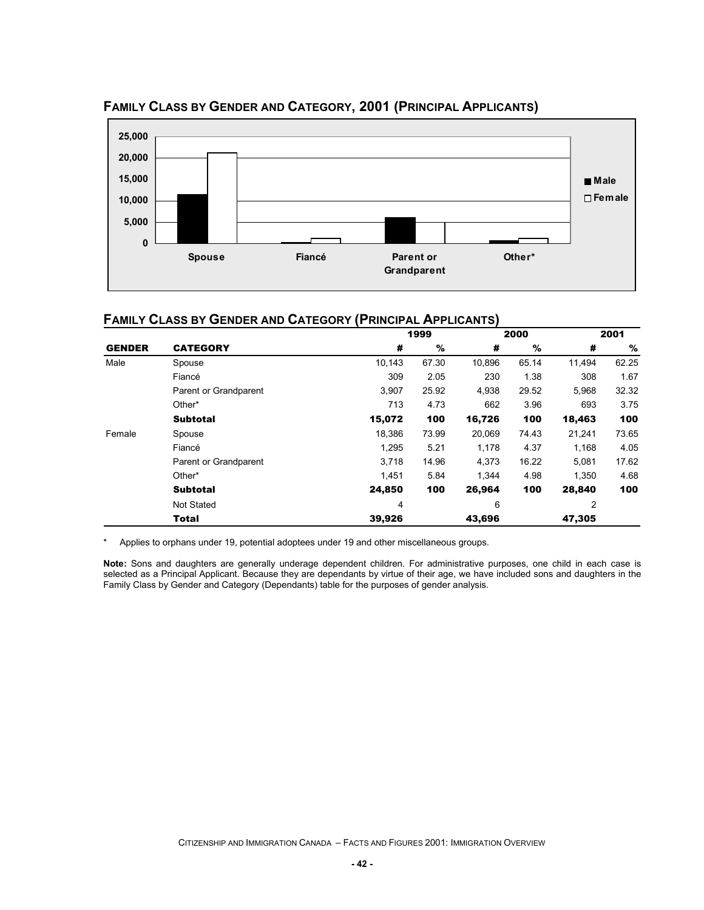## Family Class by Gender and Category, 2001 (Principal Applicants)

## Family Class by Gender and Category (Principal Applicants)

| | | 1999 | | 2000 | | 2001 | |
|---|---|---|---|---|---|---|---|
| **GENDER** | **CATEGORY** | **#** | **%** | **#** | **%** | **#** | **%** |
| Male | Spouse | 10,143 | 67.30 | 10,896 | 65.14 | 11,494 | 62.25 |
| | Fiancé | 309 | 2.05 | 230 | 1.38 | 308 | 1.67 |
| | Parent or Grandparent | 3,907 | 25.92 | 4,938 | 29.52 | 5,968 | 32.32 |
| | Other* | 713 | 4.73 | 662 | 3.96 | 693 | 3.75 |
| | **Subtotal** | **15,072** | **100** | **16,726** | **100** | **18,463** | **100** |
| Female | Spouse | 18,386 | 73.99 | 20,069 | 74.43 | 21,241 | 73.65 |
| | Fiancé | 1,295 | 5.21 | 1,178 | 4.37 | 1,168 | 4.05 |
| | Parent or Grandparent | 3,718 | 14.96 | 4,373 | 16.22 | 5,081 | 17.62 |
| | Other* | 1,451 | 5.84 | 1,344 | 4.98 | 1,350 | 4.68 |
| | **Subtotal** | **24,850** | **100** | **26,964** | **100** | **28,840** | **100** |
| | Not Stated | 4 | | 6 | | 2 | |
| | **Total** | **39,926** | | **43,696** | | **47,305** | |

\* Applies to orphans under 19, potential adoptees under 19 and other miscellaneous groups.

**Note:** Sons and daughters are generally underage dependent children. For administrative purposes, one child in each case is selected as a Principal Applicant. Because they are dependants by virtue of their age, we have included sons and daughters in the Family Class by Gender and Category (Dependants) table for the purposes of gender analysis.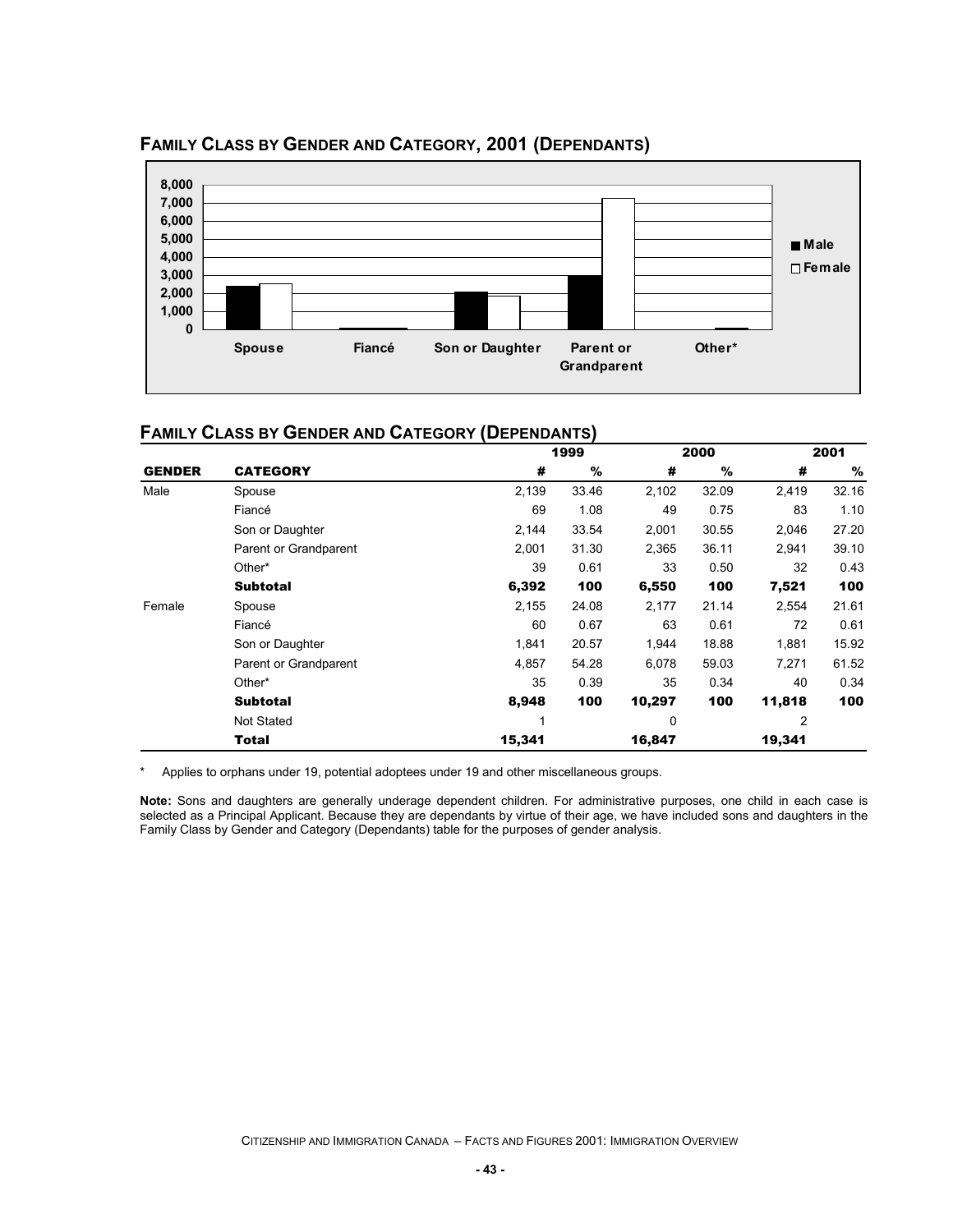## Family Class by Gender and Category, 2001 (Dependants)

## Family Class by Gender and Category (Dependants)

| | | 1999 | | 2000 | | 2001 | |
|---|---|---|---|---|---|---|---|
| **GENDER** | **CATEGORY** | **#** | **%** | **#** | **%** | **#** | **%** |
| Male | Spouse | 2,139 | 33.46 | 2,102 | 32.09 | 2,419 | 32.16 |
| | Fiancé | 69 | 1.08 | 49 | 0.75 | 83 | 1.10 |
| | Son or Daughter | 2,144 | 33.54 | 2,001 | 30.55 | 2,046 | 27.20 |
| | Parent or Grandparent | 2,001 | 31.30 | 2,365 | 36.11 | 2,941 | 39.10 |
| | Other* | 39 | 0.61 | 33 | 0.50 | 32 | 0.43 |
| | **Subtotal** | **6,392** | **100** | **6,550** | **100** | **7,521** | **100** |
| Female | Spouse | 2,155 | 24.08 | 2,177 | 21.14 | 2,554 | 21.61 |
| | Fiancé | 60 | 0.67 | 63 | 0.61 | 72 | 0.61 |
| | Son or Daughter | 1,841 | 20.57 | 1,944 | 18.88 | 1,881 | 15.92 |
| | Parent or Grandparent | 4,857 | 54.28 | 6,078 | 59.03 | 7,271 | 61.52 |
| | Other* | 35 | 0.39 | 35 | 0.34 | 40 | 0.34 |
| | **Subtotal** | **8,948** | **100** | **10,297** | **100** | **11,818** | **100** |
| | Not Stated | 1 | | 0 | | 2 | |
| | **Total** | **15,341** | | **16,847** | | **19,341** | |

\* Applies to orphans under 19, potential adoptees under 19 and other miscellaneous groups.

**Note:** Sons and daughters are generally underage dependent children. For administrative purposes, one child in each case is selected as a Principal Applicant. Because they are dependants by virtue of their age, we have included sons and daughters in the Family Class by Gender and Category (Dependants) table for the purposes of gender analysis.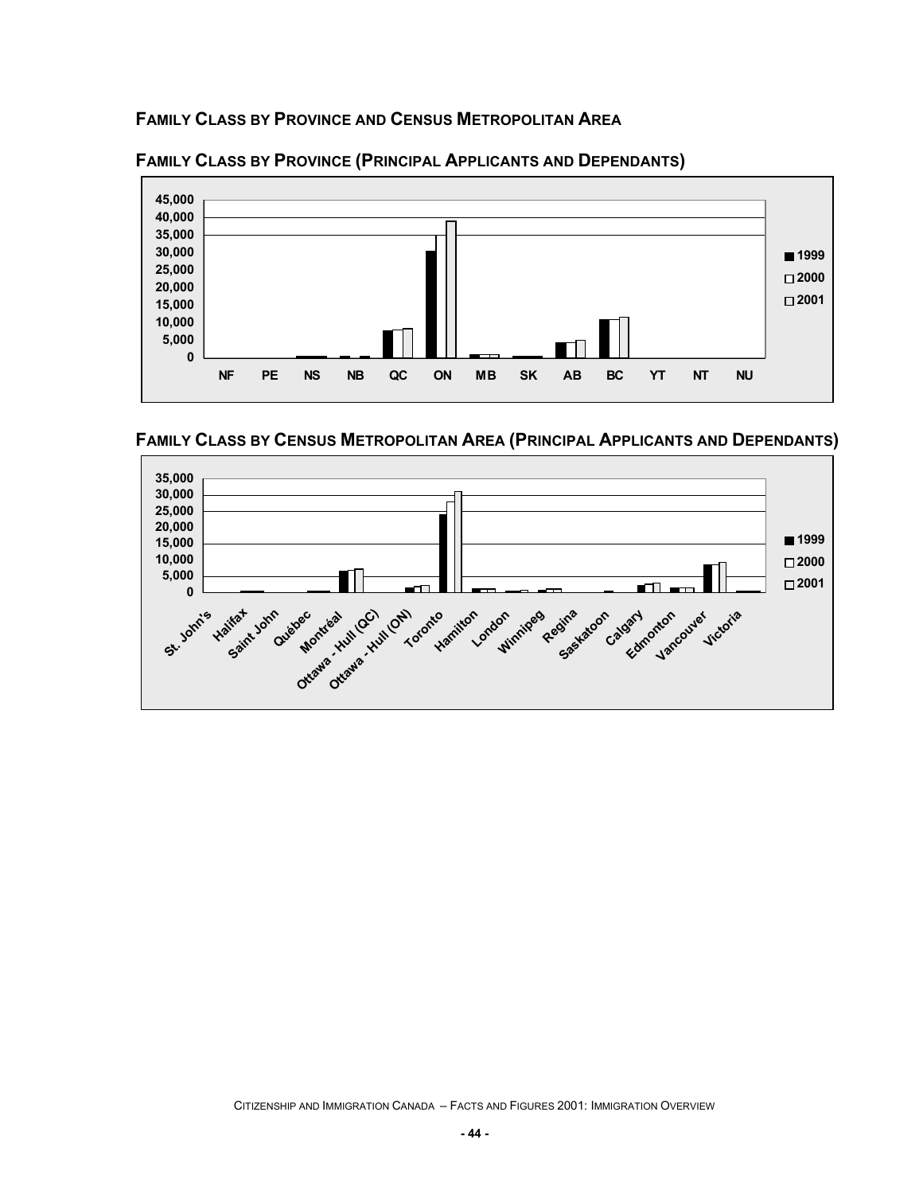## Family Class by Province and Census Metropolitan Area

### Family Class by Province (Principal Applicants and Dependants)

### Family Class by Census Metropolitan Area (Principal Applicants and Dependants)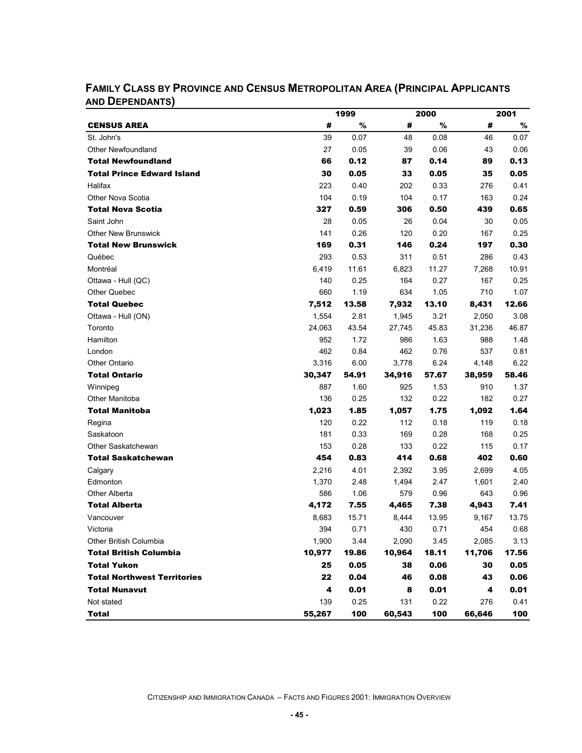## FAMILY CLASS BY PROVINCE AND CENSUS METROPOLITAN AREA (PRINCIPAL APPLICANTS AND DEPENDANTS)

| | 1999 | | 2000 | | 2001 | |
|---|---|---|---|---|---|---|
| **CENSUS AREA** | **#** | **%** | **#** | **%** | **#** | **%** |
| St. John's | 39 | 0.07 | 48 | 0.08 | 46 | 0.07 |
| Other Newfoundland | 27 | 0.05 | 39 | 0.06 | 43 | 0.06 |
| **Total Newfoundland** | **66** | **0.12** | **87** | **0.14** | **89** | **0.13** |
| **Total Prince Edward Island** | **30** | **0.05** | **33** | **0.05** | **35** | **0.05** |
| Halifax | 223 | 0.40 | 202 | 0.33 | 276 | 0.41 |
| Other Nova Scotia | 104 | 0.19 | 104 | 0.17 | 163 | 0.24 |
| **Total Nova Scotia** | **327** | **0.59** | **306** | **0.50** | **439** | **0.65** |
| Saint John | 28 | 0.05 | 26 | 0.04 | 30 | 0.05 |
| Other New Brunswick | 141 | 0.26 | 120 | 0.20 | 167 | 0.25 |
| **Total New Brunswick** | **169** | **0.31** | **146** | **0.24** | **197** | **0.30** |
| Québec | 293 | 0.53 | 311 | 0.51 | 286 | 0.43 |
| Montréal | 6,419 | 11.61 | 6,823 | 11.27 | 7,268 | 10.91 |
| Ottawa - Hull (QC) | 140 | 0.25 | 164 | 0.27 | 167 | 0.25 |
| Other Quebec | 660 | 1.19 | 634 | 1.05 | 710 | 1.07 |
| **Total Quebec** | **7,512** | **13.58** | **7,932** | **13.10** | **8,431** | **12.66** |
| Ottawa - Hull (ON) | 1,554 | 2.81 | 1,945 | 3.21 | 2,050 | 3.08 |
| Toronto | 24,063 | 43.54 | 27,745 | 45.83 | 31,236 | 46.87 |
| Hamilton | 952 | 1.72 | 986 | 1.63 | 988 | 1.48 |
| London | 462 | 0.84 | 462 | 0.76 | 537 | 0.81 |
| Other Ontario | 3,316 | 6.00 | 3,778 | 6.24 | 4,148 | 6.22 |
| **Total Ontario** | **30,347** | **54.91** | **34,916** | **57.67** | **38,959** | **58.46** |
| Winnipeg | 887 | 1.60 | 925 | 1.53 | 910 | 1.37 |
| Other Manitoba | 136 | 0.25 | 132 | 0.22 | 182 | 0.27 |
| **Total Manitoba** | **1,023** | **1.85** | **1,057** | **1.75** | **1,092** | **1.64** |
| Regina | 120 | 0.22 | 112 | 0.18 | 119 | 0.18 |
| Saskatoon | 181 | 0.33 | 169 | 0.28 | 168 | 0.25 |
| Other Saskatchewan | 153 | 0.28 | 133 | 0.22 | 115 | 0.17 |
| **Total Saskatchewan** | **454** | **0.83** | **414** | **0.68** | **402** | **0.60** |
| Calgary | 2,216 | 4.01 | 2,392 | 3.95 | 2,699 | 4.05 |
| Edmonton | 1,370 | 2.48 | 1,494 | 2.47 | 1,601 | 2.40 |
| Other Alberta | 586 | 1.06 | 579 | 0.96 | 643 | 0.96 |
| **Total Alberta** | **4,172** | **7.55** | **4,465** | **7.38** | **4,943** | **7.41** |
| Vancouver | 8,683 | 15.71 | 8,444 | 13.95 | 9,167 | 13.75 |
| Victoria | 394 | 0.71 | 430 | 0.71 | 454 | 0.68 |
| Other British Columbia | 1,900 | 3.44 | 2,090 | 3.45 | 2,085 | 3.13 |
| **Total British Columbia** | **10,977** | **19.86** | **10,964** | **18.11** | **11,706** | **17.56** |
| **Total Yukon** | **25** | **0.05** | **38** | **0.06** | **30** | **0.05** |
| **Total Northwest Territories** | **22** | **0.04** | **46** | **0.08** | **43** | **0.06** |
| **Total Nunavut** | **4** | **0.01** | **8** | **0.01** | **4** | **0.01** |
| Not stated | 139 | 0.25 | 131 | 0.22 | 276 | 0.41 |
| **Total** | **55,267** | **100** | **60,543** | **100** | **66,646** | **100** |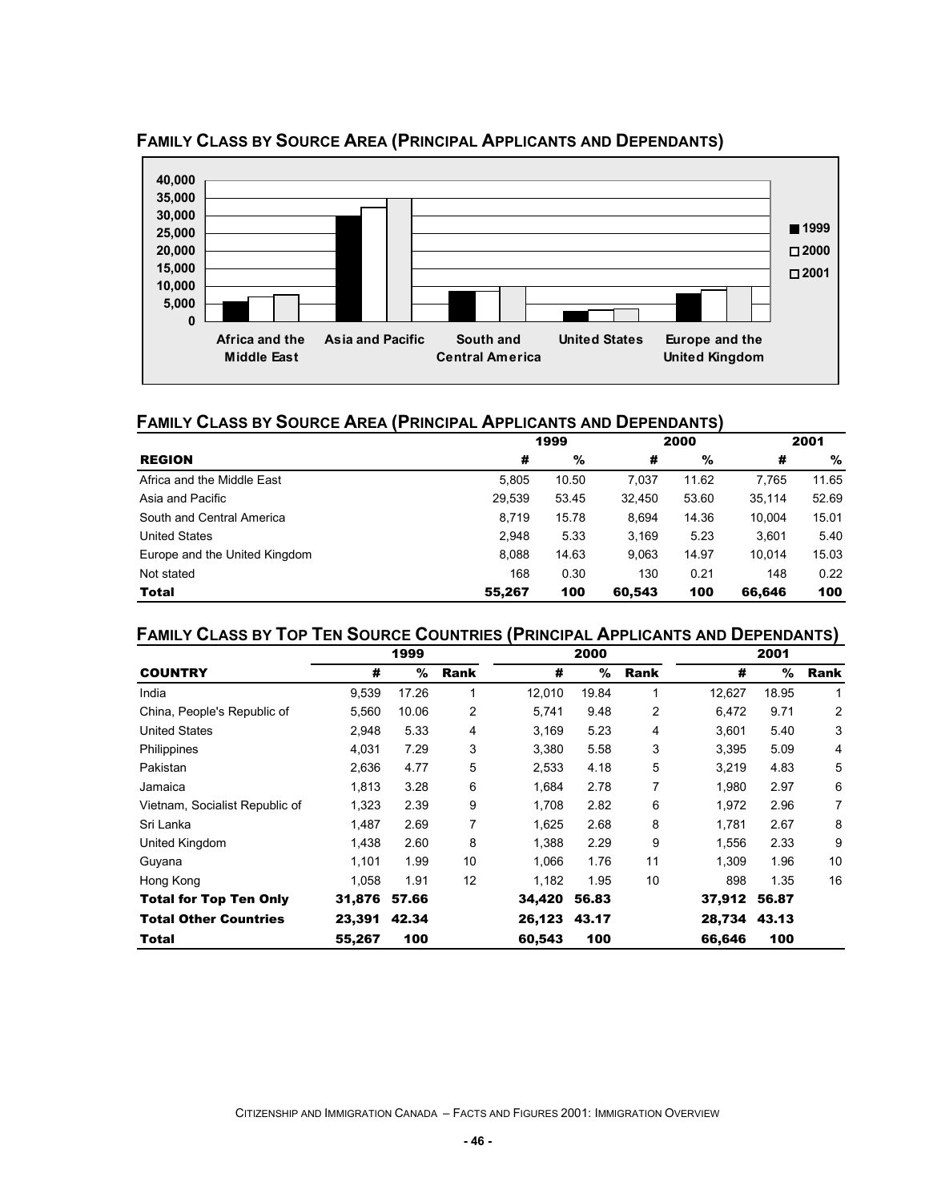## Family Class by Source Area (Principal Applicants and Dependants)

40,000
35,000
30,000
25,000
20,000
15,000
10,000
5,000
0

Africa and the Middle East | Asia and Pacific | South and Central America | United States | Europe and the United Kingdom

1999 | 2000 | 2001

## Family Class by Source Area (Principal Applicants and Dependants)

| | 1999 | | 2000 | | 2001 | |
|---|---|---|---|---|---|---|
| **REGION** | **#** | **%** | **#** | **%** | **#** | **%** |
| Africa and the Middle East | 5,805 | 10.50 | 7,037 | 11.62 | 7,765 | 11.65 |
| Asia and Pacific | 29,539 | 53.45 | 32,450 | 53.60 | 35,114 | 52.69 |
| South and Central America | 8,719 | 15.78 | 8,694 | 14.36 | 10,004 | 15.01 |
| United States | 2,948 | 5.33 | 3,169 | 5.23 | 3,601 | 5.40 |
| Europe and the United Kingdom | 8,088 | 14.63 | 9,063 | 14.97 | 10,014 | 15.03 |
| Not stated | 168 | 0.30 | 130 | 0.21 | 148 | 0.22 |
| **Total** | **55,267** | **100** | **60,543** | **100** | **66,646** | **100** |

## Family Class by Top Ten Source Countries (Principal Applicants and Dependants)

| | 1999 | | | 2000 | | | 2001 | | |
|---|---|---|---|---|---|---|---|---|---|
| **COUNTRY** | **#** | **%** | **Rank** | **#** | **%** | **Rank** | **#** | **%** | **Rank** |
| India | 9,539 | 17.26 | 1 | 12,010 | 19.84 | 1 | 12,627 | 18.95 | 1 |
| China, People's Republic of | 5,560 | 10.06 | 2 | 5,741 | 9.48 | 2 | 6,472 | 9.71 | 2 |
| United States | 2,948 | 5.33 | 4 | 3,169 | 5.23 | 4 | 3,601 | 5.40 | 3 |
| Philippines | 4,031 | 7.29 | 3 | 3,380 | 5.58 | 3 | 3,395 | 5.09 | 4 |
| Pakistan | 2,636 | 4.77 | 5 | 2,533 | 4.18 | 5 | 3,219 | 4.83 | 5 |
| Jamaica | 1,813 | 3.28 | 6 | 1,684 | 2.78 | 7 | 1,980 | 2.97 | 6 |
| Vietnam, Socialist Republic of | 1,323 | 2.39 | 9 | 1,708 | 2.82 | 6 | 1,972 | 2.96 | 7 |
| Sri Lanka | 1,487 | 2.69 | 7 | 1,625 | 2.68 | 8 | 1,781 | 2.67 | 8 |
| United Kingdom | 1,438 | 2.60 | 8 | 1,388 | 2.29 | 9 | 1,556 | 2.33 | 9 |
| Guyana | 1,101 | 1.99 | 10 | 1,066 | 1.76 | 11 | 1,309 | 1.96 | 10 |
| Hong Kong | 1,058 | 1.91 | 12 | 1,182 | 1.95 | 10 | 898 | 1.35 | 16 |
| **Total for Top Ten Only** | **31,876** | **57.66** | | **34,420** | **56.83** | | **37,912** | **56.87** | |
| **Total Other Countries** | **23,391** | **42.34** | | **26,123** | **43.17** | | **28,734** | **43.13** | |
| **Total** | **55,267** | **100** | | **60,543** | **100** | | **66,646** | **100** | |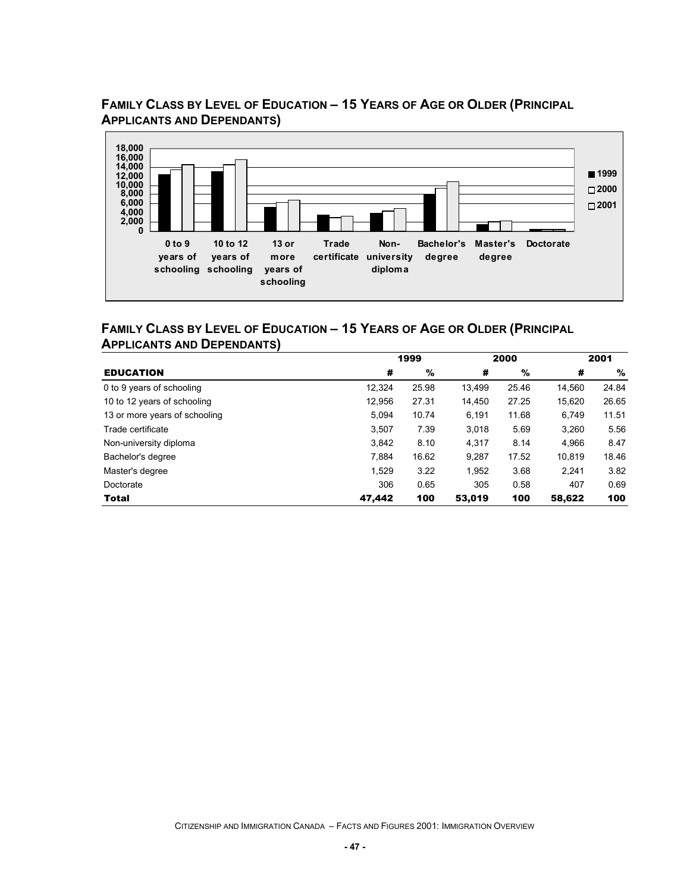## Family Class by Level of Education – 15 Years of Age or Older (Principal Applicants and Dependants)

## Family Class by Level of Education – 15 Years of Age or Older (Principal Applicants and Dependants)

| | 1999 | | 2000 | | 2001 | |
|---|---|---|---|---|---|---|
| **EDUCATION** | **#** | **%** | **#** | **%** | **#** | **%** |
| 0 to 9 years of schooling | 12,324 | 25.98 | 13,499 | 25.46 | 14,560 | 24.84 |
| 10 to 12 years of schooling | 12,956 | 27.31 | 14,450 | 27.25 | 15,620 | 26.65 |
| 13 or more years of schooling | 5,094 | 10.74 | 6,191 | 11.68 | 6,749 | 11.51 |
| Trade certificate | 3,507 | 7.39 | 3,018 | 5.69 | 3,260 | 5.56 |
| Non-university diploma | 3,842 | 8.10 | 4,317 | 8.14 | 4,966 | 8.47 |
| Bachelor's degree | 7,884 | 16.62 | 9,287 | 17.52 | 10,819 | 18.46 |
| Master's degree | 1,529 | 3.22 | 1,952 | 3.68 | 2,241 | 3.82 |
| Doctorate | 306 | 0.65 | 305 | 0.58 | 407 | 0.69 |
| **Total** | **47,442** | **100** | **53,019** | **100** | **58,622** | **100** |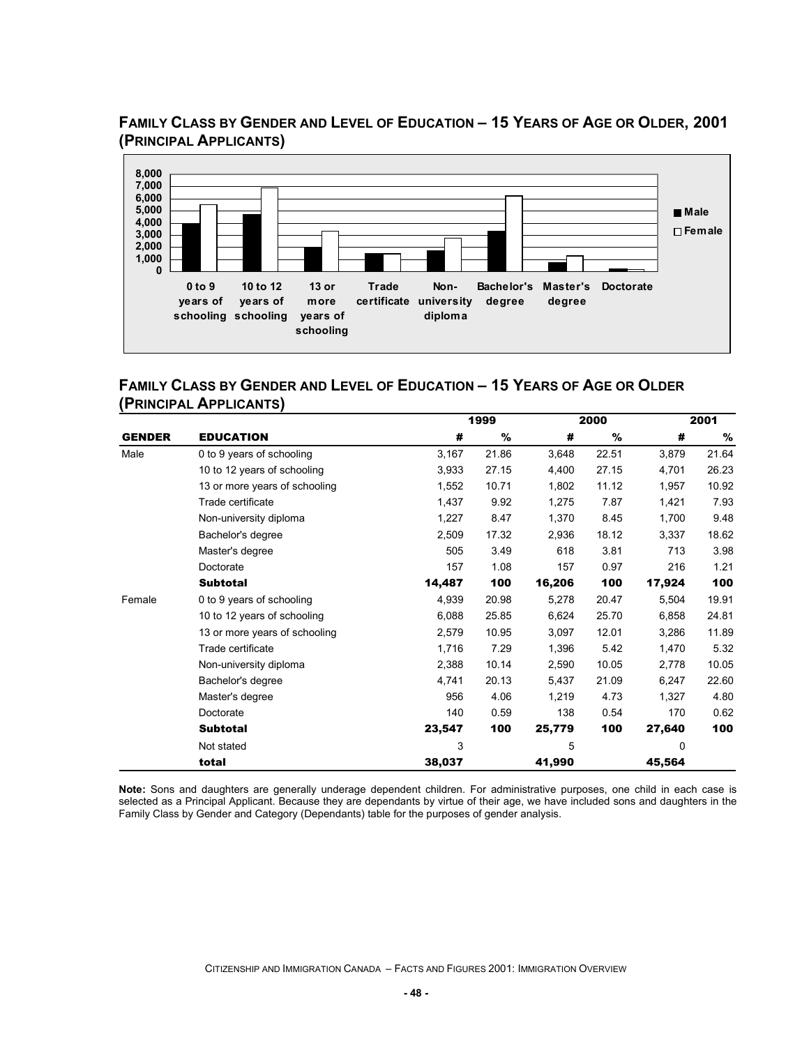## Family Class by Gender and Level of Education – 15 Years of Age or Older, 2001 (Principal Applicants)

## Family Class by Gender and Level of Education – 15 Years of Age or Older (Principal Applicants)

| GENDER | EDUCATION | 1999 # | 1999 % | 2000 # | 2000 % | 2001 # | 2001 % |
|---|---|---|---|---|---|---|---|
| Male | 0 to 9 years of schooling | 3,167 | 21.86 | 3,648 | 22.51 | 3,879 | 21.64 |
| | 10 to 12 years of schooling | 3,933 | 27.15 | 4,400 | 27.15 | 4,701 | 26.23 |
| | 13 or more years of schooling | 1,552 | 10.71 | 1,802 | 11.12 | 1,957 | 10.92 |
| | Trade certificate | 1,437 | 9.92 | 1,275 | 7.87 | 1,421 | 7.93 |
| | Non-university diploma | 1,227 | 8.47 | 1,370 | 8.45 | 1,700 | 9.48 |
| | Bachelor's degree | 2,509 | 17.32 | 2,936 | 18.12 | 3,337 | 18.62 |
| | Master's degree | 505 | 3.49 | 618 | 3.81 | 713 | 3.98 |
| | Doctorate | 157 | 1.08 | 157 | 0.97 | 216 | 1.21 |
| | **Subtotal** | **14,487** | **100** | **16,206** | **100** | **17,924** | **100** |
| Female | 0 to 9 years of schooling | 4,939 | 20.98 | 5,278 | 20.47 | 5,504 | 19.91 |
| | 10 to 12 years of schooling | 6,088 | 25.85 | 6,624 | 25.70 | 6,858 | 24.81 |
| | 13 or more years of schooling | 2,579 | 10.95 | 3,097 | 12.01 | 3,286 | 11.89 |
| | Trade certificate | 1,716 | 7.29 | 1,396 | 5.42 | 1,470 | 5.32 |
| | Non-university diploma | 2,388 | 10.14 | 2,590 | 10.05 | 2,778 | 10.05 |
| | Bachelor's degree | 4,741 | 20.13 | 5,437 | 21.09 | 6,247 | 22.60 |
| | Master's degree | 956 | 4.06 | 1,219 | 4.73 | 1,327 | 4.80 |
| | Doctorate | 140 | 0.59 | 138 | 0.54 | 170 | 0.62 |
| | **Subtotal** | **23,547** | **100** | **25,779** | **100** | **27,640** | **100** |
| | Not stated | 3 | | 5 | | 0 | |
| | **total** | **38,037** | | **41,990** | | **45,564** | |

**Note:** Sons and daughters are generally underage dependent children. For administrative purposes, one child in each case is selected as a Principal Applicant. Because they are dependants by virtue of their age, we have included sons and daughters in the Family Class by Gender and Category (Dependants) table for the purposes of gender analysis.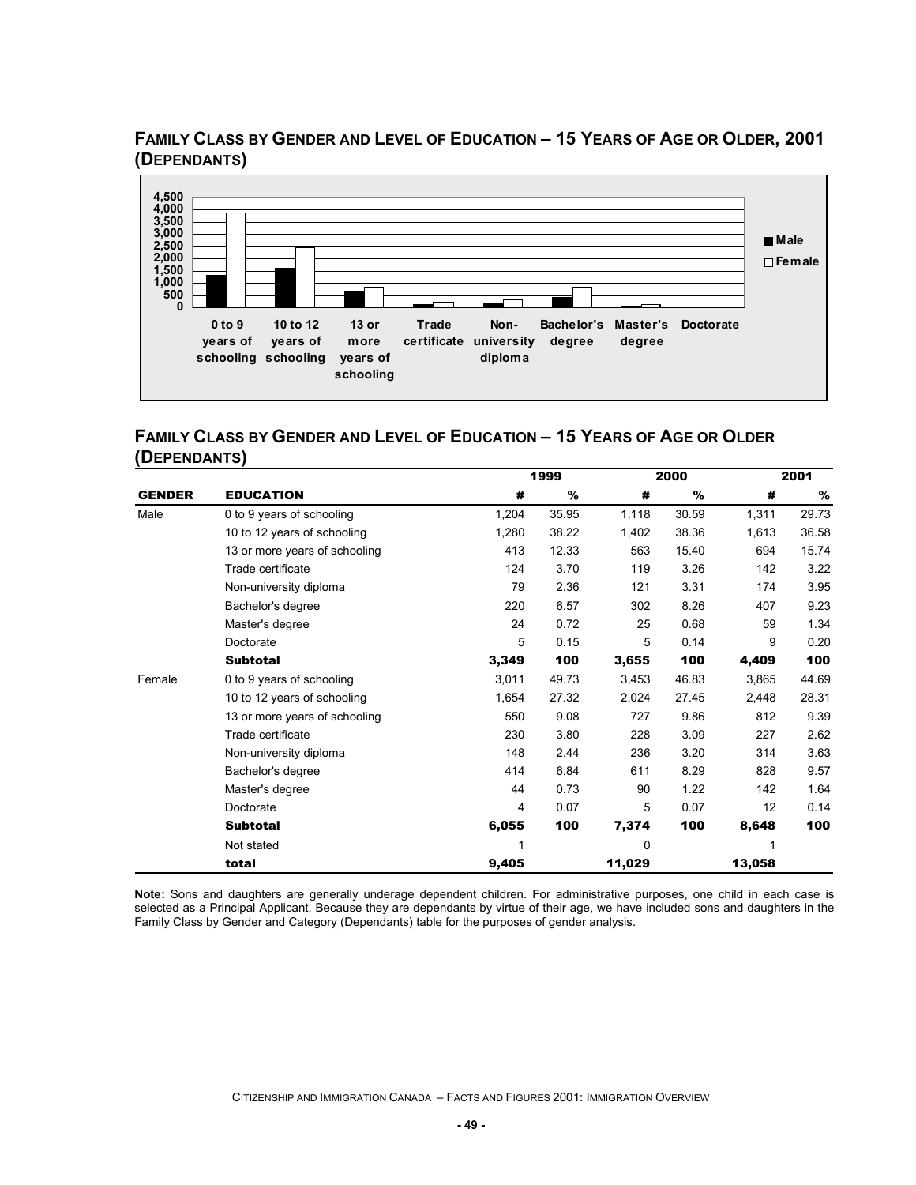## Family Class by Gender and Level of Education – 15 Years of Age or Older, 2001 (Dependants)

## Family Class by Gender and Level of Education – 15 Years of Age or Older (Dependants)

| GENDER | EDUCATION | 1999 | | 2000 | | 2001 | |
|---|---|---|---|---|---|---|---|
| | | # | % | # | % | # | % |
| Male | 0 to 9 years of schooling | 1,204 | 35.95 | 1,118 | 30.59 | 1,311 | 29.73 |
| | 10 to 12 years of schooling | 1,280 | 38.22 | 1,402 | 38.36 | 1,613 | 36.58 |
| | 13 or more years of schooling | 413 | 12.33 | 563 | 15.40 | 694 | 15.74 |
| | Trade certificate | 124 | 3.70 | 119 | 3.26 | 142 | 3.22 |
| | Non-university diploma | 79 | 2.36 | 121 | 3.31 | 174 | 3.95 |
| | Bachelor's degree | 220 | 6.57 | 302 | 8.26 | 407 | 9.23 |
| | Master's degree | 24 | 0.72 | 25 | 0.68 | 59 | 1.34 |
| | Doctorate | 5 | 0.15 | 5 | 0.14 | 9 | 0.20 |
| | **Subtotal** | **3,349** | **100** | **3,655** | **100** | **4,409** | **100** |
| Female | 0 to 9 years of schooling | 3,011 | 49.73 | 3,453 | 46.83 | 3,865 | 44.69 |
| | 10 to 12 years of schooling | 1,654 | 27.32 | 2,024 | 27.45 | 2,448 | 28.31 |
| | 13 or more years of schooling | 550 | 9.08 | 727 | 9.86 | 812 | 9.39 |
| | Trade certificate | 230 | 3.80 | 228 | 3.09 | 227 | 2.62 |
| | Non-university diploma | 148 | 2.44 | 236 | 3.20 | 314 | 3.63 |
| | Bachelor's degree | 414 | 6.84 | 611 | 8.29 | 828 | 9.57 |
| | Master's degree | 44 | 0.73 | 90 | 1.22 | 142 | 1.64 |
| | Doctorate | 4 | 0.07 | 5 | 0.07 | 12 | 0.14 |
| | **Subtotal** | **6,055** | **100** | **7,374** | **100** | **8,648** | **100** |
| | Not stated | 1 | | 0 | | 1 | |
| | **total** | **9,405** | | **11,029** | | **13,058** | |

**Note:** Sons and daughters are generally underage dependent children. For administrative purposes, one child in each case is selected as a Principal Applicant. Because they are dependants by virtue of their age, we have included sons and daughters in the Family Class by Gender and Category (Dependants) table for the purposes of gender analysis.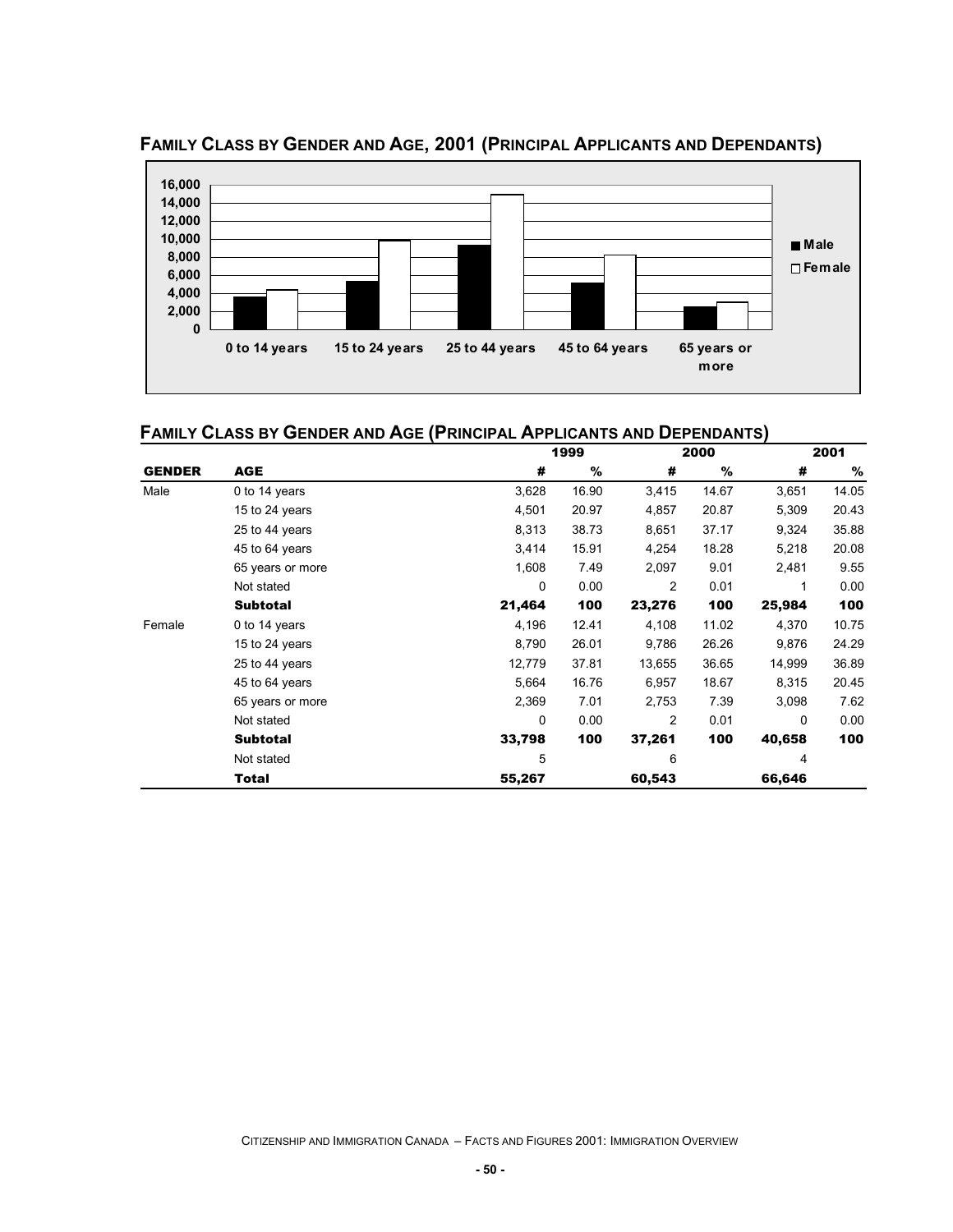## Family Class by Gender and Age, 2001 (Principal Applicants and Dependants)

## Family Class by Gender and Age (Principal Applicants and Dependants)

| GENDER | AGE | 1999 # | 1999 % | 2000 # | 2000 % | 2001 # | 2001 % |
|---|---|---|---|---|---|---|---|
| Male | 0 to 14 years | 3,628 | 16.90 | 3,415 | 14.67 | 3,651 | 14.05 |
| | 15 to 24 years | 4,501 | 20.97 | 4,857 | 20.87 | 5,309 | 20.43 |
| | 25 to 44 years | 8,313 | 38.73 | 8,651 | 37.17 | 9,324 | 35.88 |
| | 45 to 64 years | 3,414 | 15.91 | 4,254 | 18.28 | 5,218 | 20.08 |
| | 65 years or more | 1,608 | 7.49 | 2,097 | 9.01 | 2,481 | 9.55 |
| | Not stated | 0 | 0.00 | 2 | 0.01 | 1 | 0.00 |
| | **Subtotal** | **21,464** | **100** | **23,276** | **100** | **25,984** | **100** |
| Female | 0 to 14 years | 4,196 | 12.41 | 4,108 | 11.02 | 4,370 | 10.75 |
| | 15 to 24 years | 8,790 | 26.01 | 9,786 | 26.26 | 9,876 | 24.29 |
| | 25 to 44 years | 12,779 | 37.81 | 13,655 | 36.65 | 14,999 | 36.89 |
| | 45 to 64 years | 5,664 | 16.76 | 6,957 | 18.67 | 8,315 | 20.45 |
| | 65 years or more | 2,369 | 7.01 | 2,753 | 7.39 | 3,098 | 7.62 |
| | Not stated | 0 | 0.00 | 2 | 0.01 | 0 | 0.00 |
| | **Subtotal** | **33,798** | **100** | **37,261** | **100** | **40,658** | **100** |
| | Not stated | 5 | | 6 | | 4 | |
| | **Total** | **55,267** | | **60,543** | | **66,646** | |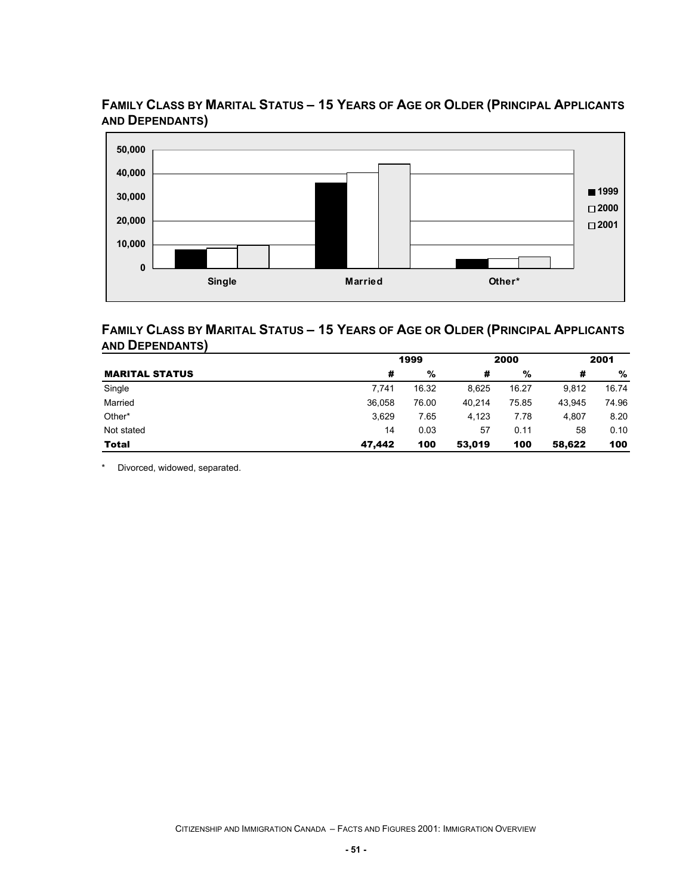## FAMILY CLASS BY MARITAL STATUS – 15 YEARS OF AGE OR OLDER (PRINCIPAL APPLICANTS AND DEPENDANTS)

## FAMILY CLASS BY MARITAL STATUS – 15 YEARS OF AGE OR OLDER (PRINCIPAL APPLICANTS AND DEPENDANTS)

| | 1999 | | 2000 | | 2001 | |
|---|---|---|---|---|---|---|
| **MARITAL STATUS** | **#** | **%** | **#** | **%** | **#** | **%** |
| Single | 7,741 | 16.32 | 8,625 | 16.27 | 9,812 | 16.74 |
| Married | 36,058 | 76.00 | 40,214 | 75.85 | 43,945 | 74.96 |
| Other* | 3,629 | 7.65 | 4,123 | 7.78 | 4,807 | 8.20 |
| Not stated | 14 | 0.03 | 57 | 0.11 | 58 | 0.10 |
| **Total** | **47,442** | **100** | **53,019** | **100** | **58,622** | **100** |

\* Divorced, widowed, separated.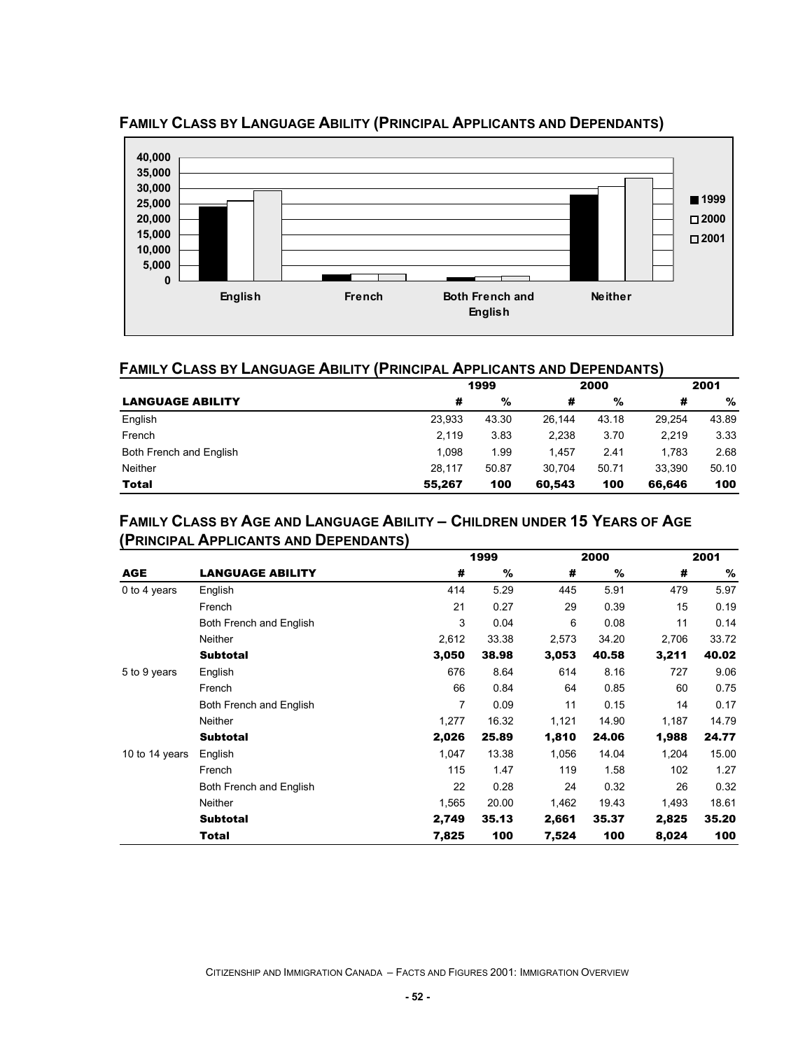## Family Class by Language Ability (Principal Applicants and Dependants)

## Family Class by Language Ability (Principal Applicants and Dependants)

| LANGUAGE ABILITY | 1999 # | 1999 % | 2000 # | 2000 % | 2001 # | 2001 % |
|---|---|---|---|---|---|---|
| English | 23,933 | 43.30 | 26,144 | 43.18 | 29,254 | 43.89 |
| French | 2,119 | 3.83 | 2,238 | 3.70 | 2,219 | 3.33 |
| Both French and English | 1,098 | 1.99 | 1,457 | 2.41 | 1,783 | 2.68 |
| Neither | 28,117 | 50.87 | 30,704 | 50.71 | 33,390 | 50.10 |
| **Total** | **55,267** | **100** | **60,543** | **100** | **66,646** | **100** |

## Family Class by Age and Language Ability – Children under 15 Years of Age (Principal Applicants and Dependants)

| AGE | LANGUAGE ABILITY | 1999 # | 1999 % | 2000 # | 2000 % | 2001 # | 2001 % |
|---|---|---|---|---|---|---|---|
| 0 to 4 years | English | 414 | 5.29 | 445 | 5.91 | 479 | 5.97 |
| | French | 21 | 0.27 | 29 | 0.39 | 15 | 0.19 |
| | Both French and English | 3 | 0.04 | 6 | 0.08 | 11 | 0.14 |
| | Neither | 2,612 | 33.38 | 2,573 | 34.20 | 2,706 | 33.72 |
| | **Subtotal** | **3,050** | **38.98** | **3,053** | **40.58** | **3,211** | **40.02** |
| 5 to 9 years | English | 676 | 8.64 | 614 | 8.16 | 727 | 9.06 |
| | French | 66 | 0.84 | 64 | 0.85 | 60 | 0.75 |
| | Both French and English | 7 | 0.09 | 11 | 0.15 | 14 | 0.17 |
| | Neither | 1,277 | 16.32 | 1,121 | 14.90 | 1,187 | 14.79 |
| | **Subtotal** | **2,026** | **25.89** | **1,810** | **24.06** | **1,988** | **24.77** |
| 10 to 14 years | English | 1,047 | 13.38 | 1,056 | 14.04 | 1,204 | 15.00 |
| | French | 115 | 1.47 | 119 | 1.58 | 102 | 1.27 |
| | Both French and English | 22 | 0.28 | 24 | 0.32 | 26 | 0.32 |
| | Neither | 1,565 | 20.00 | 1,462 | 19.43 | 1,493 | 18.61 |
| | **Subtotal** | **2,749** | **35.13** | **2,661** | **35.37** | **2,825** | **35.20** |
| | **Total** | **7,825** | **100** | **7,524** | **100** | **8,024** | **100** |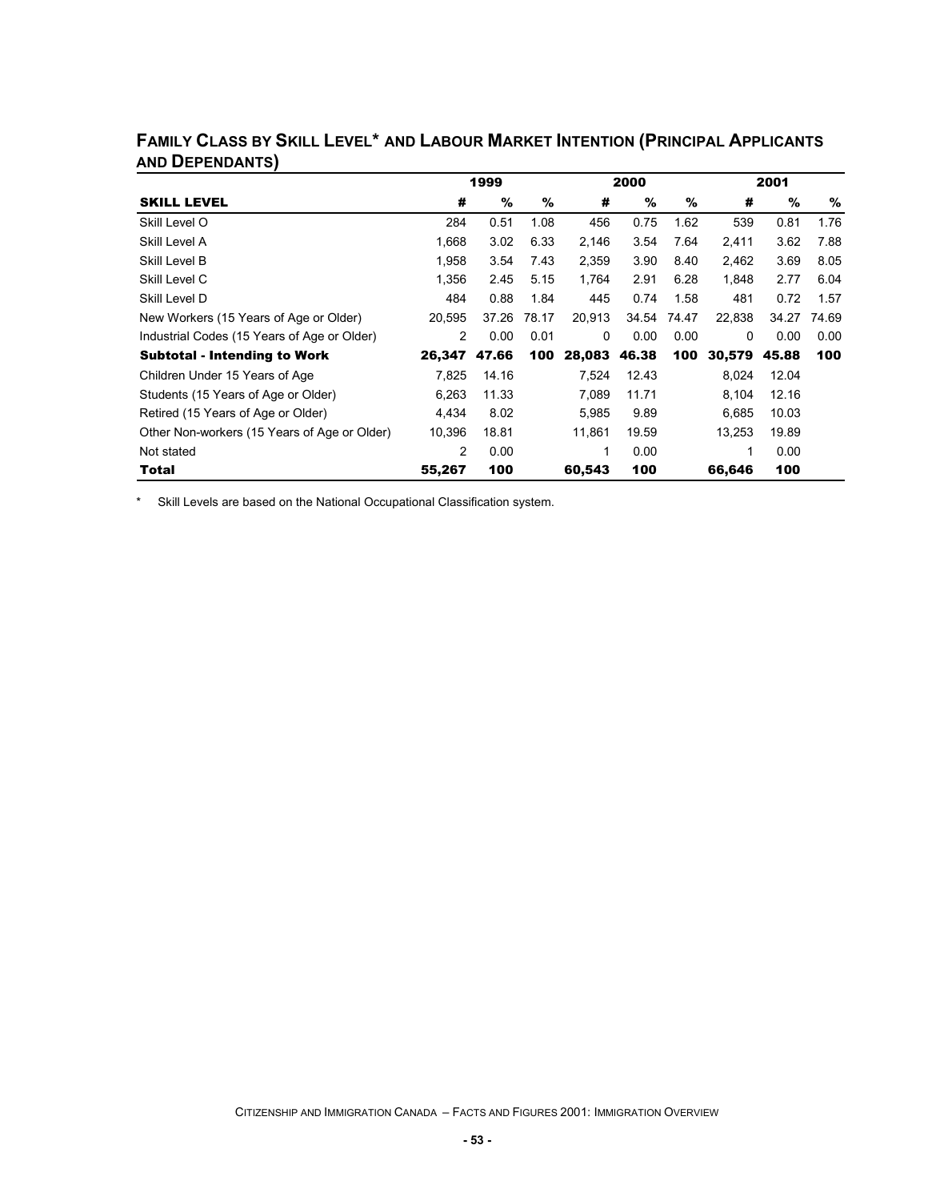## Family Class by Skill Level* and Labour Market Intention (Principal Applicants and Dependants)

| | 1999 | | | 2000 | | | 2001 | | |
|---|---|---|---|---|---|---|---|---|---|
| **SKILL LEVEL** | **#** | **%** | **%** | **#** | **%** | **%** | **#** | **%** | **%** |
| Skill Level O | 284 | 0.51 | 1.08 | 456 | 0.75 | 1.62 | 539 | 0.81 | 1.76 |
| Skill Level A | 1,668 | 3.02 | 6.33 | 2,146 | 3.54 | 7.64 | 2,411 | 3.62 | 7.88 |
| Skill Level B | 1,958 | 3.54 | 7.43 | 2,359 | 3.90 | 8.40 | 2,462 | 3.69 | 8.05 |
| Skill Level C | 1,356 | 2.45 | 5.15 | 1,764 | 2.91 | 6.28 | 1,848 | 2.77 | 6.04 |
| Skill Level D | 484 | 0.88 | 1.84 | 445 | 0.74 | 1.58 | 481 | 0.72 | 1.57 |
| New Workers (15 Years of Age or Older) | 20,595 | 37.26 | 78.17 | 20,913 | 34.54 | 74.47 | 22,838 | 34.27 | 74.69 |
| Industrial Codes (15 Years of Age or Older) | 2 | 0.00 | 0.01 | 0 | 0.00 | 0.00 | 0 | 0.00 | 0.00 |
| **Subtotal - Intending to Work** | **26,347** | **47.66** | **100** | **28,083** | **46.38** | **100** | **30,579** | **45.88** | **100** |
| Children Under 15 Years of Age | 7,825 | 14.16 | | 7,524 | 12.43 | | 8,024 | 12.04 | |
| Students (15 Years of Age or Older) | 6,263 | 11.33 | | 7,089 | 11.71 | | 8,104 | 12.16 | |
| Retired (15 Years of Age or Older) | 4,434 | 8.02 | | 5,985 | 9.89 | | 6,685 | 10.03 | |
| Other Non-workers (15 Years of Age or Older) | 10,396 | 18.81 | | 11,861 | 19.59 | | 13,253 | 19.89 | |
| Not stated | 2 | 0.00 | | 1 | 0.00 | | 1 | 0.00 | |
| **Total** | **55,267** | **100** | | **60,543** | **100** | | **66,646** | **100** | |

\* Skill Levels are based on the National Occupational Classification system.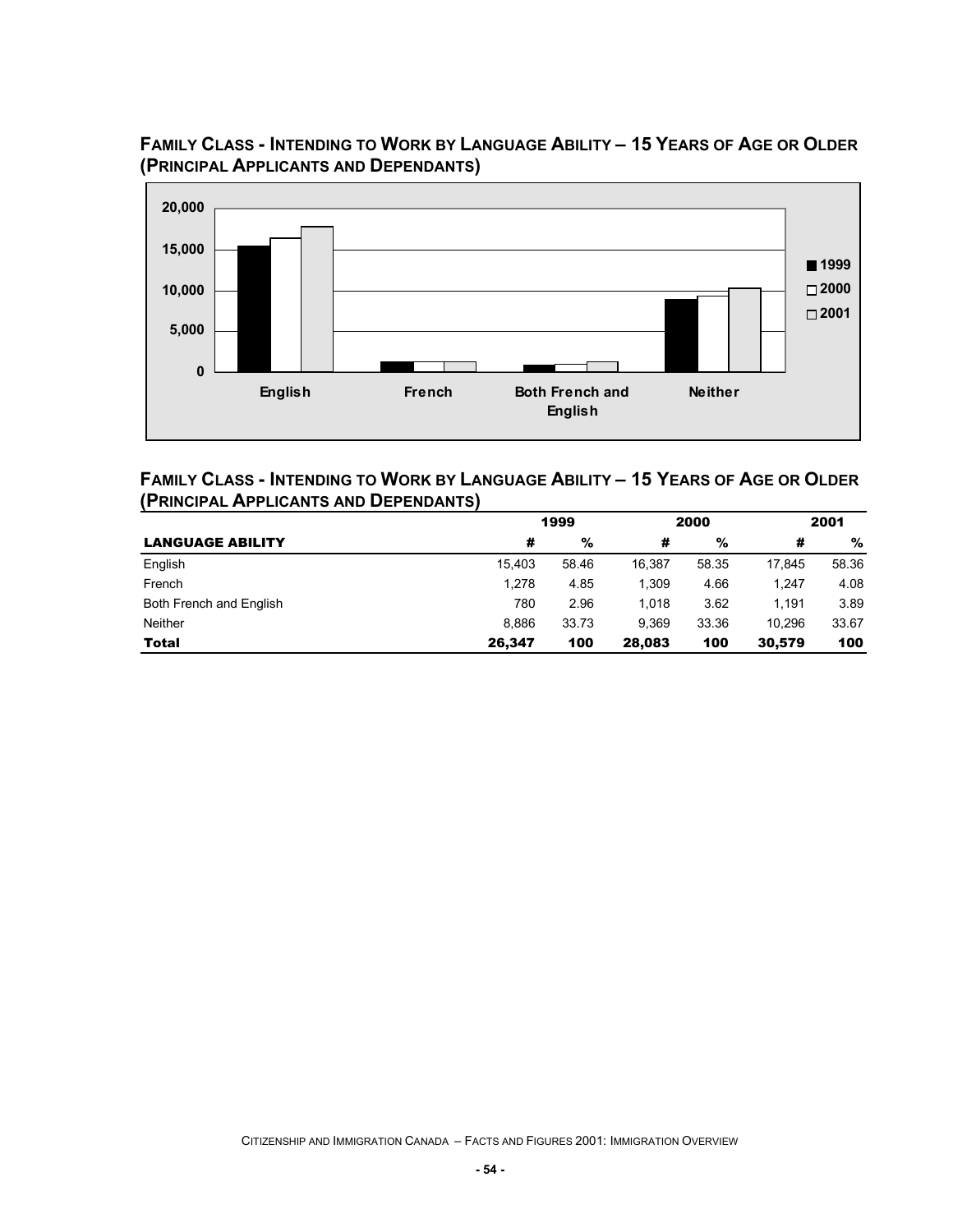## FAMILY CLASS - INTENDING TO WORK BY LANGUAGE ABILITY – 15 YEARS OF AGE OR OLDER (PRINCIPAL APPLICANTS AND DEPENDANTS)

## FAMILY CLASS - INTENDING TO WORK BY LANGUAGE ABILITY – 15 YEARS OF AGE OR OLDER (PRINCIPAL APPLICANTS AND DEPENDANTS)

| | 1999 | | 2000 | | 2001 | |
|---|---|---|---|---|---|---|
| **LANGUAGE ABILITY** | **#** | **%** | **#** | **%** | **#** | **%** |
| English | 15,403 | 58.46 | 16,387 | 58.35 | 17,845 | 58.36 |
| French | 1,278 | 4.85 | 1,309 | 4.66 | 1,247 | 4.08 |
| Both French and English | 780 | 2.96 | 1,018 | 3.62 | 1,191 | 3.89 |
| Neither | 8,886 | 33.73 | 9,369 | 33.36 | 10,296 | 33.67 |
| **Total** | **26,347** | **100** | **28,083** | **100** | **30,579** | **100** |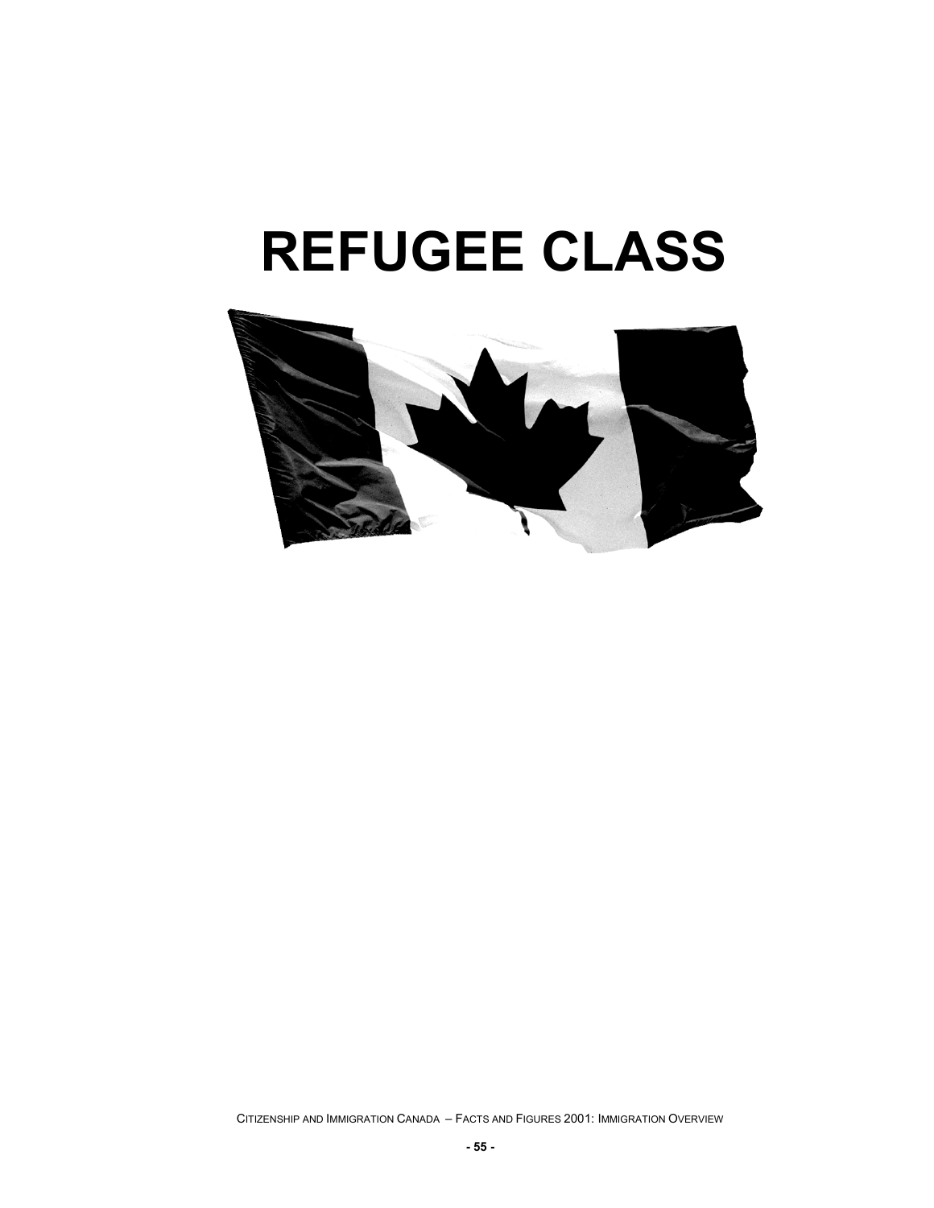# REFUGEE CLASS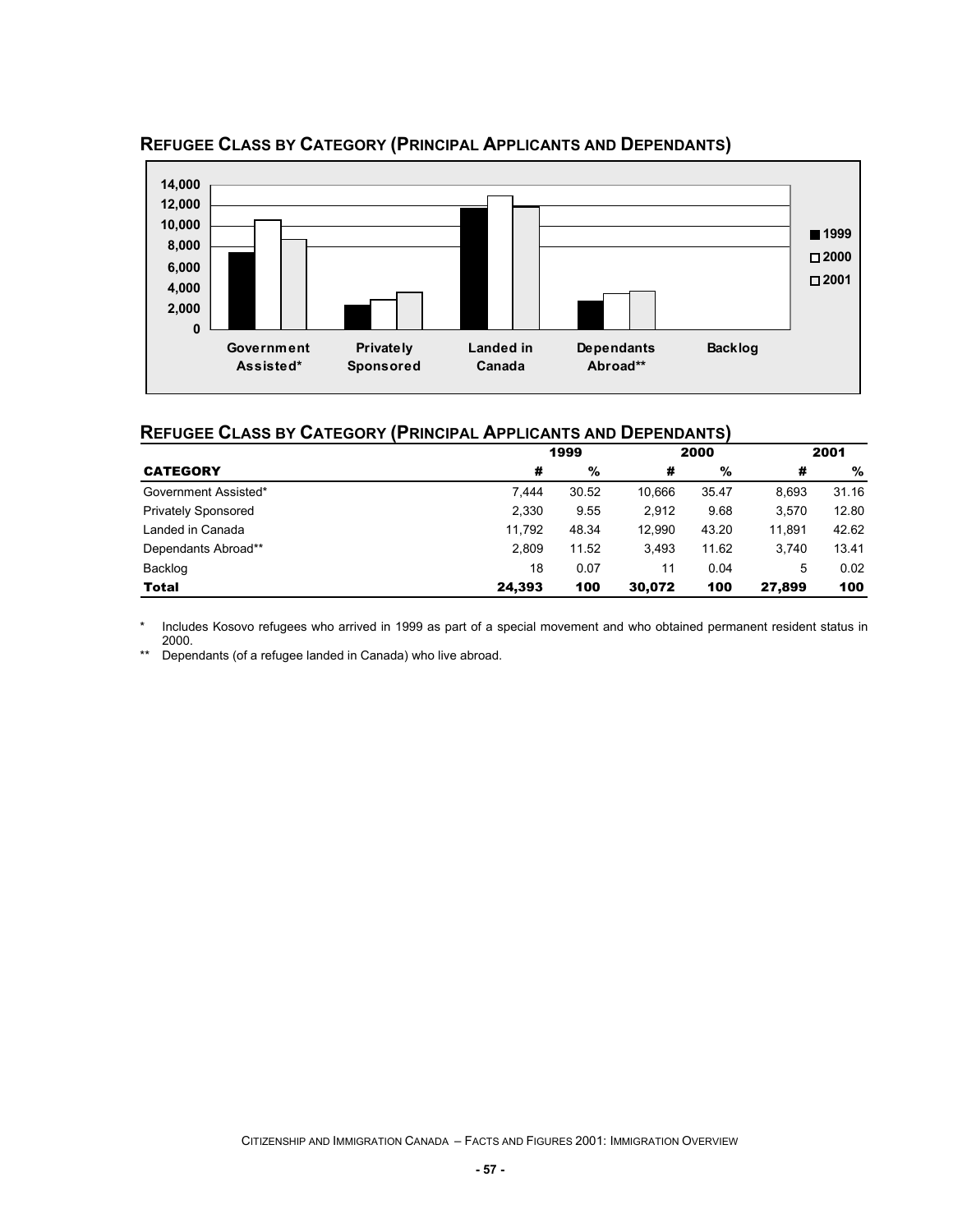## Refugee Class by Category (Principal Applicants and Dependants)

## Refugee Class by Category (Principal Applicants and Dependants)

| CATEGORY | 1999 # | 1999 % | 2000 # | 2000 % | 2001 # | 2001 % |
|---|---|---|---|---|---|---|
| Government Assisted* | 7,444 | 30.52 | 10,666 | 35.47 | 8,693 | 31.16 |
| Privately Sponsored | 2,330 | 9.55 | 2,912 | 9.68 | 3,570 | 12.80 |
| Landed in Canada | 11,792 | 48.34 | 12,990 | 43.20 | 11,891 | 42.62 |
| Dependants Abroad** | 2,809 | 11.52 | 3,493 | 11.62 | 3,740 | 13.41 |
| Backlog | 18 | 0.07 | 11 | 0.04 | 5 | 0.02 |
| **Total** | **24,393** | **100** | **30,072** | **100** | **27,899** | **100** |

\* Includes Kosovo refugees who arrived in 1999 as part of a special movement and who obtained permanent resident status in 2000.

\*\* Dependants (of a refugee landed in Canada) who live abroad.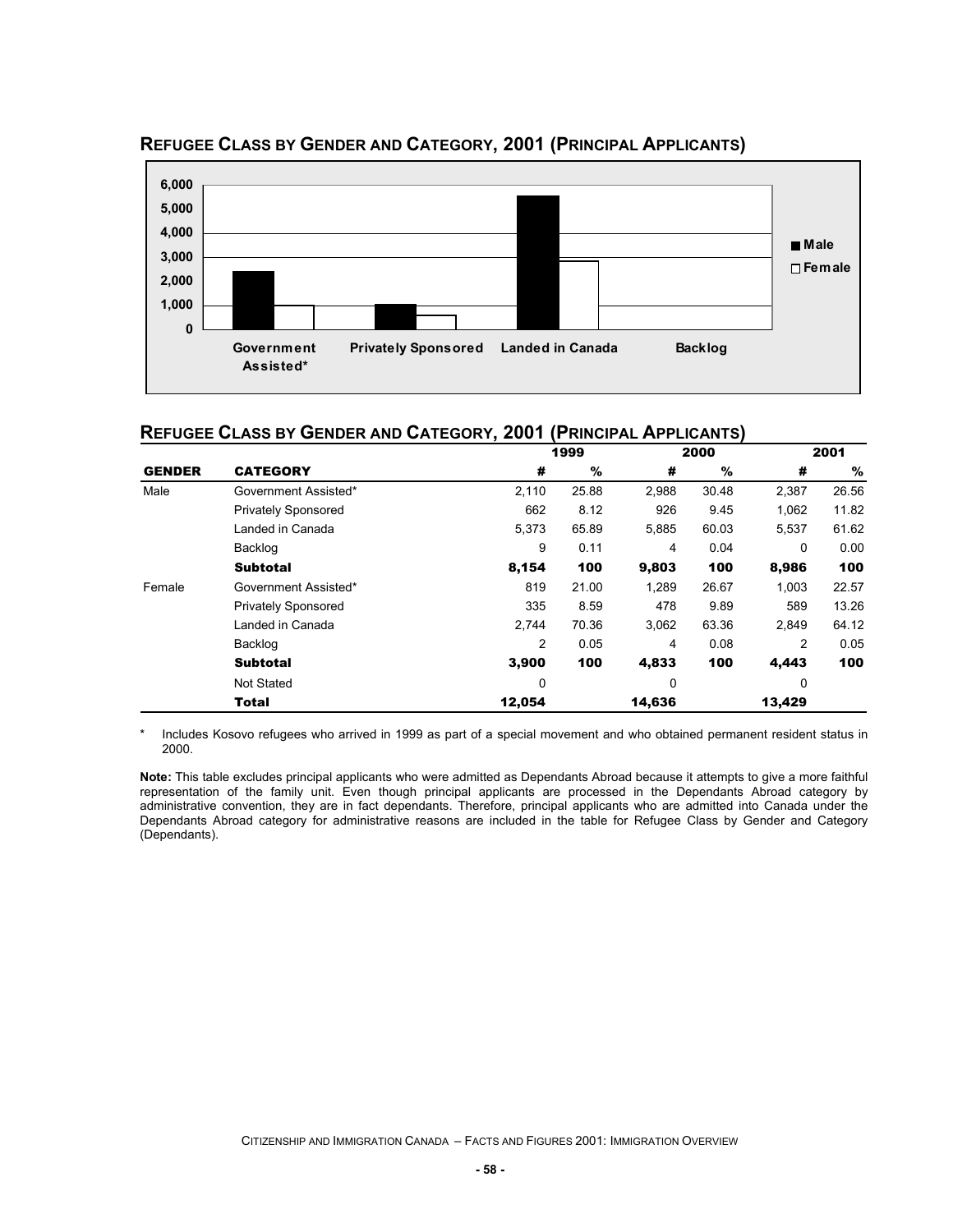## Refugee Class by Gender and Category, 2001 (Principal Applicants)

## Refugee Class by Gender and Category, 2001 (Principal Applicants)

| GENDER | CATEGORY | 1999 # | 1999 % | 2000 # | 2000 % | 2001 # | 2001 % |
|---|---|---|---|---|---|---|---|
| Male | Government Assisted* | 2,110 | 25.88 | 2,988 | 30.48 | 2,387 | 26.56 |
| | Privately Sponsored | 662 | 8.12 | 926 | 9.45 | 1,062 | 11.82 |
| | Landed in Canada | 5,373 | 65.89 | 5,885 | 60.03 | 5,537 | 61.62 |
| | Backlog | 9 | 0.11 | 4 | 0.04 | 0 | 0.00 |
| | **Subtotal** | **8,154** | **100** | **9,803** | **100** | **8,986** | **100** |
| Female | Government Assisted* | 819 | 21.00 | 1,289 | 26.67 | 1,003 | 22.57 |
| | Privately Sponsored | 335 | 8.59 | 478 | 9.89 | 589 | 13.26 |
| | Landed in Canada | 2,744 | 70.36 | 3,062 | 63.36 | 2,849 | 64.12 |
| | Backlog | 2 | 0.05 | 4 | 0.08 | 2 | 0.05 |
| | **Subtotal** | **3,900** | **100** | **4,833** | **100** | **4,443** | **100** |
| | Not Stated | 0 | | 0 | | 0 | |
| | **Total** | **12,054** | | **14,636** | | **13,429** | |

\* Includes Kosovo refugees who arrived in 1999 as part of a special movement and who obtained permanent resident status in 2000.

**Note:** This table excludes principal applicants who were admitted as Dependants Abroad because it attempts to give a more faithful representation of the family unit. Even though principal applicants are processed in the Dependants Abroad category by administrative convention, they are in fact dependants. Therefore, principal applicants who are admitted into Canada under the Dependants Abroad category for administrative reasons are included in the table for Refugee Class by Gender and Category (Dependants).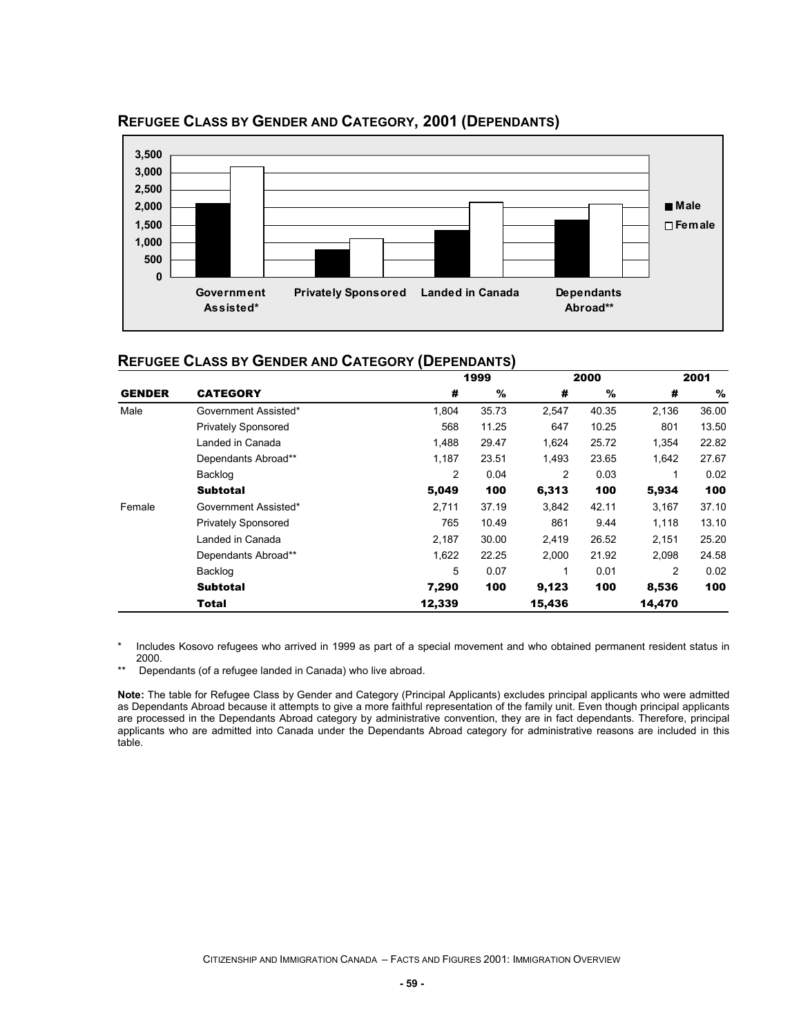## REFUGEE CLASS BY GENDER AND CATEGORY, 2001 (DEPENDANTS)

## REFUGEE CLASS BY GENDER AND CATEGORY (DEPENDANTS)

| | | 1999 | | 2000 | | 2001 | |
|---|---|---|---|---|---|---|---|
| **GENDER** | **CATEGORY** | **#** | **%** | **#** | **%** | **#** | **%** |
| Male | Government Assisted* | 1,804 | 35.73 | 2,547 | 40.35 | 2,136 | 36.00 |
| | Privately Sponsored | 568 | 11.25 | 647 | 10.25 | 801 | 13.50 |
| | Landed in Canada | 1,488 | 29.47 | 1,624 | 25.72 | 1,354 | 22.82 |
| | Dependants Abroad** | 1,187 | 23.51 | 1,493 | 23.65 | 1,642 | 27.67 |
| | Backlog | 2 | 0.04 | 2 | 0.03 | 1 | 0.02 |
| | **Subtotal** | **5,049** | **100** | **6,313** | **100** | **5,934** | **100** |
| Female | Government Assisted* | 2,711 | 37.19 | 3,842 | 42.11 | 3,167 | 37.10 |
| | Privately Sponsored | 765 | 10.49 | 861 | 9.44 | 1,118 | 13.10 |
| | Landed in Canada | 2,187 | 30.00 | 2,419 | 26.52 | 2,151 | 25.20 |
| | Dependants Abroad** | 1,622 | 22.25 | 2,000 | 21.92 | 2,098 | 24.58 |
| | Backlog | 5 | 0.07 | 1 | 0.01 | 2 | 0.02 |
| | **Subtotal** | **7,290** | **100** | **9,123** | **100** | **8,536** | **100** |
| | **Total** | **12,339** | | **15,436** | | **14,470** | |

\* Includes Kosovo refugees who arrived in 1999 as part of a special movement and who obtained permanent resident status in 2000.

\*\* Dependants (of a refugee landed in Canada) who live abroad.

**Note:** The table for Refugee Class by Gender and Category (Principal Applicants) excludes principal applicants who were admitted as Dependants Abroad because it attempts to give a more faithful representation of the family unit. Even though principal applicants are processed in the Dependants Abroad category by administrative convention, they are in fact dependants. Therefore, principal applicants who are admitted into Canada under the Dependants Abroad category for administrative reasons are included in this table.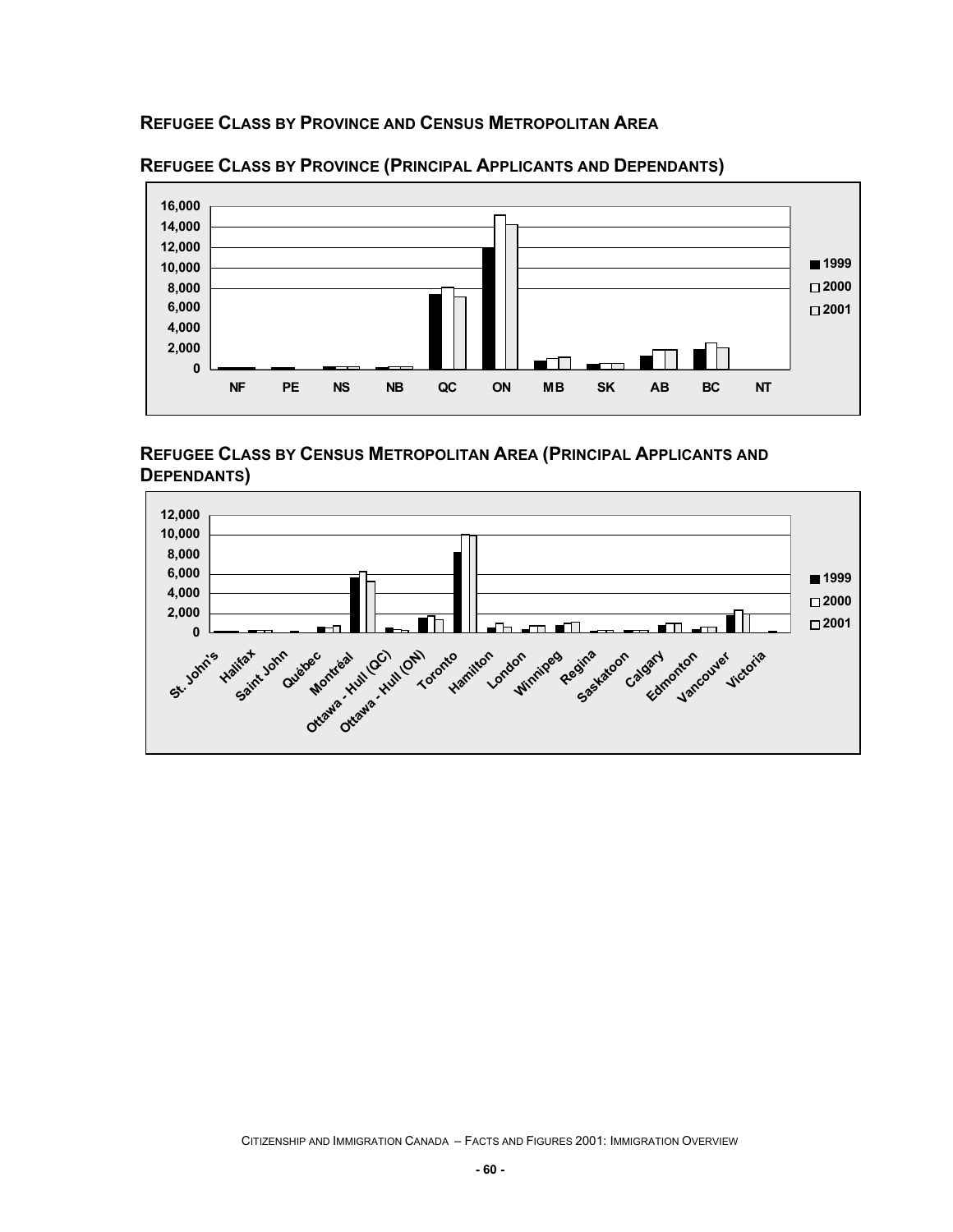## Refugee Class by Province and Census Metropolitan Area

### Refugee Class by Province (Principal Applicants and Dependants)

### Refugee Class by Census Metropolitan Area (Principal Applicants and Dependants)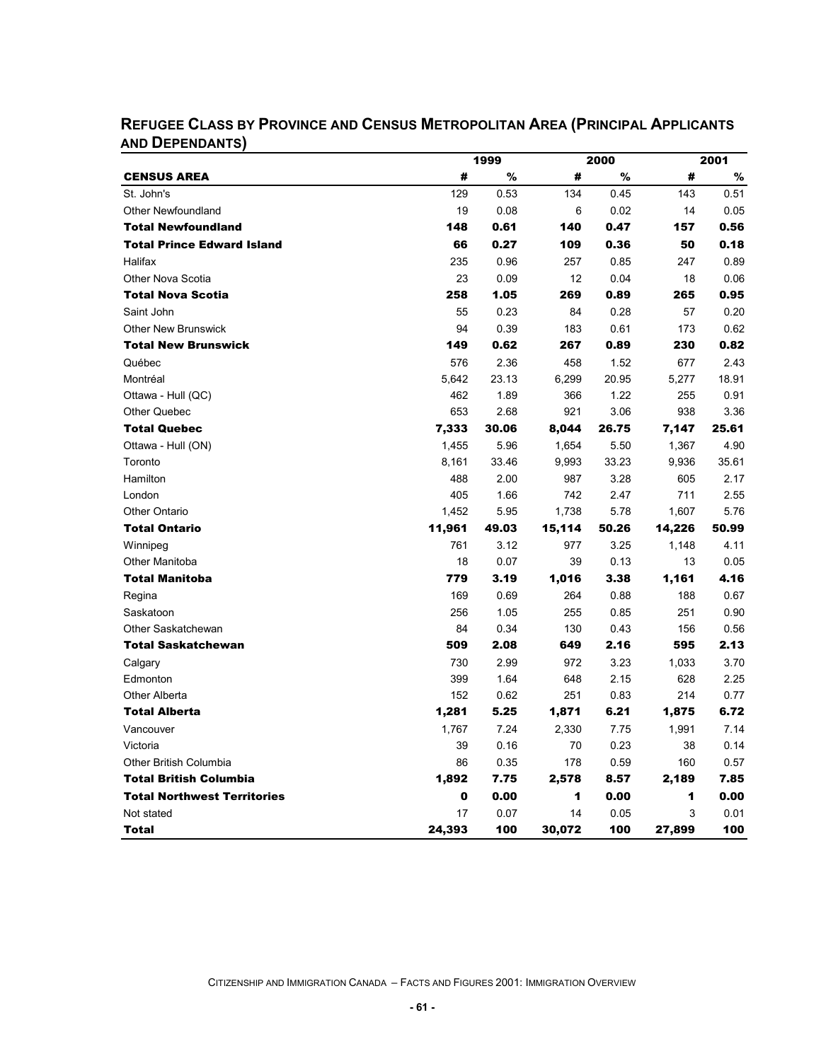## Refugee Class by Province and Census Metropolitan Area (Principal Applicants and Dependants)

| | 1999 | | 2000 | | 2001 | |
|---|---|---|---|---|---|---|
| **CENSUS AREA** | **#** | **%** | **#** | **%** | **#** | **%** |
| St. John's | 129 | 0.53 | 134 | 0.45 | 143 | 0.51 |
| Other Newfoundland | 19 | 0.08 | 6 | 0.02 | 14 | 0.05 |
| **Total Newfoundland** | **148** | **0.61** | **140** | **0.47** | **157** | **0.56** |
| **Total Prince Edward Island** | **66** | **0.27** | **109** | **0.36** | **50** | **0.18** |
| Halifax | 235 | 0.96 | 257 | 0.85 | 247 | 0.89 |
| Other Nova Scotia | 23 | 0.09 | 12 | 0.04 | 18 | 0.06 |
| **Total Nova Scotia** | **258** | **1.05** | **269** | **0.89** | **265** | **0.95** |
| Saint John | 55 | 0.23 | 84 | 0.28 | 57 | 0.20 |
| Other New Brunswick | 94 | 0.39 | 183 | 0.61 | 173 | 0.62 |
| **Total New Brunswick** | **149** | **0.62** | **267** | **0.89** | **230** | **0.82** |
| Québec | 576 | 2.36 | 458 | 1.52 | 677 | 2.43 |
| Montréal | 5,642 | 23.13 | 6,299 | 20.95 | 5,277 | 18.91 |
| Ottawa - Hull (QC) | 462 | 1.89 | 366 | 1.22 | 255 | 0.91 |
| Other Quebec | 653 | 2.68 | 921 | 3.06 | 938 | 3.36 |
| **Total Quebec** | **7,333** | **30.06** | **8,044** | **26.75** | **7,147** | **25.61** |
| Ottawa - Hull (ON) | 1,455 | 5.96 | 1,654 | 5.50 | 1,367 | 4.90 |
| Toronto | 8,161 | 33.46 | 9,993 | 33.23 | 9,936 | 35.61 |
| Hamilton | 488 | 2.00 | 987 | 3.28 | 605 | 2.17 |
| London | 405 | 1.66 | 742 | 2.47 | 711 | 2.55 |
| Other Ontario | 1,452 | 5.95 | 1,738 | 5.78 | 1,607 | 5.76 |
| **Total Ontario** | **11,961** | **49.03** | **15,114** | **50.26** | **14,226** | **50.99** |
| Winnipeg | 761 | 3.12 | 977 | 3.25 | 1,148 | 4.11 |
| Other Manitoba | 18 | 0.07 | 39 | 0.13 | 13 | 0.05 |
| **Total Manitoba** | **779** | **3.19** | **1,016** | **3.38** | **1,161** | **4.16** |
| Regina | 169 | 0.69 | 264 | 0.88 | 188 | 0.67 |
| Saskatoon | 256 | 1.05 | 255 | 0.85 | 251 | 0.90 |
| Other Saskatchewan | 84 | 0.34 | 130 | 0.43 | 156 | 0.56 |
| **Total Saskatchewan** | **509** | **2.08** | **649** | **2.16** | **595** | **2.13** |
| Calgary | 730 | 2.99 | 972 | 3.23 | 1,033 | 3.70 |
| Edmonton | 399 | 1.64 | 648 | 2.15 | 628 | 2.25 |
| Other Alberta | 152 | 0.62 | 251 | 0.83 | 214 | 0.77 |
| **Total Alberta** | **1,281** | **5.25** | **1,871** | **6.21** | **1,875** | **6.72** |
| Vancouver | 1,767 | 7.24 | 2,330 | 7.75 | 1,991 | 7.14 |
| Victoria | 39 | 0.16 | 70 | 0.23 | 38 | 0.14 |
| Other British Columbia | 86 | 0.35 | 178 | 0.59 | 160 | 0.57 |
| **Total British Columbia** | **1,892** | **7.75** | **2,578** | **8.57** | **2,189** | **7.85** |
| **Total Northwest Territories** | **0** | **0.00** | **1** | **0.00** | **1** | **0.00** |
| Not stated | 17 | 0.07 | 14 | 0.05 | 3 | 0.01 |
| **Total** | **24,393** | **100** | **30,072** | **100** | **27,899** | **100** |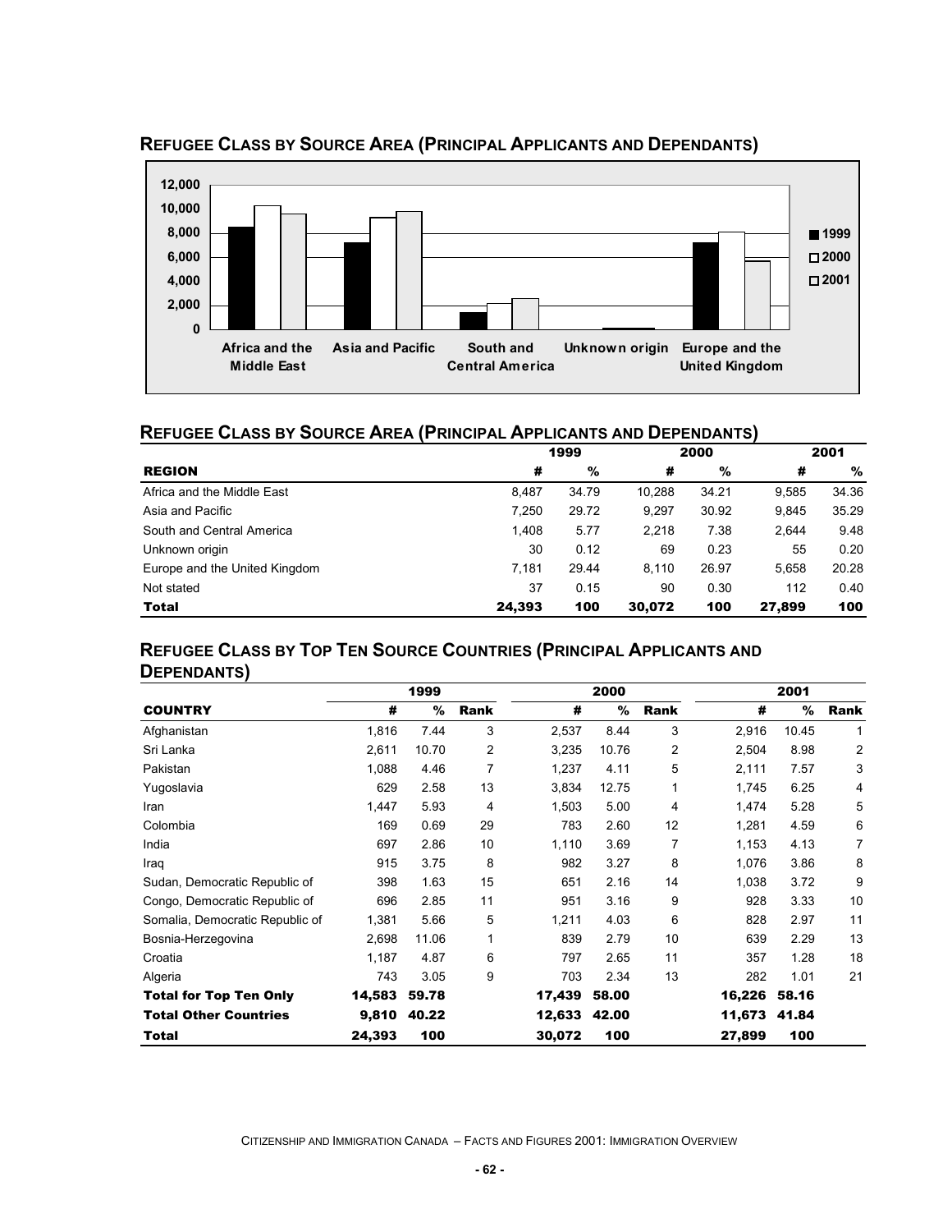## Refugee Class by Source Area (Principal Applicants and Dependants)

## Refugee Class by Source Area (Principal Applicants and Dependants)

| | 1999 | | 2000 | | 2001 | |
|---|---|---|---|---|---|---|
| **REGION** | **#** | **%** | **#** | **%** | **#** | **%** |
| Africa and the Middle East | 8,487 | 34.79 | 10,288 | 34.21 | 9,585 | 34.36 |
| Asia and Pacific | 7,250 | 29.72 | 9,297 | 30.92 | 9,845 | 35.29 |
| South and Central America | 1,408 | 5.77 | 2,218 | 7.38 | 2,644 | 9.48 |
| Unknown origin | 30 | 0.12 | 69 | 0.23 | 55 | 0.20 |
| Europe and the United Kingdom | 7,181 | 29.44 | 8,110 | 26.97 | 5,658 | 20.28 |
| Not stated | 37 | 0.15 | 90 | 0.30 | 112 | 0.40 |
| **Total** | **24,393** | **100** | **30,072** | **100** | **27,899** | **100** |

## Refugee Class by Top Ten Source Countries (Principal Applicants and Dependants)

| | 1999 | | | 2000 | | | 2001 | | |
|---|---|---|---|---|---|---|---|---|---|
| **COUNTRY** | **#** | **%** | **Rank** | **#** | **%** | **Rank** | **#** | **%** | **Rank** |
| Afghanistan | 1,816 | 7.44 | 3 | 2,537 | 8.44 | 3 | 2,916 | 10.45 | 1 |
| Sri Lanka | 2,611 | 10.70 | 2 | 3,235 | 10.76 | 2 | 2,504 | 8.98 | 2 |
| Pakistan | 1,088 | 4.46 | 7 | 1,237 | 4.11 | 5 | 2,111 | 7.57 | 3 |
| Yugoslavia | 629 | 2.58 | 13 | 3,834 | 12.75 | 1 | 1,745 | 6.25 | 4 |
| Iran | 1,447 | 5.93 | 4 | 1,503 | 5.00 | 4 | 1,474 | 5.28 | 5 |
| Colombia | 169 | 0.69 | 29 | 783 | 2.60 | 12 | 1,281 | 4.59 | 6 |
| India | 697 | 2.86 | 10 | 1,110 | 3.69 | 7 | 1,153 | 4.13 | 7 |
| Iraq | 915 | 3.75 | 8 | 982 | 3.27 | 8 | 1,076 | 3.86 | 8 |
| Sudan, Democratic Republic of | 398 | 1.63 | 15 | 651 | 2.16 | 14 | 1,038 | 3.72 | 9 |
| Congo, Democratic Republic of | 696 | 2.85 | 11 | 951 | 3.16 | 9 | 928 | 3.33 | 10 |
| Somalia, Democratic Republic of | 1,381 | 5.66 | 5 | 1,211 | 4.03 | 6 | 828 | 2.97 | 11 |
| Bosnia-Herzegovina | 2,698 | 11.06 | 1 | 839 | 2.79 | 10 | 639 | 2.29 | 13 |
| Croatia | 1,187 | 4.87 | 6 | 797 | 2.65 | 11 | 357 | 1.28 | 18 |
| Algeria | 743 | 3.05 | 9 | 703 | 2.34 | 13 | 282 | 1.01 | 21 |
| **Total for Top Ten Only** | **14,583** | **59.78** | | **17,439** | **58.00** | | **16,226** | **58.16** | |
| **Total Other Countries** | **9,810** | **40.22** | | **12,633** | **42.00** | | **11,673** | **41.84** | |
| **Total** | **24,393** | **100** | | **30,072** | **100** | | **27,899** | **100** | |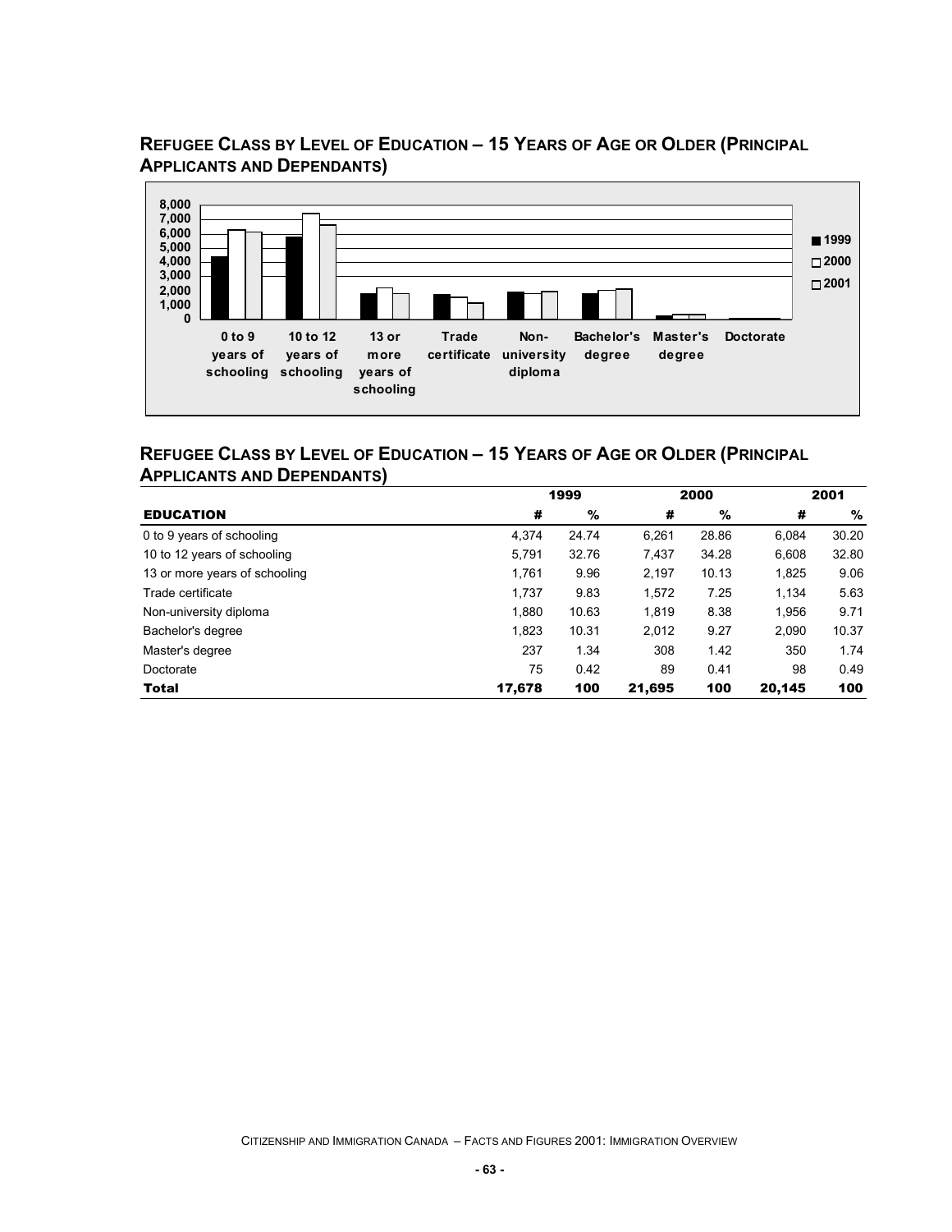## REFUGEE CLASS BY LEVEL OF EDUCATION – 15 YEARS OF AGE OR OLDER (PRINCIPAL APPLICANTS AND DEPENDANTS)

## REFUGEE CLASS BY LEVEL OF EDUCATION – 15 YEARS OF AGE OR OLDER (PRINCIPAL APPLICANTS AND DEPENDANTS)

| | 1999 | | 2000 | | 2001 | |
|---|---|---|---|---|---|---|
| **EDUCATION** | **#** | **%** | **#** | **%** | **#** | **%** |
| 0 to 9 years of schooling | 4,374 | 24.74 | 6,261 | 28.86 | 6,084 | 30.20 |
| 10 to 12 years of schooling | 5,791 | 32.76 | 7,437 | 34.28 | 6,608 | 32.80 |
| 13 or more years of schooling | 1,761 | 9.96 | 2,197 | 10.13 | 1,825 | 9.06 |
| Trade certificate | 1,737 | 9.83 | 1,572 | 7.25 | 1,134 | 5.63 |
| Non-university diploma | 1,880 | 10.63 | 1,819 | 8.38 | 1,956 | 9.71 |
| Bachelor's degree | 1,823 | 10.31 | 2,012 | 9.27 | 2,090 | 10.37 |
| Master's degree | 237 | 1.34 | 308 | 1.42 | 350 | 1.74 |
| Doctorate | 75 | 0.42 | 89 | 0.41 | 98 | 0.49 |
| **Total** | **17,678** | **100** | **21,695** | **100** | **20,145** | **100** |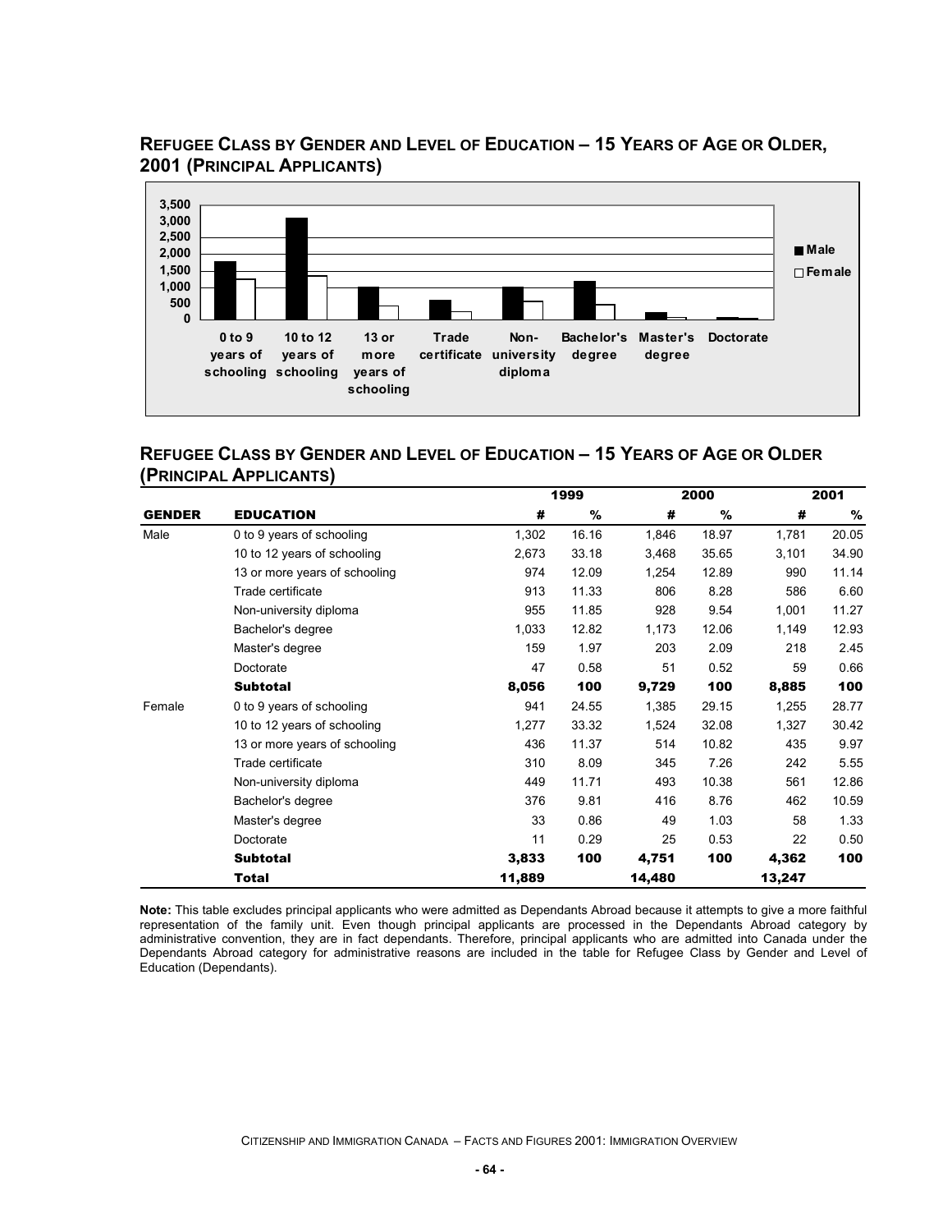## REFUGEE CLASS BY GENDER AND LEVEL OF EDUCATION – 15 YEARS OF AGE OR OLDER, 2001 (PRINCIPAL APPLICANTS)

## REFUGEE CLASS BY GENDER AND LEVEL OF EDUCATION – 15 YEARS OF AGE OR OLDER (PRINCIPAL APPLICANTS)

| | | 1999 | | 2000 | | 2001 | |
|---|---|---|---|---|---|---|---|
| **GENDER** | **EDUCATION** | **#** | **%** | **#** | **%** | **#** | **%** |
| Male | 0 to 9 years of schooling | 1,302 | 16.16 | 1,846 | 18.97 | 1,781 | 20.05 |
| | 10 to 12 years of schooling | 2,673 | 33.18 | 3,468 | 35.65 | 3,101 | 34.90 |
| | 13 or more years of schooling | 974 | 12.09 | 1,254 | 12.89 | 990 | 11.14 |
| | Trade certificate | 913 | 11.33 | 806 | 8.28 | 586 | 6.60 |
| | Non-university diploma | 955 | 11.85 | 928 | 9.54 | 1,001 | 11.27 |
| | Bachelor's degree | 1,033 | 12.82 | 1,173 | 12.06 | 1,149 | 12.93 |
| | Master's degree | 159 | 1.97 | 203 | 2.09 | 218 | 2.45 |
| | Doctorate | 47 | 0.58 | 51 | 0.52 | 59 | 0.66 |
| | **Subtotal** | **8,056** | **100** | **9,729** | **100** | **8,885** | **100** |
| Female | 0 to 9 years of schooling | 941 | 24.55 | 1,385 | 29.15 | 1,255 | 28.77 |
| | 10 to 12 years of schooling | 1,277 | 33.32 | 1,524 | 32.08 | 1,327 | 30.42 |
| | 13 or more years of schooling | 436 | 11.37 | 514 | 10.82 | 435 | 9.97 |
| | Trade certificate | 310 | 8.09 | 345 | 7.26 | 242 | 5.55 |
| | Non-university diploma | 449 | 11.71 | 493 | 10.38 | 561 | 12.86 |
| | Bachelor's degree | 376 | 9.81 | 416 | 8.76 | 462 | 10.59 |
| | Master's degree | 33 | 0.86 | 49 | 1.03 | 58 | 1.33 |
| | Doctorate | 11 | 0.29 | 25 | 0.53 | 22 | 0.50 |
| | **Subtotal** | **3,833** | **100** | **4,751** | **100** | **4,362** | **100** |
| | **Total** | **11,889** | | **14,480** | | **13,247** | |

**Note:** This table excludes principal applicants who were admitted as Dependants Abroad because it attempts to give a more faithful representation of the family unit. Even though principal applicants are processed in the Dependants Abroad category by administrative convention, they are in fact dependants. Therefore, principal applicants who are admitted into Canada under the Dependants Abroad category for administrative reasons are included in the table for Refugee Class by Gender and Level of Education (Dependants).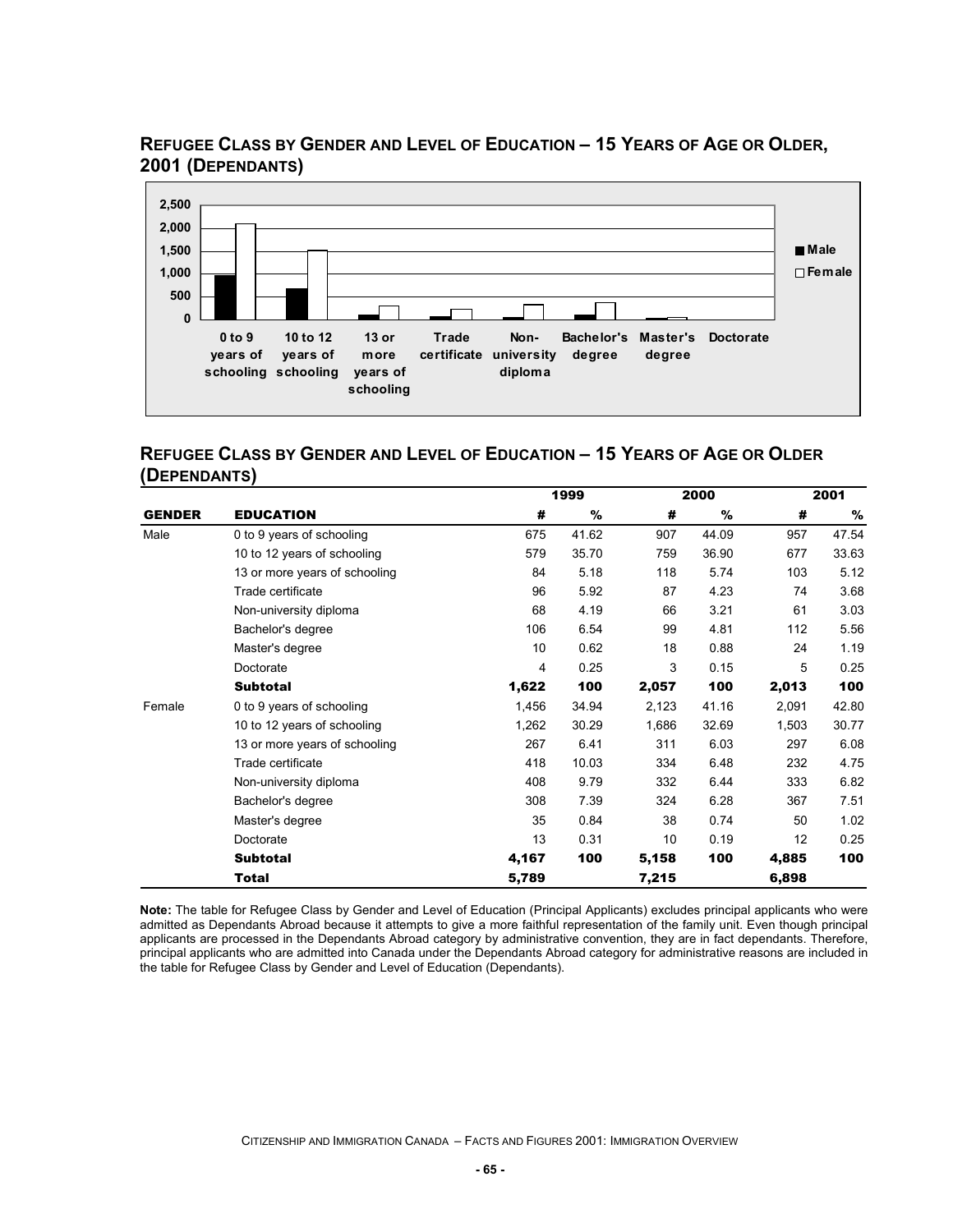## Refugee Class by Gender and Level of Education – 15 Years of Age or Older, 2001 (Dependants)

## Refugee Class by Gender and Level of Education – 15 Years of Age or Older (Dependants)

| GENDER | EDUCATION | 1999 | | 2000 | | 2001 | |
|---|---|---|---|---|---|---|---|
| | | # | % | # | % | # | % |
| Male | 0 to 9 years of schooling | 675 | 41.62 | 907 | 44.09 | 957 | 47.54 |
| | 10 to 12 years of schooling | 579 | 35.70 | 759 | 36.90 | 677 | 33.63 |
| | 13 or more years of schooling | 84 | 5.18 | 118 | 5.74 | 103 | 5.12 |
| | Trade certificate | 96 | 5.92 | 87 | 4.23 | 74 | 3.68 |
| | Non-university diploma | 68 | 4.19 | 66 | 3.21 | 61 | 3.03 |
| | Bachelor's degree | 106 | 6.54 | 99 | 4.81 | 112 | 5.56 |
| | Master's degree | 10 | 0.62 | 18 | 0.88 | 24 | 1.19 |
| | Doctorate | 4 | 0.25 | 3 | 0.15 | 5 | 0.25 |
| | **Subtotal** | **1,622** | **100** | **2,057** | **100** | **2,013** | **100** |
| Female | 0 to 9 years of schooling | 1,456 | 34.94 | 2,123 | 41.16 | 2,091 | 42.80 |
| | 10 to 12 years of schooling | 1,262 | 30.29 | 1,686 | 32.69 | 1,503 | 30.77 |
| | 13 or more years of schooling | 267 | 6.41 | 311 | 6.03 | 297 | 6.08 |
| | Trade certificate | 418 | 10.03 | 334 | 6.48 | 232 | 4.75 |
| | Non-university diploma | 408 | 9.79 | 332 | 6.44 | 333 | 6.82 |
| | Bachelor's degree | 308 | 7.39 | 324 | 6.28 | 367 | 7.51 |
| | Master's degree | 35 | 0.84 | 38 | 0.74 | 50 | 1.02 |
| | Doctorate | 13 | 0.31 | 10 | 0.19 | 12 | 0.25 |
| | **Subtotal** | **4,167** | **100** | **5,158** | **100** | **4,885** | **100** |
| | **Total** | **5,789** | | **7,215** | | **6,898** | |

**Note:** The table for Refugee Class by Gender and Level of Education (Principal Applicants) excludes principal applicants who were admitted as Dependants Abroad because it attempts to give a more faithful representation of the family unit. Even though principal applicants are processed in the Dependants Abroad category by administrative convention, they are in fact dependants. Therefore, principal applicants who are admitted into Canada under the Dependants Abroad category for administrative reasons are included in the table for Refugee Class by Gender and Level of Education (Dependants).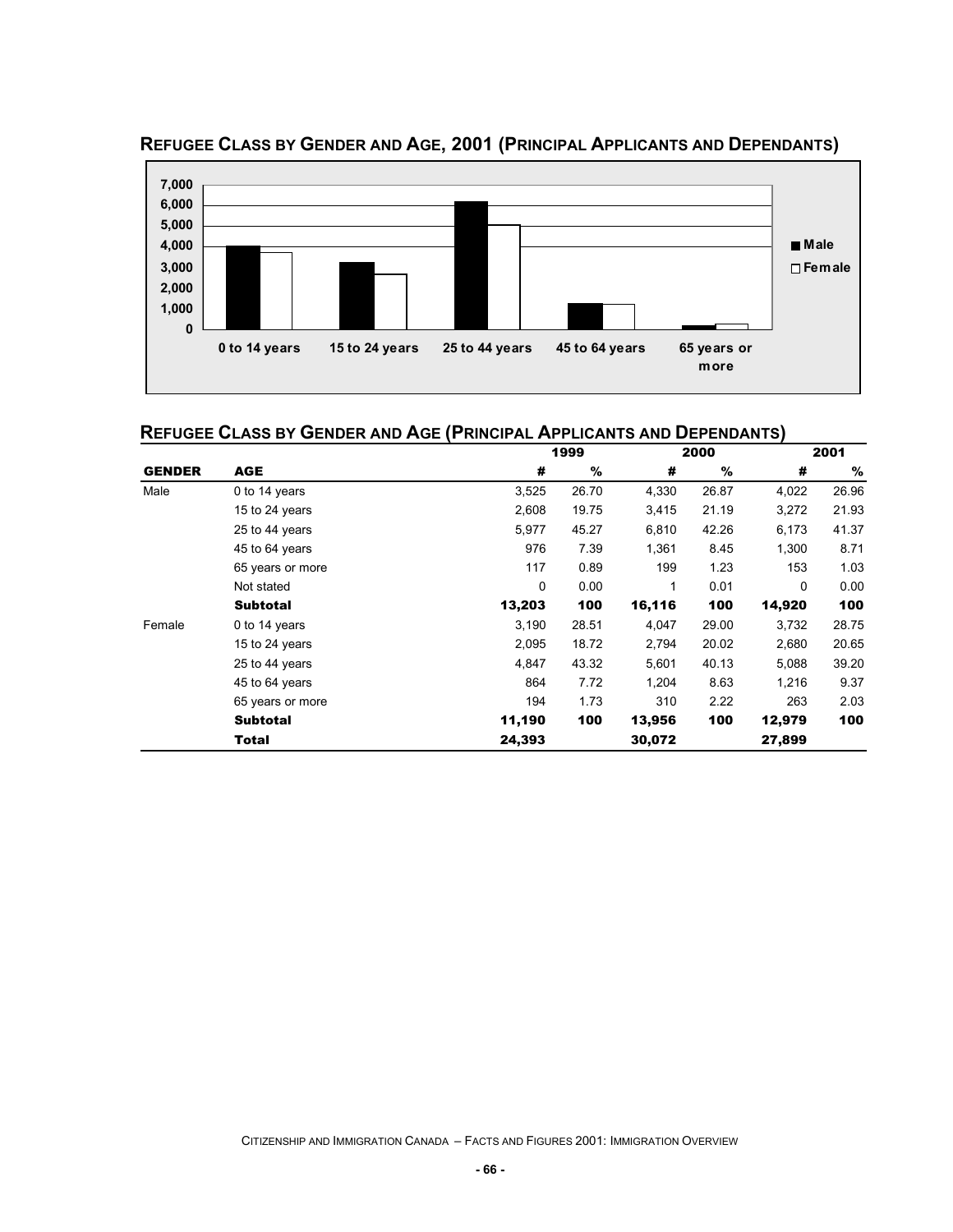## Refugee Class by Gender and Age, 2001 (Principal Applicants and Dependants)

## Refugee Class by Gender and Age (Principal Applicants and Dependants)

| | | 1999 | | 2000 | | 2001 | |
|---|---|---|---|---|---|---|---|
| **GENDER** | **AGE** | **#** | **%** | **#** | **%** | **#** | **%** |
| Male | 0 to 14 years | 3,525 | 26.70 | 4,330 | 26.87 | 4,022 | 26.96 |
| | 15 to 24 years | 2,608 | 19.75 | 3,415 | 21.19 | 3,272 | 21.93 |
| | 25 to 44 years | 5,977 | 45.27 | 6,810 | 42.26 | 6,173 | 41.37 |
| | 45 to 64 years | 976 | 7.39 | 1,361 | 8.45 | 1,300 | 8.71 |
| | 65 years or more | 117 | 0.89 | 199 | 1.23 | 153 | 1.03 |
| | Not stated | 0 | 0.00 | 1 | 0.01 | 0 | 0.00 |
| | **Subtotal** | **13,203** | **100** | **16,116** | **100** | **14,920** | **100** |
| Female | 0 to 14 years | 3,190 | 28.51 | 4,047 | 29.00 | 3,732 | 28.75 |
| | 15 to 24 years | 2,095 | 18.72 | 2,794 | 20.02 | 2,680 | 20.65 |
| | 25 to 44 years | 4,847 | 43.32 | 5,601 | 40.13 | 5,088 | 39.20 |
| | 45 to 64 years | 864 | 7.72 | 1,204 | 8.63 | 1,216 | 9.37 |
| | 65 years or more | 194 | 1.73 | 310 | 2.22 | 263 | 2.03 |
| | **Subtotal** | **11,190** | **100** | **13,956** | **100** | **12,979** | **100** |
| | **Total** | **24,393** | | **30,072** | | **27,899** | |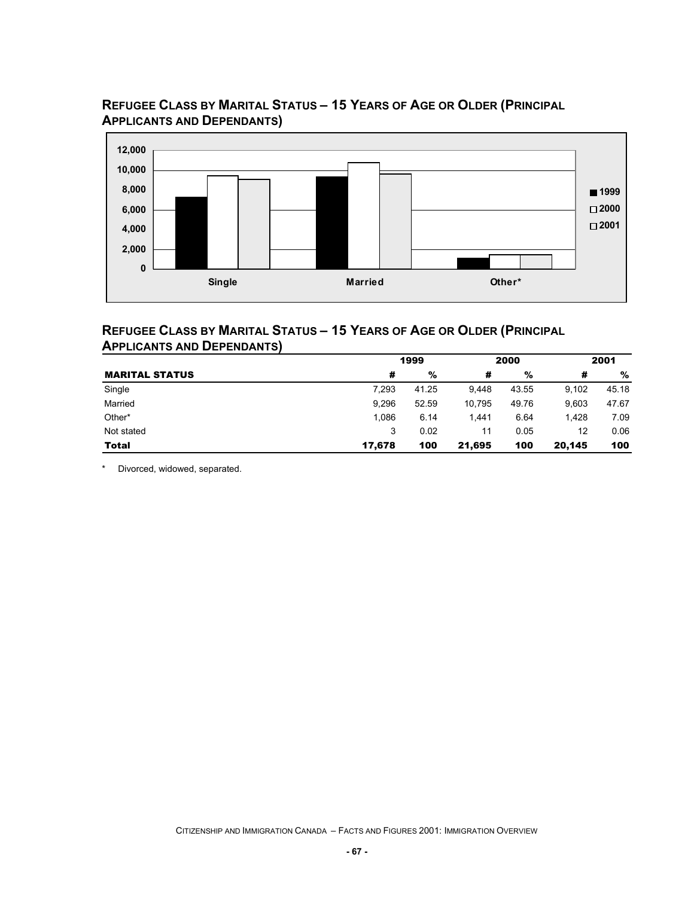## REFUGEE CLASS BY MARITAL STATUS – 15 YEARS OF AGE OR OLDER (PRINCIPAL APPLICANTS AND DEPENDANTS)

## REFUGEE CLASS BY MARITAL STATUS – 15 YEARS OF AGE OR OLDER (PRINCIPAL APPLICANTS AND DEPENDANTS)

| | 1999 | | 2000 | | 2001 | |
|---|---|---|---|---|---|---|
| **MARITAL STATUS** | **#** | **%** | **#** | **%** | **#** | **%** |
| Single | 7,293 | 41.25 | 9,448 | 43.55 | 9,102 | 45.18 |
| Married | 9,296 | 52.59 | 10,795 | 49.76 | 9,603 | 47.67 |
| Other* | 1,086 | 6.14 | 1,441 | 6.64 | 1,428 | 7.09 |
| Not stated | 3 | 0.02 | 11 | 0.05 | 12 | 0.06 |
| **Total** | **17,678** | **100** | **21,695** | **100** | **20,145** | **100** |

\* Divorced, widowed, separated.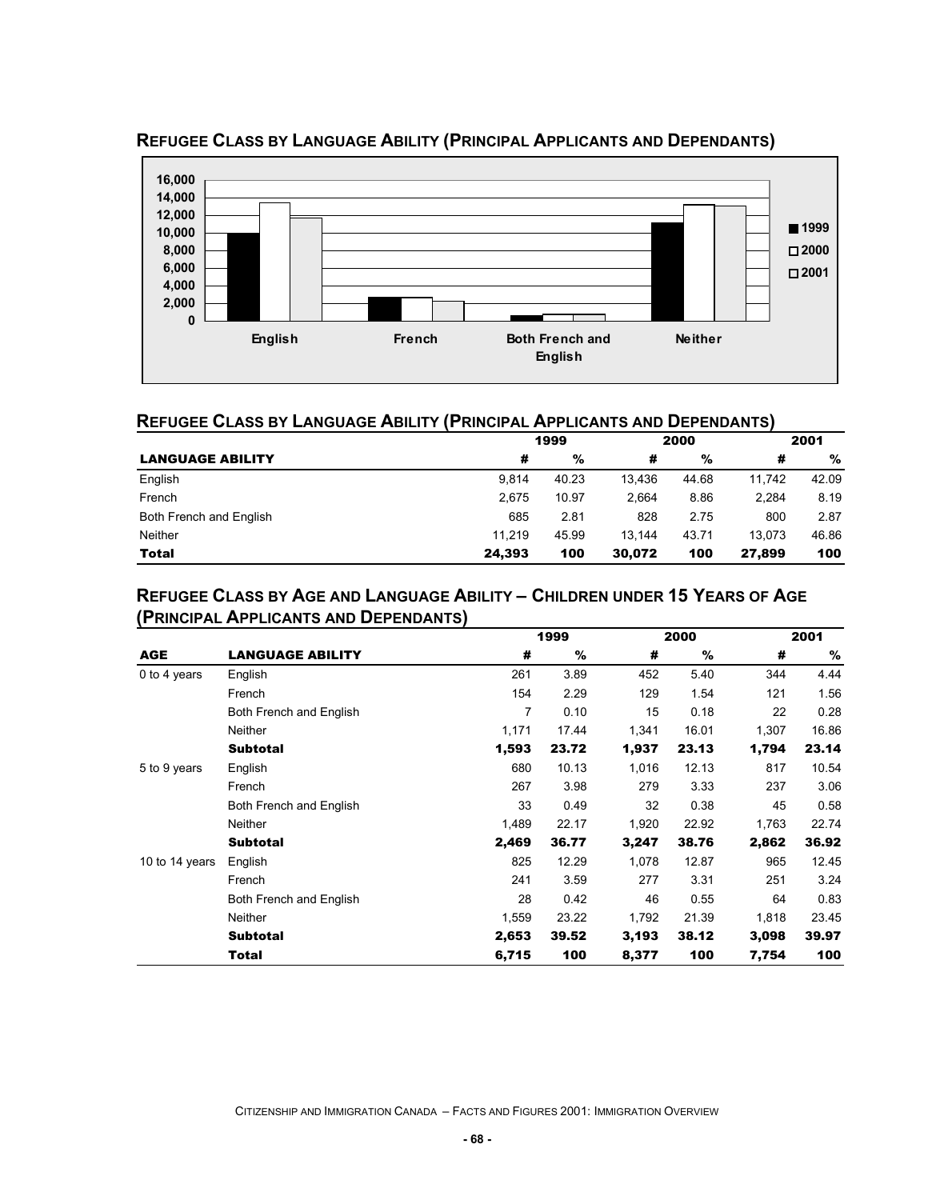## Refugee Class by Language Ability (Principal Applicants and Dependants)

## Refugee Class by Language Ability (Principal Applicants and Dependants)

| LANGUAGE ABILITY | 1999 # | 1999 % | 2000 # | 2000 % | 2001 # | 2001 % |
|---|---|---|---|---|---|---|
| English | 9,814 | 40.23 | 13,436 | 44.68 | 11,742 | 42.09 |
| French | 2,675 | 10.97 | 2,664 | 8.86 | 2,284 | 8.19 |
| Both French and English | 685 | 2.81 | 828 | 2.75 | 800 | 2.87 |
| Neither | 11,219 | 45.99 | 13,144 | 43.71 | 13,073 | 46.86 |
| **Total** | **24,393** | **100** | **30,072** | **100** | **27,899** | **100** |

## Refugee Class by Age and Language Ability – Children under 15 Years of Age (Principal Applicants and Dependants)

| AGE | LANGUAGE ABILITY | 1999 # | 1999 % | 2000 # | 2000 % | 2001 # | 2001 % |
|---|---|---|---|---|---|---|---|
| 0 to 4 years | English | 261 | 3.89 | 452 | 5.40 | 344 | 4.44 |
| | French | 154 | 2.29 | 129 | 1.54 | 121 | 1.56 |
| | Both French and English | 7 | 0.10 | 15 | 0.18 | 22 | 0.28 |
| | Neither | 1,171 | 17.44 | 1,341 | 16.01 | 1,307 | 16.86 |
| | **Subtotal** | **1,593** | **23.72** | **1,937** | **23.13** | **1,794** | **23.14** |
| 5 to 9 years | English | 680 | 10.13 | 1,016 | 12.13 | 817 | 10.54 |
| | French | 267 | 3.98 | 279 | 3.33 | 237 | 3.06 |
| | Both French and English | 33 | 0.49 | 32 | 0.38 | 45 | 0.58 |
| | Neither | 1,489 | 22.17 | 1,920 | 22.92 | 1,763 | 22.74 |
| | **Subtotal** | **2,469** | **36.77** | **3,247** | **38.76** | **2,862** | **36.92** |
| 10 to 14 years | English | 825 | 12.29 | 1,078 | 12.87 | 965 | 12.45 |
| | French | 241 | 3.59 | 277 | 3.31 | 251 | 3.24 |
| | Both French and English | 28 | 0.42 | 46 | 0.55 | 64 | 0.83 |
| | Neither | 1,559 | 23.22 | 1,792 | 21.39 | 1,818 | 23.45 |
| | **Subtotal** | **2,653** | **39.52** | **3,193** | **38.12** | **3,098** | **39.97** |
| | **Total** | **6,715** | **100** | **8,377** | **100** | **7,754** | **100** |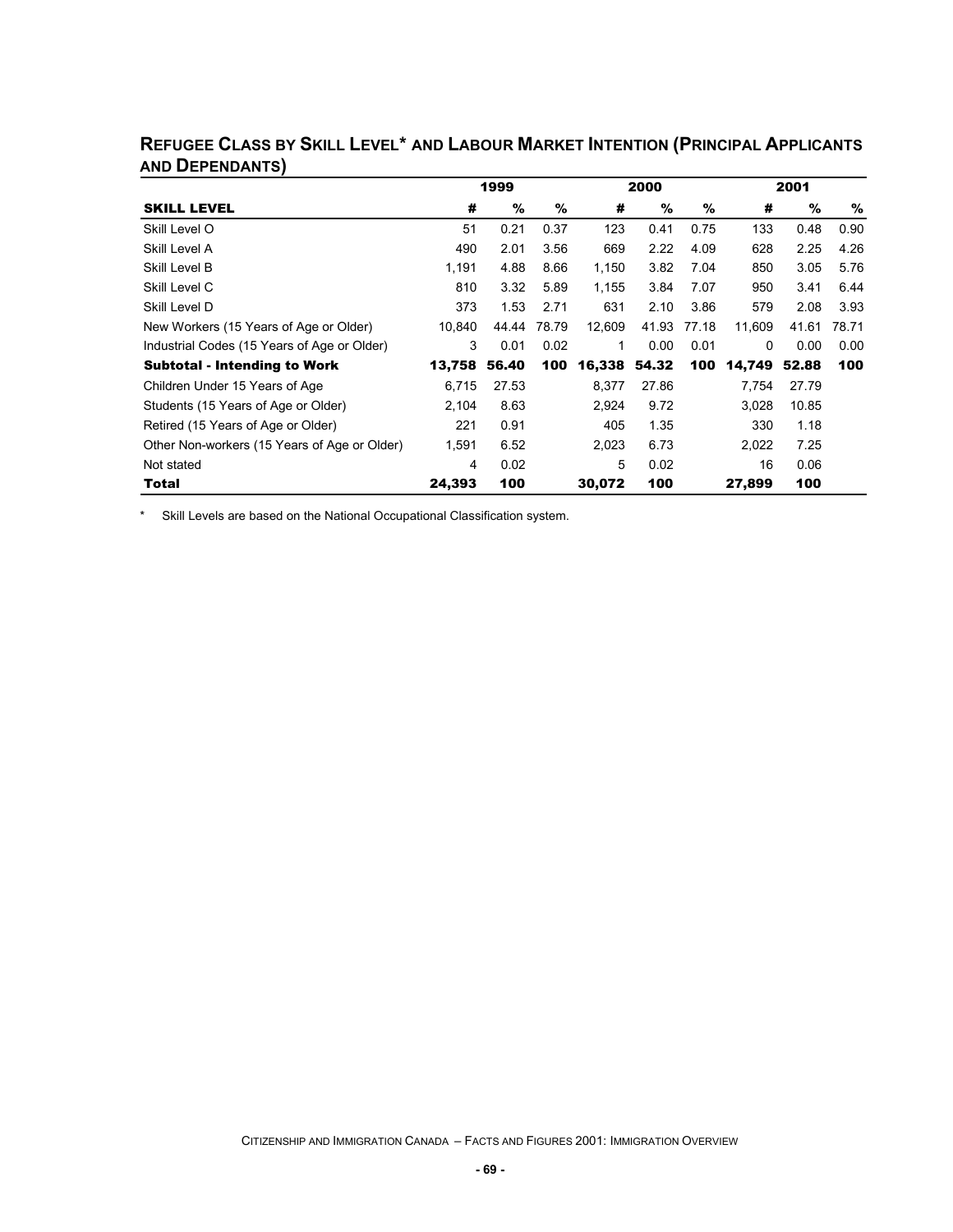## Refugee Class by Skill Level* and Labour Market Intention (Principal Applicants and Dependants)

| | 1999 | | | 2000 | | | 2001 | | |
|---|---|---|---|---|---|---|---|---|---|
| **SKILL LEVEL** | **#** | **%** | **%** | **#** | **%** | **%** | **#** | **%** | **%** |
| Skill Level O | 51 | 0.21 | 0.37 | 123 | 0.41 | 0.75 | 133 | 0.48 | 0.90 |
| Skill Level A | 490 | 2.01 | 3.56 | 669 | 2.22 | 4.09 | 628 | 2.25 | 4.26 |
| Skill Level B | 1,191 | 4.88 | 8.66 | 1,150 | 3.82 | 7.04 | 850 | 3.05 | 5.76 |
| Skill Level C | 810 | 3.32 | 5.89 | 1,155 | 3.84 | 7.07 | 950 | 3.41 | 6.44 |
| Skill Level D | 373 | 1.53 | 2.71 | 631 | 2.10 | 3.86 | 579 | 2.08 | 3.93 |
| New Workers (15 Years of Age or Older) | 10,840 | 44.44 | 78.79 | 12,609 | 41.93 | 77.18 | 11,609 | 41.61 | 78.71 |
| Industrial Codes (15 Years of Age or Older) | 3 | 0.01 | 0.02 | 1 | 0.00 | 0.01 | 0 | 0.00 | 0.00 |
| **Subtotal - Intending to Work** | **13,758** | **56.40** | **100** | **16,338** | **54.32** | **100** | **14,749** | **52.88** | **100** |
| Children Under 15 Years of Age | 6,715 | 27.53 | | 8,377 | 27.86 | | 7,754 | 27.79 | |
| Students (15 Years of Age or Older) | 2,104 | 8.63 | | 2,924 | 9.72 | | 3,028 | 10.85 | |
| Retired (15 Years of Age or Older) | 221 | 0.91 | | 405 | 1.35 | | 330 | 1.18 | |
| Other Non-workers (15 Years of Age or Older) | 1,591 | 6.52 | | 2,023 | 6.73 | | 2,022 | 7.25 | |
| Not stated | 4 | 0.02 | | 5 | 0.02 | | 16 | 0.06 | |
| **Total** | **24,393** | **100** | | **30,072** | **100** | | **27,899** | **100** | |

* Skill Levels are based on the National Occupational Classification system.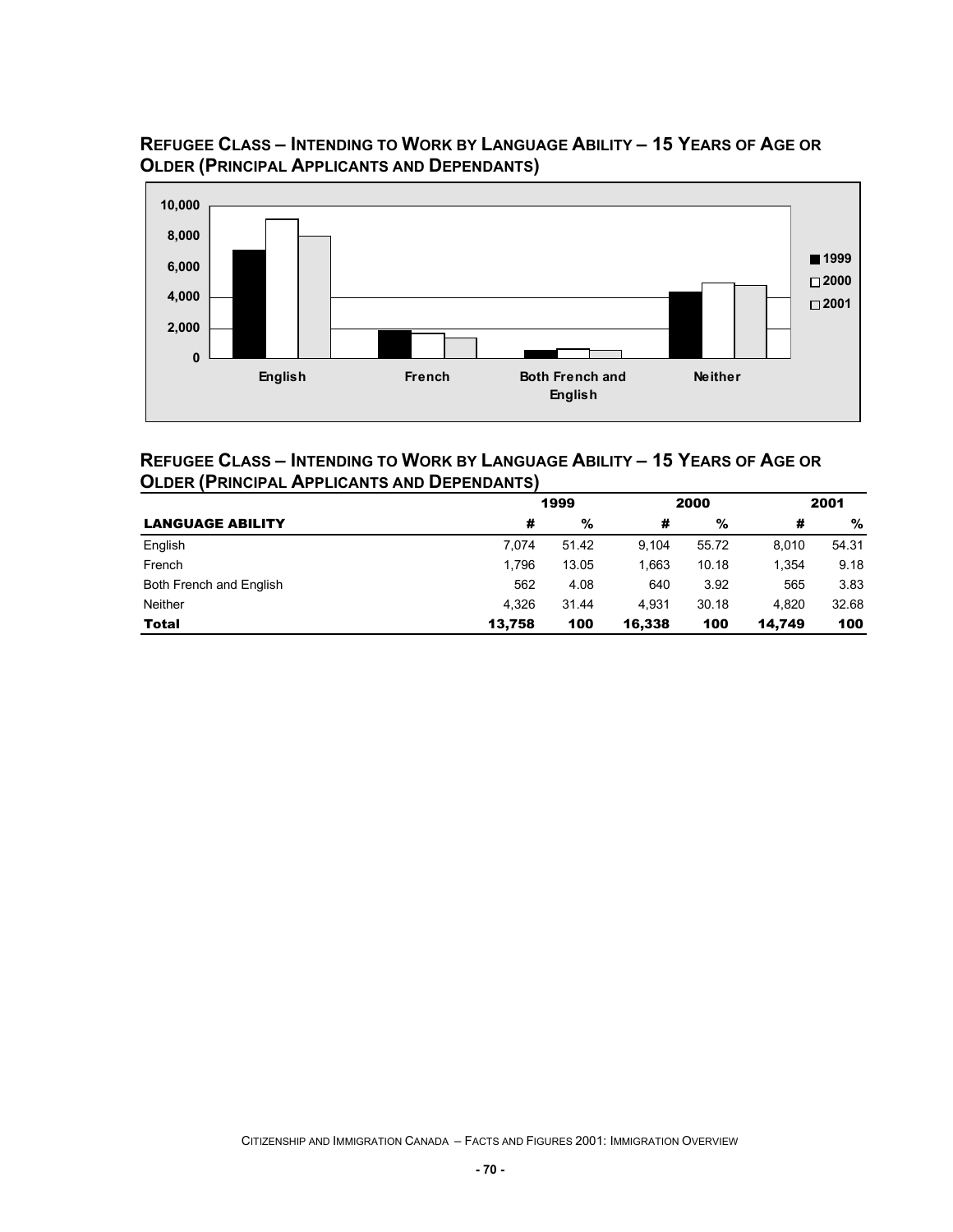## Refugee Class – Intending to Work by Language Ability – 15 Years of Age or Older (Principal Applicants and Dependants)

## Refugee Class – Intending to Work by Language Ability – 15 Years of Age or Older (Principal Applicants and Dependants)

| | 1999 | | 2000 | | 2001 | |
|---|---|---|---|---|---|---|
| **LANGUAGE ABILITY** | **#** | **%** | **#** | **%** | **#** | **%** |
| English | 7,074 | 51.42 | 9,104 | 55.72 | 8,010 | 54.31 |
| French | 1,796 | 13.05 | 1,663 | 10.18 | 1,354 | 9.18 |
| Both French and English | 562 | 4.08 | 640 | 3.92 | 565 | 3.83 |
| Neither | 4,326 | 31.44 | 4,931 | 30.18 | 4,820 | 32.68 |
| **Total** | **13,758** | **100** | **16,338** | **100** | **14,749** | **100** |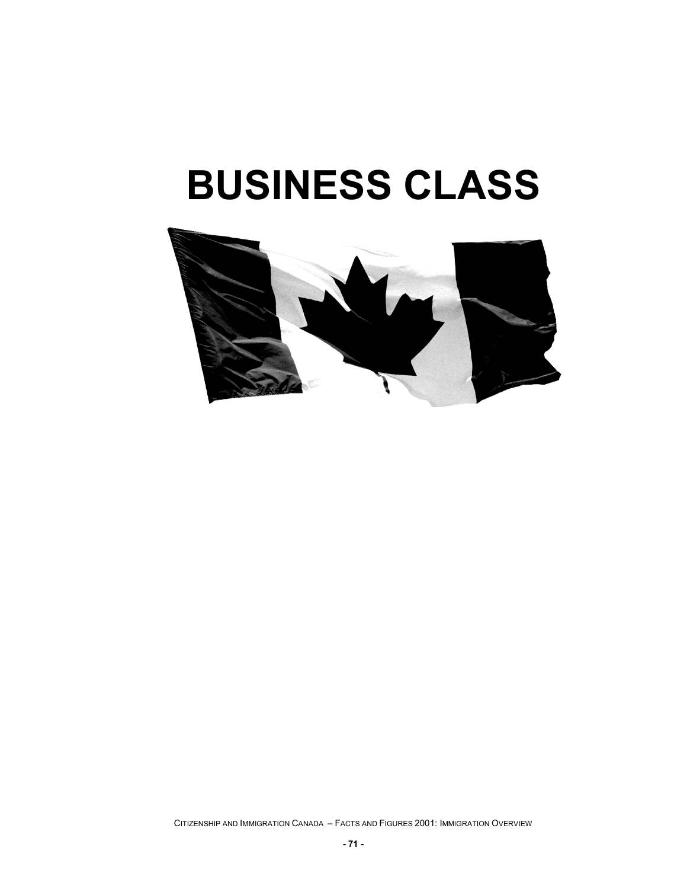# BUSINESS CLASS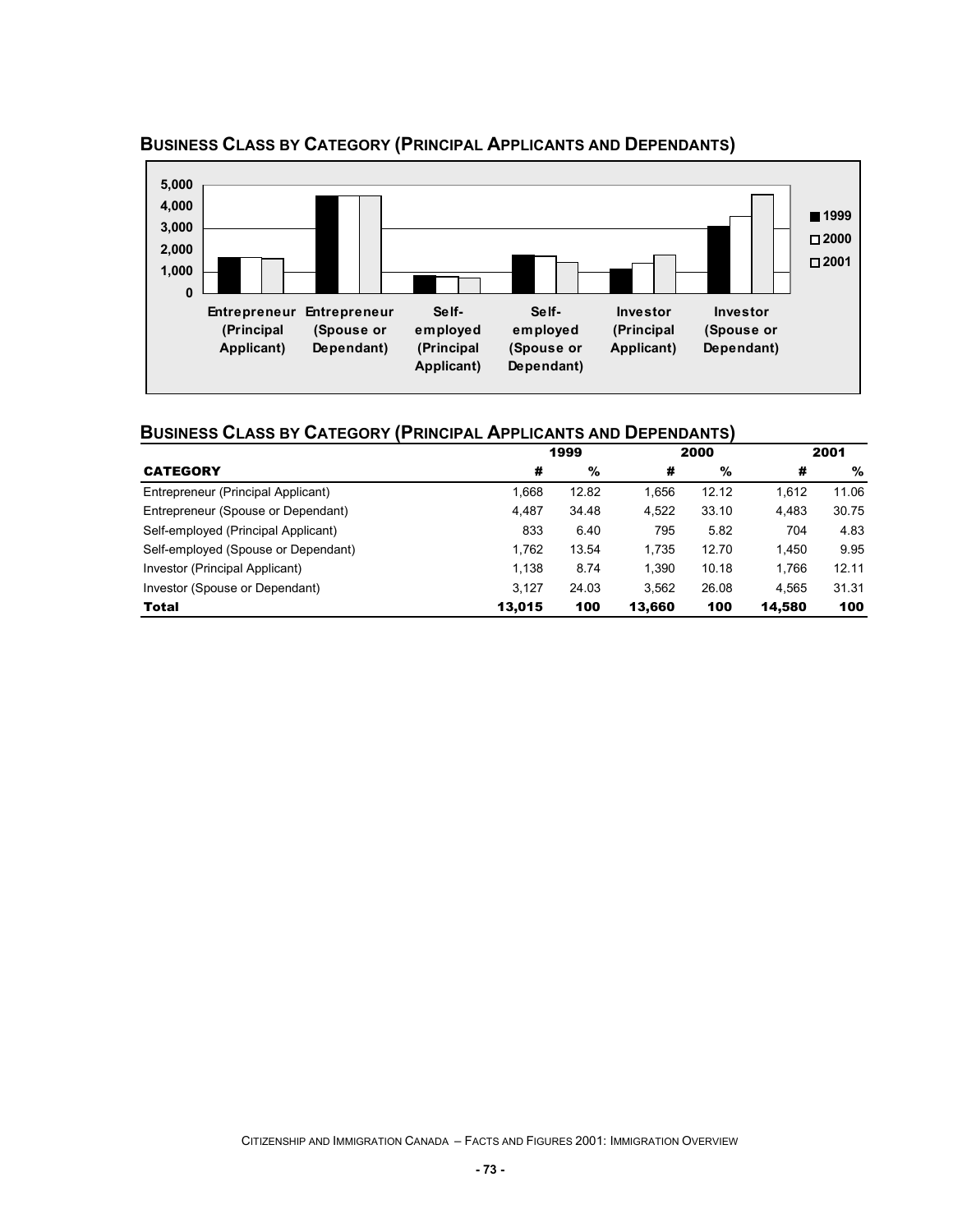## Business Class by Category (Principal Applicants and Dependants)

## Business Class by Category (Principal Applicants and Dependants)

| | 1999 | | 2000 | | 2001 | |
|---|---|---|---|---|---|---|
| **CATEGORY** | **#** | **%** | **#** | **%** | **#** | **%** |
| Entrepreneur (Principal Applicant) | 1,668 | 12.82 | 1,656 | 12.12 | 1,612 | 11.06 |
| Entrepreneur (Spouse or Dependant) | 4,487 | 34.48 | 4,522 | 33.10 | 4,483 | 30.75 |
| Self-employed (Principal Applicant) | 833 | 6.40 | 795 | 5.82 | 704 | 4.83 |
| Self-employed (Spouse or Dependant) | 1,762 | 13.54 | 1,735 | 12.70 | 1,450 | 9.95 |
| Investor (Principal Applicant) | 1,138 | 8.74 | 1,390 | 10.18 | 1,766 | 12.11 |
| Investor (Spouse or Dependant) | 3,127 | 24.03 | 3,562 | 26.08 | 4,565 | 31.31 |
| **Total** | **13,015** | **100** | **13,660** | **100** | **14,580** | **100** |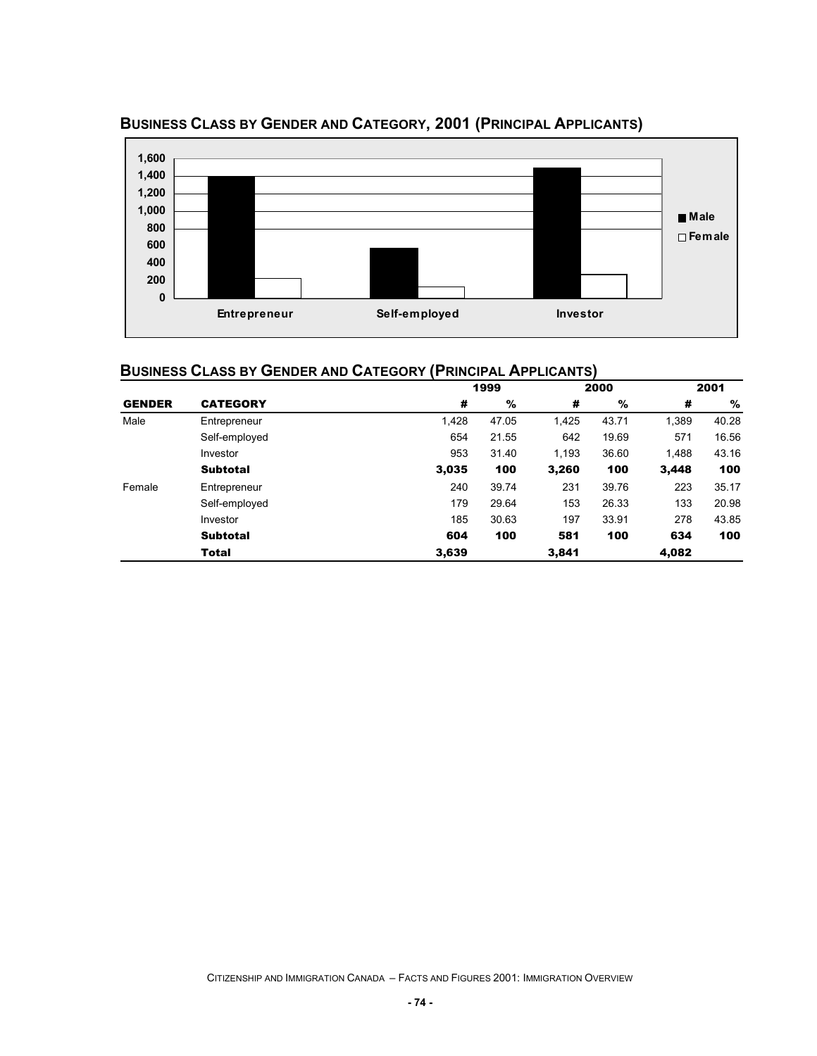## Business Class by Gender and Category, 2001 (Principal Applicants)

## Business Class by Gender and Category (Principal Applicants)

| | | 1999 | | 2000 | | 2001 | |
|---|---|---|---|---|---|---|---|
| **GENDER** | **CATEGORY** | **#** | **%** | **#** | **%** | **#** | **%** |
| Male | Entrepreneur | 1,428 | 47.05 | 1,425 | 43.71 | 1,389 | 40.28 |
| | Self-employed | 654 | 21.55 | 642 | 19.69 | 571 | 16.56 |
| | Investor | 953 | 31.40 | 1,193 | 36.60 | 1,488 | 43.16 |
| | **Subtotal** | **3,035** | **100** | **3,260** | **100** | **3,448** | **100** |
| Female | Entrepreneur | 240 | 39.74 | 231 | 39.76 | 223 | 35.17 |
| | Self-employed | 179 | 29.64 | 153 | 26.33 | 133 | 20.98 |
| | Investor | 185 | 30.63 | 197 | 33.91 | 278 | 43.85 |
| | **Subtotal** | **604** | **100** | **581** | **100** | **634** | **100** |
| | **Total** | **3,639** | | **3,841** | | **4,082** | |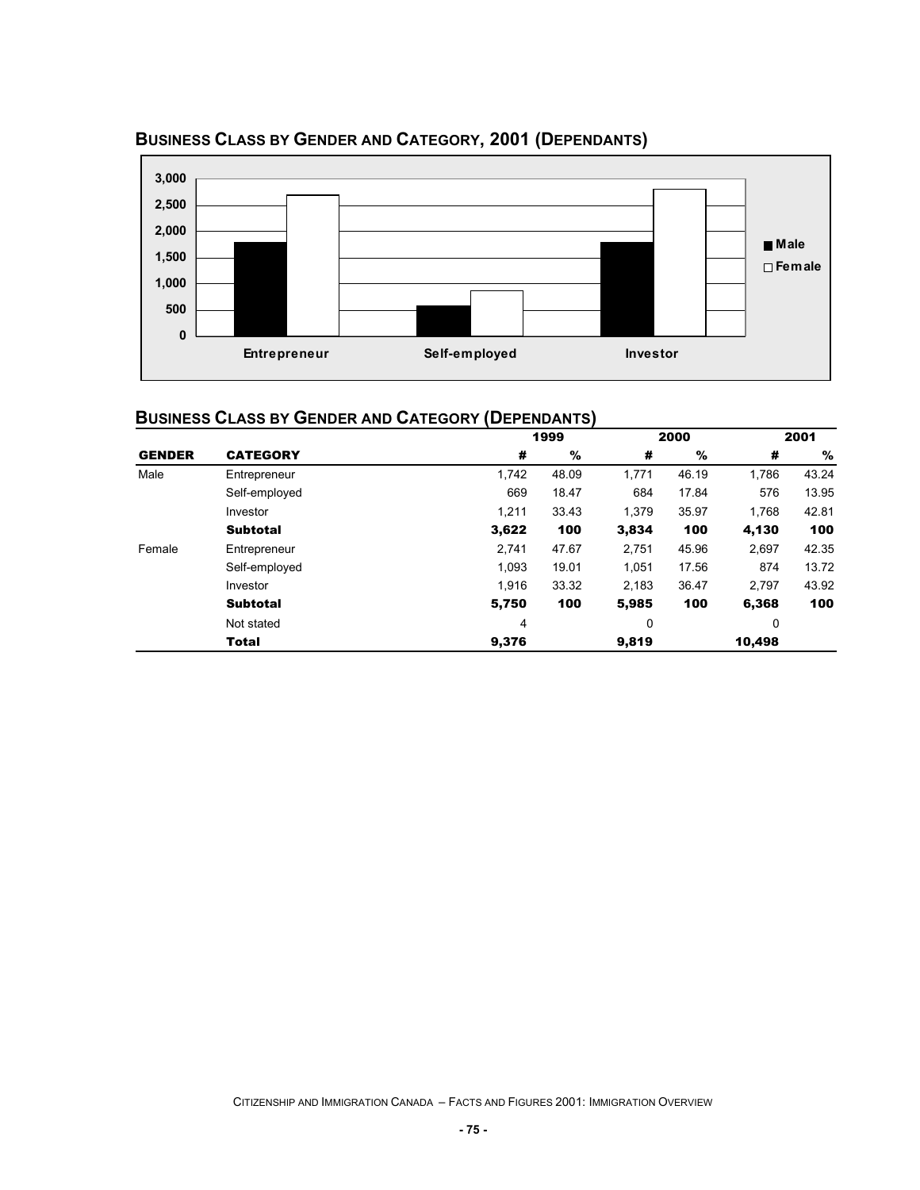## Business Class by Gender and Category, 2001 (Dependants)

## Business Class by Gender and Category (Dependants)

| | | 1999 | | 2000 | | 2001 | |
|---|---|---|---|---|---|---|---|
| **GENDER** | **CATEGORY** | **#** | **%** | **#** | **%** | **#** | **%** |
| Male | Entrepreneur | 1,742 | 48.09 | 1,771 | 46.19 | 1,786 | 43.24 |
| | Self-employed | 669 | 18.47 | 684 | 17.84 | 576 | 13.95 |
| | Investor | 1,211 | 33.43 | 1,379 | 35.97 | 1,768 | 42.81 |
| | **Subtotal** | **3,622** | **100** | **3,834** | **100** | **4,130** | **100** |
| Female | Entrepreneur | 2,741 | 47.67 | 2,751 | 45.96 | 2,697 | 42.35 |
| | Self-employed | 1,093 | 19.01 | 1,051 | 17.56 | 874 | 13.72 |
| | Investor | 1,916 | 33.32 | 2,183 | 36.47 | 2,797 | 43.92 |
| | **Subtotal** | **5,750** | **100** | **5,985** | **100** | **6,368** | **100** |
| | Not stated | 4 | | 0 | | 0 | |
| | **Total** | **9,376** | | **9,819** | | **10,498** | |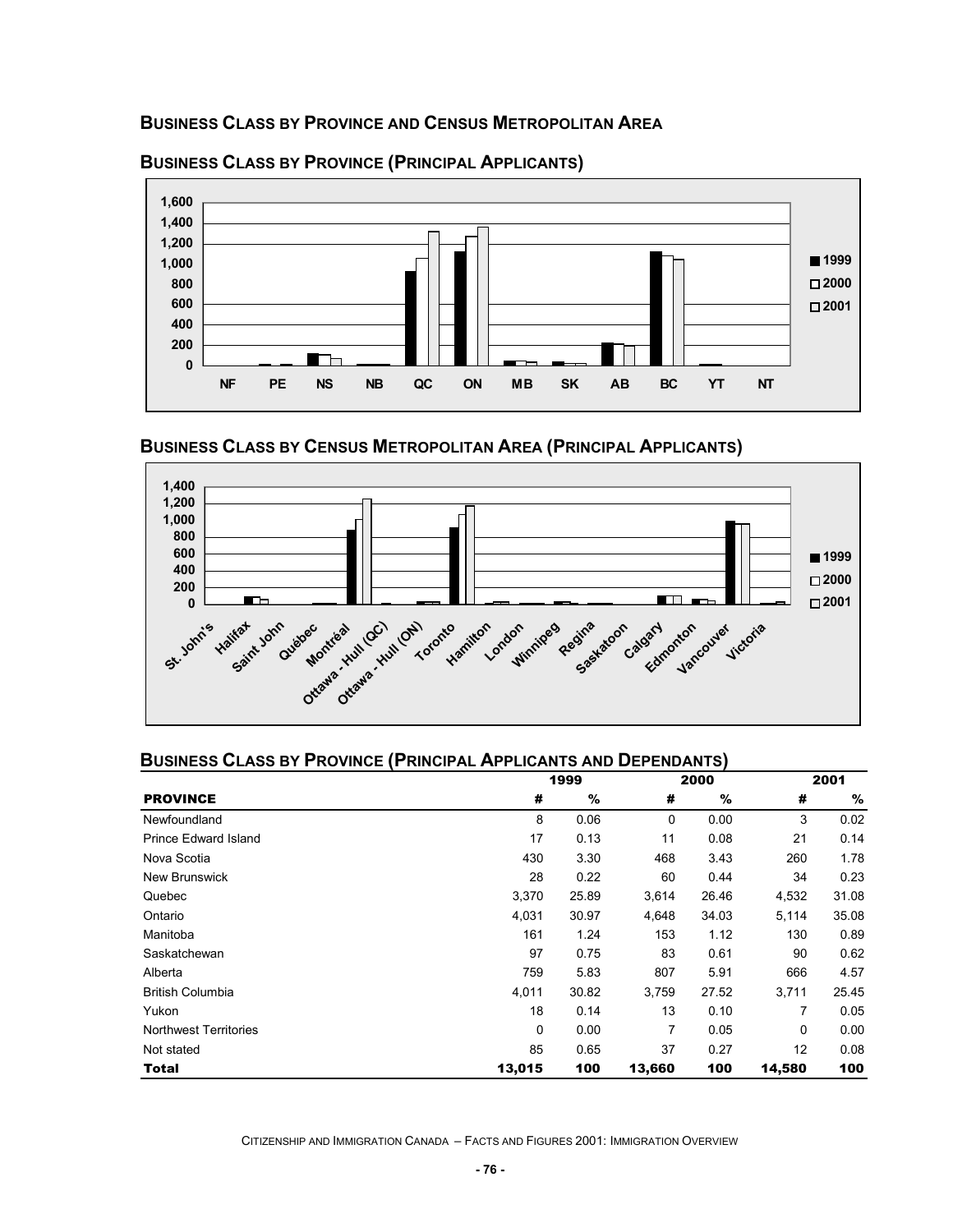## Business Class by Province and Census Metropolitan Area

### Business Class by Province (Principal Applicants)

### Business Class by Census Metropolitan Area (Principal Applicants)

### Business Class by Province (Principal Applicants and Dependants)

| | 1999 | | 2000 | | 2001 | |
|---|---|---|---|---|---|---|
| **PROVINCE** | **#** | **%** | **#** | **%** | **#** | **%** |
| Newfoundland | 8 | 0.06 | 0 | 0.00 | 3 | 0.02 |
| Prince Edward Island | 17 | 0.13 | 11 | 0.08 | 21 | 0.14 |
| Nova Scotia | 430 | 3.30 | 468 | 3.43 | 260 | 1.78 |
| New Brunswick | 28 | 0.22 | 60 | 0.44 | 34 | 0.23 |
| Quebec | 3,370 | 25.89 | 3,614 | 26.46 | 4,532 | 31.08 |
| Ontario | 4,031 | 30.97 | 4,648 | 34.03 | 5,114 | 35.08 |
| Manitoba | 161 | 1.24 | 153 | 1.12 | 130 | 0.89 |
| Saskatchewan | 97 | 0.75 | 83 | 0.61 | 90 | 0.62 |
| Alberta | 759 | 5.83 | 807 | 5.91 | 666 | 4.57 |
| British Columbia | 4,011 | 30.82 | 3,759 | 27.52 | 3,711 | 25.45 |
| Yukon | 18 | 0.14 | 13 | 0.10 | 7 | 0.05 |
| Northwest Territories | 0 | 0.00 | 7 | 0.05 | 0 | 0.00 |
| Not stated | 85 | 0.65 | 37 | 0.27 | 12 | 0.08 |
| **Total** | **13,015** | **100** | **13,660** | **100** | **14,580** | **100** |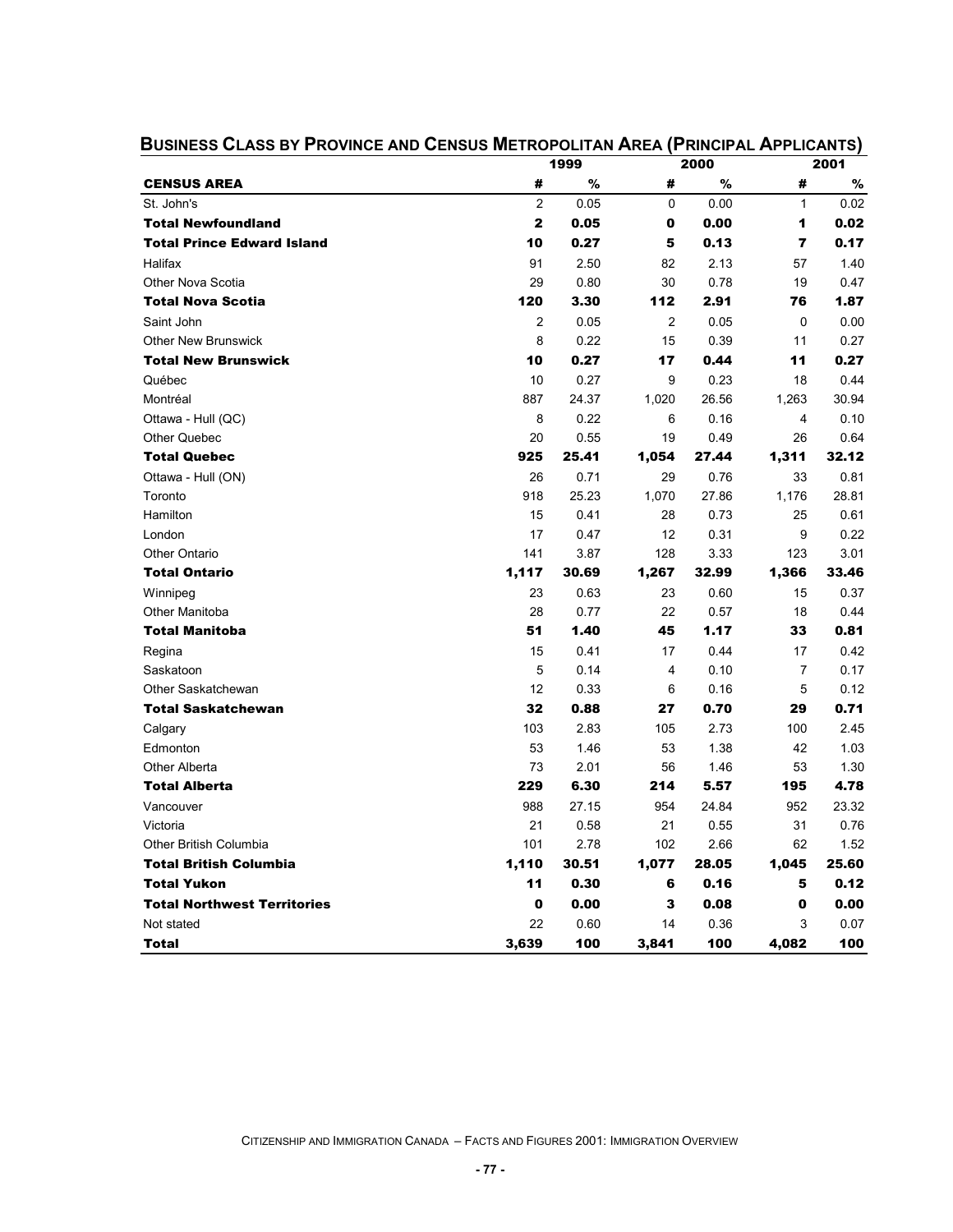## Business Class by Province and Census Metropolitan Area (Principal Applicants)

| | 1999 | | 2000 | | 2001 | |
|---|---|---|---|---|---|---|
| **CENSUS AREA** | **#** | **%** | **#** | **%** | **#** | **%** |
| St. John's | 2 | 0.05 | 0 | 0.00 | 1 | 0.02 |
| **Total Newfoundland** | **2** | **0.05** | **0** | **0.00** | **1** | **0.02** |
| **Total Prince Edward Island** | **10** | **0.27** | **5** | **0.13** | **7** | **0.17** |
| Halifax | 91 | 2.50 | 82 | 2.13 | 57 | 1.40 |
| Other Nova Scotia | 29 | 0.80 | 30 | 0.78 | 19 | 0.47 |
| **Total Nova Scotia** | **120** | **3.30** | **112** | **2.91** | **76** | **1.87** |
| Saint John | 2 | 0.05 | 2 | 0.05 | 0 | 0.00 |
| Other New Brunswick | 8 | 0.22 | 15 | 0.39 | 11 | 0.27 |
| **Total New Brunswick** | **10** | **0.27** | **17** | **0.44** | **11** | **0.27** |
| Québec | 10 | 0.27 | 9 | 0.23 | 18 | 0.44 |
| Montréal | 887 | 24.37 | 1,020 | 26.56 | 1,263 | 30.94 |
| Ottawa - Hull (QC) | 8 | 0.22 | 6 | 0.16 | 4 | 0.10 |
| Other Quebec | 20 | 0.55 | 19 | 0.49 | 26 | 0.64 |
| **Total Quebec** | **925** | **25.41** | **1,054** | **27.44** | **1,311** | **32.12** |
| Ottawa - Hull (ON) | 26 | 0.71 | 29 | 0.76 | 33 | 0.81 |
| Toronto | 918 | 25.23 | 1,070 | 27.86 | 1,176 | 28.81 |
| Hamilton | 15 | 0.41 | 28 | 0.73 | 25 | 0.61 |
| London | 17 | 0.47 | 12 | 0.31 | 9 | 0.22 |
| Other Ontario | 141 | 3.87 | 128 | 3.33 | 123 | 3.01 |
| **Total Ontario** | **1,117** | **30.69** | **1,267** | **32.99** | **1,366** | **33.46** |
| Winnipeg | 23 | 0.63 | 23 | 0.60 | 15 | 0.37 |
| Other Manitoba | 28 | 0.77 | 22 | 0.57 | 18 | 0.44 |
| **Total Manitoba** | **51** | **1.40** | **45** | **1.17** | **33** | **0.81** |
| Regina | 15 | 0.41 | 17 | 0.44 | 17 | 0.42 |
| Saskatoon | 5 | 0.14 | 4 | 0.10 | 7 | 0.17 |
| Other Saskatchewan | 12 | 0.33 | 6 | 0.16 | 5 | 0.12 |
| **Total Saskatchewan** | **32** | **0.88** | **27** | **0.70** | **29** | **0.71** |
| Calgary | 103 | 2.83 | 105 | 2.73 | 100 | 2.45 |
| Edmonton | 53 | 1.46 | 53 | 1.38 | 42 | 1.03 |
| Other Alberta | 73 | 2.01 | 56 | 1.46 | 53 | 1.30 |
| **Total Alberta** | **229** | **6.30** | **214** | **5.57** | **195** | **4.78** |
| Vancouver | 988 | 27.15 | 954 | 24.84 | 952 | 23.32 |
| Victoria | 21 | 0.58 | 21 | 0.55 | 31 | 0.76 |
| Other British Columbia | 101 | 2.78 | 102 | 2.66 | 62 | 1.52 |
| **Total British Columbia** | **1,110** | **30.51** | **1,077** | **28.05** | **1,045** | **25.60** |
| **Total Yukon** | **11** | **0.30** | **6** | **0.16** | **5** | **0.12** |
| **Total Northwest Territories** | **0** | **0.00** | **3** | **0.08** | **0** | **0.00** |
| Not stated | 22 | 0.60 | 14 | 0.36 | 3 | 0.07 |
| **Total** | **3,639** | **100** | **3,841** | **100** | **4,082** | **100** |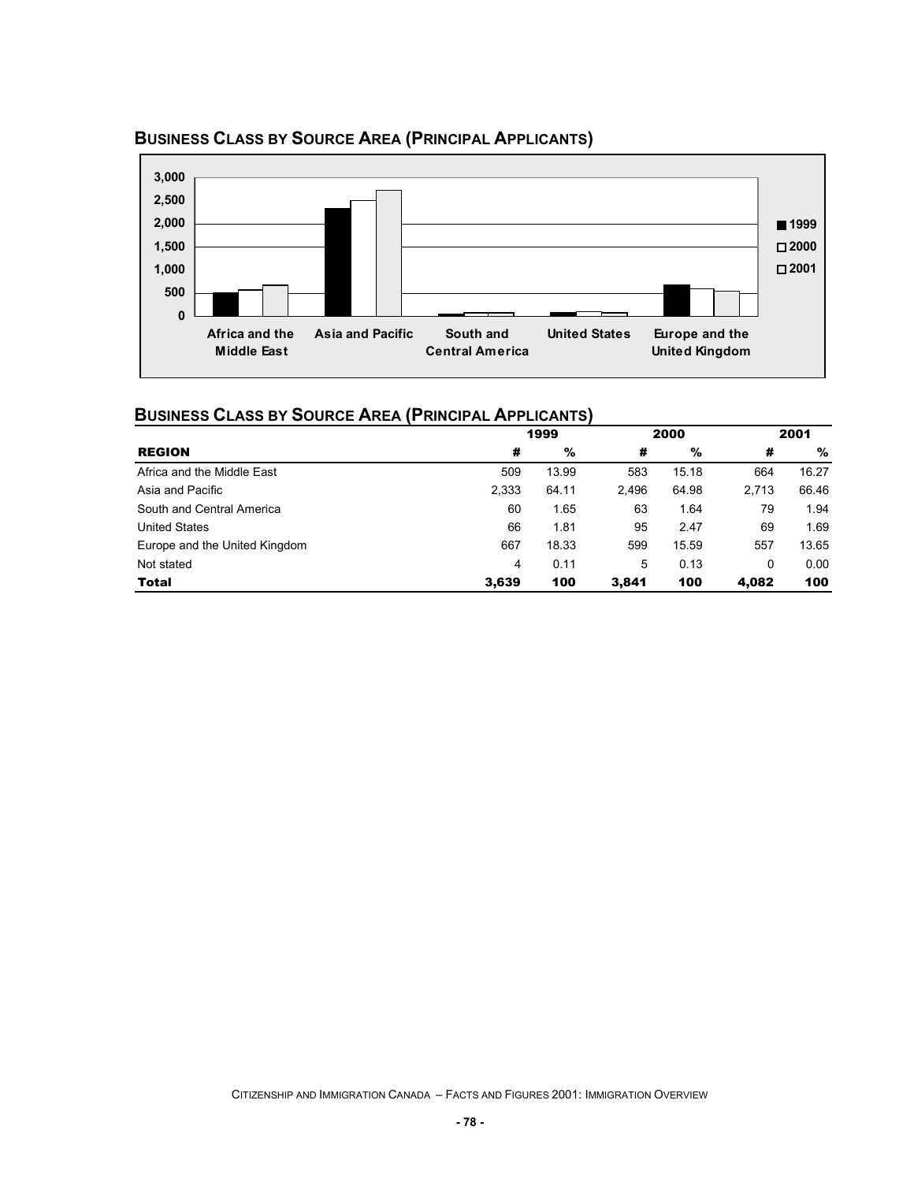## Business Class by Source Area (Principal Applicants)

## Business Class by Source Area (Principal Applicants)

| REGION | 1999 # | 1999 % | 2000 # | 2000 % | 2001 # | 2001 % |
|---|---|---|---|---|---|---|
| Africa and the Middle East | 509 | 13.99 | 583 | 15.18 | 664 | 16.27 |
| Asia and Pacific | 2,333 | 64.11 | 2,496 | 64.98 | 2,713 | 66.46 |
| South and Central America | 60 | 1.65 | 63 | 1.64 | 79 | 1.94 |
| United States | 66 | 1.81 | 95 | 2.47 | 69 | 1.69 |
| Europe and the United Kingdom | 667 | 18.33 | 599 | 15.59 | 557 | 13.65 |
| Not stated | 4 | 0.11 | 5 | 0.13 | 0 | 0.00 |
| **Total** | **3,639** | **100** | **3,841** | **100** | **4,082** | **100** |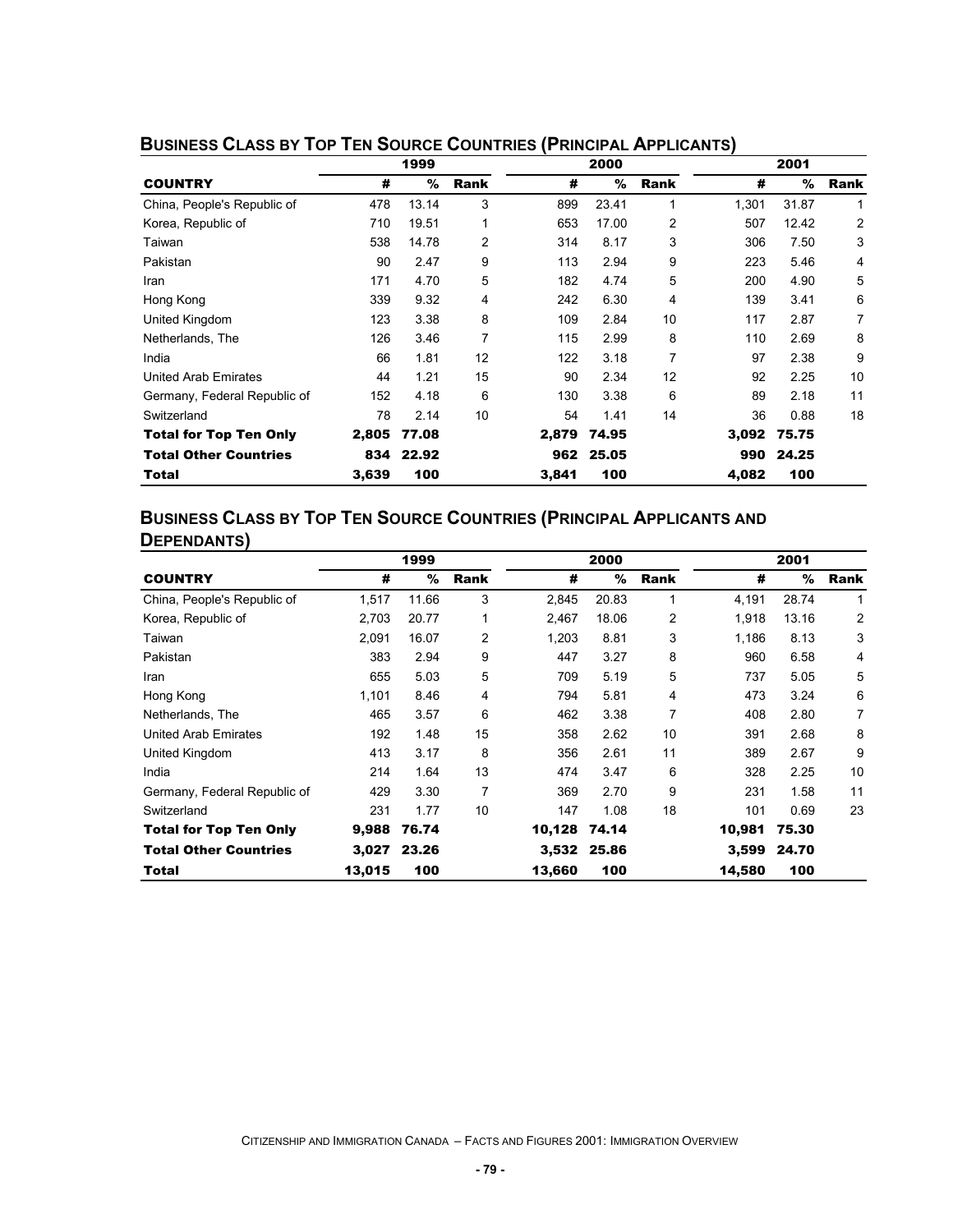## Business Class by Top Ten Source Countries (Principal Applicants)

| | 1999 | | | 2000 | | | 2001 | | |
|---|---|---|---|---|---|---|---|---|---|
| **COUNTRY** | **#** | **%** | **Rank** | **#** | **%** | **Rank** | **#** | **%** | **Rank** |
| China, People's Republic of | 478 | 13.14 | 3 | 899 | 23.41 | 1 | 1,301 | 31.87 | 1 |
| Korea, Republic of | 710 | 19.51 | 1 | 653 | 17.00 | 2 | 507 | 12.42 | 2 |
| Taiwan | 538 | 14.78 | 2 | 314 | 8.17 | 3 | 306 | 7.50 | 3 |
| Pakistan | 90 | 2.47 | 9 | 113 | 2.94 | 9 | 223 | 5.46 | 4 |
| Iran | 171 | 4.70 | 5 | 182 | 4.74 | 5 | 200 | 4.90 | 5 |
| Hong Kong | 339 | 9.32 | 4 | 242 | 6.30 | 4 | 139 | 3.41 | 6 |
| United Kingdom | 123 | 3.38 | 8 | 109 | 2.84 | 10 | 117 | 2.87 | 7 |
| Netherlands, The | 126 | 3.46 | 7 | 115 | 2.99 | 8 | 110 | 2.69 | 8 |
| India | 66 | 1.81 | 12 | 122 | 3.18 | 7 | 97 | 2.38 | 9 |
| United Arab Emirates | 44 | 1.21 | 15 | 90 | 2.34 | 12 | 92 | 2.25 | 10 |
| Germany, Federal Republic of | 152 | 4.18 | 6 | 130 | 3.38 | 6 | 89 | 2.18 | 11 |
| Switzerland | 78 | 2.14 | 10 | 54 | 1.41 | 14 | 36 | 0.88 | 18 |
| **Total for Top Ten Only** | **2,805** | **77.08** | | **2,879** | **74.95** | | **3,092** | **75.75** | |
| **Total Other Countries** | **834** | **22.92** | | **962** | **25.05** | | **990** | **24.25** | |
| **Total** | **3,639** | **100** | | **3,841** | **100** | | **4,082** | **100** | |

## Business Class by Top Ten Source Countries (Principal Applicants and Dependants)

| | 1999 | | | 2000 | | | 2001 | | |
|---|---|---|---|---|---|---|---|---|---|
| **COUNTRY** | **#** | **%** | **Rank** | **#** | **%** | **Rank** | **#** | **%** | **Rank** |
| China, People's Republic of | 1,517 | 11.66 | 3 | 2,845 | 20.83 | 1 | 4,191 | 28.74 | 1 |
| Korea, Republic of | 2,703 | 20.77 | 1 | 2,467 | 18.06 | 2 | 1,918 | 13.16 | 2 |
| Taiwan | 2,091 | 16.07 | 2 | 1,203 | 8.81 | 3 | 1,186 | 8.13 | 3 |
| Pakistan | 383 | 2.94 | 9 | 447 | 3.27 | 8 | 960 | 6.58 | 4 |
| Iran | 655 | 5.03 | 5 | 709 | 5.19 | 5 | 737 | 5.05 | 5 |
| Hong Kong | 1,101 | 8.46 | 4 | 794 | 5.81 | 4 | 473 | 3.24 | 6 |
| Netherlands, The | 465 | 3.57 | 6 | 462 | 3.38 | 7 | 408 | 2.80 | 7 |
| United Arab Emirates | 192 | 1.48 | 15 | 358 | 2.62 | 10 | 391 | 2.68 | 8 |
| United Kingdom | 413 | 3.17 | 8 | 356 | 2.61 | 11 | 389 | 2.67 | 9 |
| India | 214 | 1.64 | 13 | 474 | 3.47 | 6 | 328 | 2.25 | 10 |
| Germany, Federal Republic of | 429 | 3.30 | 7 | 369 | 2.70 | 9 | 231 | 1.58 | 11 |
| Switzerland | 231 | 1.77 | 10 | 147 | 1.08 | 18 | 101 | 0.69 | 23 |
| **Total for Top Ten Only** | **9,988** | **76.74** | | **10,128** | **74.14** | | **10,981** | **75.30** | |
| **Total Other Countries** | **3,027** | **23.26** | | **3,532** | **25.86** | | **3,599** | **24.70** | |
| **Total** | **13,015** | **100** | | **13,660** | **100** | | **14,580** | **100** | |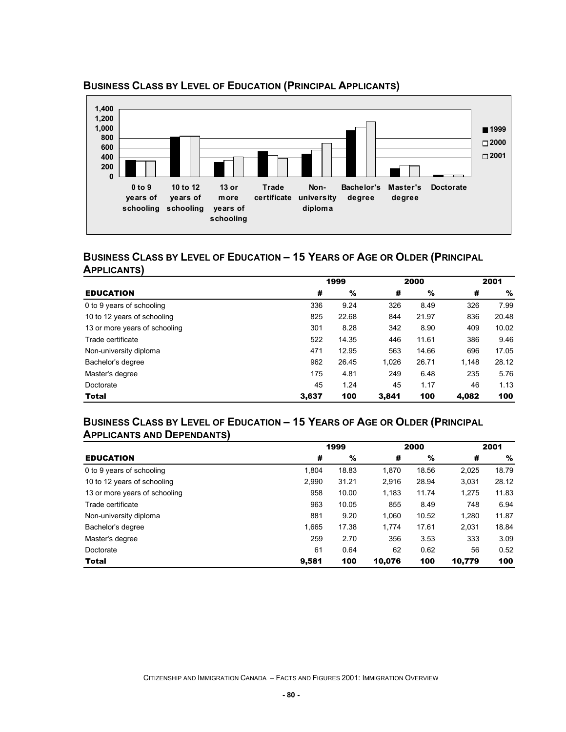## Business Class by Level of Education (Principal Applicants)

## Business Class by Level of Education – 15 Years of Age or Older (Principal Applicants)

| | 1999 | | 2000 | | 2001 | |
|---|---|---|---|---|---|---|
| **EDUCATION** | **#** | **%** | **#** | **%** | **#** | **%** |
| 0 to 9 years of schooling | 336 | 9.24 | 326 | 8.49 | 326 | 7.99 |
| 10 to 12 years of schooling | 825 | 22.68 | 844 | 21.97 | 836 | 20.48 |
| 13 or more years of schooling | 301 | 8.28 | 342 | 8.90 | 409 | 10.02 |
| Trade certificate | 522 | 14.35 | 446 | 11.61 | 386 | 9.46 |
| Non-university diploma | 471 | 12.95 | 563 | 14.66 | 696 | 17.05 |
| Bachelor's degree | 962 | 26.45 | 1,026 | 26.71 | 1,148 | 28.12 |
| Master's degree | 175 | 4.81 | 249 | 6.48 | 235 | 5.76 |
| Doctorate | 45 | 1.24 | 45 | 1.17 | 46 | 1.13 |
| **Total** | **3,637** | **100** | **3,841** | **100** | **4,082** | **100** |

## Business Class by Level of Education – 15 Years of Age or Older (Principal Applicants and Dependants)

| | 1999 | | 2000 | | 2001 | |
|---|---|---|---|---|---|---|
| **EDUCATION** | **#** | **%** | **#** | **%** | **#** | **%** |
| 0 to 9 years of schooling | 1,804 | 18.83 | 1,870 | 18.56 | 2,025 | 18.79 |
| 10 to 12 years of schooling | 2,990 | 31.21 | 2,916 | 28.94 | 3,031 | 28.12 |
| 13 or more years of schooling | 958 | 10.00 | 1,183 | 11.74 | 1,275 | 11.83 |
| Trade certificate | 963 | 10.05 | 855 | 8.49 | 748 | 6.94 |
| Non-university diploma | 881 | 9.20 | 1,060 | 10.52 | 1,280 | 11.87 |
| Bachelor's degree | 1,665 | 17.38 | 1,774 | 17.61 | 2,031 | 18.84 |
| Master's degree | 259 | 2.70 | 356 | 3.53 | 333 | 3.09 |
| Doctorate | 61 | 0.64 | 62 | 0.62 | 56 | 0.52 |
| **Total** | **9,581** | **100** | **10,076** | **100** | **10,779** | **100** |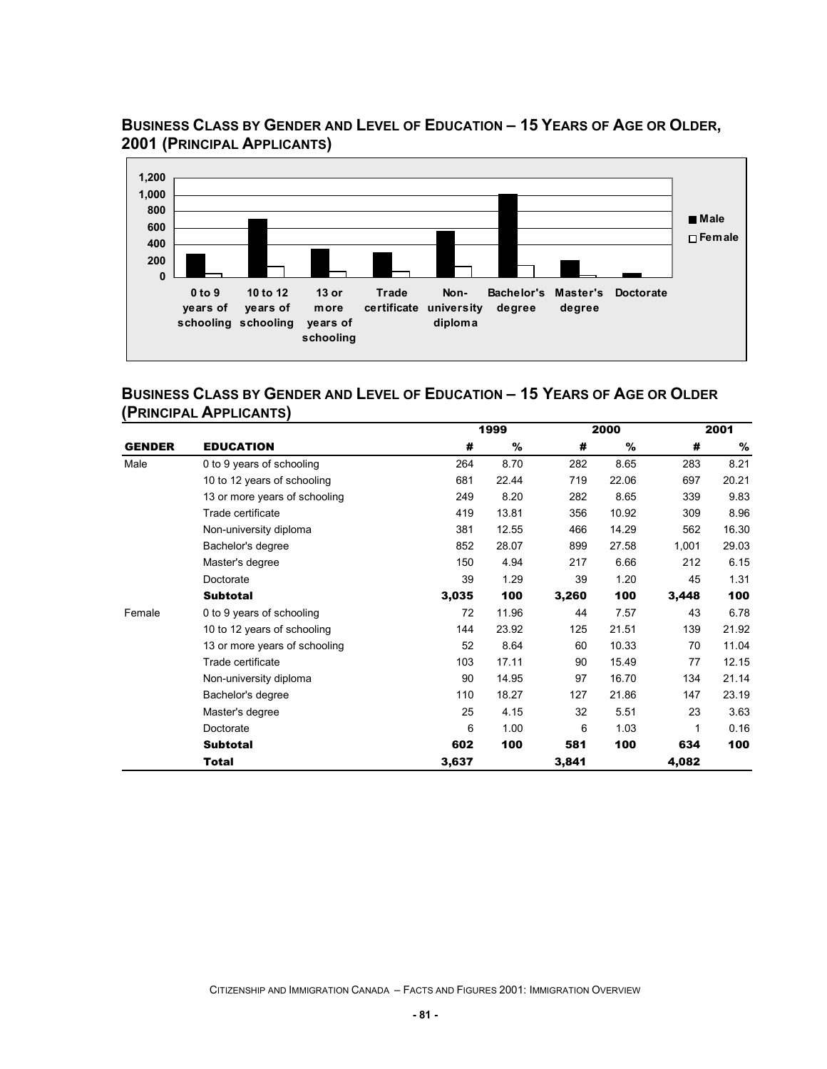## Business Class by Gender and Level of Education – 15 Years of Age or Older, 2001 (Principal Applicants)

## Business Class by Gender and Level of Education – 15 Years of Age or Older (Principal Applicants)

| GENDER | EDUCATION | 1999 # | 1999 % | 2000 # | 2000 % | 2001 # | 2001 % |
|---|---|---|---|---|---|---|---|
| Male | 0 to 9 years of schooling | 264 | 8.70 | 282 | 8.65 | 283 | 8.21 |
| | 10 to 12 years of schooling | 681 | 22.44 | 719 | 22.06 | 697 | 20.21 |
| | 13 or more years of schooling | 249 | 8.20 | 282 | 8.65 | 339 | 9.83 |
| | Trade certificate | 419 | 13.81 | 356 | 10.92 | 309 | 8.96 |
| | Non-university diploma | 381 | 12.55 | 466 | 14.29 | 562 | 16.30 |
| | Bachelor's degree | 852 | 28.07 | 899 | 27.58 | 1,001 | 29.03 |
| | Master's degree | 150 | 4.94 | 217 | 6.66 | 212 | 6.15 |
| | Doctorate | 39 | 1.29 | 39 | 1.20 | 45 | 1.31 |
| | **Subtotal** | **3,035** | **100** | **3,260** | **100** | **3,448** | **100** |
| Female | 0 to 9 years of schooling | 72 | 11.96 | 44 | 7.57 | 43 | 6.78 |
| | 10 to 12 years of schooling | 144 | 23.92 | 125 | 21.51 | 139 | 21.92 |
| | 13 or more years of schooling | 52 | 8.64 | 60 | 10.33 | 70 | 11.04 |
| | Trade certificate | 103 | 17.11 | 90 | 15.49 | 77 | 12.15 |
| | Non-university diploma | 90 | 14.95 | 97 | 16.70 | 134 | 21.14 |
| | Bachelor's degree | 110 | 18.27 | 127 | 21.86 | 147 | 23.19 |
| | Master's degree | 25 | 4.15 | 32 | 5.51 | 23 | 3.63 |
| | Doctorate | 6 | 1.00 | 6 | 1.03 | 1 | 0.16 |
| | **Subtotal** | **602** | **100** | **581** | **100** | **634** | **100** |
| | **Total** | **3,637** | | **3,841** | | **4,082** | |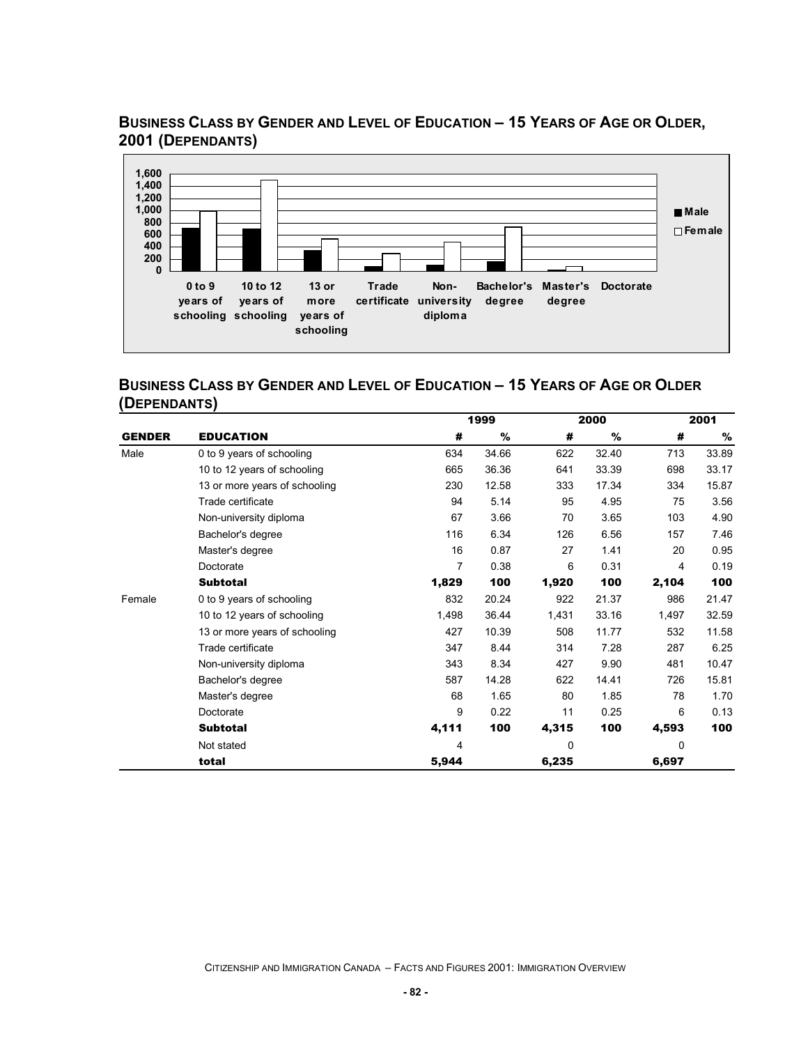## Business Class by Gender and Level of Education – 15 Years of Age or Older, 2001 (Dependants)

## Business Class by Gender and Level of Education – 15 Years of Age or Older (Dependants)

| GENDER | EDUCATION | 1999 | | 2000 | | 2001 | |
|---|---|---|---|---|---|---|---|
| | | **#** | **%** | **#** | **%** | **#** | **%** |
| Male | 0 to 9 years of schooling | 634 | 34.66 | 622 | 32.40 | 713 | 33.89 |
| | 10 to 12 years of schooling | 665 | 36.36 | 641 | 33.39 | 698 | 33.17 |
| | 13 or more years of schooling | 230 | 12.58 | 333 | 17.34 | 334 | 15.87 |
| | Trade certificate | 94 | 5.14 | 95 | 4.95 | 75 | 3.56 |
| | Non-university diploma | 67 | 3.66 | 70 | 3.65 | 103 | 4.90 |
| | Bachelor's degree | 116 | 6.34 | 126 | 6.56 | 157 | 7.46 |
| | Master's degree | 16 | 0.87 | 27 | 1.41 | 20 | 0.95 |
| | Doctorate | 7 | 0.38 | 6 | 0.31 | 4 | 0.19 |
| | **Subtotal** | **1,829** | **100** | **1,920** | **100** | **2,104** | **100** |
| Female | 0 to 9 years of schooling | 832 | 20.24 | 922 | 21.37 | 986 | 21.47 |
| | 10 to 12 years of schooling | 1,498 | 36.44 | 1,431 | 33.16 | 1,497 | 32.59 |
| | 13 or more years of schooling | 427 | 10.39 | 508 | 11.77 | 532 | 11.58 |
| | Trade certificate | 347 | 8.44 | 314 | 7.28 | 287 | 6.25 |
| | Non-university diploma | 343 | 8.34 | 427 | 9.90 | 481 | 10.47 |
| | Bachelor's degree | 587 | 14.28 | 622 | 14.41 | 726 | 15.81 |
| | Master's degree | 68 | 1.65 | 80 | 1.85 | 78 | 1.70 |
| | Doctorate | 9 | 0.22 | 11 | 0.25 | 6 | 0.13 |
| | **Subtotal** | **4,111** | **100** | **4,315** | **100** | **4,593** | **100** |
| | Not stated | 4 | | 0 | | 0 | |
| | **total** | **5,944** | | **6,235** | | **6,697** | |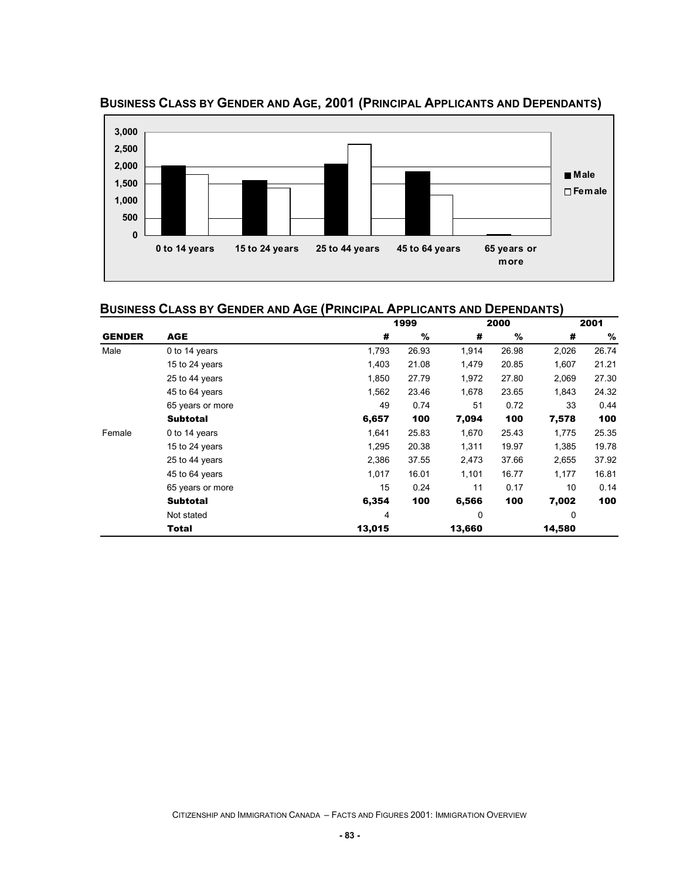## Business Class by Gender and Age, 2001 (Principal Applicants and Dependants)

## Business Class by Gender and Age (Principal Applicants and Dependants)

| GENDER | AGE | 1999 # | 1999 % | 2000 # | 2000 % | 2001 # | 2001 % |
|---|---|---|---|---|---|---|---|
| Male | 0 to 14 years | 1,793 | 26.93 | 1,914 | 26.98 | 2,026 | 26.74 |
| | 15 to 24 years | 1,403 | 21.08 | 1,479 | 20.85 | 1,607 | 21.21 |
| | 25 to 44 years | 1,850 | 27.79 | 1,972 | 27.80 | 2,069 | 27.30 |
| | 45 to 64 years | 1,562 | 23.46 | 1,678 | 23.65 | 1,843 | 24.32 |
| | 65 years or more | 49 | 0.74 | 51 | 0.72 | 33 | 0.44 |
| | **Subtotal** | **6,657** | **100** | **7,094** | **100** | **7,578** | **100** |
| Female | 0 to 14 years | 1,641 | 25.83 | 1,670 | 25.43 | 1,775 | 25.35 |
| | 15 to 24 years | 1,295 | 20.38 | 1,311 | 19.97 | 1,385 | 19.78 |
| | 25 to 44 years | 2,386 | 37.55 | 2,473 | 37.66 | 2,655 | 37.92 |
| | 45 to 64 years | 1,017 | 16.01 | 1,101 | 16.77 | 1,177 | 16.81 |
| | 65 years or more | 15 | 0.24 | 11 | 0.17 | 10 | 0.14 |
| | **Subtotal** | **6,354** | **100** | **6,566** | **100** | **7,002** | **100** |
| | Not stated | 4 | | 0 | | 0 | |
| | **Total** | **13,015** | | **13,660** | | **14,580** | |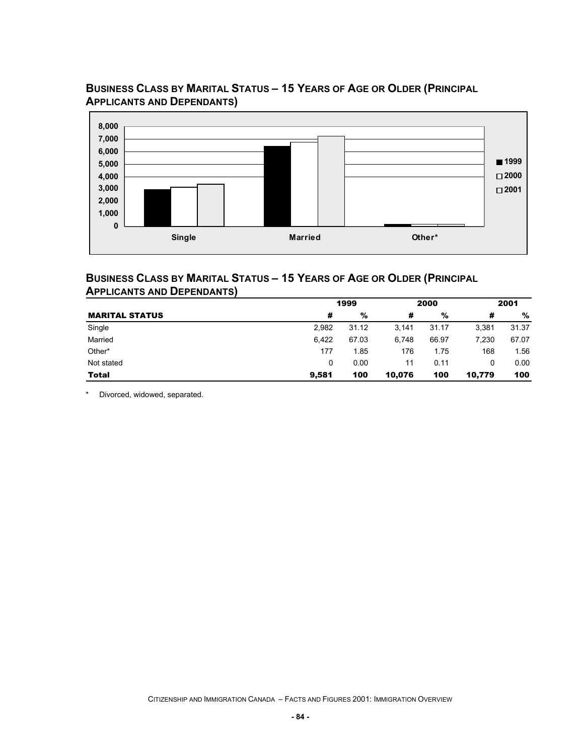## BUSINESS CLASS BY MARITAL STATUS – 15 YEARS OF AGE OR OLDER (PRINCIPAL APPLICANTS AND DEPENDANTS)

## BUSINESS CLASS BY MARITAL STATUS – 15 YEARS OF AGE OR OLDER (PRINCIPAL APPLICANTS AND DEPENDANTS)

| | 1999 | | 2000 | | 2001 | |
|---|---|---|---|---|---|---|
| **MARITAL STATUS** | **#** | **%** | **#** | **%** | **#** | **%** |
| Single | 2,982 | 31.12 | 3,141 | 31.17 | 3,381 | 31.37 |
| Married | 6,422 | 67.03 | 6,748 | 66.97 | 7,230 | 67.07 |
| Other* | 177 | 1.85 | 176 | 1.75 | 168 | 1.56 |
| Not stated | 0 | 0.00 | 11 | 0.11 | 0 | 0.00 |
| **Total** | **9,581** | **100** | **10,076** | **100** | **10,779** | **100** |

\* Divorced, widowed, separated.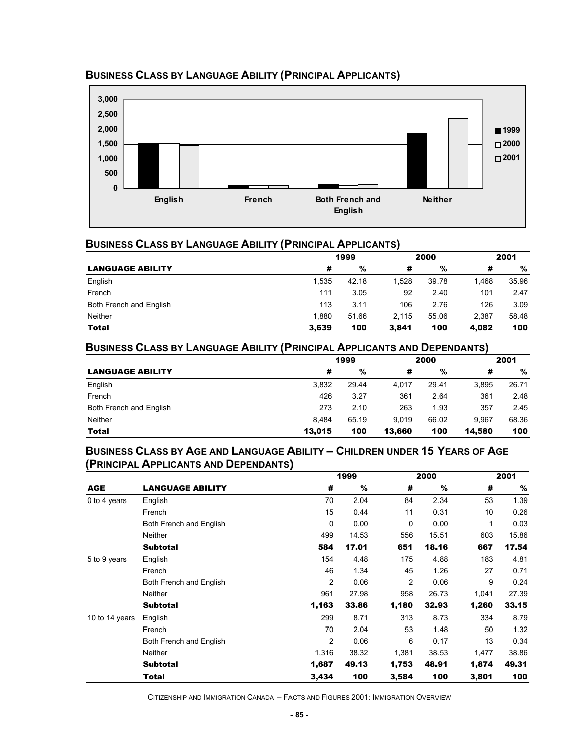## Business Class by Language Ability (Principal Applicants)

## Business Class by Language Ability (Principal Applicants)

| | 1999 | | 2000 | | 2001 | |
|---|---|---|---|---|---|---|
| **LANGUAGE ABILITY** | **#** | **%** | **#** | **%** | **#** | **%** |
| English | 1,535 | 42.18 | 1,528 | 39.78 | 1,468 | 35.96 |
| French | 111 | 3.05 | 92 | 2.40 | 101 | 2.47 |
| Both French and English | 113 | 3.11 | 106 | 2.76 | 126 | 3.09 |
| Neither | 1,880 | 51.66 | 2,115 | 55.06 | 2,387 | 58.48 |
| **Total** | **3,639** | **100** | **3,841** | **100** | **4,082** | **100** |

## Business Class by Language Ability (Principal Applicants and Dependants)

| | 1999 | | 2000 | | 2001 | |
|---|---|---|---|---|---|---|
| **LANGUAGE ABILITY** | **#** | **%** | **#** | **%** | **#** | **%** |
| English | 3,832 | 29.44 | 4,017 | 29.41 | 3,895 | 26.71 |
| French | 426 | 3.27 | 361 | 2.64 | 361 | 2.48 |
| Both French and English | 273 | 2.10 | 263 | 1.93 | 357 | 2.45 |
| Neither | 8,484 | 65.19 | 9,019 | 66.02 | 9,967 | 68.36 |
| **Total** | **13,015** | **100** | **13,660** | **100** | **14,580** | **100** |

## Business Class by Age and Language Ability – Children under 15 Years of Age (Principal Applicants and Dependants)

| | | 1999 | | 2000 | | 2001 | |
|---|---|---|---|---|---|---|---|
| **AGE** | **LANGUAGE ABILITY** | **#** | **%** | **#** | **%** | **#** | **%** |
| 0 to 4 years | English | 70 | 2.04 | 84 | 2.34 | 53 | 1.39 |
| | French | 15 | 0.44 | 11 | 0.31 | 10 | 0.26 |
| | Both French and English | 0 | 0.00 | 0 | 0.00 | 1 | 0.03 |
| | Neither | 499 | 14.53 | 556 | 15.51 | 603 | 15.86 |
| | **Subtotal** | **584** | **17.01** | **651** | **18.16** | **667** | **17.54** |
| 5 to 9 years | English | 154 | 4.48 | 175 | 4.88 | 183 | 4.81 |
| | French | 46 | 1.34 | 45 | 1.26 | 27 | 0.71 |
| | Both French and English | 2 | 0.06 | 2 | 0.06 | 9 | 0.24 |
| | Neither | 961 | 27.98 | 958 | 26.73 | 1,041 | 27.39 |
| | **Subtotal** | **1,163** | **33.86** | **1,180** | **32.93** | **1,260** | **33.15** |
| 10 to 14 years | English | 299 | 8.71 | 313 | 8.73 | 334 | 8.79 |
| | French | 70 | 2.04 | 53 | 1.48 | 50 | 1.32 |
| | Both French and English | 2 | 0.06 | 6 | 0.17 | 13 | 0.34 |
| | Neither | 1,316 | 38.32 | 1,381 | 38.53 | 1,477 | 38.86 |
| | **Subtotal** | **1,687** | **49.13** | **1,753** | **48.91** | **1,874** | **49.31** |
| | **Total** | **3,434** | **100** | **3,584** | **100** | **3,801** | **100** |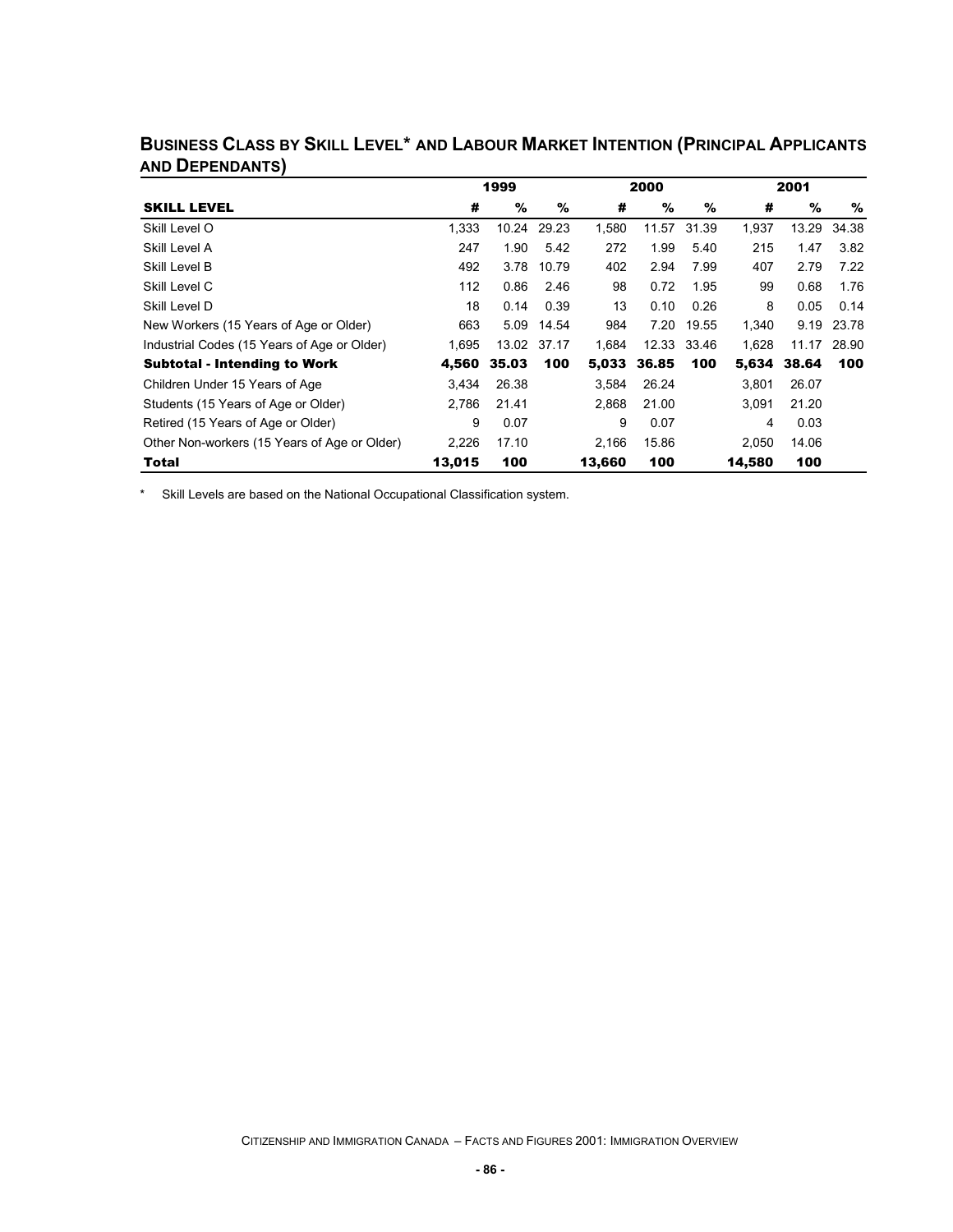## BUSINESS CLASS BY SKILL LEVEL* AND LABOUR MARKET INTENTION (PRINCIPAL APPLICANTS AND DEPENDANTS)

| | 1999 | | | 2000 | | | 2001 | | |
|---|---|---|---|---|---|---|---|---|---|
| **SKILL LEVEL** | **#** | **%** | **%** | **#** | **%** | **%** | **#** | **%** | **%** |
| Skill Level O | 1,333 | 10.24 | 29.23 | 1,580 | 11.57 | 31.39 | 1,937 | 13.29 | 34.38 |
| Skill Level A | 247 | 1.90 | 5.42 | 272 | 1.99 | 5.40 | 215 | 1.47 | 3.82 |
| Skill Level B | 492 | 3.78 | 10.79 | 402 | 2.94 | 7.99 | 407 | 2.79 | 7.22 |
| Skill Level C | 112 | 0.86 | 2.46 | 98 | 0.72 | 1.95 | 99 | 0.68 | 1.76 |
| Skill Level D | 18 | 0.14 | 0.39 | 13 | 0.10 | 0.26 | 8 | 0.05 | 0.14 |
| New Workers (15 Years of Age or Older) | 663 | 5.09 | 14.54 | 984 | 7.20 | 19.55 | 1,340 | 9.19 | 23.78 |
| Industrial Codes (15 Years of Age or Older) | 1,695 | 13.02 | 37.17 | 1,684 | 12.33 | 33.46 | 1,628 | 11.17 | 28.90 |
| **Subtotal - Intending to Work** | **4,560** | **35.03** | **100** | **5,033** | **36.85** | **100** | **5,634** | **38.64** | **100** |
| Children Under 15 Years of Age | 3,434 | 26.38 | | 3,584 | 26.24 | | 3,801 | 26.07 | |
| Students (15 Years of Age or Older) | 2,786 | 21.41 | | 2,868 | 21.00 | | 3,091 | 21.20 | |
| Retired (15 Years of Age or Older) | 9 | 0.07 | | 9 | 0.07 | | 4 | 0.03 | |
| Other Non-workers (15 Years of Age or Older) | 2,226 | 17.10 | | 2,166 | 15.86 | | 2,050 | 14.06 | |
| **Total** | **13,015** | **100** | | **13,660** | **100** | | **14,580** | **100** | |

\* Skill Levels are based on the National Occupational Classification system.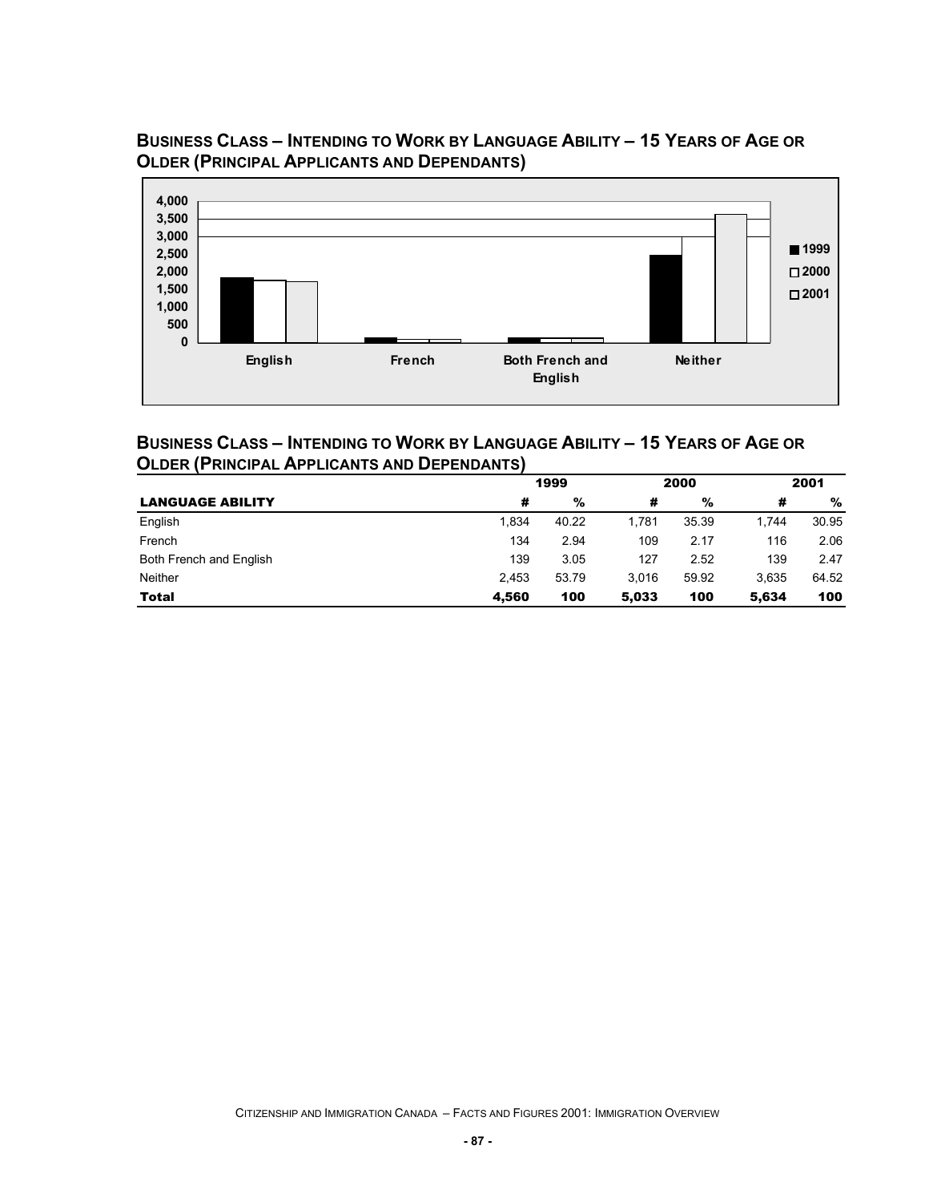## BUSINESS CLASS – INTENDING TO WORK BY LANGUAGE ABILITY – 15 YEARS OF AGE OR OLDER (PRINCIPAL APPLICANTS AND DEPENDANTS)

## BUSINESS CLASS – INTENDING TO WORK BY LANGUAGE ABILITY – 15 YEARS OF AGE OR OLDER (PRINCIPAL APPLICANTS AND DEPENDANTS)

| | 1999 | | 2000 | | 2001 | |
|---|---|---|---|---|---|---|
| **LANGUAGE ABILITY** | **#** | **%** | **#** | **%** | **#** | **%** |
| English | 1,834 | 40.22 | 1,781 | 35.39 | 1,744 | 30.95 |
| French | 134 | 2.94 | 109 | 2.17 | 116 | 2.06 |
| Both French and English | 139 | 3.05 | 127 | 2.52 | 139 | 2.47 |
| Neither | 2,453 | 53.79 | 3,016 | 59.92 | 3,635 | 64.52 |
| **Total** | **4,560** | **100** | **5,033** | **100** | **5,634** | **100** |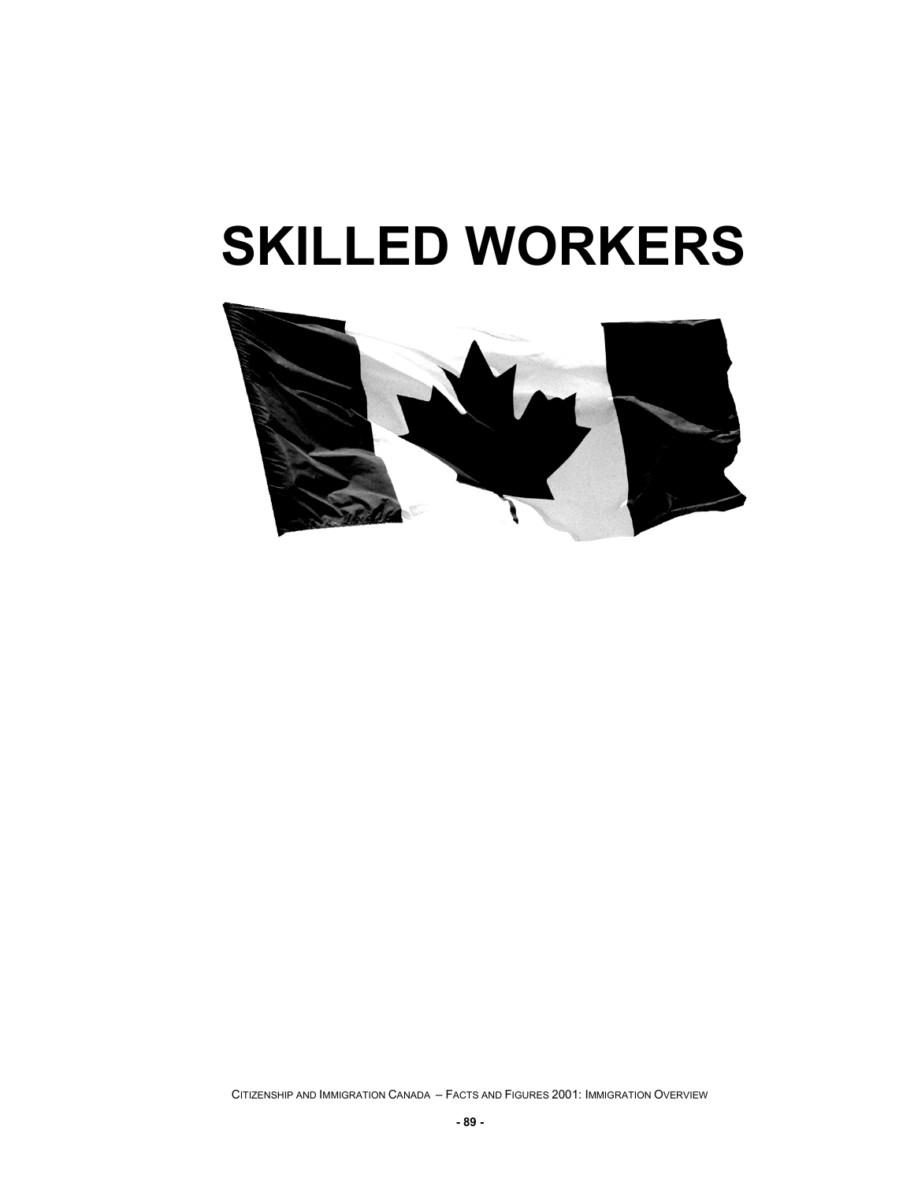# SKILLED WORKERS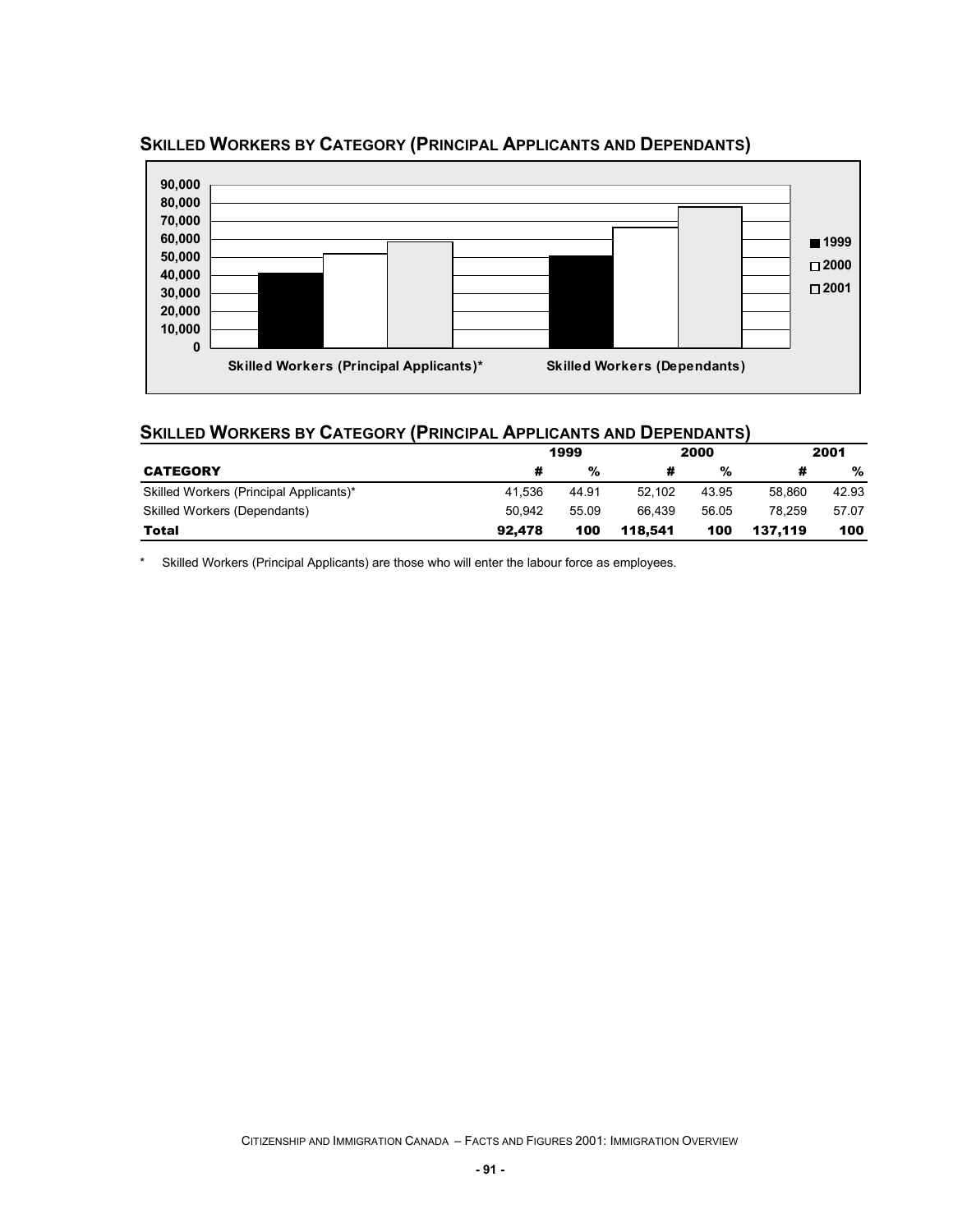## Skilled Workers by Category (Principal Applicants and Dependants)

## Skilled Workers by Category (Principal Applicants and Dependants)

| | 1999 | | 2000 | | 2001 | |
|---|---|---|---|---|---|---|
| **CATEGORY** | **#** | **%** | **#** | **%** | **#** | **%** |
| Skilled Workers (Principal Applicants)* | 41,536 | 44.91 | 52,102 | 43.95 | 58,860 | 42.93 |
| Skilled Workers (Dependants) | 50,942 | 55.09 | 66,439 | 56.05 | 78,259 | 57.07 |
| **Total** | **92,478** | **100** | **118,541** | **100** | **137,119** | **100** |

* Skilled Workers (Principal Applicants) are those who will enter the labour force as employees.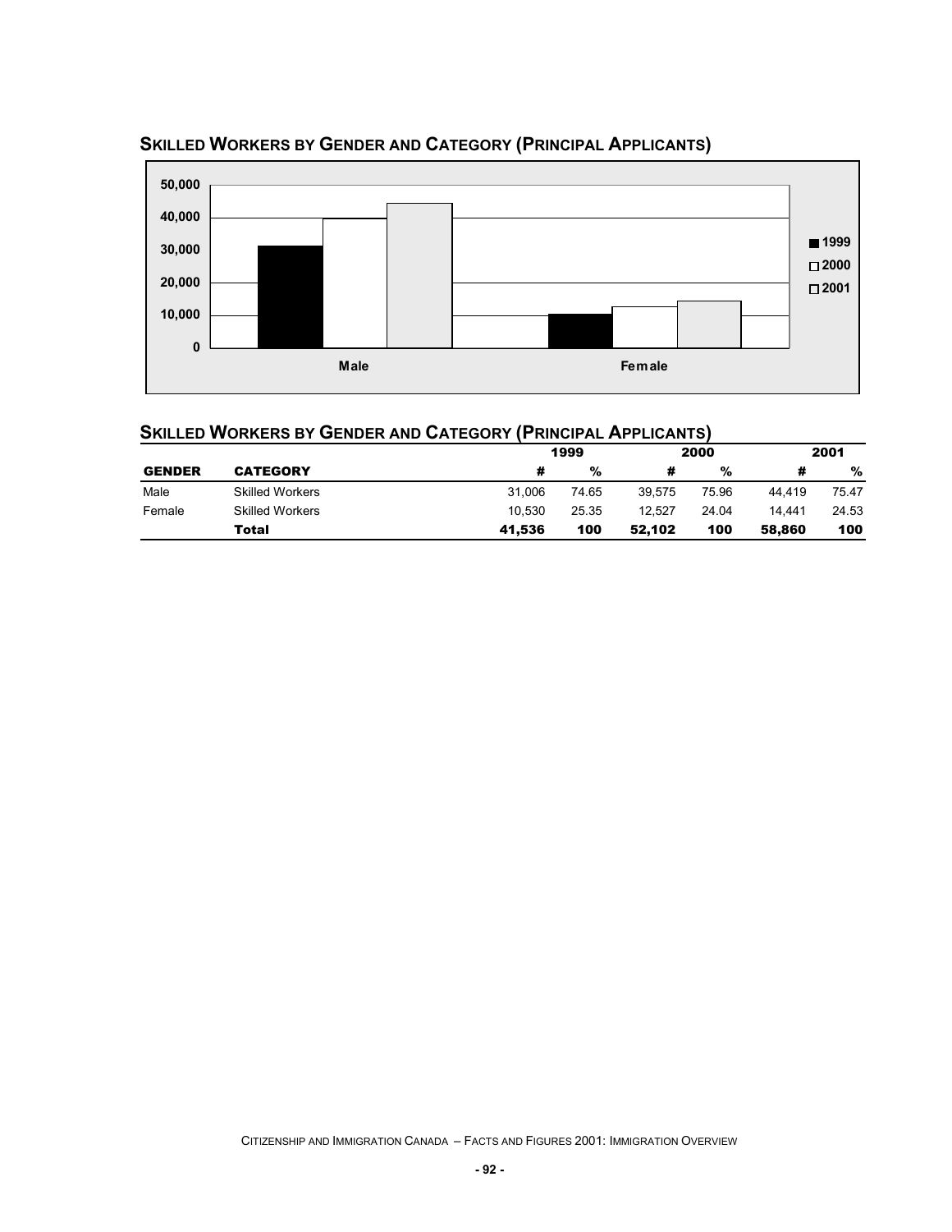## SKILLED WORKERS BY GENDER AND CATEGORY (PRINCIPAL APPLICANTS)

## SKILLED WORKERS BY GENDER AND CATEGORY (PRINCIPAL APPLICANTS)

| | | 1999 | | 2000 | | 2001 | |
|---|---|---|---|---|---|---|---|
| **GENDER** | **CATEGORY** | **#** | **%** | **#** | **%** | **#** | **%** |
| Male | Skilled Workers | 31,006 | 74.65 | 39,575 | 75.96 | 44,419 | 75.47 |
| Female | Skilled Workers | 10,530 | 25.35 | 12,527 | 24.04 | 14,441 | 24.53 |
| | **Total** | **41,536** | **100** | **52,102** | **100** | **58,860** | **100** |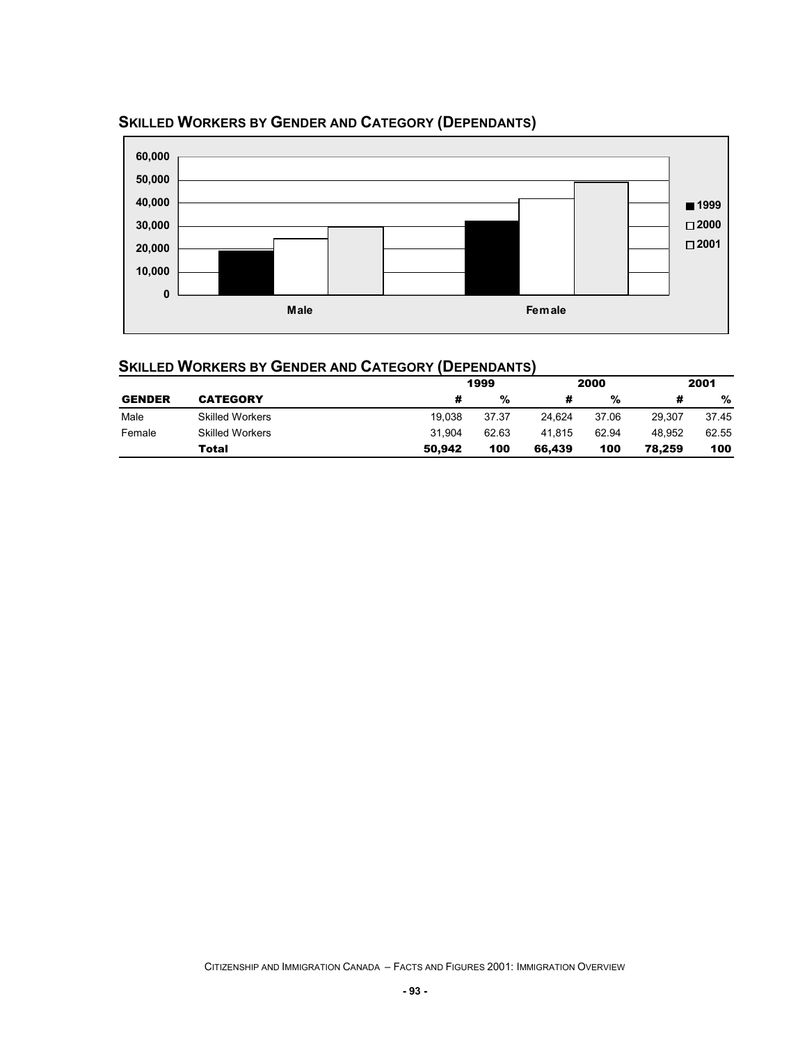## Skilled Workers by Gender and Category (Dependants)

## Skilled Workers by Gender and Category (Dependants)

| | | 1999 | | 2000 | | 2001 | |
|---|---|---|---|---|---|---|---|
| **GENDER** | **CATEGORY** | **#** | **%** | **#** | **%** | **#** | **%** |
| Male | Skilled Workers | 19,038 | 37.37 | 24,624 | 37.06 | 29,307 | 37.45 |
| Female | Skilled Workers | 31,904 | 62.63 | 41,815 | 62.94 | 48,952 | 62.55 |
| | **Total** | **50,942** | **100** | **66,439** | **100** | **78,259** | **100** |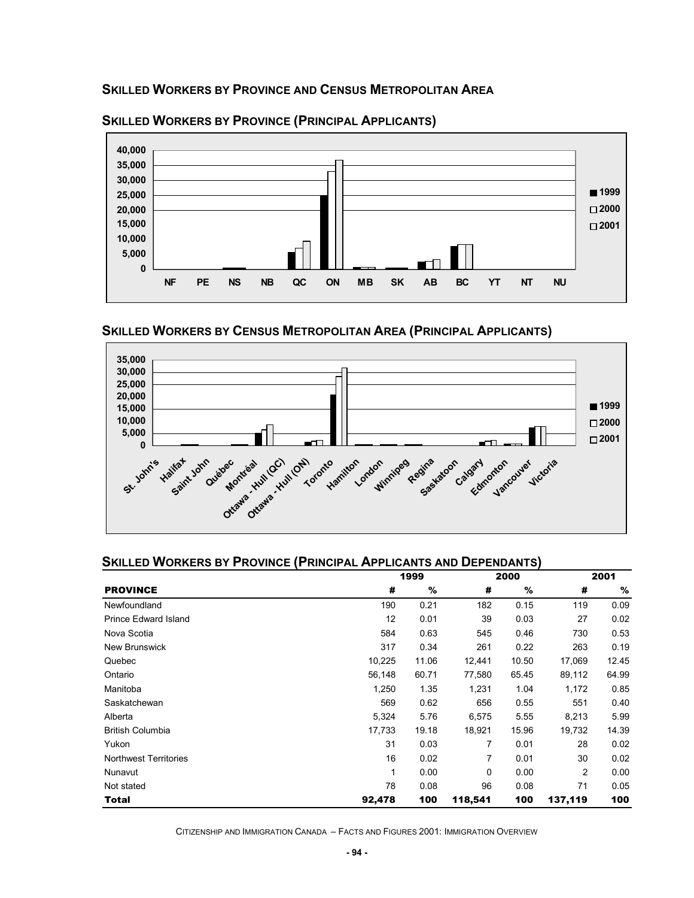## Skilled Workers by Province and Census Metropolitan Area

### Skilled Workers by Province (Principal Applicants)

### Skilled Workers by Census Metropolitan Area (Principal Applicants)

### Skilled Workers by Province (Principal Applicants and Dependants)

| PROVINCE | 1999 # | 1999 % | 2000 # | 2000 % | 2001 # | 2001 % |
|---|---|---|---|---|---|---|
| Newfoundland | 190 | 0.21 | 182 | 0.15 | 119 | 0.09 |
| Prince Edward Island | 12 | 0.01 | 39 | 0.03 | 27 | 0.02 |
| Nova Scotia | 584 | 0.63 | 545 | 0.46 | 730 | 0.53 |
| New Brunswick | 317 | 0.34 | 261 | 0.22 | 263 | 0.19 |
| Quebec | 10,225 | 11.06 | 12,441 | 10.50 | 17,069 | 12.45 |
| Ontario | 56,148 | 60.71 | 77,580 | 65.45 | 89,112 | 64.99 |
| Manitoba | 1,250 | 1.35 | 1,231 | 1.04 | 1,172 | 0.85 |
| Saskatchewan | 569 | 0.62 | 656 | 0.55 | 551 | 0.40 |
| Alberta | 5,324 | 5.76 | 6,575 | 5.55 | 8,213 | 5.99 |
| British Columbia | 17,733 | 19.18 | 18,921 | 15.96 | 19,732 | 14.39 |
| Yukon | 31 | 0.03 | 7 | 0.01 | 28 | 0.02 |
| Northwest Territories | 16 | 0.02 | 7 | 0.01 | 30 | 0.02 |
| Nunavut | 1 | 0.00 | 0 | 0.00 | 2 | 0.00 |
| Not stated | 78 | 0.08 | 96 | 0.08 | 71 | 0.05 |
| **Total** | **92,478** | **100** | **118,541** | **100** | **137,119** | **100** |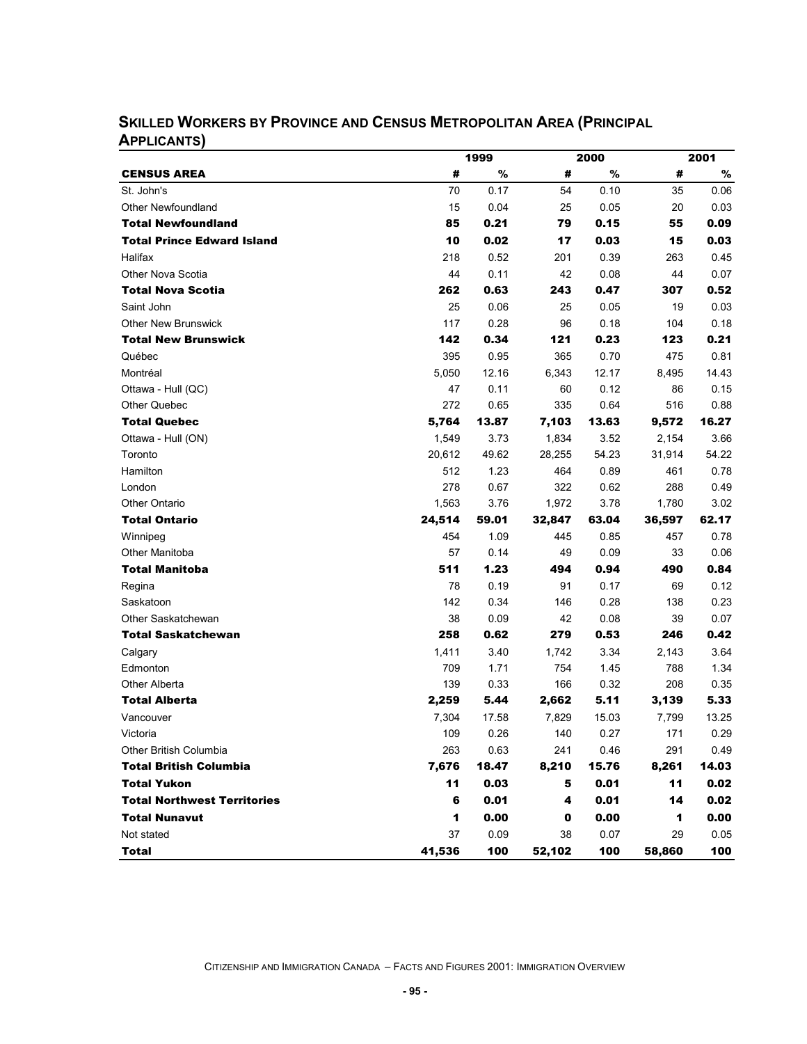## Skilled Workers by Province and Census Metropolitan Area (Principal Applicants)

| | 1999 | | 2000 | | 2001 | |
|---|---|---|---|---|---|---|
| **CENSUS AREA** | **#** | **%** | **#** | **%** | **#** | **%** |
| St. John's | 70 | 0.17 | 54 | 0.10 | 35 | 0.06 |
| Other Newfoundland | 15 | 0.04 | 25 | 0.05 | 20 | 0.03 |
| **Total Newfoundland** | **85** | **0.21** | **79** | **0.15** | **55** | **0.09** |
| **Total Prince Edward Island** | **10** | **0.02** | **17** | **0.03** | **15** | **0.03** |
| Halifax | 218 | 0.52 | 201 | 0.39 | 263 | 0.45 |
| Other Nova Scotia | 44 | 0.11 | 42 | 0.08 | 44 | 0.07 |
| **Total Nova Scotia** | **262** | **0.63** | **243** | **0.47** | **307** | **0.52** |
| Saint John | 25 | 0.06 | 25 | 0.05 | 19 | 0.03 |
| Other New Brunswick | 117 | 0.28 | 96 | 0.18 | 104 | 0.18 |
| **Total New Brunswick** | **142** | **0.34** | **121** | **0.23** | **123** | **0.21** |
| Québec | 395 | 0.95 | 365 | 0.70 | 475 | 0.81 |
| Montréal | 5,050 | 12.16 | 6,343 | 12.17 | 8,495 | 14.43 |
| Ottawa - Hull (QC) | 47 | 0.11 | 60 | 0.12 | 86 | 0.15 |
| Other Quebec | 272 | 0.65 | 335 | 0.64 | 516 | 0.88 |
| **Total Quebec** | **5,764** | **13.87** | **7,103** | **13.63** | **9,572** | **16.27** |
| Ottawa - Hull (ON) | 1,549 | 3.73 | 1,834 | 3.52 | 2,154 | 3.66 |
| Toronto | 20,612 | 49.62 | 28,255 | 54.23 | 31,914 | 54.22 |
| Hamilton | 512 | 1.23 | 464 | 0.89 | 461 | 0.78 |
| London | 278 | 0.67 | 322 | 0.62 | 288 | 0.49 |
| Other Ontario | 1,563 | 3.76 | 1,972 | 3.78 | 1,780 | 3.02 |
| **Total Ontario** | **24,514** | **59.01** | **32,847** | **63.04** | **36,597** | **62.17** |
| Winnipeg | 454 | 1.09 | 445 | 0.85 | 457 | 0.78 |
| Other Manitoba | 57 | 0.14 | 49 | 0.09 | 33 | 0.06 |
| **Total Manitoba** | **511** | **1.23** | **494** | **0.94** | **490** | **0.84** |
| Regina | 78 | 0.19 | 91 | 0.17 | 69 | 0.12 |
| Saskatoon | 142 | 0.34 | 146 | 0.28 | 138 | 0.23 |
| Other Saskatchewan | 38 | 0.09 | 42 | 0.08 | 39 | 0.07 |
| **Total Saskatchewan** | **258** | **0.62** | **279** | **0.53** | **246** | **0.42** |
| Calgary | 1,411 | 3.40 | 1,742 | 3.34 | 2,143 | 3.64 |
| Edmonton | 709 | 1.71 | 754 | 1.45 | 788 | 1.34 |
| Other Alberta | 139 | 0.33 | 166 | 0.32 | 208 | 0.35 |
| **Total Alberta** | **2,259** | **5.44** | **2,662** | **5.11** | **3,139** | **5.33** |
| Vancouver | 7,304 | 17.58 | 7,829 | 15.03 | 7,799 | 13.25 |
| Victoria | 109 | 0.26 | 140 | 0.27 | 171 | 0.29 |
| Other British Columbia | 263 | 0.63 | 241 | 0.46 | 291 | 0.49 |
| **Total British Columbia** | **7,676** | **18.47** | **8,210** | **15.76** | **8,261** | **14.03** |
| **Total Yukon** | **11** | **0.03** | **5** | **0.01** | **11** | **0.02** |
| **Total Northwest Territories** | **6** | **0.01** | **4** | **0.01** | **14** | **0.02** |
| **Total Nunavut** | **1** | **0.00** | **0** | **0.00** | **1** | **0.00** |
| Not stated | 37 | 0.09 | 38 | 0.07 | 29 | 0.05 |
| **Total** | **41,536** | **100** | **52,102** | **100** | **58,860** | **100** |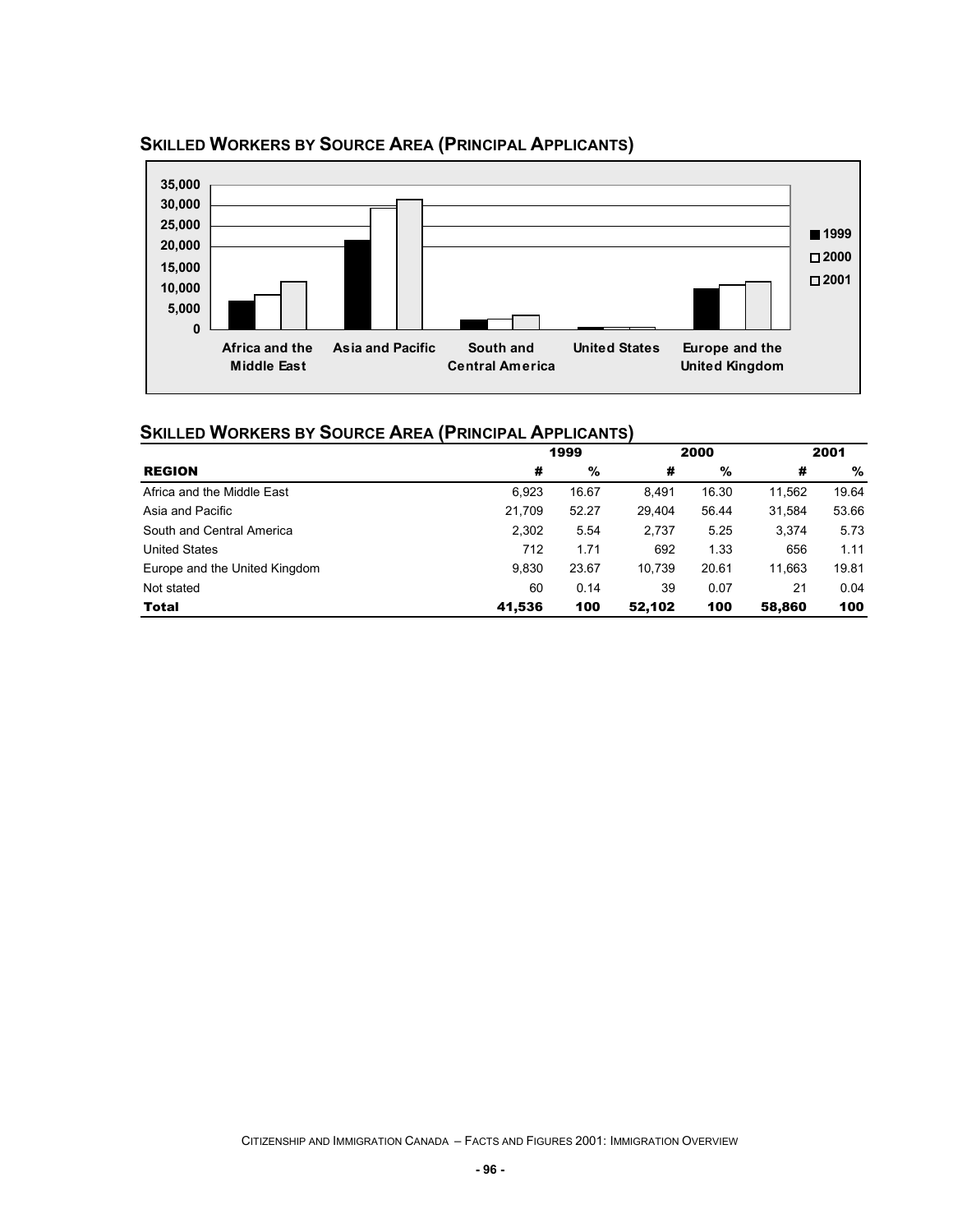## SKILLED WORKERS BY SOURCE AREA (PRINCIPAL APPLICANTS)

## SKILLED WORKERS BY SOURCE AREA (PRINCIPAL APPLICANTS)

| | 1999 | | 2000 | | 2001 | |
|---|---|---|---|---|---|---|
| **REGION** | **#** | **%** | **#** | **%** | **#** | **%** |
| Africa and the Middle East | 6,923 | 16.67 | 8,491 | 16.30 | 11,562 | 19.64 |
| Asia and Pacific | 21,709 | 52.27 | 29,404 | 56.44 | 31,584 | 53.66 |
| South and Central America | 2,302 | 5.54 | 2,737 | 5.25 | 3,374 | 5.73 |
| United States | 712 | 1.71 | 692 | 1.33 | 656 | 1.11 |
| Europe and the United Kingdom | 9,830 | 23.67 | 10,739 | 20.61 | 11,663 | 19.81 |
| Not stated | 60 | 0.14 | 39 | 0.07 | 21 | 0.04 |
| **Total** | **41,536** | **100** | **52,102** | **100** | **58,860** | **100** |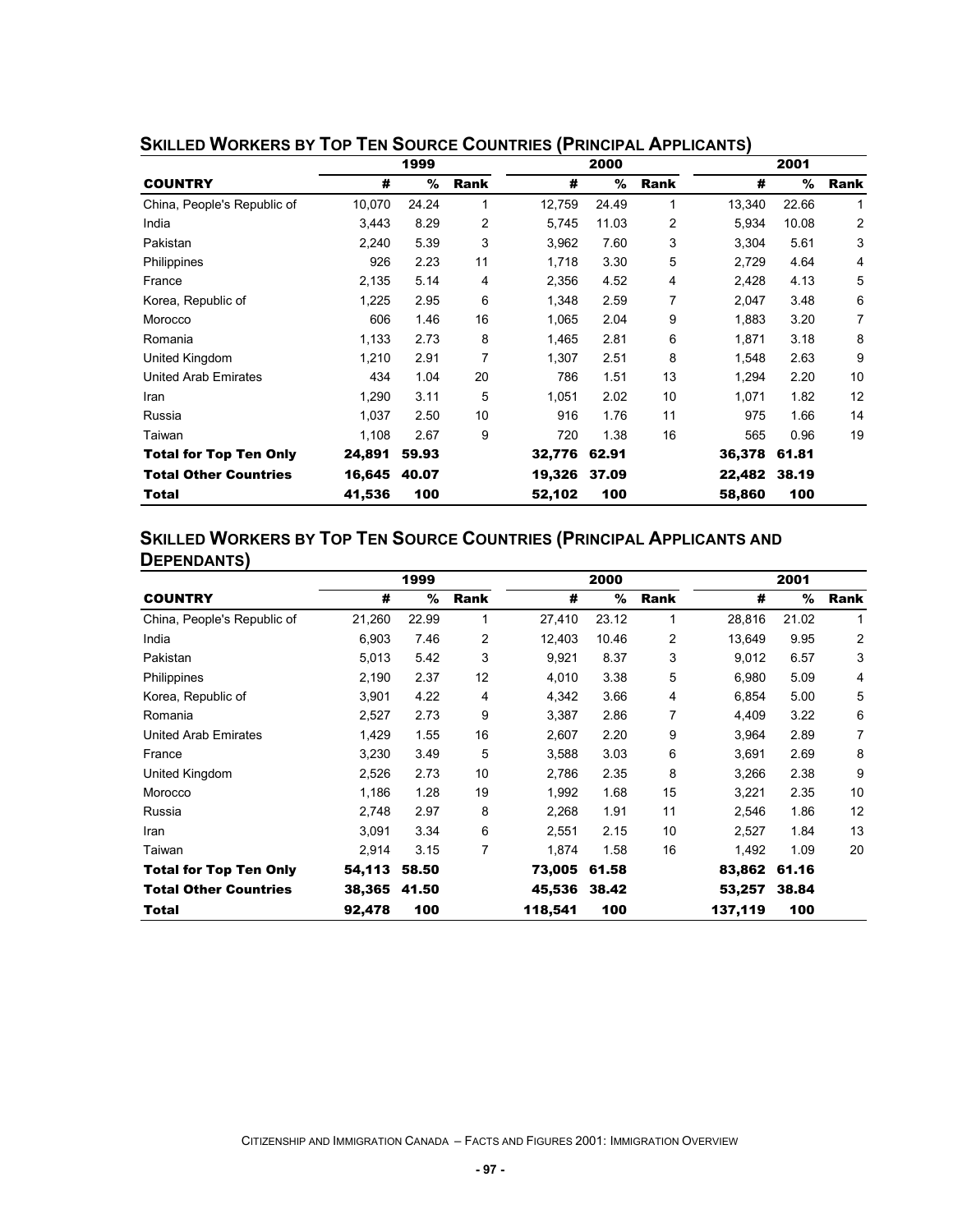## Skilled Workers by Top Ten Source Countries (Principal Applicants)

| | 1999 | | | 2000 | | | 2001 | | |
|---|---|---|---|---|---|---|---|---|---|
| **COUNTRY** | **#** | **%** | **Rank** | **#** | **%** | **Rank** | **#** | **%** | **Rank** |
| China, People's Republic of | 10,070 | 24.24 | 1 | 12,759 | 24.49 | 1 | 13,340 | 22.66 | 1 |
| India | 3,443 | 8.29 | 2 | 5,745 | 11.03 | 2 | 5,934 | 10.08 | 2 |
| Pakistan | 2,240 | 5.39 | 3 | 3,962 | 7.60 | 3 | 3,304 | 5.61 | 3 |
| Philippines | 926 | 2.23 | 11 | 1,718 | 3.30 | 5 | 2,729 | 4.64 | 4 |
| France | 2,135 | 5.14 | 4 | 2,356 | 4.52 | 4 | 2,428 | 4.13 | 5 |
| Korea, Republic of | 1,225 | 2.95 | 6 | 1,348 | 2.59 | 7 | 2,047 | 3.48 | 6 |
| Morocco | 606 | 1.46 | 16 | 1,065 | 2.04 | 9 | 1,883 | 3.20 | 7 |
| Romania | 1,133 | 2.73 | 8 | 1,465 | 2.81 | 6 | 1,871 | 3.18 | 8 |
| United Kingdom | 1,210 | 2.91 | 7 | 1,307 | 2.51 | 8 | 1,548 | 2.63 | 9 |
| United Arab Emirates | 434 | 1.04 | 20 | 786 | 1.51 | 13 | 1,294 | 2.20 | 10 |
| Iran | 1,290 | 3.11 | 5 | 1,051 | 2.02 | 10 | 1,071 | 1.82 | 12 |
| Russia | 1,037 | 2.50 | 10 | 916 | 1.76 | 11 | 975 | 1.66 | 14 |
| Taiwan | 1,108 | 2.67 | 9 | 720 | 1.38 | 16 | 565 | 0.96 | 19 |
| **Total for Top Ten Only** | **24,891** | **59.93** | | **32,776** | **62.91** | | **36,378** | **61.81** | |
| **Total Other Countries** | **16,645** | **40.07** | | **19,326** | **37.09** | | **22,482** | **38.19** | |
| **Total** | **41,536** | **100** | | **52,102** | **100** | | **58,860** | **100** | |

## Skilled Workers by Top Ten Source Countries (Principal Applicants and Dependants)

| | 1999 | | | 2000 | | | 2001 | | |
|---|---|---|---|---|---|---|---|---|---|
| **COUNTRY** | **#** | **%** | **Rank** | **#** | **%** | **Rank** | **#** | **%** | **Rank** |
| China, People's Republic of | 21,260 | 22.99 | 1 | 27,410 | 23.12 | 1 | 28,816 | 21.02 | 1 |
| India | 6,903 | 7.46 | 2 | 12,403 | 10.46 | 2 | 13,649 | 9.95 | 2 |
| Pakistan | 5,013 | 5.42 | 3 | 9,921 | 8.37 | 3 | 9,012 | 6.57 | 3 |
| Philippines | 2,190 | 2.37 | 12 | 4,010 | 3.38 | 5 | 6,980 | 5.09 | 4 |
| Korea, Republic of | 3,901 | 4.22 | 4 | 4,342 | 3.66 | 4 | 6,854 | 5.00 | 5 |
| Romania | 2,527 | 2.73 | 9 | 3,387 | 2.86 | 7 | 4,409 | 3.22 | 6 |
| United Arab Emirates | 1,429 | 1.55 | 16 | 2,607 | 2.20 | 9 | 3,964 | 2.89 | 7 |
| France | 3,230 | 3.49 | 5 | 3,588 | 3.03 | 6 | 3,691 | 2.69 | 8 |
| United Kingdom | 2,526 | 2.73 | 10 | 2,786 | 2.35 | 8 | 3,266 | 2.38 | 9 |
| Morocco | 1,186 | 1.28 | 19 | 1,992 | 1.68 | 15 | 3,221 | 2.35 | 10 |
| Russia | 2,748 | 2.97 | 8 | 2,268 | 1.91 | 11 | 2,546 | 1.86 | 12 |
| Iran | 3,091 | 3.34 | 6 | 2,551 | 2.15 | 10 | 2,527 | 1.84 | 13 |
| Taiwan | 2,914 | 3.15 | 7 | 1,874 | 1.58 | 16 | 1,492 | 1.09 | 20 |
| **Total for Top Ten Only** | **54,113** | **58.50** | | **73,005** | **61.58** | | **83,862** | **61.16** | |
| **Total Other Countries** | **38,365** | **41.50** | | **45,536** | **38.42** | | **53,257** | **38.84** | |
| **Total** | **92,478** | **100** | | **118,541** | **100** | | **137,119** | **100** | |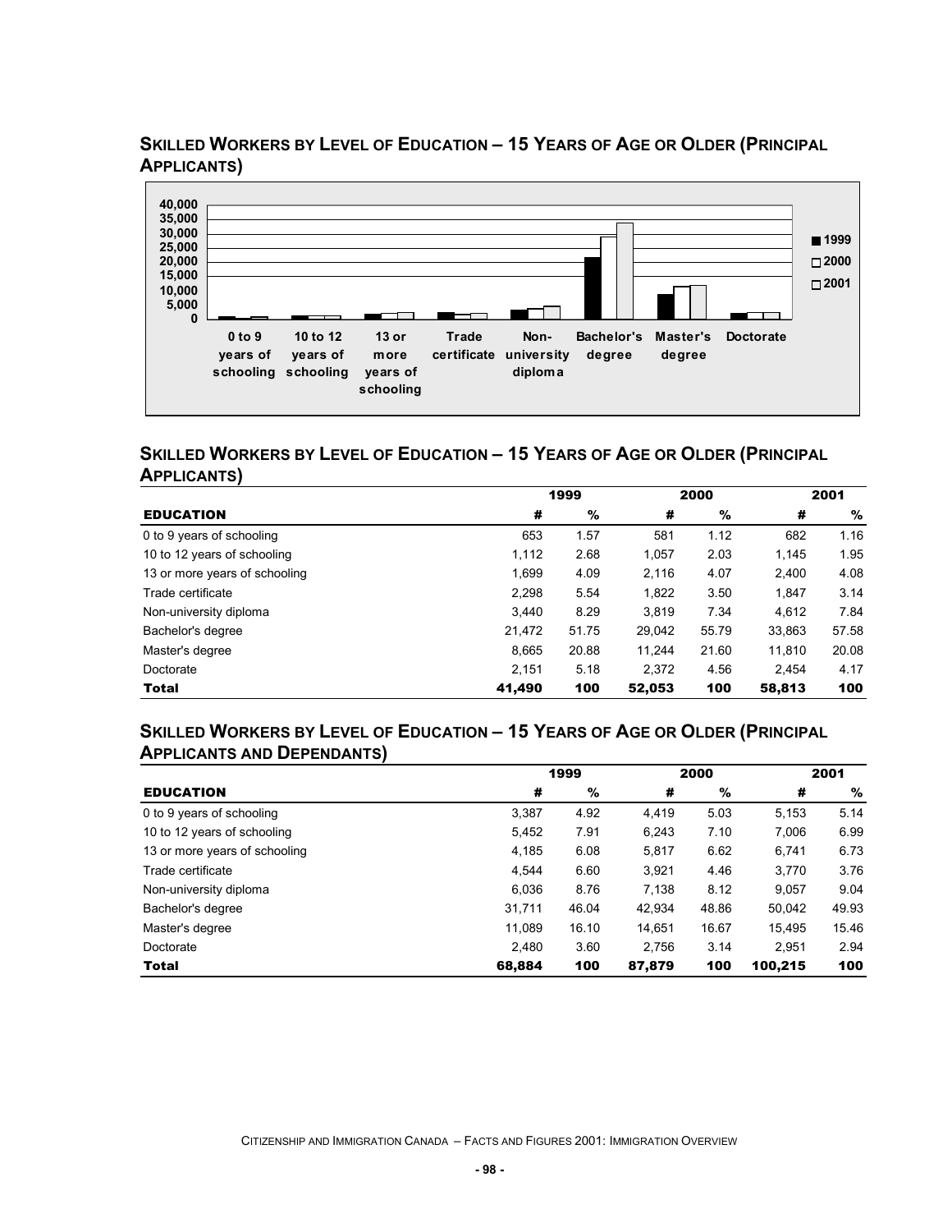## Skilled Workers by Level of Education – 15 Years of Age or Older (Principal Applicants)

## Skilled Workers by Level of Education – 15 Years of Age or Older (Principal Applicants)

| | 1999 | | 2000 | | 2001 | |
|---|---|---|---|---|---|---|
| **EDUCATION** | **#** | **%** | **#** | **%** | **#** | **%** |
| 0 to 9 years of schooling | 653 | 1.57 | 581 | 1.12 | 682 | 1.16 |
| 10 to 12 years of schooling | 1,112 | 2.68 | 1,057 | 2.03 | 1,145 | 1.95 |
| 13 or more years of schooling | 1,699 | 4.09 | 2,116 | 4.07 | 2,400 | 4.08 |
| Trade certificate | 2,298 | 5.54 | 1,822 | 3.50 | 1,847 | 3.14 |
| Non-university diploma | 3,440 | 8.29 | 3,819 | 7.34 | 4,612 | 7.84 |
| Bachelor's degree | 21,472 | 51.75 | 29,042 | 55.79 | 33,863 | 57.58 |
| Master's degree | 8,665 | 20.88 | 11,244 | 21.60 | 11,810 | 20.08 |
| Doctorate | 2,151 | 5.18 | 2,372 | 4.56 | 2,454 | 4.17 |
| **Total** | **41,490** | **100** | **52,053** | **100** | **58,813** | **100** |

## Skilled Workers by Level of Education – 15 Years of Age or Older (Principal Applicants and Dependants)

| | 1999 | | 2000 | | 2001 | |
|---|---|---|---|---|---|---|
| **EDUCATION** | **#** | **%** | **#** | **%** | **#** | **%** |
| 0 to 9 years of schooling | 3,387 | 4.92 | 4,419 | 5.03 | 5,153 | 5.14 |
| 10 to 12 years of schooling | 5,452 | 7.91 | 6,243 | 7.10 | 7,006 | 6.99 |
| 13 or more years of schooling | 4,185 | 6.08 | 5,817 | 6.62 | 6,741 | 6.73 |
| Trade certificate | 4,544 | 6.60 | 3,921 | 4.46 | 3,770 | 3.76 |
| Non-university diploma | 6,036 | 8.76 | 7,138 | 8.12 | 9,057 | 9.04 |
| Bachelor's degree | 31,711 | 46.04 | 42,934 | 48.86 | 50,042 | 49.93 |
| Master's degree | 11,089 | 16.10 | 14,651 | 16.67 | 15,495 | 15.46 |
| Doctorate | 2,480 | 3.60 | 2,756 | 3.14 | 2,951 | 2.94 |
| **Total** | **68,884** | **100** | **87,879** | **100** | **100,215** | **100** |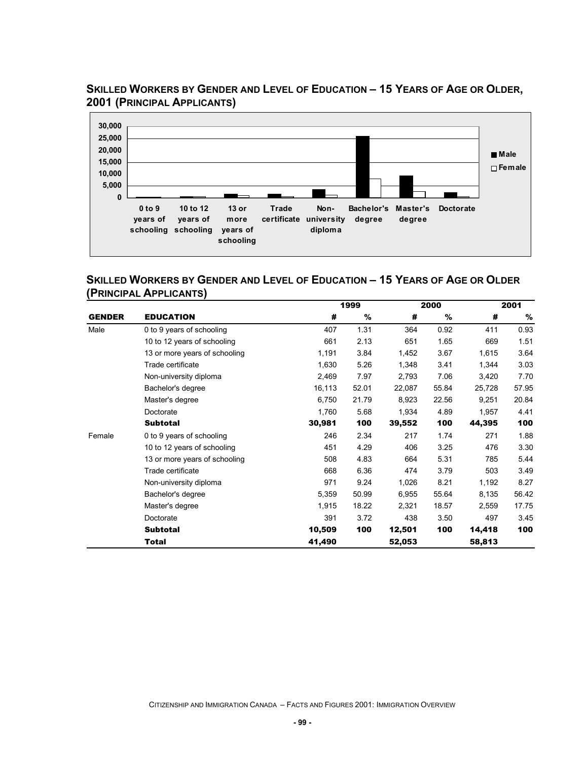## SKILLED WORKERS BY GENDER AND LEVEL OF EDUCATION – 15 YEARS OF AGE OR OLDER, 2001 (PRINCIPAL APPLICANTS)

## SKILLED WORKERS BY GENDER AND LEVEL OF EDUCATION – 15 YEARS OF AGE OR OLDER (PRINCIPAL APPLICANTS)

| | | 1999 | | 2000 | | 2001 | |
|---|---|---|---|---|---|---|---|
| **GENDER** | **EDUCATION** | **#** | **%** | **#** | **%** | **#** | **%** |
| Male | 0 to 9 years of schooling | 407 | 1.31 | 364 | 0.92 | 411 | 0.93 |
| | 10 to 12 years of schooling | 661 | 2.13 | 651 | 1.65 | 669 | 1.51 |
| | 13 or more years of schooling | 1,191 | 3.84 | 1,452 | 3.67 | 1,615 | 3.64 |
| | Trade certificate | 1,630 | 5.26 | 1,348 | 3.41 | 1,344 | 3.03 |
| | Non-university diploma | 2,469 | 7.97 | 2,793 | 7.06 | 3,420 | 7.70 |
| | Bachelor's degree | 16,113 | 52.01 | 22,087 | 55.84 | 25,728 | 57.95 |
| | Master's degree | 6,750 | 21.79 | 8,923 | 22.56 | 9,251 | 20.84 |
| | Doctorate | 1,760 | 5.68 | 1,934 | 4.89 | 1,957 | 4.41 |
| | **Subtotal** | **30,981** | **100** | **39,552** | **100** | **44,395** | **100** |
| Female | 0 to 9 years of schooling | 246 | 2.34 | 217 | 1.74 | 271 | 1.88 |
| | 10 to 12 years of schooling | 451 | 4.29 | 406 | 3.25 | 476 | 3.30 |
| | 13 or more years of schooling | 508 | 4.83 | 664 | 5.31 | 785 | 5.44 |
| | Trade certificate | 668 | 6.36 | 474 | 3.79 | 503 | 3.49 |
| | Non-university diploma | 971 | 9.24 | 1,026 | 8.21 | 1,192 | 8.27 |
| | Bachelor's degree | 5,359 | 50.99 | 6,955 | 55.64 | 8,135 | 56.42 |
| | Master's degree | 1,915 | 18.22 | 2,321 | 18.57 | 2,559 | 17.75 |
| | Doctorate | 391 | 3.72 | 438 | 3.50 | 497 | 3.45 |
| | **Subtotal** | **10,509** | **100** | **12,501** | **100** | **14,418** | **100** |
| | **Total** | **41,490** | | **52,053** | | **58,813** | |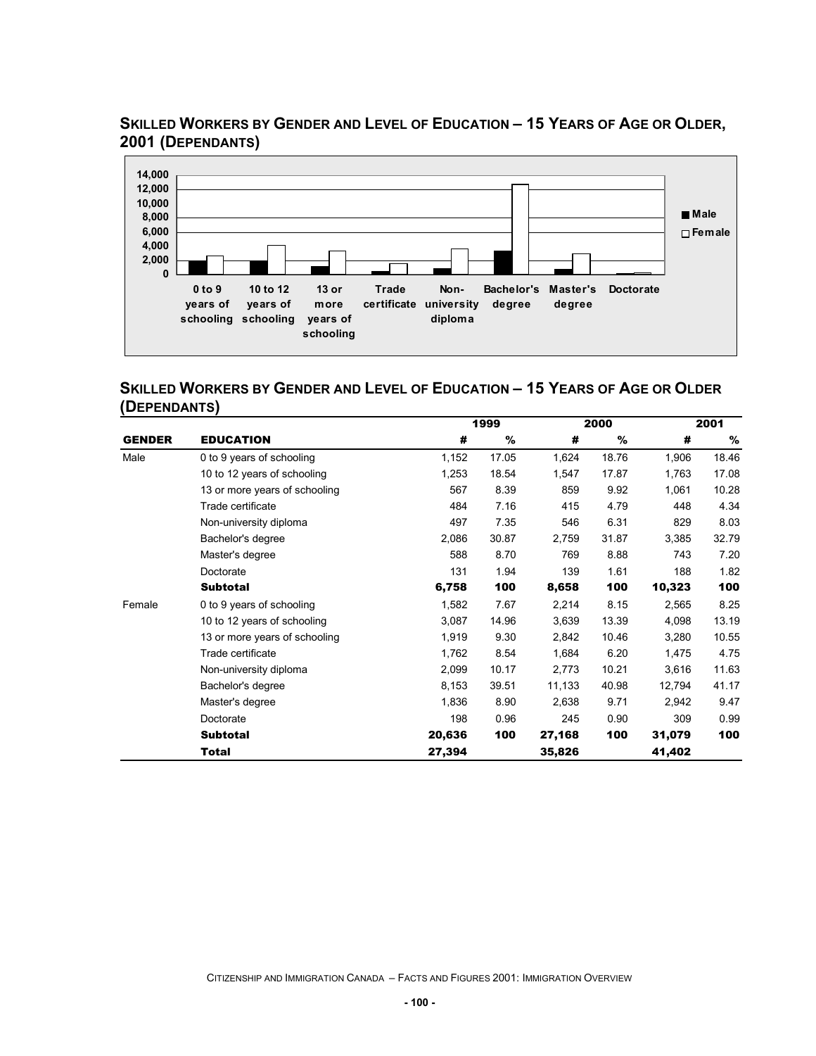## SKILLED WORKERS BY GENDER AND LEVEL OF EDUCATION – 15 YEARS OF AGE OR OLDER, 2001 (DEPENDANTS)

## SKILLED WORKERS BY GENDER AND LEVEL OF EDUCATION – 15 YEARS OF AGE OR OLDER (DEPENDANTS)

| | | 1999 | | 2000 | | 2001 | |
|---|---|---|---|---|---|---|---|
| **GENDER** | **EDUCATION** | **#** | **%** | **#** | **%** | **#** | **%** |
| Male | 0 to 9 years of schooling | 1,152 | 17.05 | 1,624 | 18.76 | 1,906 | 18.46 |
| | 10 to 12 years of schooling | 1,253 | 18.54 | 1,547 | 17.87 | 1,763 | 17.08 |
| | 13 or more years of schooling | 567 | 8.39 | 859 | 9.92 | 1,061 | 10.28 |
| | Trade certificate | 484 | 7.16 | 415 | 4.79 | 448 | 4.34 |
| | Non-university diploma | 497 | 7.35 | 546 | 6.31 | 829 | 8.03 |
| | Bachelor's degree | 2,086 | 30.87 | 2,759 | 31.87 | 3,385 | 32.79 |
| | Master's degree | 588 | 8.70 | 769 | 8.88 | 743 | 7.20 |
| | Doctorate | 131 | 1.94 | 139 | 1.61 | 188 | 1.82 |
| | **Subtotal** | **6,758** | **100** | **8,658** | **100** | **10,323** | **100** |
| Female | 0 to 9 years of schooling | 1,582 | 7.67 | 2,214 | 8.15 | 2,565 | 8.25 |
| | 10 to 12 years of schooling | 3,087 | 14.96 | 3,639 | 13.39 | 4,098 | 13.19 |
| | 13 or more years of schooling | 1,919 | 9.30 | 2,842 | 10.46 | 3,280 | 10.55 |
| | Trade certificate | 1,762 | 8.54 | 1,684 | 6.20 | 1,475 | 4.75 |
| | Non-university diploma | 2,099 | 10.17 | 2,773 | 10.21 | 3,616 | 11.63 |
| | Bachelor's degree | 8,153 | 39.51 | 11,133 | 40.98 | 12,794 | 41.17 |
| | Master's degree | 1,836 | 8.90 | 2,638 | 9.71 | 2,942 | 9.47 |
| | Doctorate | 198 | 0.96 | 245 | 0.90 | 309 | 0.99 |
| | **Subtotal** | **20,636** | **100** | **27,168** | **100** | **31,079** | **100** |
| | **Total** | **27,394** | | **35,826** | | **41,402** | |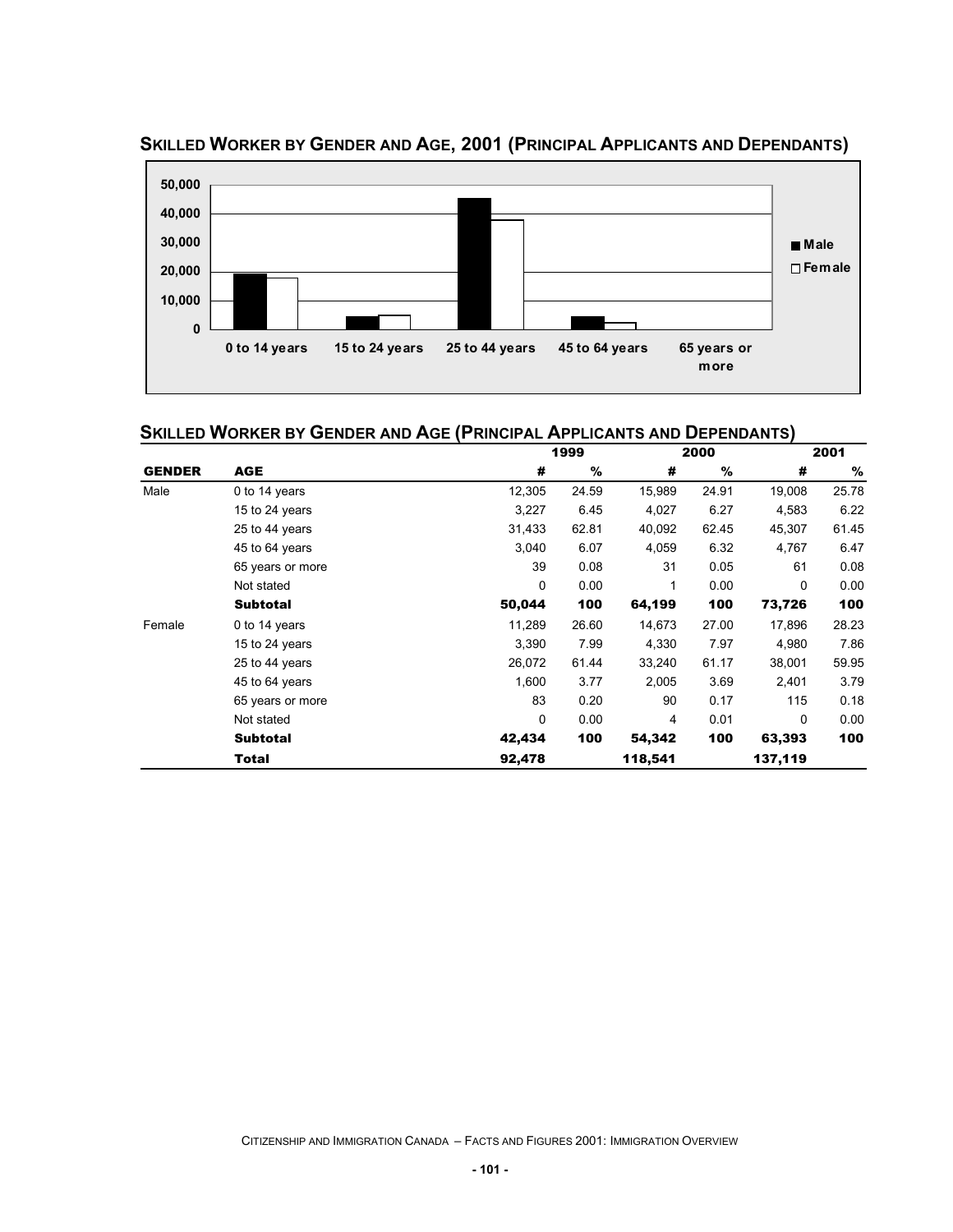## Skilled Worker by Gender and Age, 2001 (Principal Applicants and Dependants)

## Skilled Worker by Gender and Age (Principal Applicants and Dependants)

| | | 1999 | | 2000 | | 2001 | |
|---|---|---|---|---|---|---|---|
| **GENDER** | **AGE** | **#** | **%** | **#** | **%** | **#** | **%** |
| Male | 0 to 14 years | 12,305 | 24.59 | 15,989 | 24.91 | 19,008 | 25.78 |
| | 15 to 24 years | 3,227 | 6.45 | 4,027 | 6.27 | 4,583 | 6.22 |
| | 25 to 44 years | 31,433 | 62.81 | 40,092 | 62.45 | 45,307 | 61.45 |
| | 45 to 64 years | 3,040 | 6.07 | 4,059 | 6.32 | 4,767 | 6.47 |
| | 65 years or more | 39 | 0.08 | 31 | 0.05 | 61 | 0.08 |
| | Not stated | 0 | 0.00 | 1 | 0.00 | 0 | 0.00 |
| | **Subtotal** | **50,044** | **100** | **64,199** | **100** | **73,726** | **100** |
| Female | 0 to 14 years | 11,289 | 26.60 | 14,673 | 27.00 | 17,896 | 28.23 |
| | 15 to 24 years | 3,390 | 7.99 | 4,330 | 7.97 | 4,980 | 7.86 |
| | 25 to 44 years | 26,072 | 61.44 | 33,240 | 61.17 | 38,001 | 59.95 |
| | 45 to 64 years | 1,600 | 3.77 | 2,005 | 3.69 | 2,401 | 3.79 |
| | 65 years or more | 83 | 0.20 | 90 | 0.17 | 115 | 0.18 |
| | Not stated | 0 | 0.00 | 4 | 0.01 | 0 | 0.00 |
| | **Subtotal** | **42,434** | **100** | **54,342** | **100** | **63,393** | **100** |
| | **Total** | **92,478** | | **118,541** | | **137,119** | |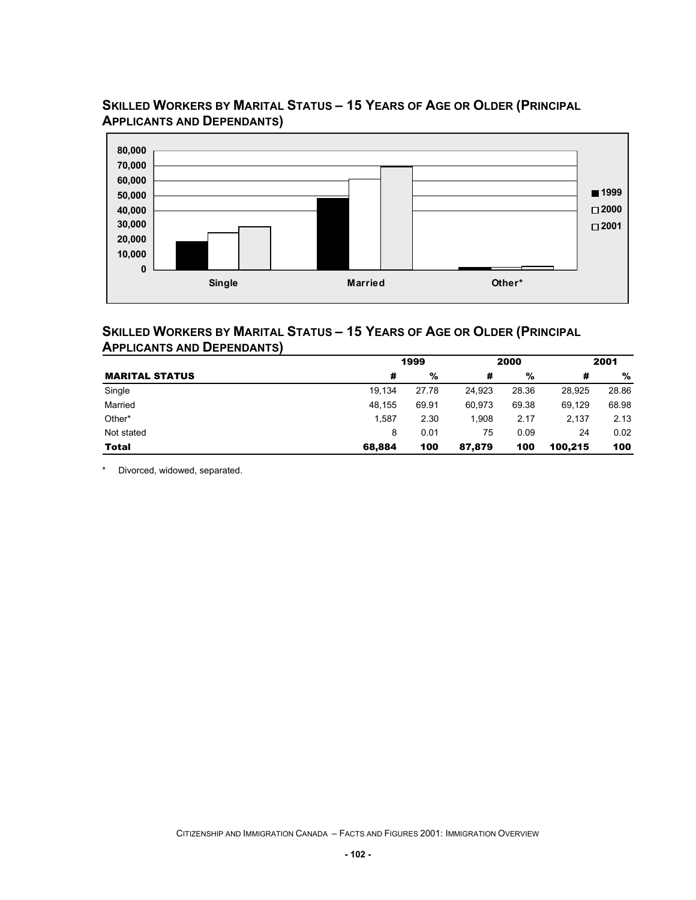## Skilled Workers by Marital Status – 15 Years of Age or Older (Principal Applicants and Dependants)

## Skilled Workers by Marital Status – 15 Years of Age or Older (Principal Applicants and Dependants)

| | 1999 | | 2000 | | 2001 | |
|---|---|---|---|---|---|---|
| **MARITAL STATUS** | **#** | **%** | **#** | **%** | **#** | **%** |
| Single | 19,134 | 27.78 | 24,923 | 28.36 | 28,925 | 28.86 |
| Married | 48,155 | 69.91 | 60,973 | 69.38 | 69,129 | 68.98 |
| Other* | 1,587 | 2.30 | 1,908 | 2.17 | 2,137 | 2.13 |
| Not stated | 8 | 0.01 | 75 | 0.09 | 24 | 0.02 |
| **Total** | **68,884** | **100** | **87,879** | **100** | **100,215** | **100** |

\* Divorced, widowed, separated.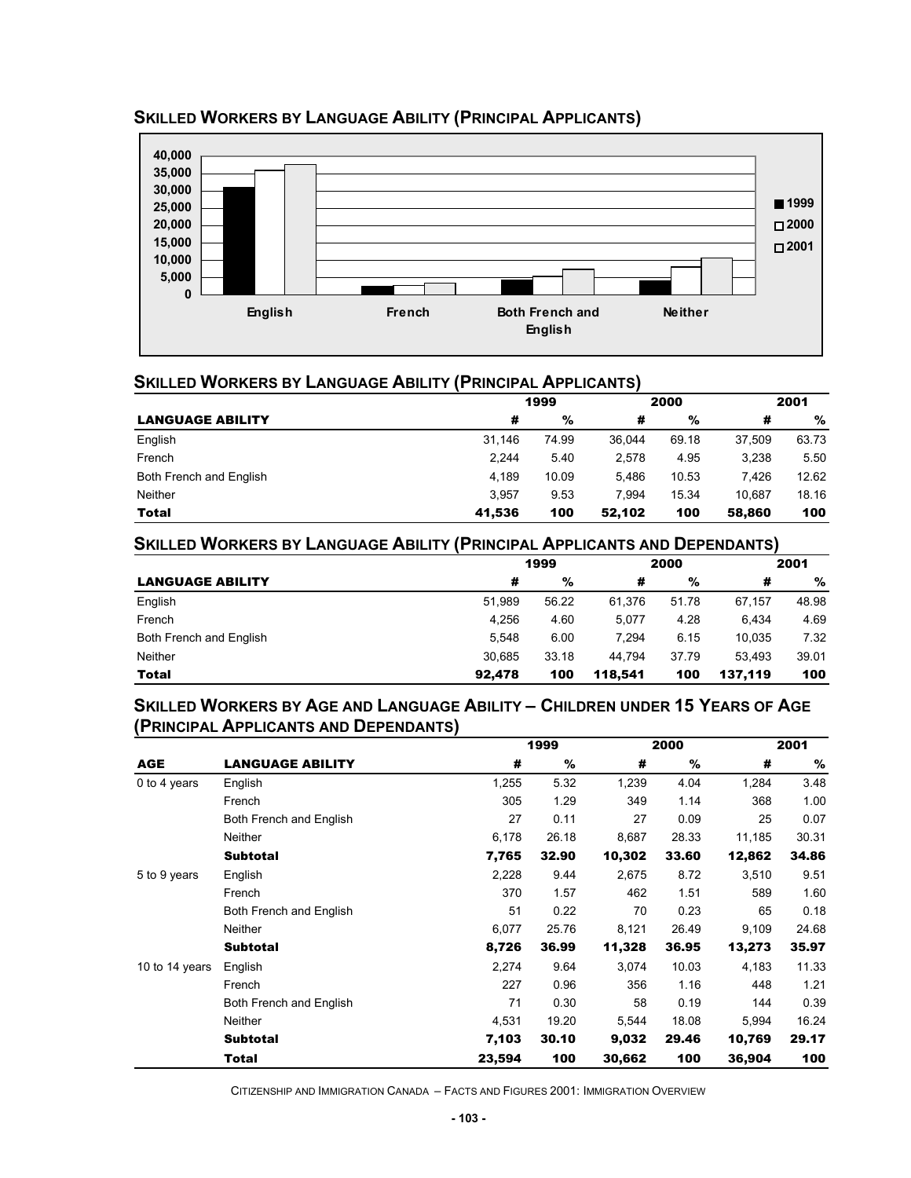## Skilled Workers by Language Ability (Principal Applicants)

## Skilled Workers by Language Ability (Principal Applicants)

| | 1999 | | 2000 | | 2001 | |
|---|---|---|---|---|---|---|
| **LANGUAGE ABILITY** | **#** | **%** | **#** | **%** | **#** | **%** |
| English | 31,146 | 74.99 | 36,044 | 69.18 | 37,509 | 63.73 |
| French | 2,244 | 5.40 | 2,578 | 4.95 | 3,238 | 5.50 |
| Both French and English | 4,189 | 10.09 | 5,486 | 10.53 | 7,426 | 12.62 |
| Neither | 3,957 | 9.53 | 7,994 | 15.34 | 10,687 | 18.16 |
| **Total** | **41,536** | **100** | **52,102** | **100** | **58,860** | **100** |

## Skilled Workers by Language Ability (Principal Applicants and Dependants)

| | 1999 | | 2000 | | 2001 | |
|---|---|---|---|---|---|---|
| **LANGUAGE ABILITY** | **#** | **%** | **#** | **%** | **#** | **%** |
| English | 51,989 | 56.22 | 61,376 | 51.78 | 67,157 | 48.98 |
| French | 4,256 | 4.60 | 5,077 | 4.28 | 6,434 | 4.69 |
| Both French and English | 5,548 | 6.00 | 7,294 | 6.15 | 10,035 | 7.32 |
| Neither | 30,685 | 33.18 | 44,794 | 37.79 | 53,493 | 39.01 |
| **Total** | **92,478** | **100** | **118,541** | **100** | **137,119** | **100** |

## Skilled Workers by Age and Language Ability – Children under 15 Years of Age (Principal Applicants and Dependants)

| | | 1999 | | 2000 | | 2001 | |
|---|---|---|---|---|---|---|---|
| **AGE** | **LANGUAGE ABILITY** | **#** | **%** | **#** | **%** | **#** | **%** |
| 0 to 4 years | English | 1,255 | 5.32 | 1,239 | 4.04 | 1,284 | 3.48 |
| | French | 305 | 1.29 | 349 | 1.14 | 368 | 1.00 |
| | Both French and English | 27 | 0.11 | 27 | 0.09 | 25 | 0.07 |
| | Neither | 6,178 | 26.18 | 8,687 | 28.33 | 11,185 | 30.31 |
| | **Subtotal** | **7,765** | **32.90** | **10,302** | **33.60** | **12,862** | **34.86** |
| 5 to 9 years | English | 2,228 | 9.44 | 2,675 | 8.72 | 3,510 | 9.51 |
| | French | 370 | 1.57 | 462 | 1.51 | 589 | 1.60 |
| | Both French and English | 51 | 0.22 | 70 | 0.23 | 65 | 0.18 |
| | Neither | 6,077 | 25.76 | 8,121 | 26.49 | 9,109 | 24.68 |
| | **Subtotal** | **8,726** | **36.99** | **11,328** | **36.95** | **13,273** | **35.97** |
| 10 to 14 years | English | 2,274 | 9.64 | 3,074 | 10.03 | 4,183 | 11.33 |
| | French | 227 | 0.96 | 356 | 1.16 | 448 | 1.21 |
| | Both French and English | 71 | 0.30 | 58 | 0.19 | 144 | 0.39 |
| | Neither | 4,531 | 19.20 | 5,544 | 18.08 | 5,994 | 16.24 |
| | **Subtotal** | **7,103** | **30.10** | **9,032** | **29.46** | **10,769** | **29.17** |
| | **Total** | **23,594** | **100** | **30,662** | **100** | **36,904** | **100** |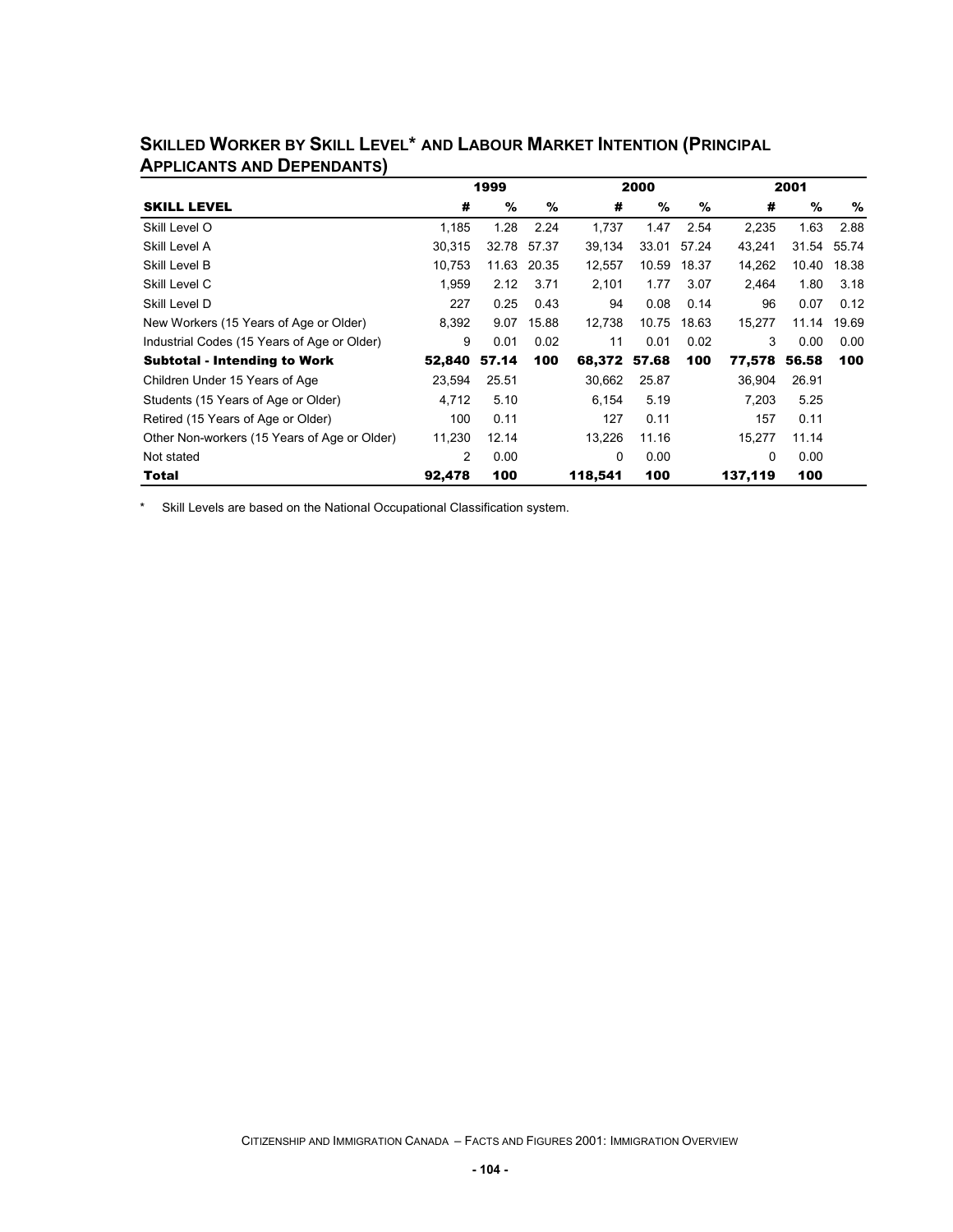## SKILLED WORKER BY SKILL LEVEL* AND LABOUR MARKET INTENTION (PRINCIPAL APPLICANTS AND DEPENDANTS)

| | 1999 | | | 2000 | | | 2001 | | |
|---|---|---|---|---|---|---|---|---|---|
| **SKILL LEVEL** | **#** | **%** | **%** | **#** | **%** | **%** | **#** | **%** | **%** |
| Skill Level O | 1,185 | 1.28 | 2.24 | 1,737 | 1.47 | 2.54 | 2,235 | 1.63 | 2.88 |
| Skill Level A | 30,315 | 32.78 | 57.37 | 39,134 | 33.01 | 57.24 | 43,241 | 31.54 | 55.74 |
| Skill Level B | 10,753 | 11.63 | 20.35 | 12,557 | 10.59 | 18.37 | 14,262 | 10.40 | 18.38 |
| Skill Level C | 1,959 | 2.12 | 3.71 | 2,101 | 1.77 | 3.07 | 2,464 | 1.80 | 3.18 |
| Skill Level D | 227 | 0.25 | 0.43 | 94 | 0.08 | 0.14 | 96 | 0.07 | 0.12 |
| New Workers (15 Years of Age or Older) | 8,392 | 9.07 | 15.88 | 12,738 | 10.75 | 18.63 | 15,277 | 11.14 | 19.69 |
| Industrial Codes (15 Years of Age or Older) | 9 | 0.01 | 0.02 | 11 | 0.01 | 0.02 | 3 | 0.00 | 0.00 |
| **Subtotal - Intending to Work** | **52,840** | **57.14** | **100** | **68,372** | **57.68** | **100** | **77,578** | **56.58** | **100** |
| Children Under 15 Years of Age | 23,594 | 25.51 | | 30,662 | 25.87 | | 36,904 | 26.91 | |
| Students (15 Years of Age or Older) | 4,712 | 5.10 | | 6,154 | 5.19 | | 7,203 | 5.25 | |
| Retired (15 Years of Age or Older) | 100 | 0.11 | | 127 | 0.11 | | 157 | 0.11 | |
| Other Non-workers (15 Years of Age or Older) | 11,230 | 12.14 | | 13,226 | 11.16 | | 15,277 | 11.14 | |
| Not stated | 2 | 0.00 | | 0 | 0.00 | | 0 | 0.00 | |
| **Total** | **92,478** | **100** | | **118,541** | **100** | | **137,119** | **100** | |

\* Skill Levels are based on the National Occupational Classification system.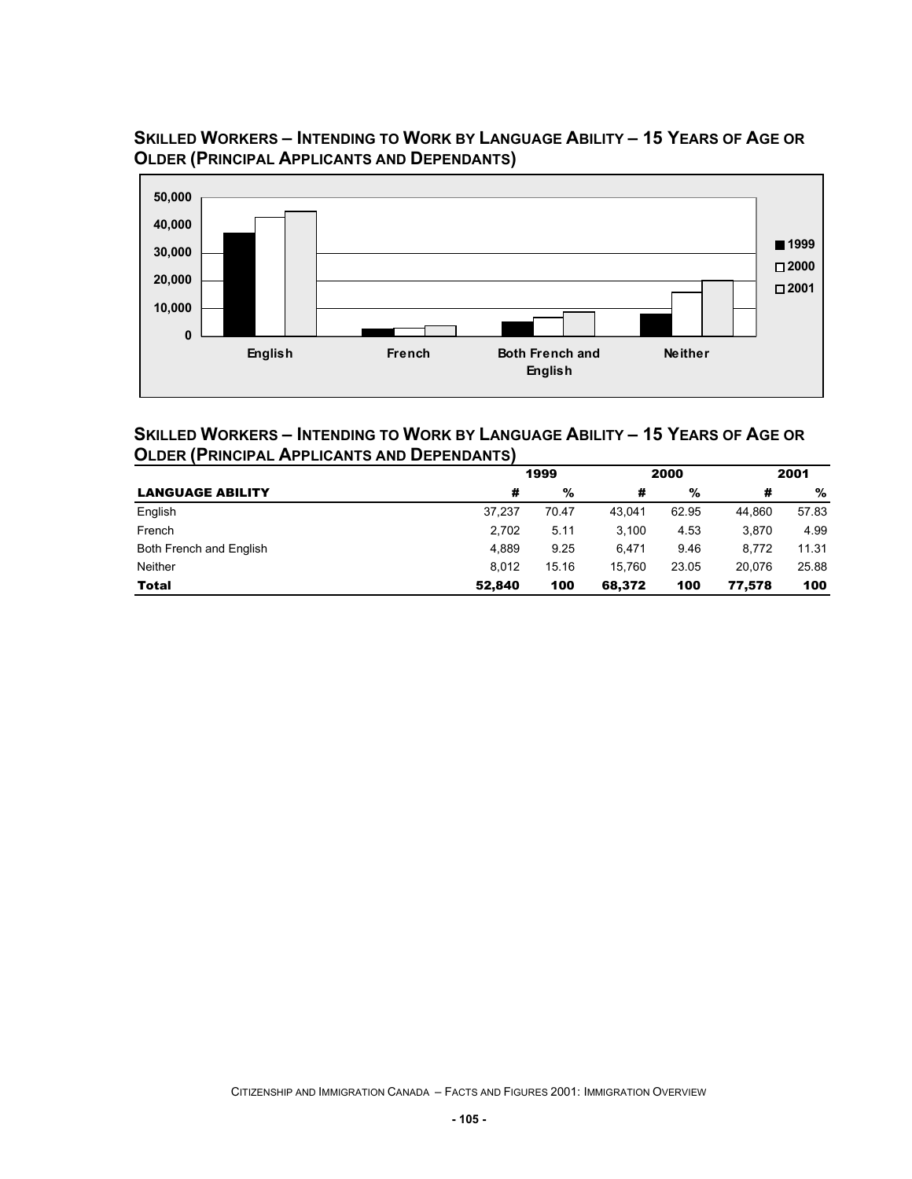## Skilled Workers – Intending to Work by Language Ability – 15 Years of Age or Older (Principal Applicants and Dependants)

## Skilled Workers – Intending to Work by Language Ability – 15 Years of Age or Older (Principal Applicants and Dependants)

| | 1999 | | 2000 | | 2001 | |
|---|---|---|---|---|---|---|
| **LANGUAGE ABILITY** | **#** | **%** | **#** | **%** | **#** | **%** |
| English | 37,237 | 70.47 | 43,041 | 62.95 | 44,860 | 57.83 |
| French | 2,702 | 5.11 | 3,100 | 4.53 | 3,870 | 4.99 |
| Both French and English | 4,889 | 9.25 | 6,471 | 9.46 | 8,772 | 11.31 |
| Neither | 8,012 | 15.16 | 15,760 | 23.05 | 20,076 | 25.88 |
| **Total** | **52,840** | **100** | **68,372** | **100** | **77,578** | **100** |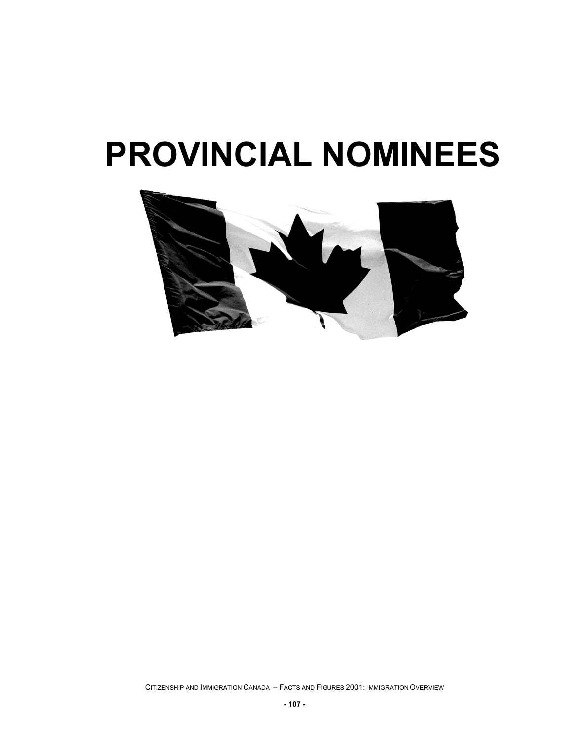# PROVINCIAL NOMINEES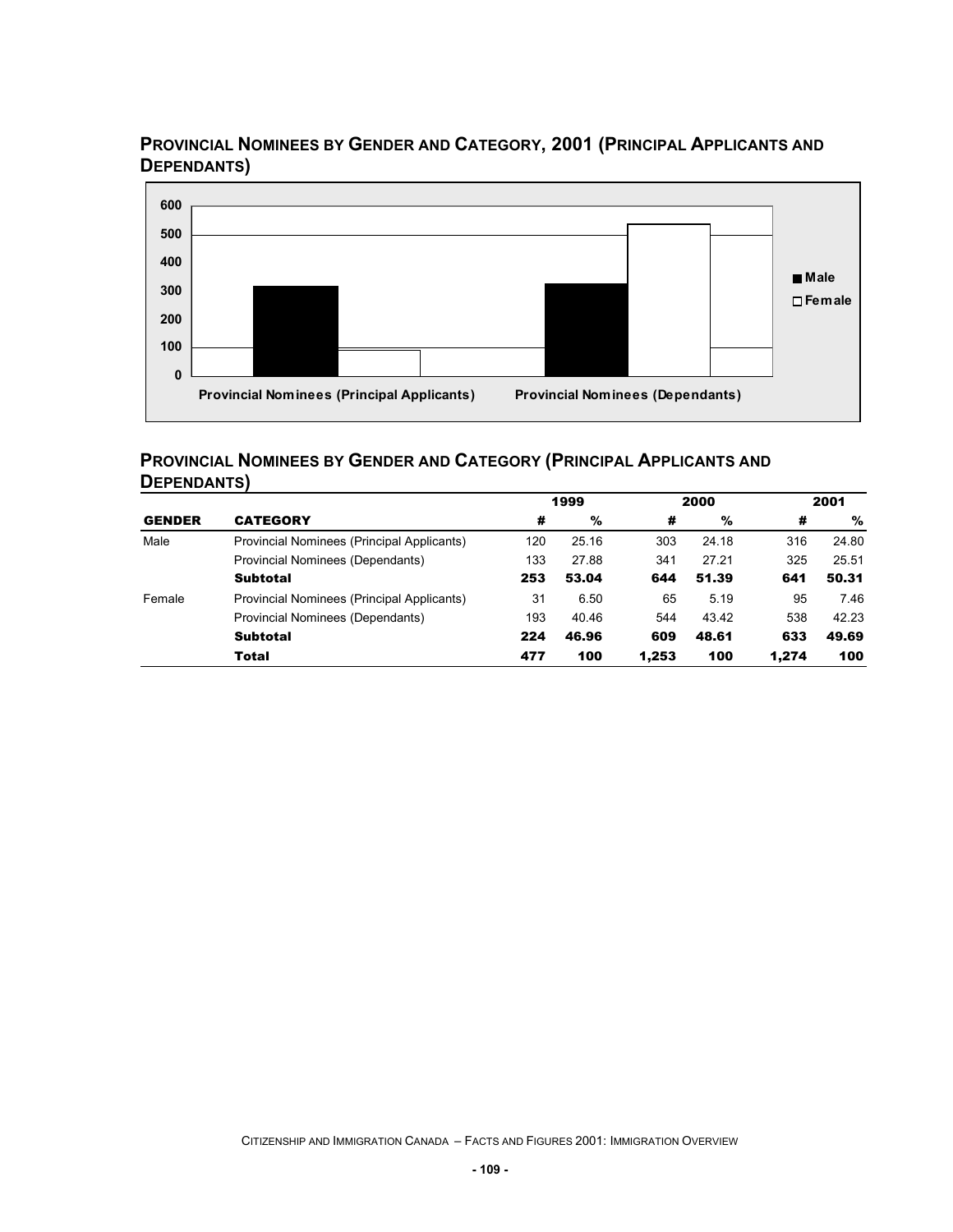## PROVINCIAL NOMINEES BY GENDER AND CATEGORY, 2001 (PRINCIPAL APPLICANTS AND DEPENDANTS)

## PROVINCIAL NOMINEES BY GENDER AND CATEGORY (PRINCIPAL APPLICANTS AND DEPENDANTS)

| | | 1999 | | 2000 | | 2001 | |
|---|---|---|---|---|---|---|---|
| **GENDER** | **CATEGORY** | **#** | **%** | **#** | **%** | **#** | **%** |
| Male | Provincial Nominees (Principal Applicants) | 120 | 25.16 | 303 | 24.18 | 316 | 24.80 |
| | Provincial Nominees (Dependants) | 133 | 27.88 | 341 | 27.21 | 325 | 25.51 |
| | **Subtotal** | **253** | **53.04** | **644** | **51.39** | **641** | **50.31** |
| Female | Provincial Nominees (Principal Applicants) | 31 | 6.50 | 65 | 5.19 | 95 | 7.46 |
| | Provincial Nominees (Dependants) | 193 | 40.46 | 544 | 43.42 | 538 | 42.23 |
| | **Subtotal** | **224** | **46.96** | **609** | **48.61** | **633** | **49.69** |
| | **Total** | **477** | **100** | **1,253** | **100** | **1,274** | **100** |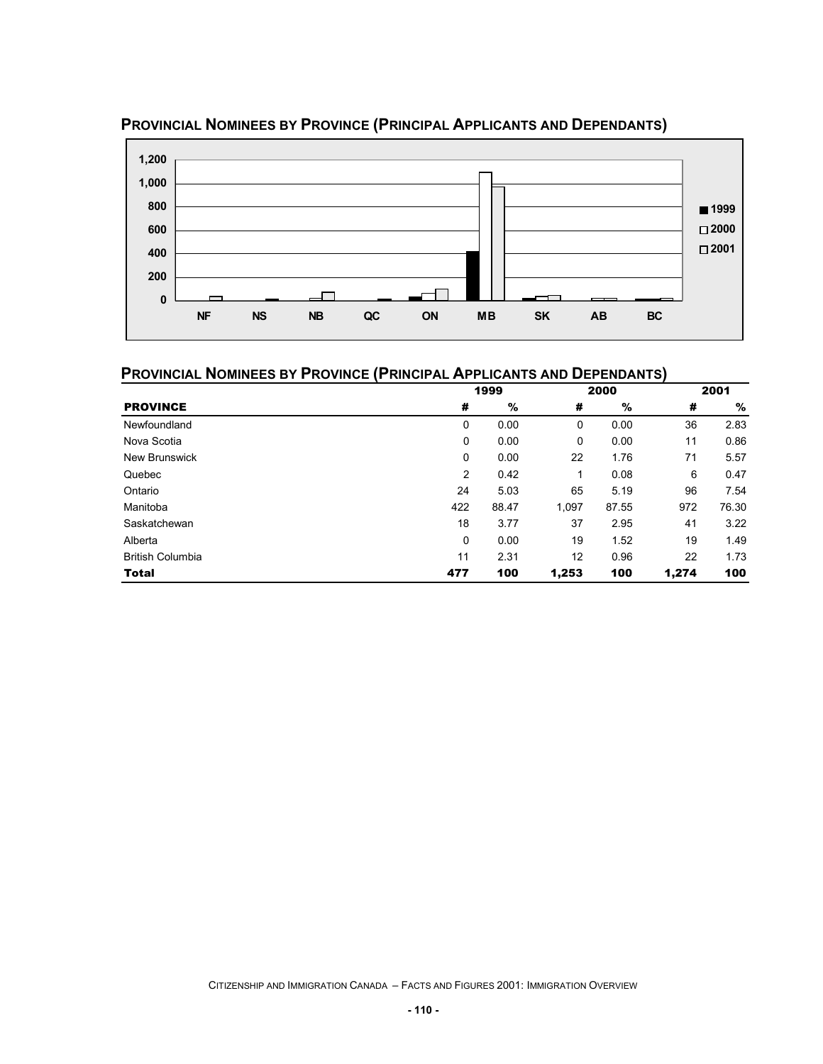## PROVINCIAL NOMINEES BY PROVINCE (PRINCIPAL APPLICANTS AND DEPENDANTS)

## PROVINCIAL NOMINEES BY PROVINCE (PRINCIPAL APPLICANTS AND DEPENDANTS)

| | 1999 | | 2000 | | 2001 | |
|---|---|---|---|---|---|---|
| **PROVINCE** | **#** | **%** | **#** | **%** | **#** | **%** |
| Newfoundland | 0 | 0.00 | 0 | 0.00 | 36 | 2.83 |
| Nova Scotia | 0 | 0.00 | 0 | 0.00 | 11 | 0.86 |
| New Brunswick | 0 | 0.00 | 22 | 1.76 | 71 | 5.57 |
| Quebec | 2 | 0.42 | 1 | 0.08 | 6 | 0.47 |
| Ontario | 24 | 5.03 | 65 | 5.19 | 96 | 7.54 |
| Manitoba | 422 | 88.47 | 1,097 | 87.55 | 972 | 76.30 |
| Saskatchewan | 18 | 3.77 | 37 | 2.95 | 41 | 3.22 |
| Alberta | 0 | 0.00 | 19 | 1.52 | 19 | 1.49 |
| British Columbia | 11 | 2.31 | 12 | 0.96 | 22 | 1.73 |
| **Total** | **477** | **100** | **1,253** | **100** | **1,274** | **100** |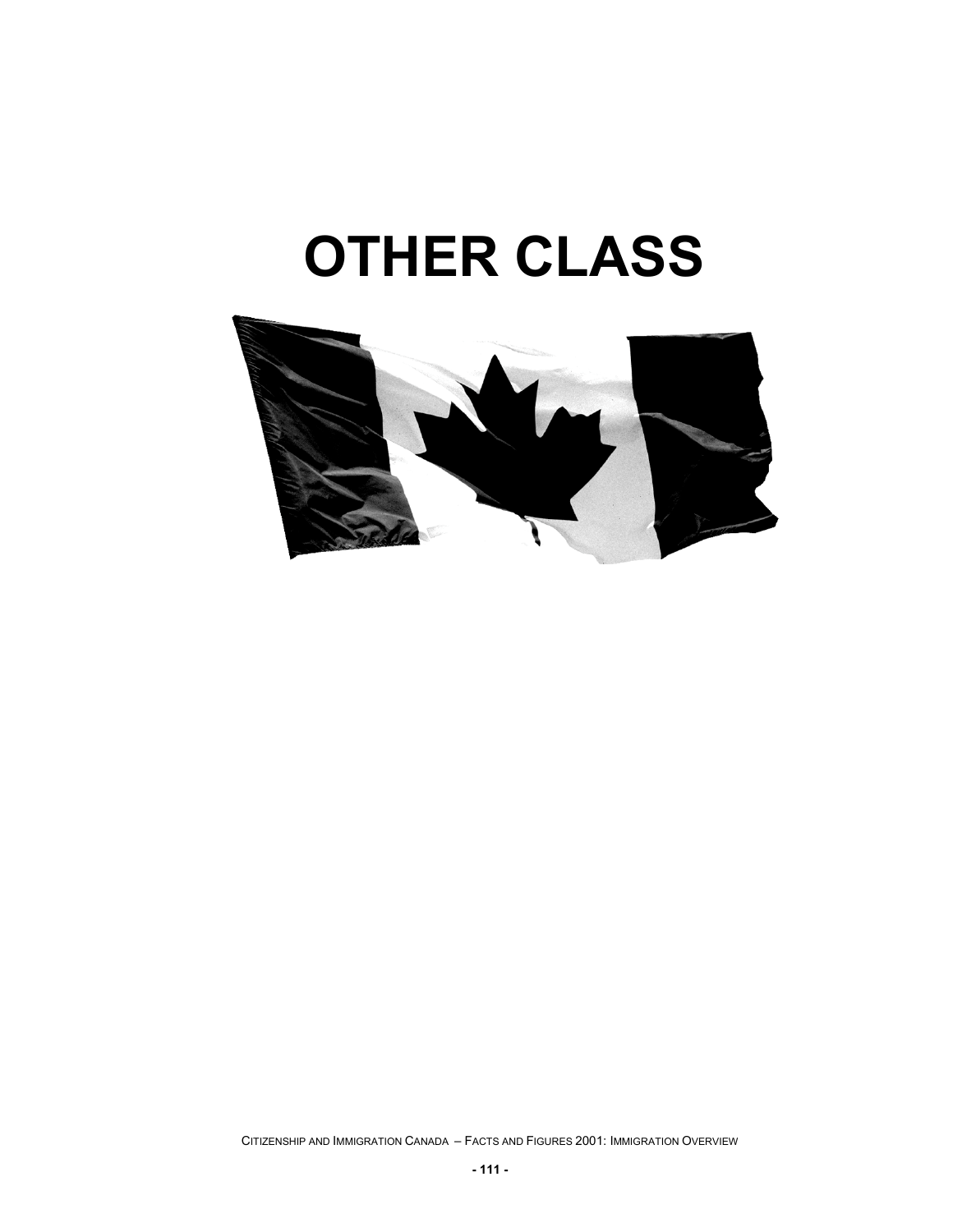# OTHER CLASS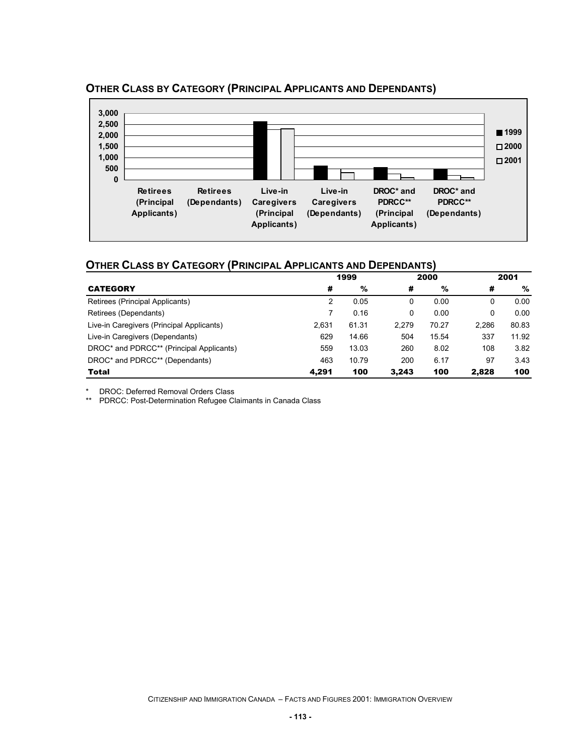## OTHER CLASS BY CATEGORY (PRINCIPAL APPLICANTS AND DEPENDANTS)

## OTHER CLASS BY CATEGORY (PRINCIPAL APPLICANTS AND DEPENDANTS)

| | 1999 | | 2000 | | 2001 | |
|---|---|---|---|---|---|---|
| **CATEGORY** | **#** | **%** | **#** | **%** | **#** | **%** |
| Retirees (Principal Applicants) | 2 | 0.05 | 0 | 0.00 | 0 | 0.00 |
| Retirees (Dependants) | 7 | 0.16 | 0 | 0.00 | 0 | 0.00 |
| Live-in Caregivers (Principal Applicants) | 2,631 | 61.31 | 2,279 | 70.27 | 2,286 | 80.83 |
| Live-in Caregivers (Dependants) | 629 | 14.66 | 504 | 15.54 | 337 | 11.92 |
| DROC* and PDRCC** (Principal Applicants) | 559 | 13.03 | 260 | 8.02 | 108 | 3.82 |
| DROC* and PDRCC** (Dependants) | 463 | 10.79 | 200 | 6.17 | 97 | 3.43 |
| **Total** | **4,291** | **100** | **3,243** | **100** | **2,828** | **100** |

\* DROC: Deferred Removal Orders Class

\*\* PDRCC: Post-Determination Refugee Claimants in Canada Class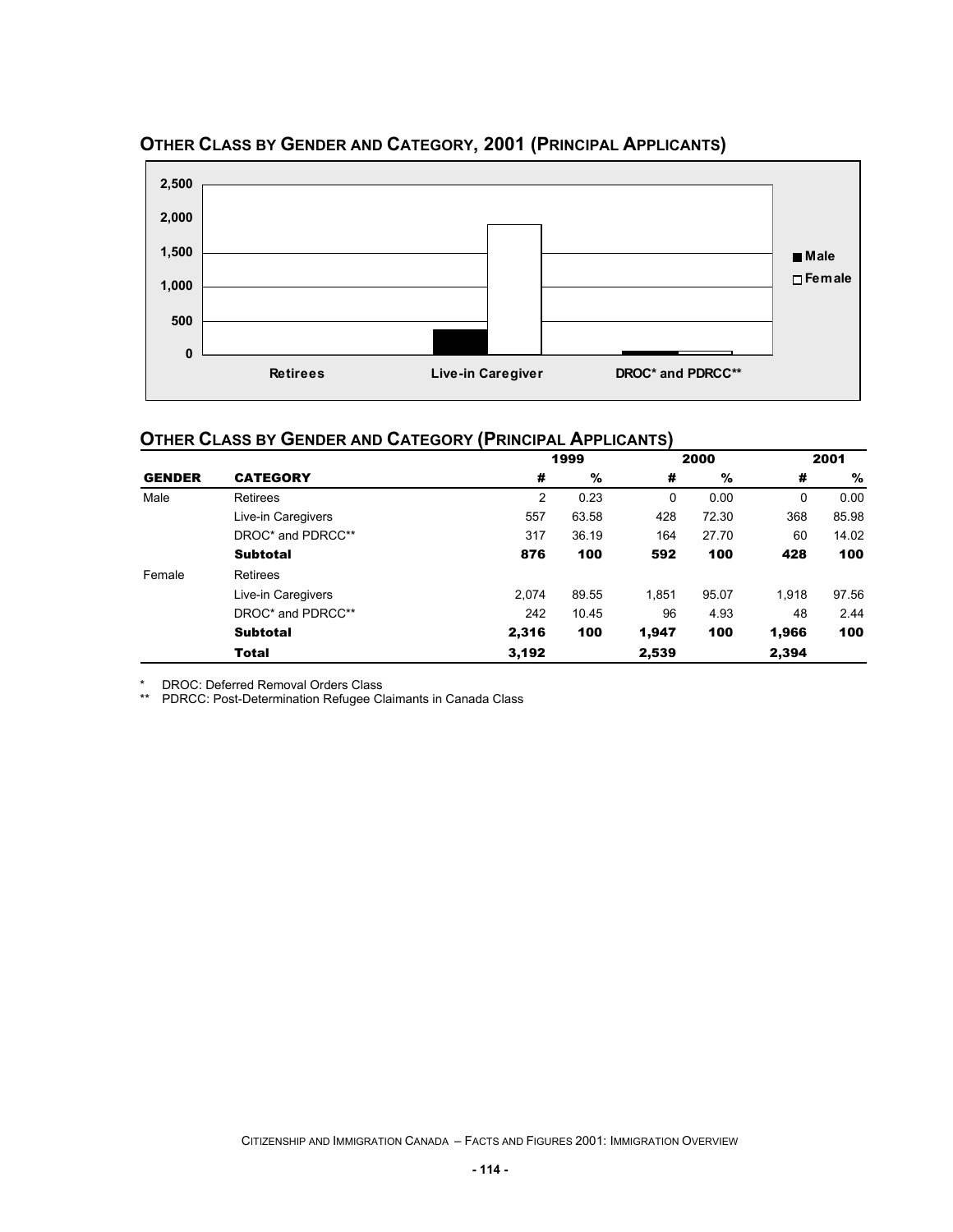## Other Class by Gender and Category, 2001 (Principal Applicants)

## Other Class by Gender and Category (Principal Applicants)

| | | 1999 | | 2000 | | 2001 | |
|---|---|---|---|---|---|---|---|
| **GENDER** | **CATEGORY** | **#** | **%** | **#** | **%** | **#** | **%** |
| Male | Retirees | 2 | 0.23 | 0 | 0.00 | 0 | 0.00 |
| | Live-in Caregivers | 557 | 63.58 | 428 | 72.30 | 368 | 85.98 |
| | DROC* and PDRCC** | 317 | 36.19 | 164 | 27.70 | 60 | 14.02 |
| | **Subtotal** | **876** | **100** | **592** | **100** | **428** | **100** |
| Female | Retirees | | | | | | |
| | Live-in Caregivers | 2,074 | 89.55 | 1,851 | 95.07 | 1,918 | 97.56 |
| | DROC* and PDRCC** | 242 | 10.45 | 96 | 4.93 | 48 | 2.44 |
| | **Subtotal** | **2,316** | **100** | **1,947** | **100** | **1,966** | **100** |
| | **Total** | **3,192** | | **2,539** | | **2,394** | |

\* DROC: Deferred Removal Orders Class

** PDRCC: Post-Determination Refugee Claimants in Canada Class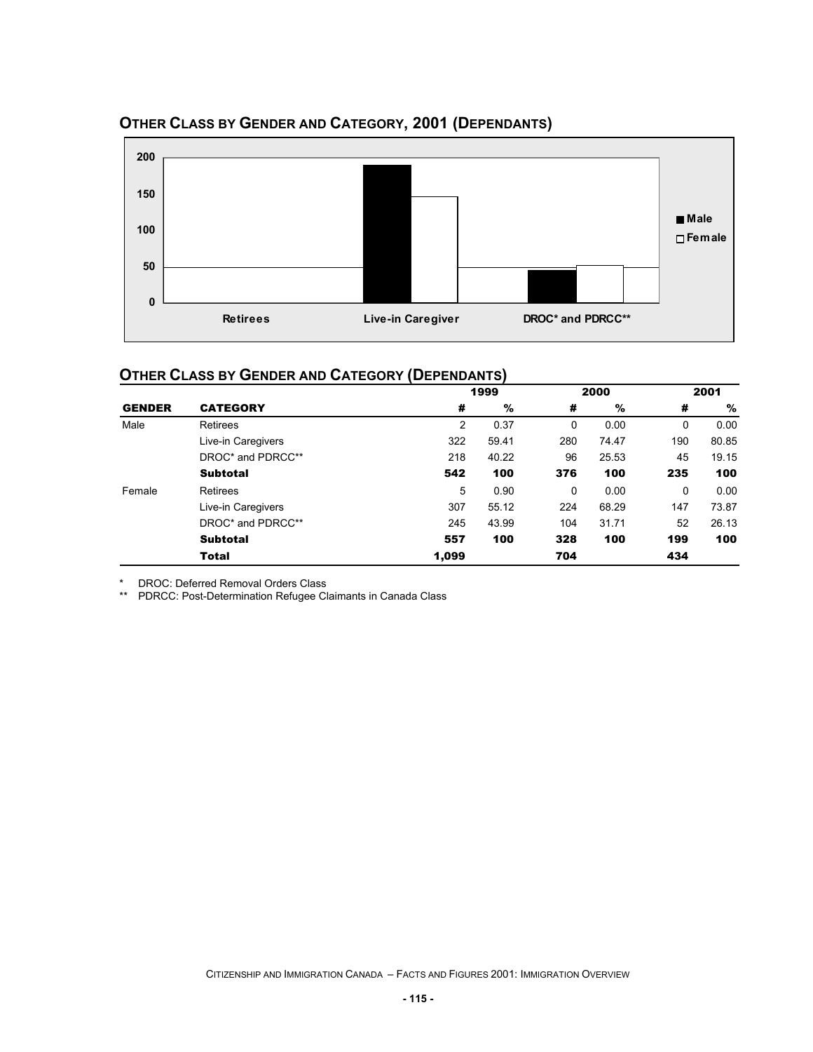## OTHER CLASS BY GENDER AND CATEGORY, 2001 (DEPENDANTS)

## OTHER CLASS BY GENDER AND CATEGORY (DEPENDANTS)

| | | 1999 | | 2000 | | 2001 | |
|---|---|---|---|---|---|---|---|
| **GENDER** | **CATEGORY** | **#** | **%** | **#** | **%** | **#** | **%** |
| Male | Retirees | 2 | 0.37 | 0 | 0.00 | 0 | 0.00 |
| | Live-in Caregivers | 322 | 59.41 | 280 | 74.47 | 190 | 80.85 |
| | DROC* and PDRCC** | 218 | 40.22 | 96 | 25.53 | 45 | 19.15 |
| | **Subtotal** | **542** | **100** | **376** | **100** | **235** | **100** |
| Female | Retirees | 5 | 0.90 | 0 | 0.00 | 0 | 0.00 |
| | Live-in Caregivers | 307 | 55.12 | 224 | 68.29 | 147 | 73.87 |
| | DROC* and PDRCC** | 245 | 43.99 | 104 | 31.71 | 52 | 26.13 |
| | **Subtotal** | **557** | **100** | **328** | **100** | **199** | **100** |
| | **Total** | **1,099** | | **704** | | **434** | |

\* DROC: Deferred Removal Orders Class

\*\* PDRCC: Post-Determination Refugee Claimants in Canada Class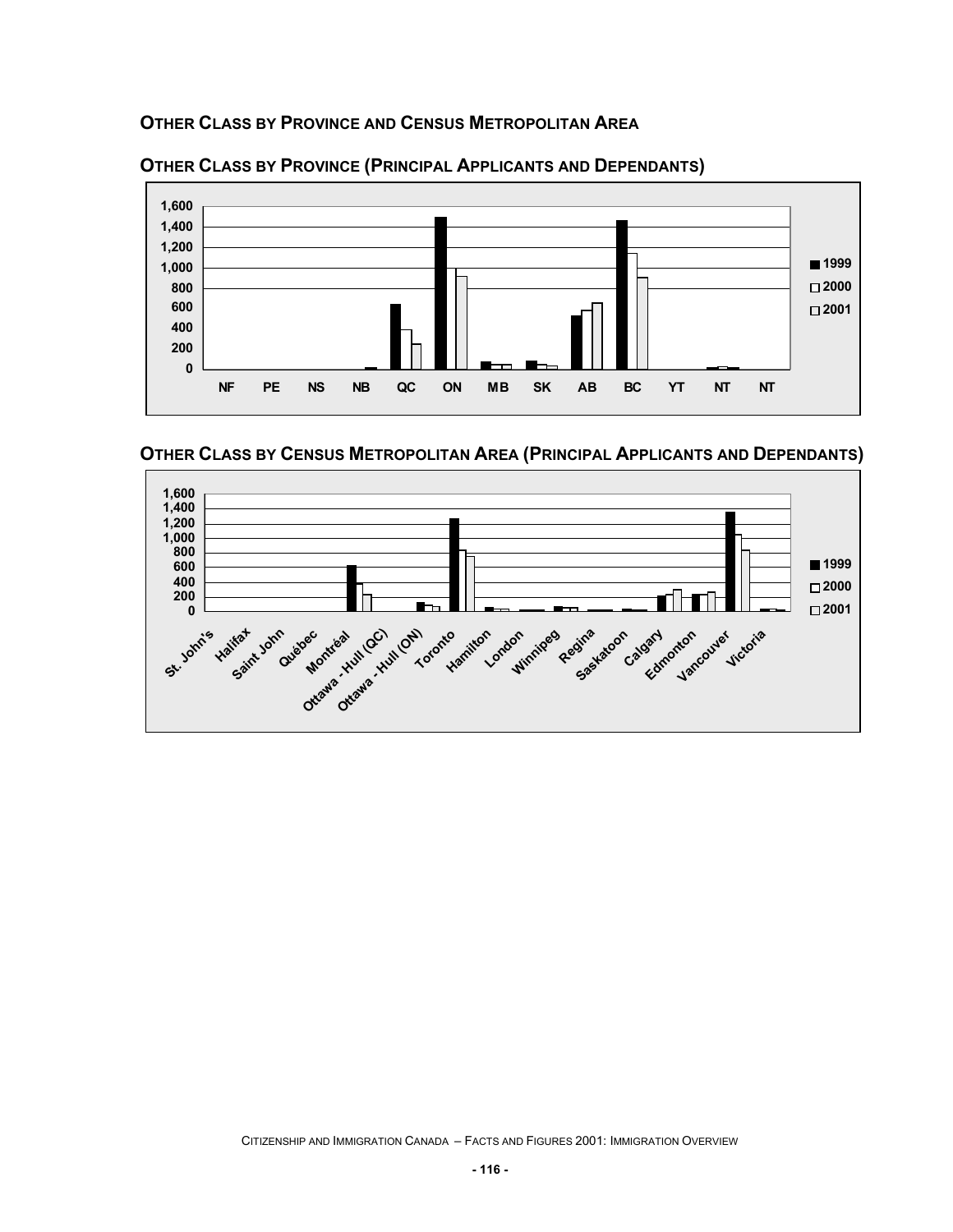## Other Class by Province and Census Metropolitan Area

### Other Class by Province (Principal Applicants and Dependants)

### Other Class by Census Metropolitan Area (Principal Applicants and Dependants)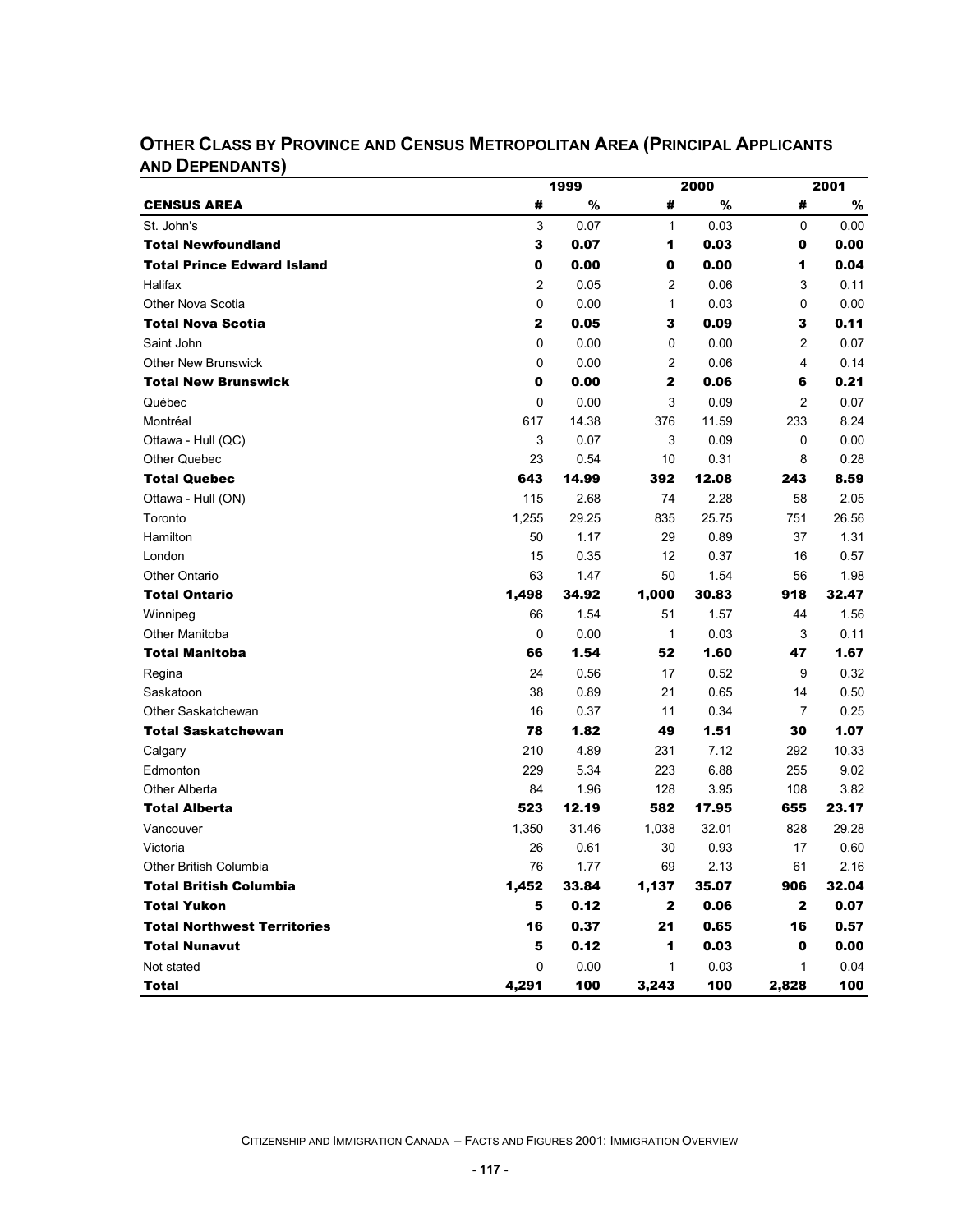## OTHER CLASS BY PROVINCE AND CENSUS METROPOLITAN AREA (PRINCIPAL APPLICANTS AND DEPENDANTS)

| | 1999 | | 2000 | | 2001 | |
|---|---|---|---|---|---|---|
| **CENSUS AREA** | **#** | **%** | **#** | **%** | **#** | **%** |
| St. John's | 3 | 0.07 | 1 | 0.03 | 0 | 0.00 |
| **Total Newfoundland** | **3** | **0.07** | **1** | **0.03** | **0** | **0.00** |
| **Total Prince Edward Island** | **0** | **0.00** | **0** | **0.00** | **1** | **0.04** |
| Halifax | 2 | 0.05 | 2 | 0.06 | 3 | 0.11 |
| Other Nova Scotia | 0 | 0.00 | 1 | 0.03 | 0 | 0.00 |
| **Total Nova Scotia** | **2** | **0.05** | **3** | **0.09** | **3** | **0.11** |
| Saint John | 0 | 0.00 | 0 | 0.00 | 2 | 0.07 |
| Other New Brunswick | 0 | 0.00 | 2 | 0.06 | 4 | 0.14 |
| **Total New Brunswick** | **0** | **0.00** | **2** | **0.06** | **6** | **0.21** |
| Québec | 0 | 0.00 | 3 | 0.09 | 2 | 0.07 |
| Montréal | 617 | 14.38 | 376 | 11.59 | 233 | 8.24 |
| Ottawa - Hull (QC) | 3 | 0.07 | 3 | 0.09 | 0 | 0.00 |
| Other Quebec | 23 | 0.54 | 10 | 0.31 | 8 | 0.28 |
| **Total Quebec** | **643** | **14.99** | **392** | **12.08** | **243** | **8.59** |
| Ottawa - Hull (ON) | 115 | 2.68 | 74 | 2.28 | 58 | 2.05 |
| Toronto | 1,255 | 29.25 | 835 | 25.75 | 751 | 26.56 |
| Hamilton | 50 | 1.17 | 29 | 0.89 | 37 | 1.31 |
| London | 15 | 0.35 | 12 | 0.37 | 16 | 0.57 |
| Other Ontario | 63 | 1.47 | 50 | 1.54 | 56 | 1.98 |
| **Total Ontario** | **1,498** | **34.92** | **1,000** | **30.83** | **918** | **32.47** |
| Winnipeg | 66 | 1.54 | 51 | 1.57 | 44 | 1.56 |
| Other Manitoba | 0 | 0.00 | 1 | 0.03 | 3 | 0.11 |
| **Total Manitoba** | **66** | **1.54** | **52** | **1.60** | **47** | **1.67** |
| Regina | 24 | 0.56 | 17 | 0.52 | 9 | 0.32 |
| Saskatoon | 38 | 0.89 | 21 | 0.65 | 14 | 0.50 |
| Other Saskatchewan | 16 | 0.37 | 11 | 0.34 | 7 | 0.25 |
| **Total Saskatchewan** | **78** | **1.82** | **49** | **1.51** | **30** | **1.07** |
| Calgary | 210 | 4.89 | 231 | 7.12 | 292 | 10.33 |
| Edmonton | 229 | 5.34 | 223 | 6.88 | 255 | 9.02 |
| Other Alberta | 84 | 1.96 | 128 | 3.95 | 108 | 3.82 |
| **Total Alberta** | **523** | **12.19** | **582** | **17.95** | **655** | **23.17** |
| Vancouver | 1,350 | 31.46 | 1,038 | 32.01 | 828 | 29.28 |
| Victoria | 26 | 0.61 | 30 | 0.93 | 17 | 0.60 |
| Other British Columbia | 76 | 1.77 | 69 | 2.13 | 61 | 2.16 |
| **Total British Columbia** | **1,452** | **33.84** | **1,137** | **35.07** | **906** | **32.04** |
| **Total Yukon** | **5** | **0.12** | **2** | **0.06** | **2** | **0.07** |
| **Total Northwest Territories** | **16** | **0.37** | **21** | **0.65** | **16** | **0.57** |
| **Total Nunavut** | **5** | **0.12** | **1** | **0.03** | **0** | **0.00** |
| Not stated | 0 | 0.00 | 1 | 0.03 | 1 | 0.04 |
| **Total** | **4,291** | **100** | **3,243** | **100** | **2,828** | **100** |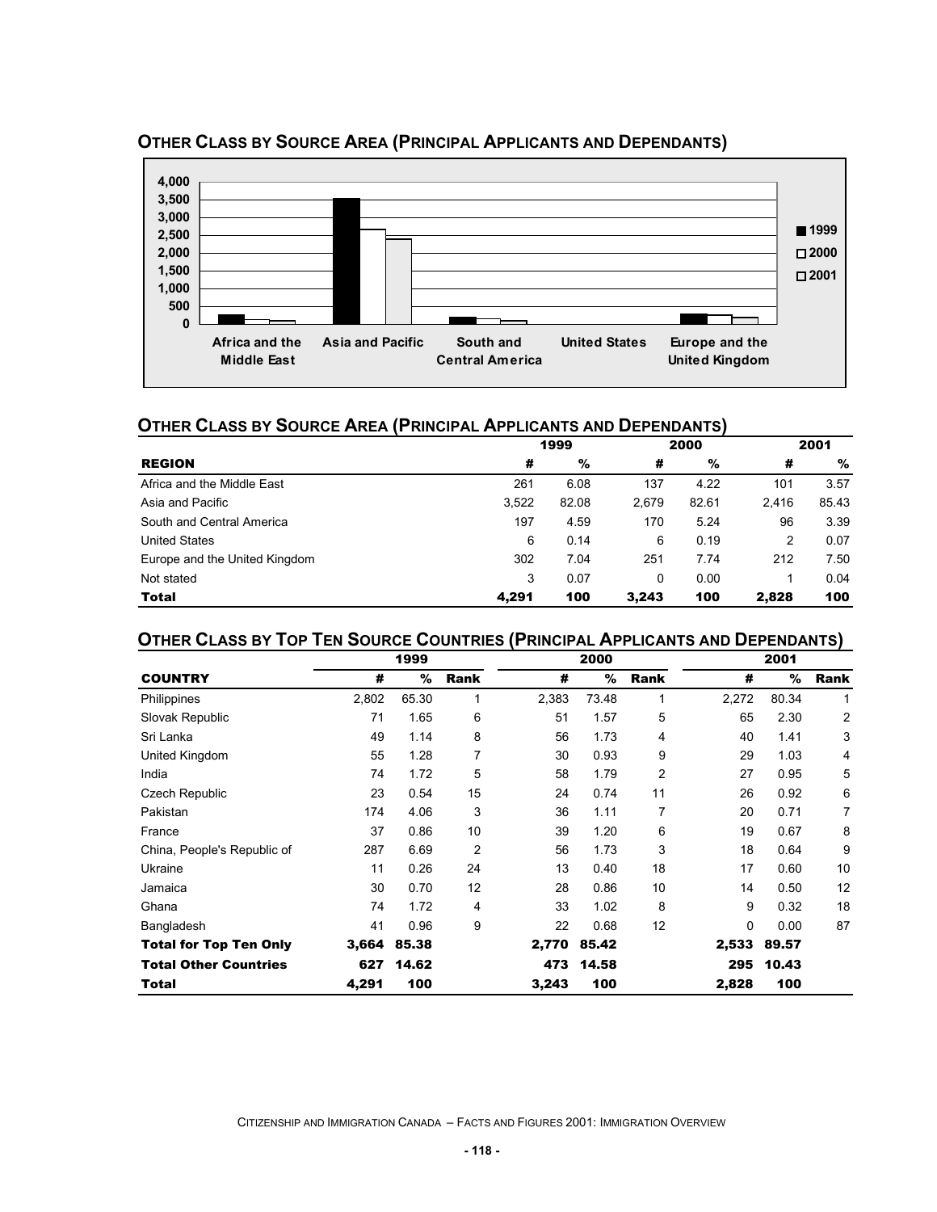## Other Class by Source Area (Principal Applicants and Dependants)

## Other Class by Source Area (Principal Applicants and Dependants)

| REGION | 1999 # | 1999 % | 2000 # | 2000 % | 2001 # | 2001 % |
|---|---|---|---|---|---|---|
| Africa and the Middle East | 261 | 6.08 | 137 | 4.22 | 101 | 3.57 |
| Asia and Pacific | 3,522 | 82.08 | 2,679 | 82.61 | 2,416 | 85.43 |
| South and Central America | 197 | 4.59 | 170 | 5.24 | 96 | 3.39 |
| United States | 6 | 0.14 | 6 | 0.19 | 2 | 0.07 |
| Europe and the United Kingdom | 302 | 7.04 | 251 | 7.74 | 212 | 7.50 |
| Not stated | 3 | 0.07 | 0 | 0.00 | 1 | 0.04 |
| **Total** | **4,291** | **100** | **3,243** | **100** | **2,828** | **100** |

## Other Class by Top Ten Source Countries (Principal Applicants and Dependants)

| COUNTRY | 1999 # | 1999 % | 1999 Rank | 2000 # | 2000 % | 2000 Rank | 2001 # | 2001 % | 2001 Rank |
|---|---|---|---|---|---|---|---|---|---|
| Philippines | 2,802 | 65.30 | 1 | 2,383 | 73.48 | 1 | 2,272 | 80.34 | 1 |
| Slovak Republic | 71 | 1.65 | 6 | 51 | 1.57 | 5 | 65 | 2.30 | 2 |
| Sri Lanka | 49 | 1.14 | 8 | 56 | 1.73 | 4 | 40 | 1.41 | 3 |
| United Kingdom | 55 | 1.28 | 7 | 30 | 0.93 | 9 | 29 | 1.03 | 4 |
| India | 74 | 1.72 | 5 | 58 | 1.79 | 2 | 27 | 0.95 | 5 |
| Czech Republic | 23 | 0.54 | 15 | 24 | 0.74 | 11 | 26 | 0.92 | 6 |
| Pakistan | 174 | 4.06 | 3 | 36 | 1.11 | 7 | 20 | 0.71 | 7 |
| France | 37 | 0.86 | 10 | 39 | 1.20 | 6 | 19 | 0.67 | 8 |
| China, People's Republic of | 287 | 6.69 | 2 | 56 | 1.73 | 3 | 18 | 0.64 | 9 |
| Ukraine | 11 | 0.26 | 24 | 13 | 0.40 | 18 | 17 | 0.60 | 10 |
| Jamaica | 30 | 0.70 | 12 | 28 | 0.86 | 10 | 14 | 0.50 | 12 |
| Ghana | 74 | 1.72 | 4 | 33 | 1.02 | 8 | 9 | 0.32 | 18 |
| Bangladesh | 41 | 0.96 | 9 | 22 | 0.68 | 12 | 0 | 0.00 | 87 |
| **Total for Top Ten Only** | **3,664** | **85.38** | | **2,770** | **85.42** | | **2,533** | **89.57** | |
| **Total Other Countries** | **627** | **14.62** | | **473** | **14.58** | | **295** | **10.43** | |
| **Total** | **4,291** | **100** | | **3,243** | **100** | | **2,828** | **100** | |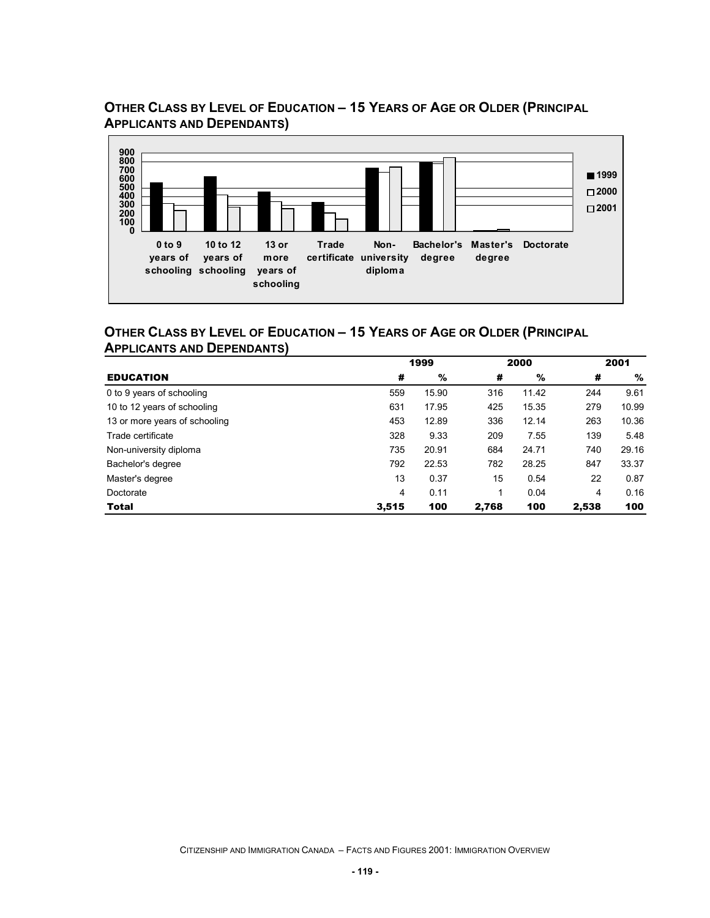## OTHER CLASS BY LEVEL OF EDUCATION – 15 YEARS OF AGE OR OLDER (PRINCIPAL APPLICANTS AND DEPENDANTS)

## OTHER CLASS BY LEVEL OF EDUCATION – 15 YEARS OF AGE OR OLDER (PRINCIPAL APPLICANTS AND DEPENDANTS)

| | 1999 | | 2000 | | 2001 | |
|---|---|---|---|---|---|---|
| **EDUCATION** | **#** | **%** | **#** | **%** | **#** | **%** |
| 0 to 9 years of schooling | 559 | 15.90 | 316 | 11.42 | 244 | 9.61 |
| 10 to 12 years of schooling | 631 | 17.95 | 425 | 15.35 | 279 | 10.99 |
| 13 or more years of schooling | 453 | 12.89 | 336 | 12.14 | 263 | 10.36 |
| Trade certificate | 328 | 9.33 | 209 | 7.55 | 139 | 5.48 |
| Non-university diploma | 735 | 20.91 | 684 | 24.71 | 740 | 29.16 |
| Bachelor's degree | 792 | 22.53 | 782 | 28.25 | 847 | 33.37 |
| Master's degree | 13 | 0.37 | 15 | 0.54 | 22 | 0.87 |
| Doctorate | 4 | 0.11 | 1 | 0.04 | 4 | 0.16 |
| **Total** | **3,515** | **100** | **2,768** | **100** | **2,538** | **100** |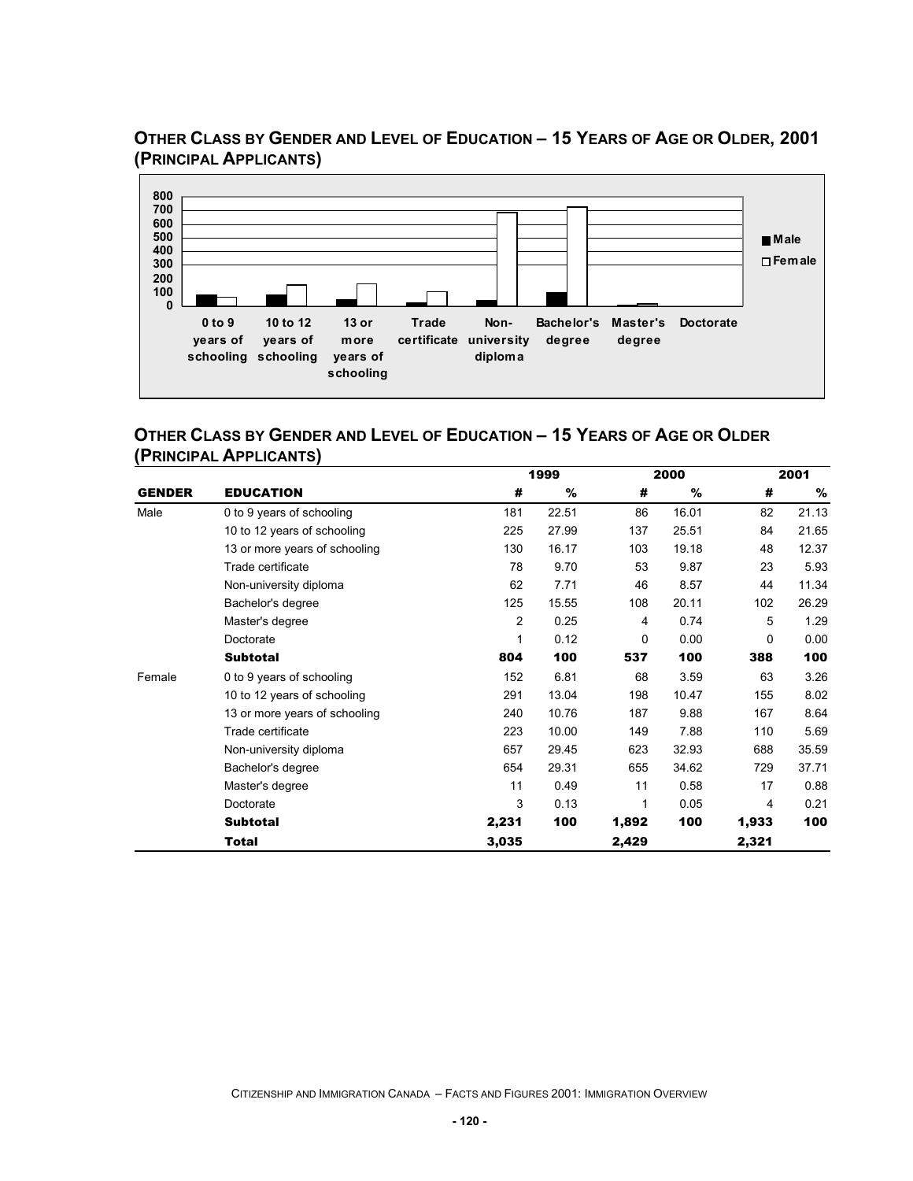## Other Class by Gender and Level of Education – 15 Years of Age or Older, 2001 (Principal Applicants)

## Other Class by Gender and Level of Education – 15 Years of Age or Older (Principal Applicants)

| | | 1999 | | 2000 | | 2001 | |
|---|---|---|---|---|---|---|---|
| **GENDER** | **EDUCATION** | **#** | **%** | **#** | **%** | **#** | **%** |
| Male | 0 to 9 years of schooling | 181 | 22.51 | 86 | 16.01 | 82 | 21.13 |
| | 10 to 12 years of schooling | 225 | 27.99 | 137 | 25.51 | 84 | 21.65 |
| | 13 or more years of schooling | 130 | 16.17 | 103 | 19.18 | 48 | 12.37 |
| | Trade certificate | 78 | 9.70 | 53 | 9.87 | 23 | 5.93 |
| | Non-university diploma | 62 | 7.71 | 46 | 8.57 | 44 | 11.34 |
| | Bachelor's degree | 125 | 15.55 | 108 | 20.11 | 102 | 26.29 |
| | Master's degree | 2 | 0.25 | 4 | 0.74 | 5 | 1.29 |
| | Doctorate | 1 | 0.12 | 0 | 0.00 | 0 | 0.00 |
| | **Subtotal** | **804** | **100** | **537** | **100** | **388** | **100** |
| Female | 0 to 9 years of schooling | 152 | 6.81 | 68 | 3.59 | 63 | 3.26 |
| | 10 to 12 years of schooling | 291 | 13.04 | 198 | 10.47 | 155 | 8.02 |
| | 13 or more years of schooling | 240 | 10.76 | 187 | 9.88 | 167 | 8.64 |
| | Trade certificate | 223 | 10.00 | 149 | 7.88 | 110 | 5.69 |
| | Non-university diploma | 657 | 29.45 | 623 | 32.93 | 688 | 35.59 |
| | Bachelor's degree | 654 | 29.31 | 655 | 34.62 | 729 | 37.71 |
| | Master's degree | 11 | 0.49 | 11 | 0.58 | 17 | 0.88 |
| | Doctorate | 3 | 0.13 | 1 | 0.05 | 4 | 0.21 |
| | **Subtotal** | **2,231** | **100** | **1,892** | **100** | **1,933** | **100** |
| | **Total** | **3,035** | | **2,429** | | **2,321** | |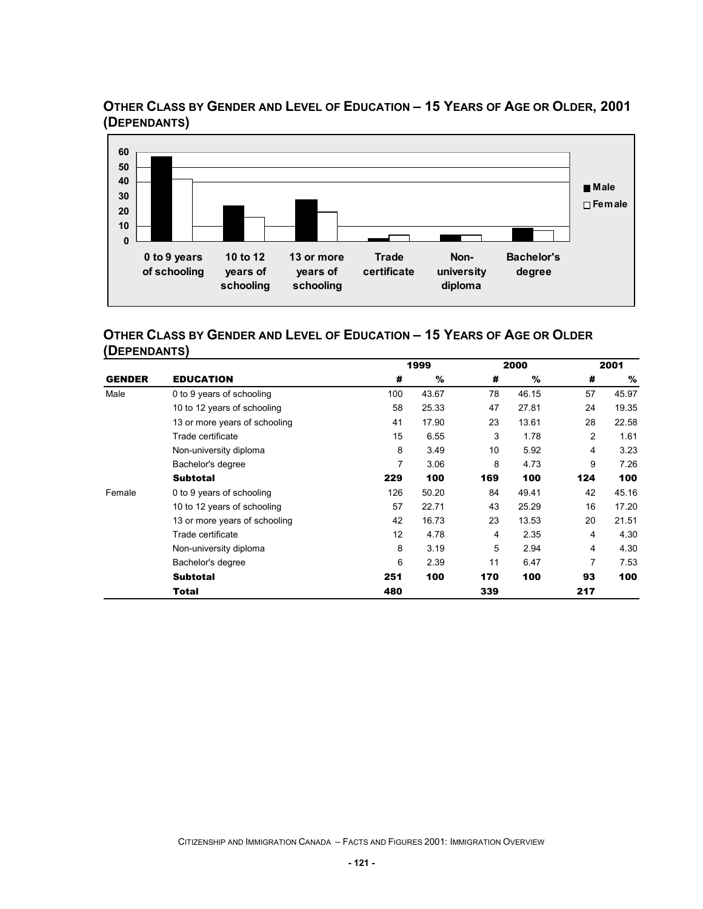## OTHER CLASS BY GENDER AND LEVEL OF EDUCATION – 15 YEARS OF AGE OR OLDER, 2001 (DEPENDANTS)

## OTHER CLASS BY GENDER AND LEVEL OF EDUCATION – 15 YEARS OF AGE OR OLDER (DEPENDANTS)

| | | 1999 | | 2000 | | 2001 | |
|---|---|---|---|---|---|---|---|
| **GENDER** | **EDUCATION** | **#** | **%** | **#** | **%** | **#** | **%** |
| Male | 0 to 9 years of schooling | 100 | 43.67 | 78 | 46.15 | 57 | 45.97 |
| | 10 to 12 years of schooling | 58 | 25.33 | 47 | 27.81 | 24 | 19.35 |
| | 13 or more years of schooling | 41 | 17.90 | 23 | 13.61 | 28 | 22.58 |
| | Trade certificate | 15 | 6.55 | 3 | 1.78 | 2 | 1.61 |
| | Non-university diploma | 8 | 3.49 | 10 | 5.92 | 4 | 3.23 |
| | Bachelor's degree | 7 | 3.06 | 8 | 4.73 | 9 | 7.26 |
| | **Subtotal** | **229** | **100** | **169** | **100** | **124** | **100** |
| Female | 0 to 9 years of schooling | 126 | 50.20 | 84 | 49.41 | 42 | 45.16 |
| | 10 to 12 years of schooling | 57 | 22.71 | 43 | 25.29 | 16 | 17.20 |
| | 13 or more years of schooling | 42 | 16.73 | 23 | 13.53 | 20 | 21.51 |
| | Trade certificate | 12 | 4.78 | 4 | 2.35 | 4 | 4.30 |
| | Non-university diploma | 8 | 3.19 | 5 | 2.94 | 4 | 4.30 |
| | Bachelor's degree | 6 | 2.39 | 11 | 6.47 | 7 | 7.53 |
| | **Subtotal** | **251** | **100** | **170** | **100** | **93** | **100** |
| | **Total** | **480** | | **339** | | **217** | |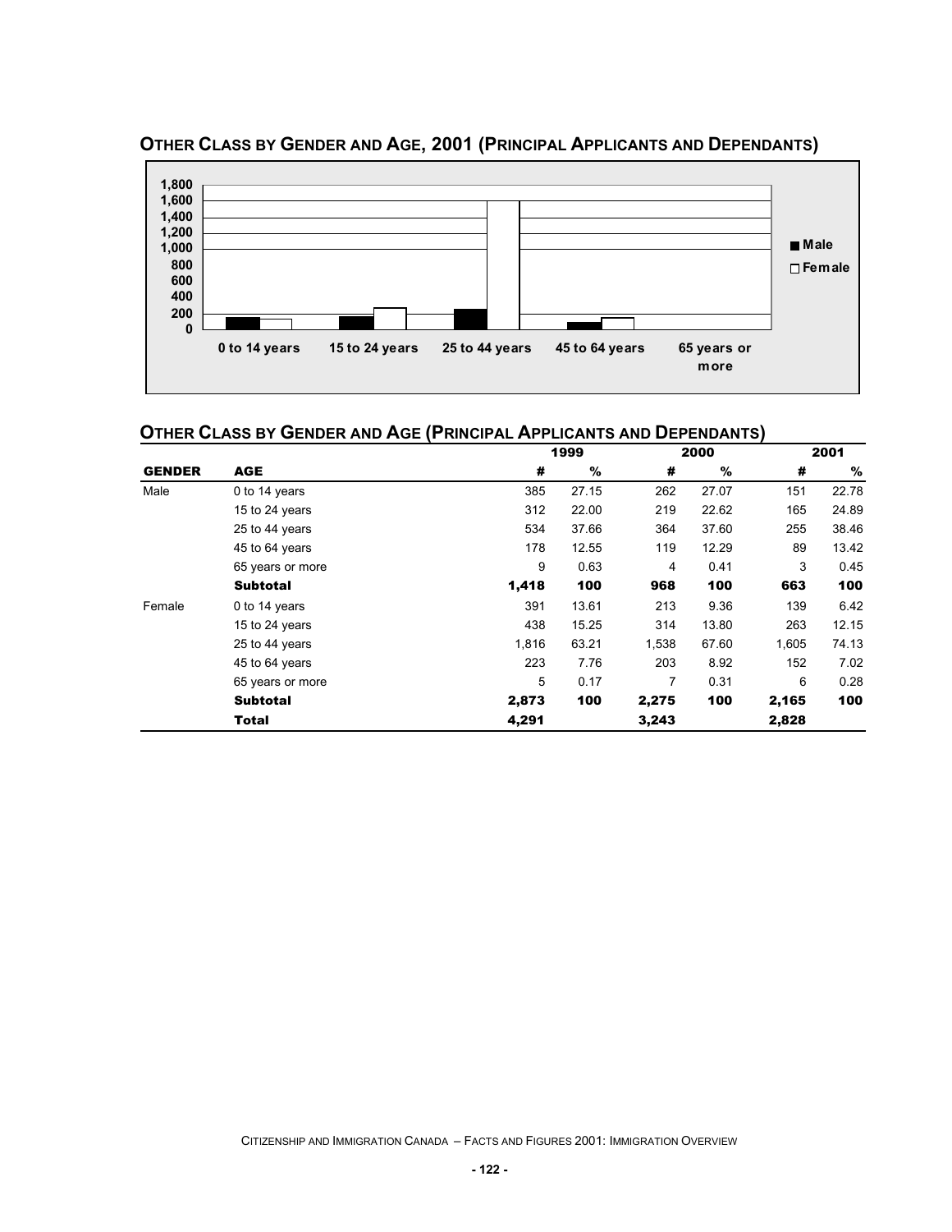## OTHER CLASS BY GENDER AND AGE, 2001 (PRINCIPAL APPLICANTS AND DEPENDANTS)

## OTHER CLASS BY GENDER AND AGE (PRINCIPAL APPLICANTS AND DEPENDANTS)

| | | 1999 | | 2000 | | 2001 | |
|---|---|---|---|---|---|---|---|
| **GENDER** | **AGE** | **#** | **%** | **#** | **%** | **#** | **%** |
| Male | 0 to 14 years | 385 | 27.15 | 262 | 27.07 | 151 | 22.78 |
| | 15 to 24 years | 312 | 22.00 | 219 | 22.62 | 165 | 24.89 |
| | 25 to 44 years | 534 | 37.66 | 364 | 37.60 | 255 | 38.46 |
| | 45 to 64 years | 178 | 12.55 | 119 | 12.29 | 89 | 13.42 |
| | 65 years or more | 9 | 0.63 | 4 | 0.41 | 3 | 0.45 |
| | **Subtotal** | **1,418** | **100** | **968** | **100** | **663** | **100** |
| Female | 0 to 14 years | 391 | 13.61 | 213 | 9.36 | 139 | 6.42 |
| | 15 to 24 years | 438 | 15.25 | 314 | 13.80 | 263 | 12.15 |
| | 25 to 44 years | 1,816 | 63.21 | 1,538 | 67.60 | 1,605 | 74.13 |
| | 45 to 64 years | 223 | 7.76 | 203 | 8.92 | 152 | 7.02 |
| | 65 years or more | 5 | 0.17 | 7 | 0.31 | 6 | 0.28 |
| | **Subtotal** | **2,873** | **100** | **2,275** | **100** | **2,165** | **100** |
| | **Total** | **4,291** | | **3,243** | | **2,828** | |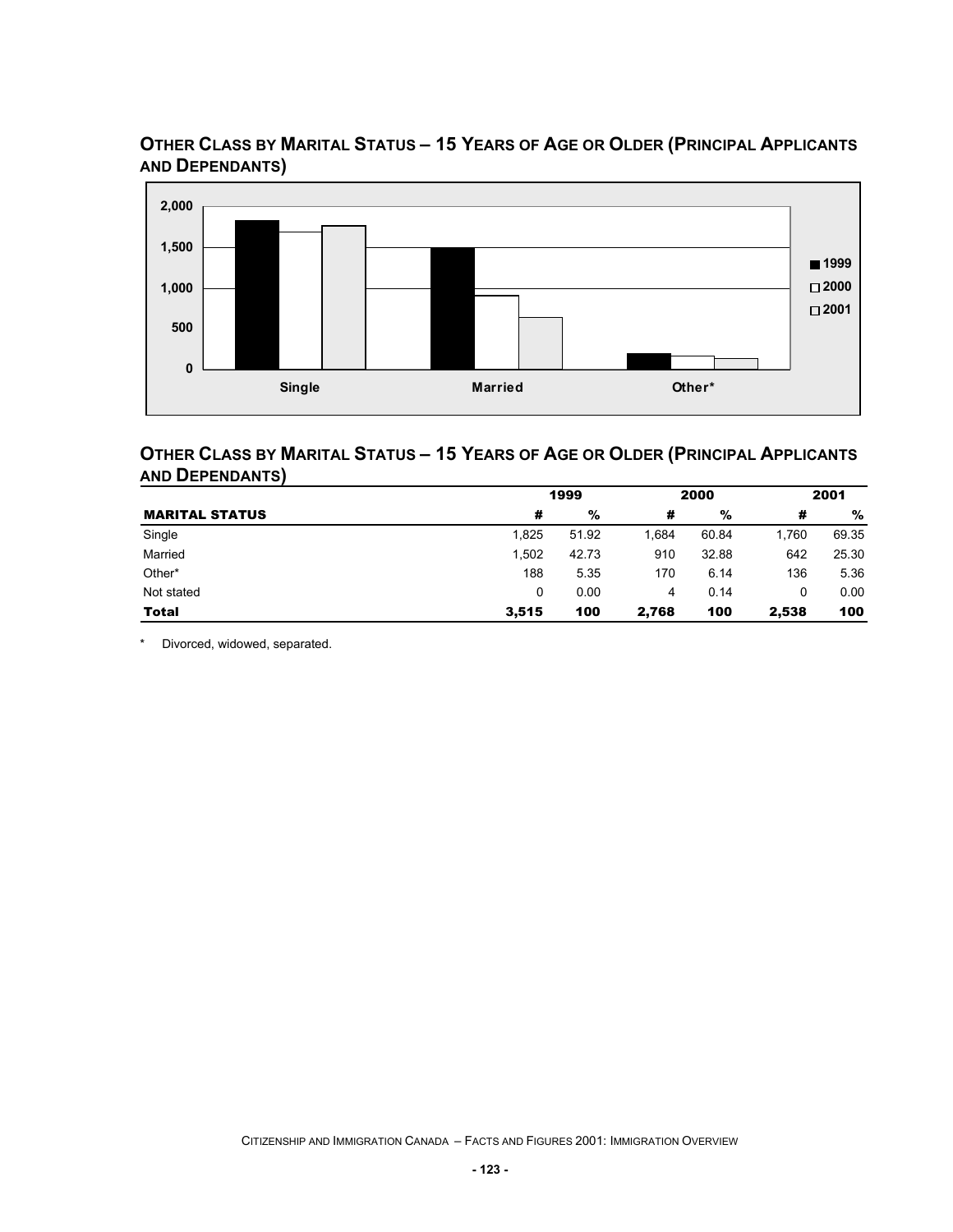## OTHER CLASS BY MARITAL STATUS – 15 YEARS OF AGE OR OLDER (PRINCIPAL APPLICANTS AND DEPENDANTS)

## OTHER CLASS BY MARITAL STATUS – 15 YEARS OF AGE OR OLDER (PRINCIPAL APPLICANTS AND DEPENDANTS)

| | 1999 | | 2000 | | 2001 | |
|---|---|---|---|---|---|---|
| **MARITAL STATUS** | **#** | **%** | **#** | **%** | **#** | **%** |
| Single | 1,825 | 51.92 | 1,684 | 60.84 | 1,760 | 69.35 |
| Married | 1,502 | 42.73 | 910 | 32.88 | 642 | 25.30 |
| Other* | 188 | 5.35 | 170 | 6.14 | 136 | 5.36 |
| Not stated | 0 | 0.00 | 4 | 0.14 | 0 | 0.00 |
| **Total** | **3,515** | **100** | **2,768** | **100** | **2,538** | **100** |

\* Divorced, widowed, separated.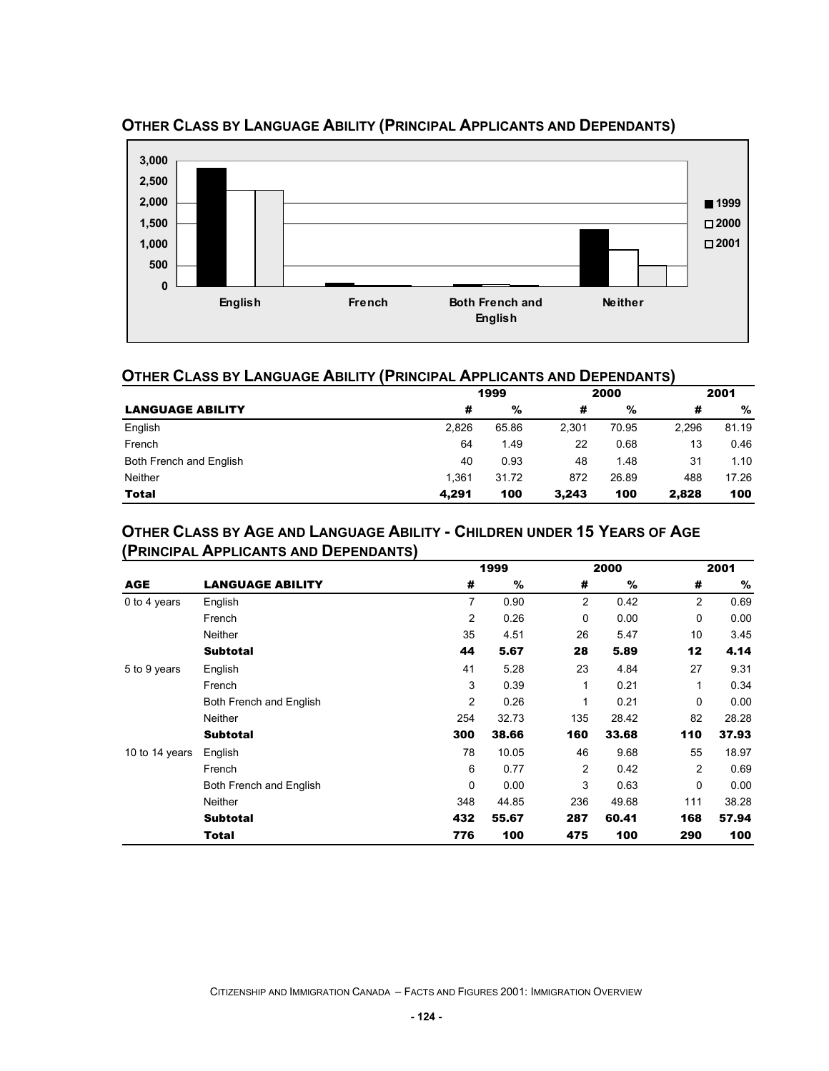## Other Class by Language Ability (Principal Applicants and Dependants)

## Other Class by Language Ability (Principal Applicants and Dependants)

| LANGUAGE ABILITY | 1999 # | 1999 % | 2000 # | 2000 % | 2001 # | 2001 % |
|---|---|---|---|---|---|---|
| English | 2,826 | 65.86 | 2,301 | 70.95 | 2,296 | 81.19 |
| French | 64 | 1.49 | 22 | 0.68 | 13 | 0.46 |
| Both French and English | 40 | 0.93 | 48 | 1.48 | 31 | 1.10 |
| Neither | 1,361 | 31.72 | 872 | 26.89 | 488 | 17.26 |
| **Total** | **4,291** | **100** | **3,243** | **100** | **2,828** | **100** |

## Other Class by Age and Language Ability - Children under 15 Years of Age (Principal Applicants and Dependants)

| AGE | LANGUAGE ABILITY | 1999 # | 1999 % | 2000 # | 2000 % | 2001 # | 2001 % |
|---|---|---|---|---|---|---|---|
| 0 to 4 years | English | 7 | 0.90 | 2 | 0.42 | 2 | 0.69 |
| | French | 2 | 0.26 | 0 | 0.00 | 0 | 0.00 |
| | Neither | 35 | 4.51 | 26 | 5.47 | 10 | 3.45 |
| | **Subtotal** | **44** | **5.67** | **28** | **5.89** | **12** | **4.14** |
| 5 to 9 years | English | 41 | 5.28 | 23 | 4.84 | 27 | 9.31 |
| | French | 3 | 0.39 | 1 | 0.21 | 1 | 0.34 |
| | Both French and English | 2 | 0.26 | 1 | 0.21 | 0 | 0.00 |
| | Neither | 254 | 32.73 | 135 | 28.42 | 82 | 28.28 |
| | **Subtotal** | **300** | **38.66** | **160** | **33.68** | **110** | **37.93** |
| 10 to 14 years | English | 78 | 10.05 | 46 | 9.68 | 55 | 18.97 |
| | French | 6 | 0.77 | 2 | 0.42 | 2 | 0.69 |
| | Both French and English | 0 | 0.00 | 3 | 0.63 | 0 | 0.00 |
| | Neither | 348 | 44.85 | 236 | 49.68 | 111 | 38.28 |
| | **Subtotal** | **432** | **55.67** | **287** | **60.41** | **168** | **57.94** |
| | **Total** | **776** | **100** | **475** | **100** | **290** | **100** |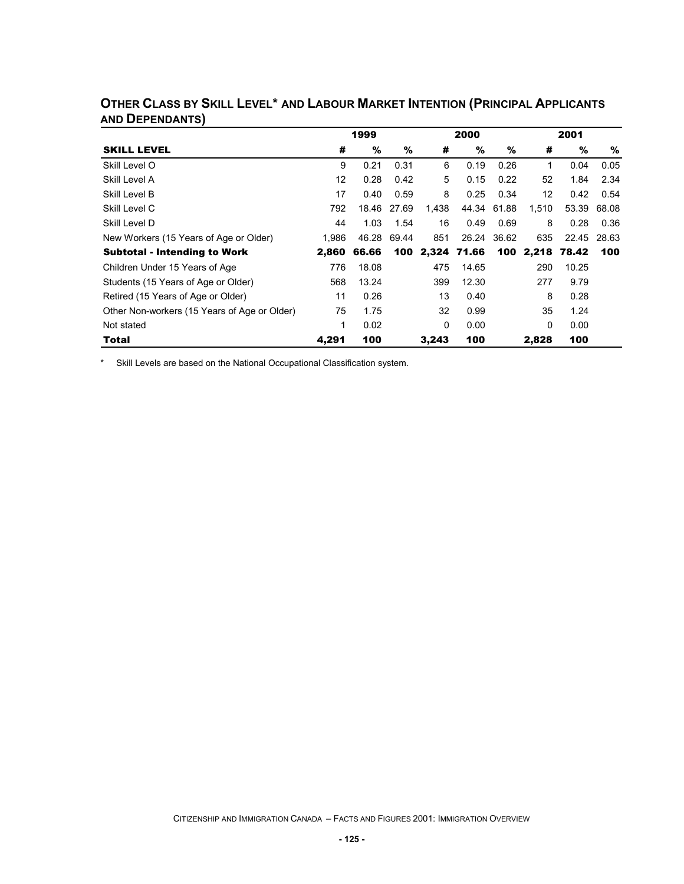## Other Class by Skill Level* and Labour Market Intention (Principal Applicants and Dependants)

| | 1999 | | | 2000 | | | 2001 | | |
|---|---|---|---|---|---|---|---|---|---|
| **SKILL LEVEL** | **#** | **%** | **%** | **#** | **%** | **%** | **#** | **%** | **%** |
| Skill Level O | 9 | 0.21 | 0.31 | 6 | 0.19 | 0.26 | 1 | 0.04 | 0.05 |
| Skill Level A | 12 | 0.28 | 0.42 | 5 | 0.15 | 0.22 | 52 | 1.84 | 2.34 |
| Skill Level B | 17 | 0.40 | 0.59 | 8 | 0.25 | 0.34 | 12 | 0.42 | 0.54 |
| Skill Level C | 792 | 18.46 | 27.69 | 1,438 | 44.34 | 61.88 | 1,510 | 53.39 | 68.08 |
| Skill Level D | 44 | 1.03 | 1.54 | 16 | 0.49 | 0.69 | 8 | 0.28 | 0.36 |
| New Workers (15 Years of Age or Older) | 1,986 | 46.28 | 69.44 | 851 | 26.24 | 36.62 | 635 | 22.45 | 28.63 |
| **Subtotal - Intending to Work** | **2,860** | **66.66** | **100** | **2,324** | **71.66** | **100** | **2,218** | **78.42** | **100** |
| Children Under 15 Years of Age | 776 | 18.08 | | 475 | 14.65 | | 290 | 10.25 | |
| Students (15 Years of Age or Older) | 568 | 13.24 | | 399 | 12.30 | | 277 | 9.79 | |
| Retired (15 Years of Age or Older) | 11 | 0.26 | | 13 | 0.40 | | 8 | 0.28 | |
| Other Non-workers (15 Years of Age or Older) | 75 | 1.75 | | 32 | 0.99 | | 35 | 1.24 | |
| Not stated | 1 | 0.02 | | 0 | 0.00 | | 0 | 0.00 | |
| **Total** | **4,291** | **100** | | **3,243** | **100** | | **2,828** | **100** | |

\* Skill Levels are based on the National Occupational Classification system.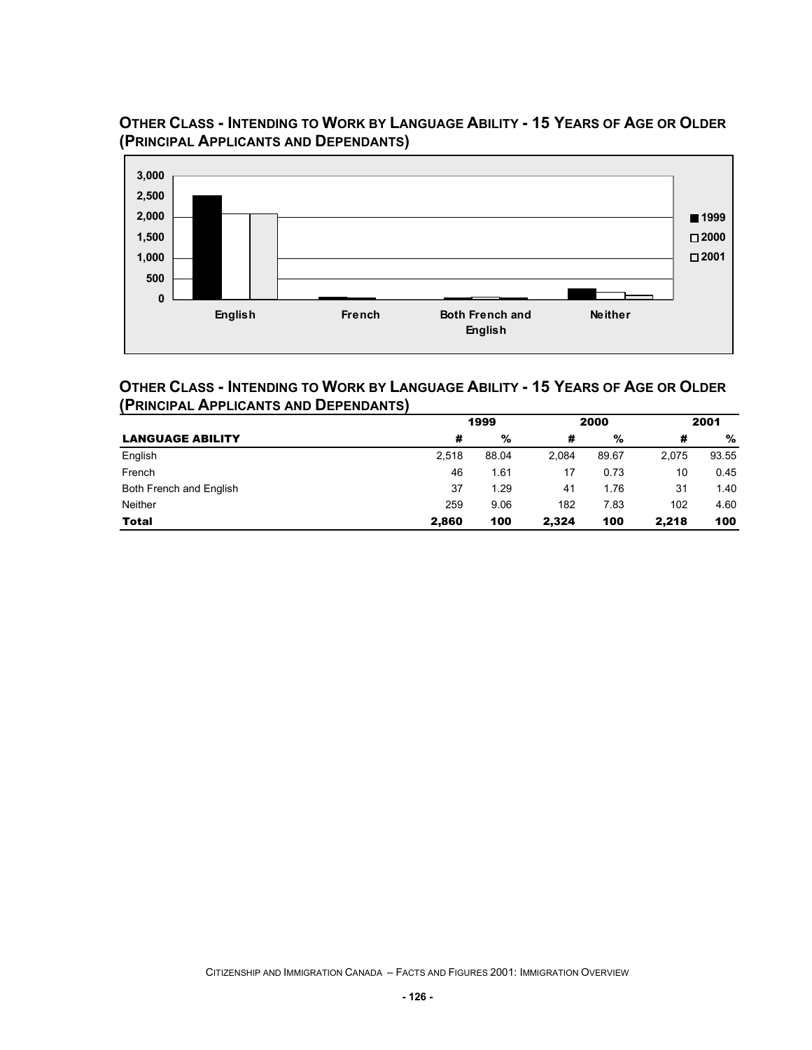## OTHER CLASS - INTENDING TO WORK BY LANGUAGE ABILITY - 15 YEARS OF AGE OR OLDER (PRINCIPAL APPLICANTS AND DEPENDANTS)

3,000
2,500
2,000
1,500
1,000
500
0

English
French
Both French and English
Neither

1999
2000
2001

## OTHER CLASS - INTENDING TO WORK BY LANGUAGE ABILITY - 15 YEARS OF AGE OR OLDER (PRINCIPAL APPLICANTS AND DEPENDANTS)

| | 1999 | | 2000 | | 2001 | |
|---|---|---|---|---|---|---|
| **LANGUAGE ABILITY** | **#** | **%** | **#** | **%** | **#** | **%** |
| English | 2,518 | 88.04 | 2,084 | 89.67 | 2,075 | 93.55 |
| French | 46 | 1.61 | 17 | 0.73 | 10 | 0.45 |
| Both French and English | 37 | 1.29 | 41 | 1.76 | 31 | 1.40 |
| Neither | 259 | 9.06 | 182 | 7.83 | 102 | 4.60 |
| **Total** | **2,860** | **100** | **2,324** | **100** | **2,218** | **100** |